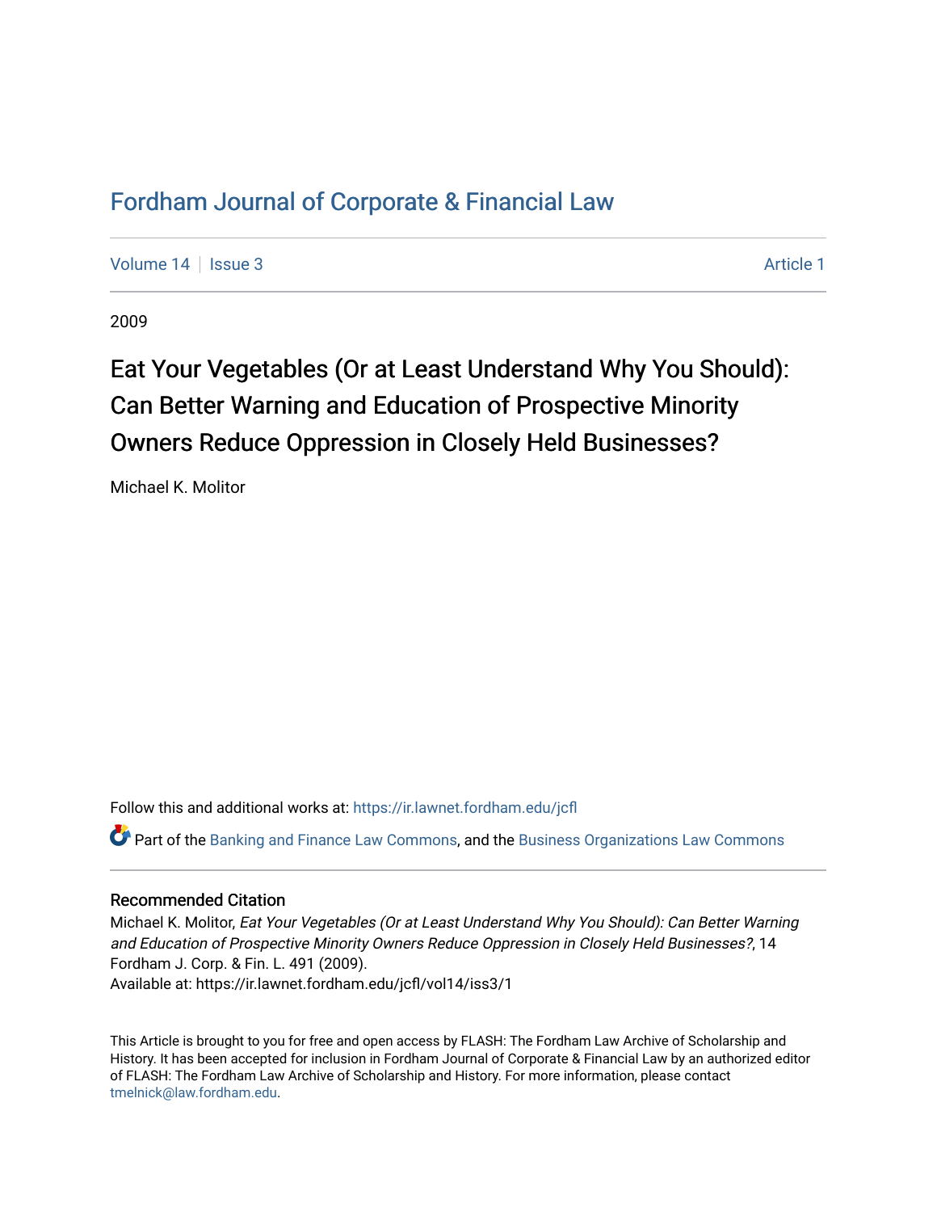# Fordham Journal of Corporate & Financial Law

Volume 14 | Issue 3 Article 1

2009

## Eat Your Vegetables (Or at Least Understand Why You Should): Can Better Warning and Education of Prospective Minority Owners Reduce Oppression in Closely Held Businesses?

Michael K. Molitor

Follow this and additional works at: https://ir.lawnet.fordham.edu/jcfl

Part of the Banking and Finance Law Commons, and the Business Organizations Law Commons

### Recommended Citation

Michael K. Molitor, *Eat Your Vegetables (Or at Least Understand Why You Should): Can Better Warning and Education of Prospective Minority Owners Reduce Oppression in Closely Held Businesses?*, 14 Fordham J. Corp. & Fin. L. 491 (2009).
Available at: https://ir.lawnet.fordham.edu/jcfl/vol14/iss3/1

This Article is brought to you for free and open access by FLASH: The Fordham Law Archive of Scholarship and History. It has been accepted for inclusion in Fordham Journal of Corporate & Financial Law by an authorized editor of FLASH: The Fordham Law Archive of Scholarship and History. For more information, please contact tmelnick@law.fordham.edu.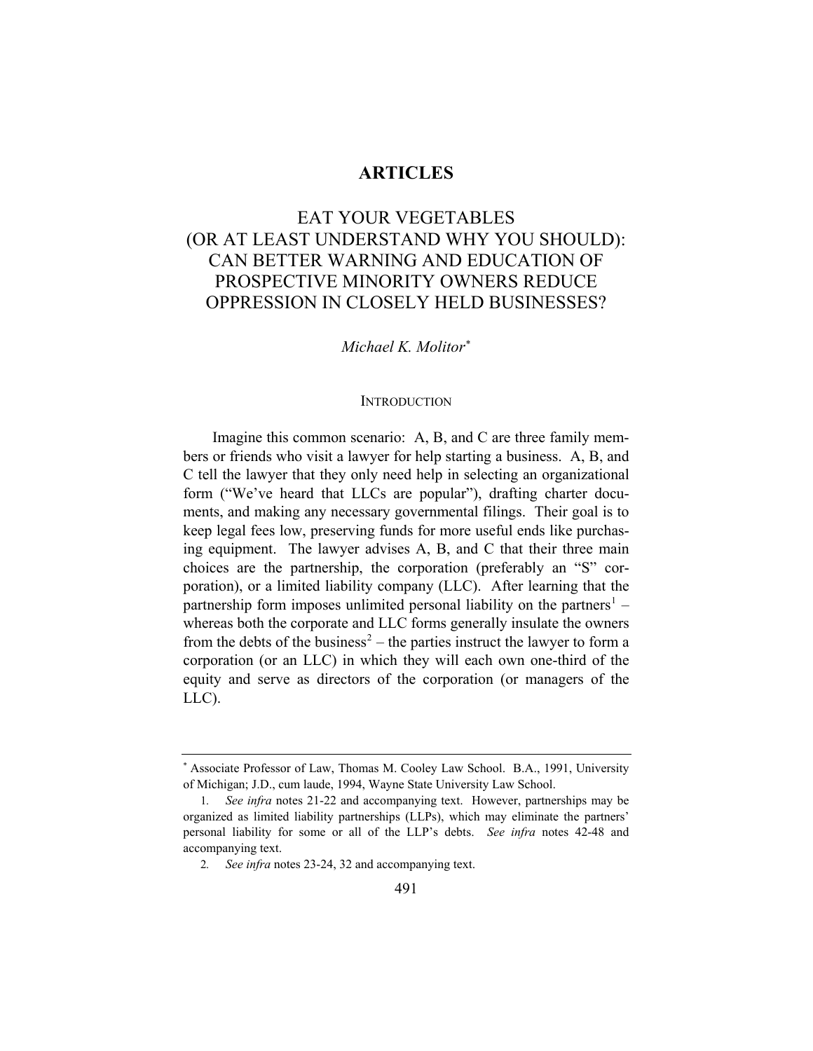# ARTICLES

## EAT YOUR VEGETABLES (OR AT LEAST UNDERSTAND WHY YOU SHOULD): CAN BETTER WARNING AND EDUCATION OF PROSPECTIVE MINORITY OWNERS REDUCE OPPRESSION IN CLOSELY HELD BUSINESSES?

*Michael K. Molitor*[*]

### INTRODUCTION

Imagine this common scenario: A, B, and C are three family members or friends who visit a lawyer for help starting a business. A, B, and C tell the lawyer that they only need help in selecting an organizational form ("We've heard that LLCs are popular"), drafting charter documents, and making any necessary governmental filings. Their goal is to keep legal fees low, preserving funds for more useful ends like purchasing equipment. The lawyer advises A, B, and C that their three main choices are the partnership, the corporation (preferably an "S" corporation), or a limited liability company (LLC). After learning that the partnership form imposes unlimited personal liability on the partners[1] – whereas both the corporate and LLC forms generally insulate the owners from the debts of the business[2] – the parties instruct the lawyer to form a corporation (or an LLC) in which they will each own one-third of the equity and serve as directors of the corporation (or managers of the LLC).

---

[*] Associate Professor of Law, Thomas M. Cooley Law School. B.A., 1991, University of Michigan; J.D., cum laude, 1994, Wayne State University Law School.

1. *See infra* notes 21-22 and accompanying text. However, partnerships may be organized as limited liability partnerships (LLPs), which may eliminate the partners' personal liability for some or all of the LLP's debts. *See infra* notes 42-48 and accompanying text.

2. *See infra* notes 23-24, 32 and accompanying text.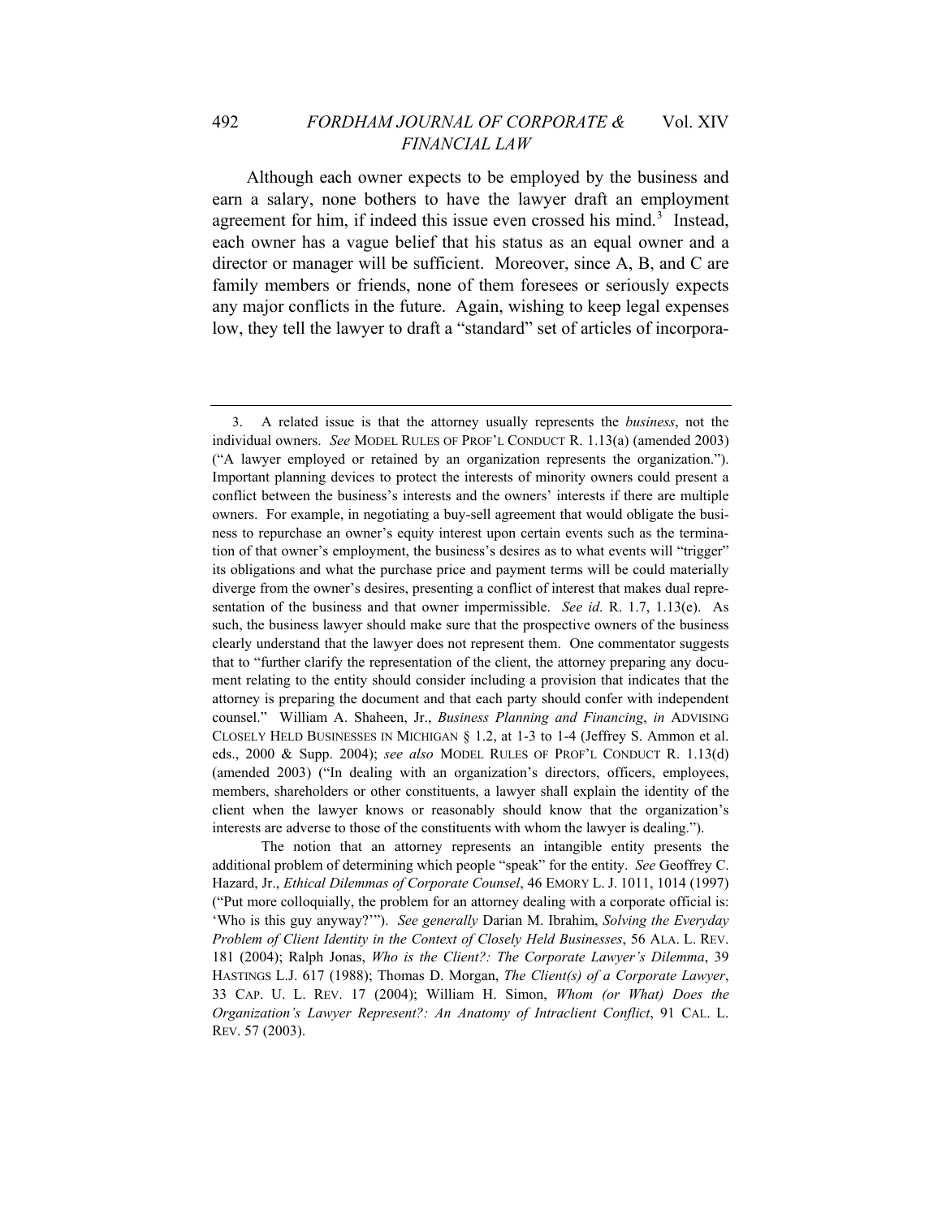Although each owner expects to be employed by the business and earn a salary, none bothers to have the lawyer draft an employment agreement for him, if indeed this issue even crossed his mind.[3] Instead, each owner has a vague belief that his status as an equal owner and a director or manager will be sufficient. Moreover, since A, B, and C are family members or friends, none of them foresees or seriously expects any major conflicts in the future. Again, wishing to keep legal expenses low, they tell the lawyer to draft a "standard" set of articles of incorpora-

---

3. A related issue is that the attorney usually represents the *business*, not the individual owners. *See* MODEL RULES OF PROF'L CONDUCT R. 1.13(a) (amended 2003) ("A lawyer employed or retained by an organization represents the organization."). Important planning devices to protect the interests of minority owners could present a conflict between the business's interests and the owners' interests if there are multiple owners. For example, in negotiating a buy-sell agreement that would obligate the business to repurchase an owner's equity interest upon certain events such as the termination of that owner's employment, the business's desires as to what events will "trigger" its obligations and what the purchase price and payment terms will be could materially diverge from the owner's desires, presenting a conflict of interest that makes dual representation of the business and that owner impermissible. *See id*. R. 1.7, 1.13(e). As such, the business lawyer should make sure that the prospective owners of the business clearly understand that the lawyer does not represent them. One commentator suggests that to "further clarify the representation of the client, the attorney preparing any document relating to the entity should consider including a provision that indicates that the attorney is preparing the document and that each party should confer with independent counsel." William A. Shaheen, Jr., *Business Planning and Financing*, *in* ADVISING CLOSELY HELD BUSINESSES IN MICHIGAN § 1.2, at 1-3 to 1-4 (Jeffrey S. Ammon et al. eds., 2000 & Supp. 2004); *see also* MODEL RULES OF PROF'L CONDUCT R. 1.13(d) (amended 2003) ("In dealing with an organization's directors, officers, employees, members, shareholders or other constituents, a lawyer shall explain the identity of the client when the lawyer knows or reasonably should know that the organization's interests are adverse to those of the constituents with whom the lawyer is dealing.").

The notion that an attorney represents an intangible entity presents the additional problem of determining which people "speak" for the entity. *See* Geoffrey C. Hazard, Jr., *Ethical Dilemmas of Corporate Counsel*, 46 EMORY L. J. 1011, 1014 (1997) ("Put more colloquially, the problem for an attorney dealing with a corporate official is: 'Who is this guy anyway?'"). *See generally* Darian M. Ibrahim, *Solving the Everyday Problem of Client Identity in the Context of Closely Held Businesses*, 56 ALA. L. REV. 181 (2004); Ralph Jonas, *Who is the Client?: The Corporate Lawyer's Dilemma*, 39 HASTINGS L.J. 617 (1988); Thomas D. Morgan, *The Client(s) of a Corporate Lawyer*, 33 CAP. U. L. REV. 17 (2004); William H. Simon, *Whom (or What) Does the Organization's Lawyer Represent?: An Anatomy of Intraclient Conflict*, 91 CAL. L. REV. 57 (2003).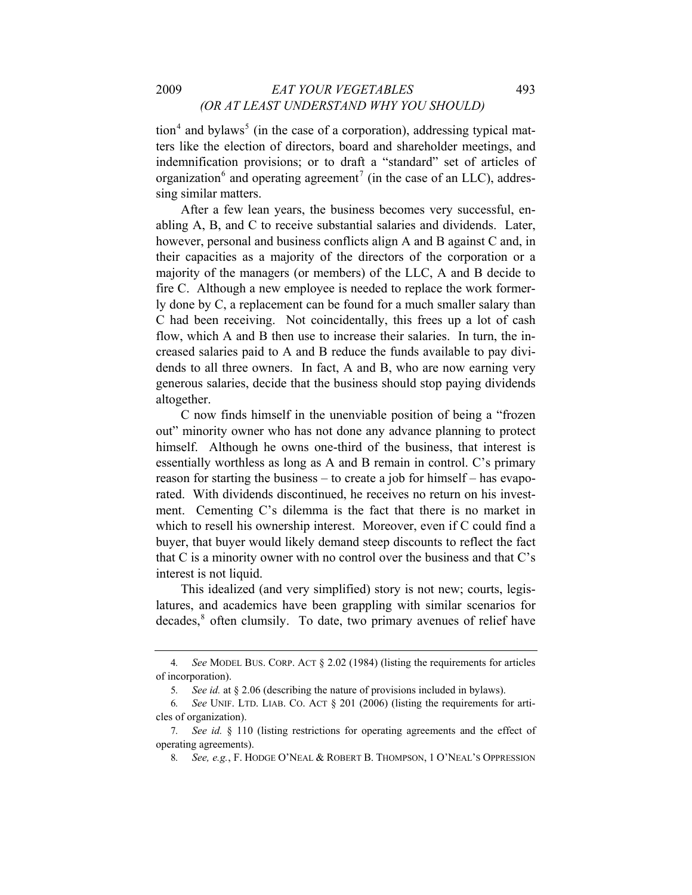tion[4] and bylaws[5] (in the case of a corporation), addressing typical matters like the election of directors, board and shareholder meetings, and indemnification provisions; or to draft a "standard" set of articles of organization[6] and operating agreement[7] (in the case of an LLC), addressing similar matters.

After a few lean years, the business becomes very successful, enabling A, B, and C to receive substantial salaries and dividends. Later, however, personal and business conflicts align A and B against C and, in their capacities as a majority of the directors of the corporation or a majority of the managers (or members) of the LLC, A and B decide to fire C. Although a new employee is needed to replace the work formerly done by C, a replacement can be found for a much smaller salary than C had been receiving. Not coincidentally, this frees up a lot of cash flow, which A and B then use to increase their salaries. In turn, the increased salaries paid to A and B reduce the funds available to pay dividends to all three owners. In fact, A and B, who are now earning very generous salaries, decide that the business should stop paying dividends altogether.

C now finds himself in the unenviable position of being a "frozen out" minority owner who has not done any advance planning to protect himself. Although he owns one-third of the business, that interest is essentially worthless as long as A and B remain in control. C's primary reason for starting the business – to create a job for himself – has evaporated. With dividends discontinued, he receives no return on his investment. Cementing C's dilemma is the fact that there is no market in which to resell his ownership interest. Moreover, even if C could find a buyer, that buyer would likely demand steep discounts to reflect the fact that C is a minority owner with no control over the business and that C's interest is not liquid.

This idealized (and very simplified) story is not new; courts, legislatures, and academics have been grappling with similar scenarios for decades,[8] often clumsily. To date, two primary avenues of relief have

---

4. *See* MODEL BUS. CORP. ACT § 2.02 (1984) (listing the requirements for articles of incorporation).

5. *See id.* at § 2.06 (describing the nature of provisions included in bylaws).

6. *See* UNIF. LTD. LIAB. CO. ACT § 201 (2006) (listing the requirements for articles of organization).

7. *See id.* § 110 (listing restrictions for operating agreements and the effect of operating agreements).

8. *See, e.g.*, F. HODGE O'NEAL & ROBERT B. THOMPSON, 1 O'NEAL'S OPPRESSION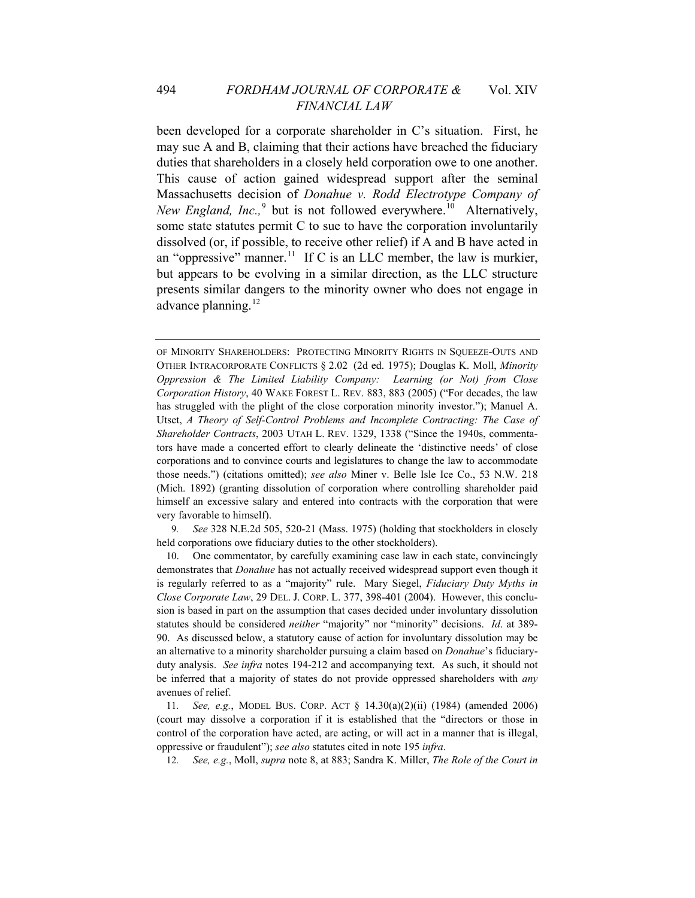been developed for a corporate shareholder in C's situation. First, he may sue A and B, claiming that their actions have breached the fiduciary duties that shareholders in a closely held corporation owe to one another. This cause of action gained widespread support after the seminal Massachusetts decision of *Donahue v. Rodd Electrotype Company of New England, Inc.,*[9] but is not followed everywhere.[10] Alternatively, some state statutes permit C to sue to have the corporation involuntarily dissolved (or, if possible, to receive other relief) if A and B have acted in an "oppressive" manner.[11] If C is an LLC member, the law is murkier, but appears to be evolving in a similar direction, as the LLC structure presents similar dangers to the minority owner who does not engage in advance planning.[12]

---

OF MINORITY SHAREHOLDERS: PROTECTING MINORITY RIGHTS IN SQUEEZE-OUTS AND OTHER INTRACORPORATE CONFLICTS § 2.02 (2d ed. 1975); Douglas K. Moll, *Minority Oppression & The Limited Liability Company: Learning (or Not) from Close Corporation History*, 40 WAKE FOREST L. REV. 883, 883 (2005) ("For decades, the law has struggled with the plight of the close corporation minority investor."); Manuel A. Utset, *A Theory of Self-Control Problems and Incomplete Contracting: The Case of Shareholder Contracts*, 2003 UTAH L. REV. 1329, 1338 ("Since the 1940s, commentators have made a concerted effort to clearly delineate the 'distinctive needs' of close corporations and to convince courts and legislatures to change the law to accommodate those needs.") (citations omitted); *see also* Miner v. Belle Isle Ice Co., 53 N.W. 218 (Mich. 1892) (granting dissolution of corporation where controlling shareholder paid himself an excessive salary and entered into contracts with the corporation that were very favorable to himself).

9. *See* 328 N.E.2d 505, 520-21 (Mass. 1975) (holding that stockholders in closely held corporations owe fiduciary duties to the other stockholders).

10. One commentator, by carefully examining case law in each state, convincingly demonstrates that *Donahue* has not actually received widespread support even though it is regularly referred to as a "majority" rule. Mary Siegel, *Fiduciary Duty Myths in Close Corporate Law*, 29 DEL. J. CORP. L. 377, 398-401 (2004). However, this conclusion is based in part on the assumption that cases decided under involuntary dissolution statutes should be considered *neither* "majority" nor "minority" decisions. *Id*. at 389-90. As discussed below, a statutory cause of action for involuntary dissolution may be an alternative to a minority shareholder pursuing a claim based on *Donahue*'s fiduciary-duty analysis. *See infra* notes 194-212 and accompanying text. As such, it should not be inferred that a majority of states do not provide oppressed shareholders with *any* avenues of relief.

11. *See, e.g.*, MODEL BUS. CORP. ACT § 14.30(a)(2)(ii) (1984) (amended 2006) (court may dissolve a corporation if it is established that the "directors or those in control of the corporation have acted, are acting, or will act in a manner that is illegal, oppressive or fraudulent"); *see also* statutes cited in note 195 *infra*.

12. *See, e.g.*, Moll, *supra* note 8, at 883; Sandra K. Miller, *The Role of the Court in*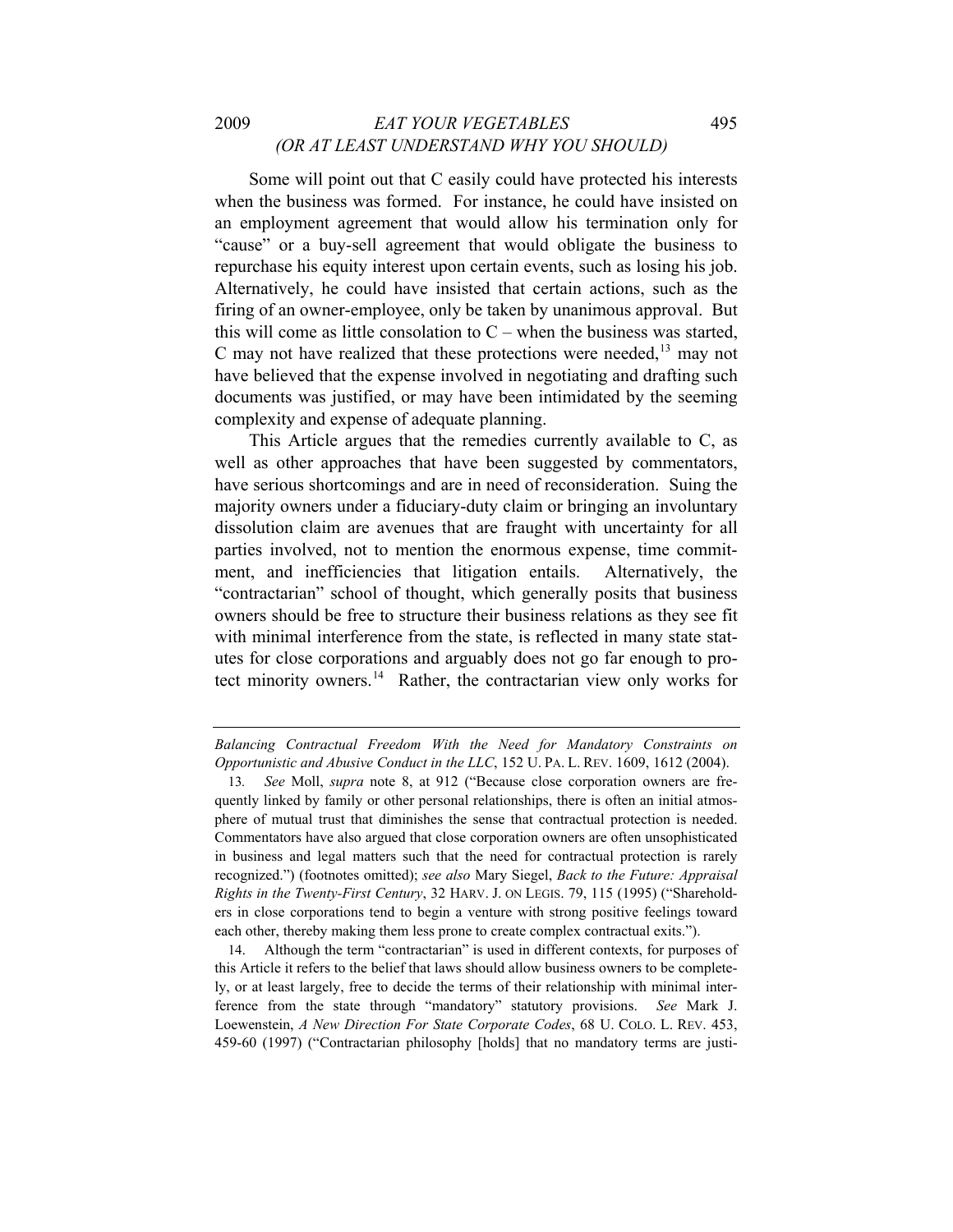Some will point out that C easily could have protected his interests when the business was formed. For instance, he could have insisted on an employment agreement that would allow his termination only for "cause" or a buy-sell agreement that would obligate the business to repurchase his equity interest upon certain events, such as losing his job. Alternatively, he could have insisted that certain actions, such as the firing of an owner-employee, only be taken by unanimous approval. But this will come as little consolation to C – when the business was started, C may not have realized that these protections were needed,[13] may not have believed that the expense involved in negotiating and drafting such documents was justified, or may have been intimidated by the seeming complexity and expense of adequate planning.

This Article argues that the remedies currently available to C, as well as other approaches that have been suggested by commentators, have serious shortcomings and are in need of reconsideration. Suing the majority owners under a fiduciary-duty claim or bringing an involuntary dissolution claim are avenues that are fraught with uncertainty for all parties involved, not to mention the enormous expense, time commitment, and inefficiencies that litigation entails. Alternatively, the "contractarian" school of thought, which generally posits that business owners should be free to structure their business relations as they see fit with minimal interference from the state, is reflected in many state statutes for close corporations and arguably does not go far enough to protect minority owners.[14] Rather, the contractarian view only works for

---

*Balancing Contractual Freedom With the Need for Mandatory Constraints on Opportunistic and Abusive Conduct in the LLC*, 152 U. PA. L. REV. 1609, 1612 (2004).

13. *See* Moll, *supra* note 8, at 912 ("Because close corporation owners are frequently linked by family or other personal relationships, there is often an initial atmosphere of mutual trust that diminishes the sense that contractual protection is needed. Commentators have also argued that close corporation owners are often unsophisticated in business and legal matters such that the need for contractual protection is rarely recognized.") (footnotes omitted); *see also* Mary Siegel, *Back to the Future: Appraisal Rights in the Twenty-First Century*, 32 HARV. J. ON LEGIS. 79, 115 (1995) ("Shareholders in close corporations tend to begin a venture with strong positive feelings toward each other, thereby making them less prone to create complex contractual exits.").

14. Although the term "contractarian" is used in different contexts, for purposes of this Article it refers to the belief that laws should allow business owners to be completely, or at least largely, free to decide the terms of their relationship with minimal interference from the state through "mandatory" statutory provisions. *See* Mark J. Loewenstein, *A New Direction For State Corporate Codes*, 68 U. COLO. L. REV. 453, 459-60 (1997) ("Contractarian philosophy [holds] that no mandatory terms are justi-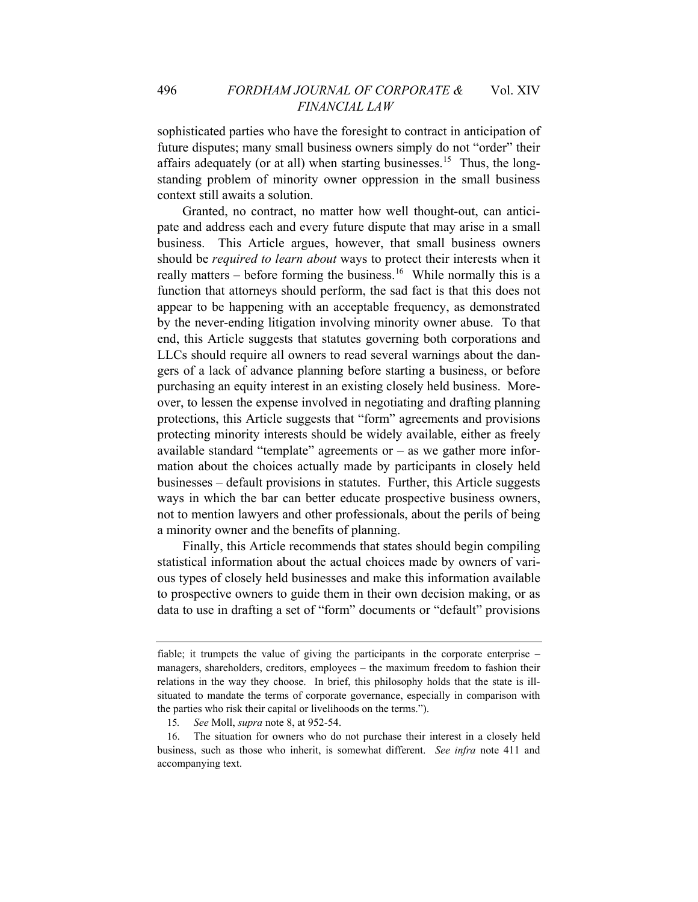sophisticated parties who have the foresight to contract in anticipation of future disputes; many small business owners simply do not "order" their affairs adequately (or at all) when starting businesses.[15] Thus, the long-standing problem of minority owner oppression in the small business context still awaits a solution.

Granted, no contract, no matter how well thought-out, can anticipate and address each and every future dispute that may arise in a small business. This Article argues, however, that small business owners should be *required to learn about* ways to protect their interests when it really matters – before forming the business.[16] While normally this is a function that attorneys should perform, the sad fact is that this does not appear to be happening with an acceptable frequency, as demonstrated by the never-ending litigation involving minority owner abuse. To that end, this Article suggests that statutes governing both corporations and LLCs should require all owners to read several warnings about the dangers of a lack of advance planning before starting a business, or before purchasing an equity interest in an existing closely held business. Moreover, to lessen the expense involved in negotiating and drafting planning protections, this Article suggests that "form" agreements and provisions protecting minority interests should be widely available, either as freely available standard "template" agreements or – as we gather more information about the choices actually made by participants in closely held businesses – default provisions in statutes. Further, this Article suggests ways in which the bar can better educate prospective business owners, not to mention lawyers and other professionals, about the perils of being a minority owner and the benefits of planning.

Finally, this Article recommends that states should begin compiling statistical information about the actual choices made by owners of various types of closely held businesses and make this information available to prospective owners to guide them in their own decision making, or as data to use in drafting a set of "form" documents or "default" provisions

---

fiable; it trumpets the value of giving the participants in the corporate enterprise – managers, shareholders, creditors, employees – the maximum freedom to fashion their relations in the way they choose. In brief, this philosophy holds that the state is ill-situated to mandate the terms of corporate governance, especially in comparison with the parties who risk their capital or livelihoods on the terms.").

15. *See* Moll, *supra* note 8, at 952-54.

16. The situation for owners who do not purchase their interest in a closely held business, such as those who inherit, is somewhat different. *See infra* note 411 and accompanying text.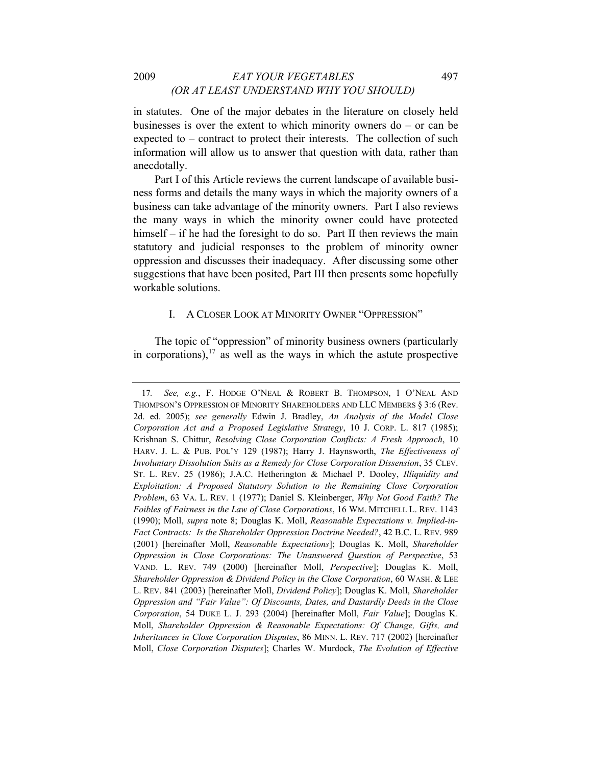in statutes. One of the major debates in the literature on closely held businesses is over the extent to which minority owners do – or can be expected to – contract to protect their interests. The collection of such information will allow us to answer that question with data, rather than anecdotally.

Part I of this Article reviews the current landscape of available business forms and details the many ways in which the majority owners of a business can take advantage of the minority owners. Part I also reviews the many ways in which the minority owner could have protected himself – if he had the foresight to do so. Part II then reviews the main statutory and judicial responses to the problem of minority owner oppression and discusses their inadequacy. After discussing some other suggestions that have been posited, Part III then presents some hopefully workable solutions.

## I. A CLOSER LOOK AT MINORITY OWNER "OPPRESSION"

The topic of "oppression" of minority business owners (particularly in corporations),[17] as well as the ways in which the astute prospective

---

17. *See, e.g.*, F. HODGE O'NEAL & ROBERT B. THOMPSON, 1 O'NEAL AND THOMPSON'S OPPRESSION OF MINORITY SHAREHOLDERS AND LLC MEMBERS § 3:6 (Rev. 2d. ed. 2005); *see generally* Edwin J. Bradley, *An Analysis of the Model Close Corporation Act and a Proposed Legislative Strategy*, 10 J. CORP. L. 817 (1985); Krishnan S. Chittur, *Resolving Close Corporation Conflicts: A Fresh Approach*, 10 HARV. J. L. & PUB. POL'Y 129 (1987); Harry J. Haynsworth, *The Effectiveness of Involuntary Dissolution Suits as a Remedy for Close Corporation Dissension*, 35 CLEV. ST. L. REV. 25 (1986); J.A.C. Hetherington & Michael P. Dooley, *Illiquidity and Exploitation: A Proposed Statutory Solution to the Remaining Close Corporation Problem*, 63 VA. L. REV. 1 (1977); Daniel S. Kleinberger, *Why Not Good Faith? The Foibles of Fairness in the Law of Close Corporations*, 16 WM. MITCHELL L. REV. 1143 (1990); Moll, *supra* note 8; Douglas K. Moll, *Reasonable Expectations v. Implied-in-Fact Contracts: Is the Shareholder Oppression Doctrine Needed?*, 42 B.C. L. REV. 989 (2001) [hereinafter Moll, *Reasonable Expectations*]; Douglas K. Moll, *Shareholder Oppression in Close Corporations: The Unanswered Question of Perspective*, 53 VAND. L. REV. 749 (2000) [hereinafter Moll, *Perspective*]; Douglas K. Moll, *Shareholder Oppression & Dividend Policy in the Close Corporation*, 60 WASH. & LEE L. REV. 841 (2003) [hereinafter Moll, *Dividend Policy*]; Douglas K. Moll, *Shareholder Oppression and "Fair Value": Of Discounts, Dates, and Dastardly Deeds in the Close Corporation*, 54 DUKE L. J. 293 (2004) [hereinafter Moll, *Fair Value*]; Douglas K. Moll, *Shareholder Oppression & Reasonable Expectations: Of Change, Gifts, and Inheritances in Close Corporation Disputes*, 86 MINN. L. REV. 717 (2002) [hereinafter Moll, *Close Corporation Disputes*]; Charles W. Murdock, *The Evolution of Effective*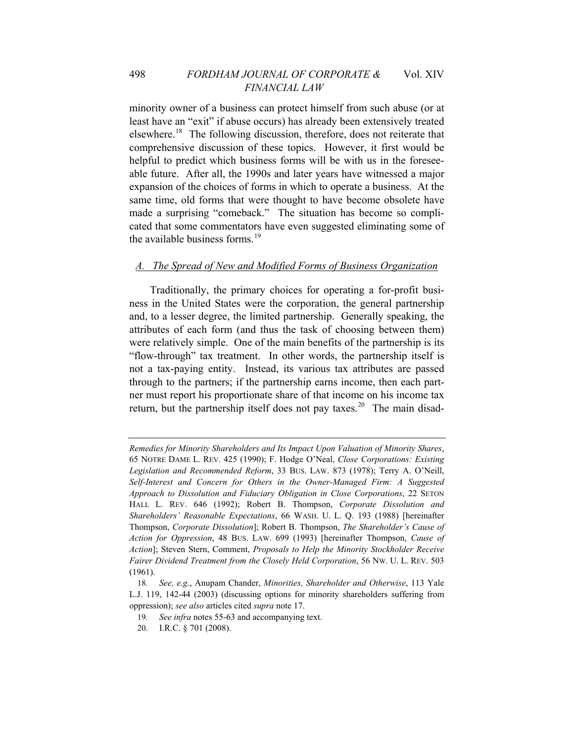minority owner of a business can protect himself from such abuse (or at least have an "exit" if abuse occurs) has already been extensively treated elsewhere.[18] The following discussion, therefore, does not reiterate that comprehensive discussion of these topics. However, it first would be helpful to predict which business forms will be with us in the foreseeable future. After all, the 1990s and later years have witnessed a major expansion of the choices of forms in which to operate a business. At the same time, old forms that were thought to have become obsolete have made a surprising "comeback." The situation has become so complicated that some commentators have even suggested eliminating some of the available business forms.[19]

## A. The Spread of New and Modified Forms of Business Organization

Traditionally, the primary choices for operating a for-profit business in the United States were the corporation, the general partnership and, to a lesser degree, the limited partnership. Generally speaking, the attributes of each form (and thus the task of choosing between them) were relatively simple. One of the main benefits of the partnership is its "flow-through" tax treatment. In other words, the partnership itself is not a tax-paying entity. Instead, its various tax attributes are passed through to the partners; if the partnership earns income, then each partner must report his proportionate share of that income on his income tax return, but the partnership itself does not pay taxes.[20] The main disad-

---

*Remedies for Minority Shareholders and Its Impact Upon Valuation of Minority Shares*, 65 NOTRE DAME L. REV. 425 (1990); F. Hodge O'Neal, *Close Corporations: Existing Legislation and Recommended Reform*, 33 BUS. LAW. 873 (1978); Terry A. O'Neill, *Self-Interest and Concern for Others in the Owner-Managed Firm: A Suggested Approach to Dissolution and Fiduciary Obligation in Close Corporations*, 22 SETON HALL L. REV. 646 (1992); Robert B. Thompson, *Corporate Dissolution and Shareholders' Reasonable Expectations*, 66 WASH. U. L. Q. 193 (1988) [hereinafter Thompson, *Corporate Dissolution*]; Robert B. Thompson, *The Shareholder's Cause of Action for Oppression*, 48 BUS. LAW. 699 (1993) [hereinafter Thompson, *Cause of Action*]; Steven Stern, Comment, *Proposals to Help the Minority Stockholder Receive Fairer Dividend Treatment from the Closely Held Corporation*, 56 NW. U. L. REV. 503 (1961).

18. *See, e.g.*, Anupam Chander, *Minorities, Shareholder and Otherwise*, 113 Yale L.J. 119, 142-44 (2003) (discussing options for minority shareholders suffering from oppression); *see also* articles cited *supra* note 17.

19. *See infra* notes 55-63 and accompanying text.

20. I.R.C. § 701 (2008).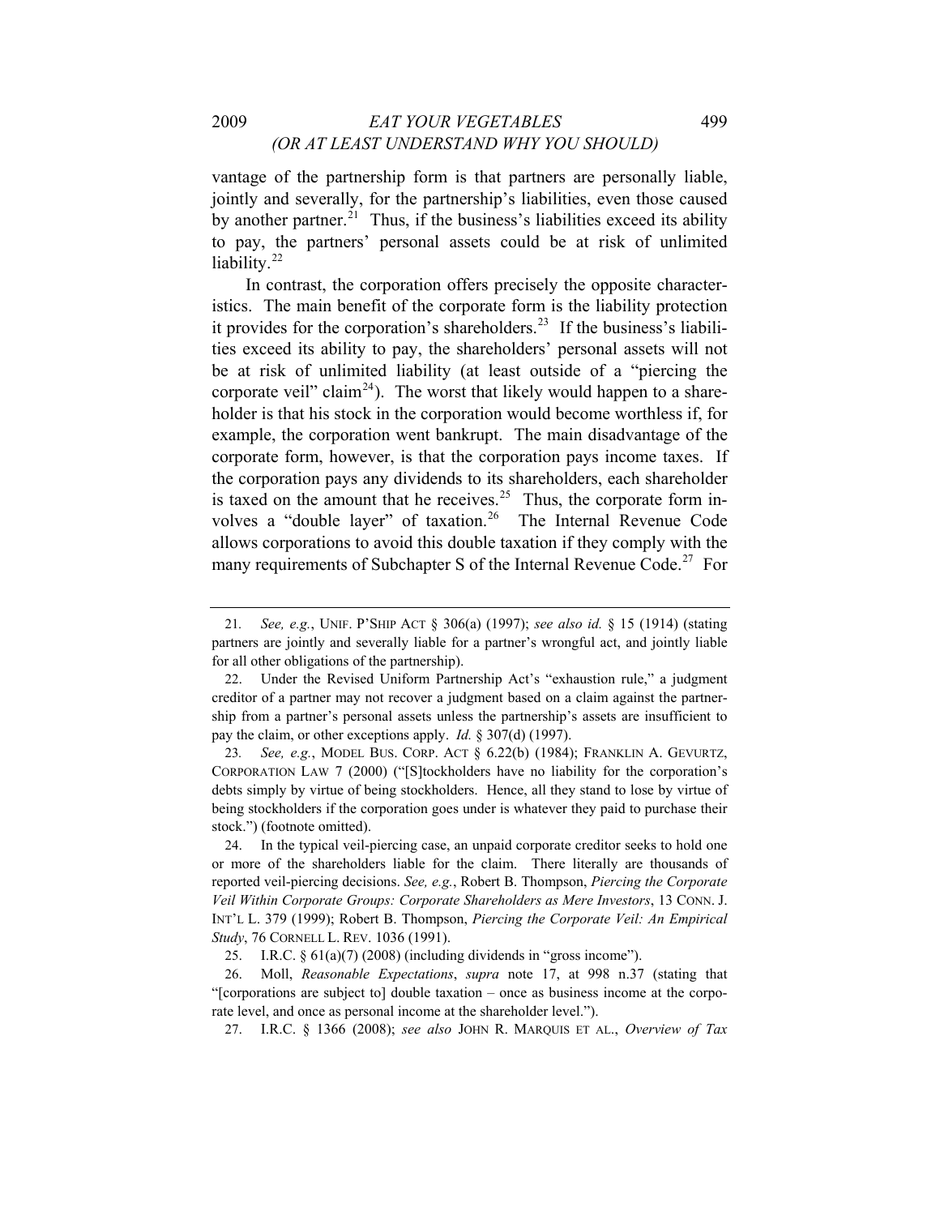vantage of the partnership form is that partners are personally liable, jointly and severally, for the partnership's liabilities, even those caused by another partner.[21] Thus, if the business's liabilities exceed its ability to pay, the partners' personal assets could be at risk of unlimited liability.[22]

In contrast, the corporation offers precisely the opposite characteristics. The main benefit of the corporate form is the liability protection it provides for the corporation's shareholders.[23] If the business's liabilities exceed its ability to pay, the shareholders' personal assets will not be at risk of unlimited liability (at least outside of a "piercing the corporate veil" claim[24]). The worst that likely would happen to a shareholder is that his stock in the corporation would become worthless if, for example, the corporation went bankrupt. The main disadvantage of the corporate form, however, is that the corporation pays income taxes. If the corporation pays any dividends to its shareholders, each shareholder is taxed on the amount that he receives.[25] Thus, the corporate form involves a "double layer" of taxation.[26] The Internal Revenue Code allows corporations to avoid this double taxation if they comply with the many requirements of Subchapter S of the Internal Revenue Code.[27] For

---

21. *See, e.g.*, UNIF. P'SHIP ACT § 306(a) (1997); *see also id.* § 15 (1914) (stating partners are jointly and severally liable for a partner's wrongful act, and jointly liable for all other obligations of the partnership).

22. Under the Revised Uniform Partnership Act's "exhaustion rule," a judgment creditor of a partner may not recover a judgment based on a claim against the partnership from a partner's personal assets unless the partnership's assets are insufficient to pay the claim, or other exceptions apply. *Id.* § 307(d) (1997).

23. *See, e.g.*, MODEL BUS. CORP. ACT § 6.22(b) (1984); FRANKLIN A. GEVURTZ, CORPORATION LAW 7 (2000) ("[S]tockholders have no liability for the corporation's debts simply by virtue of being stockholders. Hence, all they stand to lose by virtue of being stockholders if the corporation goes under is whatever they paid to purchase their stock.") (footnote omitted).

24. In the typical veil-piercing case, an unpaid corporate creditor seeks to hold one or more of the shareholders liable for the claim. There literally are thousands of reported veil-piercing decisions. *See, e.g.*, Robert B. Thompson, *Piercing the Corporate Veil Within Corporate Groups: Corporate Shareholders as Mere Investors*, 13 CONN. J. INT'L L. 379 (1999); Robert B. Thompson, *Piercing the Corporate Veil: An Empirical Study*, 76 CORNELL L. REV. 1036 (1991).

25. I.R.C. § 61(a)(7) (2008) (including dividends in "gross income").

26. Moll, *Reasonable Expectations*, *supra* note 17, at 998 n.37 (stating that "[corporations are subject to] double taxation – once as business income at the corporate level, and once as personal income at the shareholder level.").

27. I.R.C. § 1366 (2008); *see also* JOHN R. MARQUIS ET AL., *Overview of Tax*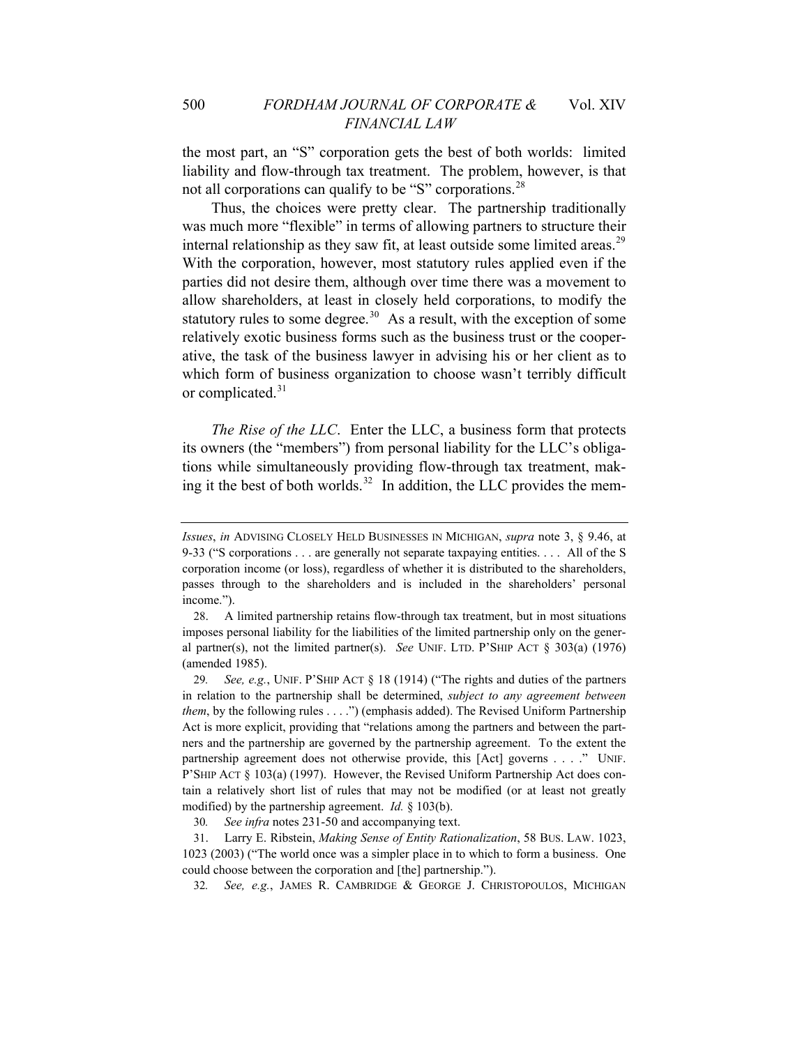the most part, an "S" corporation gets the best of both worlds: limited liability and flow-through tax treatment. The problem, however, is that not all corporations can qualify to be "S" corporations.[28]

Thus, the choices were pretty clear. The partnership traditionally was much more "flexible" in terms of allowing partners to structure their internal relationship as they saw fit, at least outside some limited areas.[29] With the corporation, however, most statutory rules applied even if the parties did not desire them, although over time there was a movement to allow shareholders, at least in closely held corporations, to modify the statutory rules to some degree.[30] As a result, with the exception of some relatively exotic business forms such as the business trust or the cooperative, the task of the business lawyer in advising his or her client as to which form of business organization to choose wasn't terribly difficult or complicated.[31]

*The Rise of the LLC*. Enter the LLC, a business form that protects its owners (the "members") from personal liability for the LLC's obligations while simultaneously providing flow-through tax treatment, making it the best of both worlds.[32] In addition, the LLC provides the mem-

---

*Issues*, *in* ADVISING CLOSELY HELD BUSINESSES IN MICHIGAN, *supra* note 3, § 9.46, at 9-33 ("S corporations . . . are generally not separate taxpaying entities. . . . All of the S corporation income (or loss), regardless of whether it is distributed to the shareholders, passes through to the shareholders and is included in the shareholders' personal income.").

28. A limited partnership retains flow-through tax treatment, but in most situations imposes personal liability for the liabilities of the limited partnership only on the general partner(s), not the limited partner(s). *See* UNIF. LTD. P'SHIP ACT § 303(a) (1976) (amended 1985).

29. *See, e.g.*, UNIF. P'SHIP ACT § 18 (1914) ("The rights and duties of the partners in relation to the partnership shall be determined, *subject to any agreement between them*, by the following rules . . . .") (emphasis added). The Revised Uniform Partnership Act is more explicit, providing that "relations among the partners and between the partners and the partnership are governed by the partnership agreement. To the extent the partnership agreement does not otherwise provide, this [Act] governs . . . ." UNIF. P'SHIP ACT § 103(a) (1997). However, the Revised Uniform Partnership Act does contain a relatively short list of rules that may not be modified (or at least not greatly modified) by the partnership agreement. *Id.* § 103(b).

30. *See infra* notes 231-50 and accompanying text.

31. Larry E. Ribstein, *Making Sense of Entity Rationalization*, 58 BUS. LAW. 1023, 1023 (2003) ("The world once was a simpler place in to which to form a business. One could choose between the corporation and [the] partnership.").

32. *See, e.g.*, JAMES R. CAMBRIDGE & GEORGE J. CHRISTOPOULOS, MICHIGAN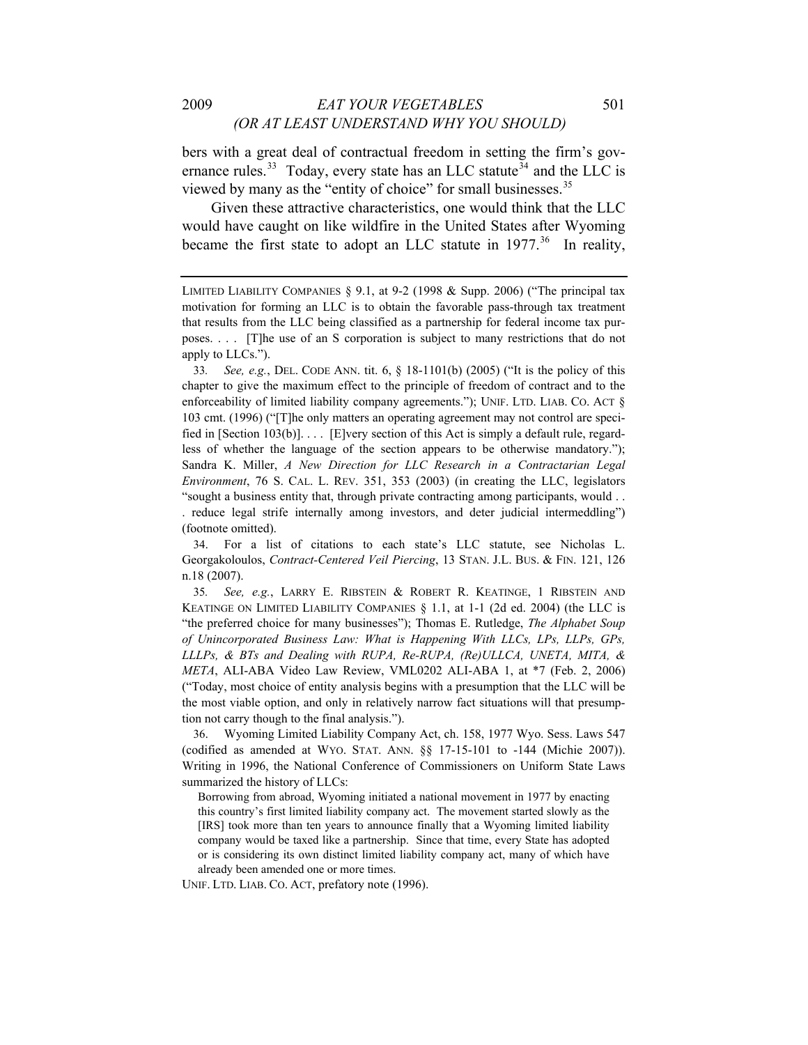bers with a great deal of contractual freedom in setting the firm's governance rules.[33] Today, every state has an LLC statute[34] and the LLC is viewed by many as the "entity of choice" for small businesses.[35]

Given these attractive characteristics, one would think that the LLC would have caught on like wildfire in the United States after Wyoming became the first state to adopt an LLC statute in 1977.[36] In reality,

---

LIMITED LIABILITY COMPANIES § 9.1, at 9-2 (1998 & Supp. 2006) ("The principal tax motivation for forming an LLC is to obtain the favorable pass-through tax treatment that results from the LLC being classified as a partnership for federal income tax purposes. . . . [T]he use of an S corporation is subject to many restrictions that do not apply to LLCs.").

33. *See, e.g.*, DEL. CODE ANN. tit. 6, § 18-1101(b) (2005) ("It is the policy of this chapter to give the maximum effect to the principle of freedom of contract and to the enforceability of limited liability company agreements."); UNIF. LTD. LIAB. CO. ACT § 103 cmt. (1996) ("[T]he only matters an operating agreement may not control are specified in [Section 103(b)]. . . . [E]very section of this Act is simply a default rule, regardless of whether the language of the section appears to be otherwise mandatory."); Sandra K. Miller, *A New Direction for LLC Research in a Contractarian Legal Environment*, 76 S. CAL. L. REV. 351, 353 (2003) (in creating the LLC, legislators "sought a business entity that, through private contracting among participants, would . . . reduce legal strife internally among investors, and deter judicial intermeddling") (footnote omitted).

34. For a list of citations to each state's LLC statute, see Nicholas L. Georgakoloulos, *Contract-Centered Veil Piercing*, 13 STAN. J.L. BUS. & FIN. 121, 126 n.18 (2007).

35. *See, e.g.*, LARRY E. RIBSTEIN & ROBERT R. KEATINGE, 1 RIBSTEIN AND KEATINGE ON LIMITED LIABILITY COMPANIES § 1.1, at 1-1 (2d ed. 2004) (the LLC is "the preferred choice for many businesses"); Thomas E. Rutledge, *The Alphabet Soup of Unincorporated Business Law: What is Happening With LLCs, LPs, LLPs, GPs, LLLPs, & BTs and Dealing with RUPA, Re-RUPA, (Re)ULLCA, UNETA, MITA, & META*, ALI-ABA Video Law Review, VML0202 ALI-ABA 1, at *7 (Feb. 2, 2006) ("Today, most choice of entity analysis begins with a presumption that the LLC will be the most viable option, and only in relatively narrow fact situations will that presumption not carry though to the final analysis.").

36. Wyoming Limited Liability Company Act, ch. 158, 1977 Wyo. Sess. Laws 547 (codified as amended at WYO. STAT. ANN. §§ 17-15-101 to -144 (Michie 2007)). Writing in 1996, the National Conference of Commissioners on Uniform State Laws summarized the history of LLCs:

> Borrowing from abroad, Wyoming initiated a national movement in 1977 by enacting this country's first limited liability company act. The movement started slowly as the [IRS] took more than ten years to announce finally that a Wyoming limited liability company would be taxed like a partnership. Since that time, every State has adopted or is considering its own distinct limited liability company act, many of which have already been amended one or more times.

UNIF. LTD. LIAB. CO. ACT, prefatory note (1996).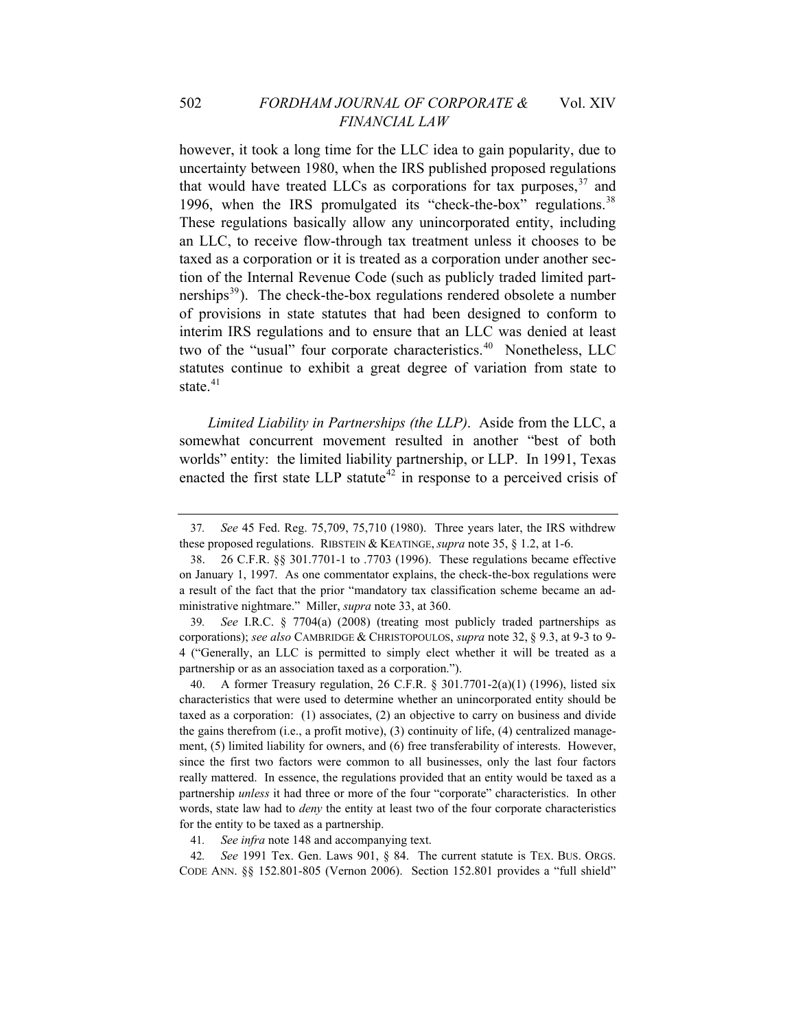however, it took a long time for the LLC idea to gain popularity, due to uncertainty between 1980, when the IRS published proposed regulations that would have treated LLCs as corporations for tax purposes,[37] and 1996, when the IRS promulgated its "check-the-box" regulations.[38] These regulations basically allow any unincorporated entity, including an LLC, to receive flow-through tax treatment unless it chooses to be taxed as a corporation or it is treated as a corporation under another section of the Internal Revenue Code (such as publicly traded limited partnerships[39]). The check-the-box regulations rendered obsolete a number of provisions in state statutes that had been designed to conform to interim IRS regulations and to ensure that an LLC was denied at least two of the "usual" four corporate characteristics.[40] Nonetheless, LLC statutes continue to exhibit a great degree of variation from state to state.[41]

*Limited Liability in Partnerships (the LLP)*. Aside from the LLC, a somewhat concurrent movement resulted in another "best of both worlds" entity: the limited liability partnership, or LLP. In 1991, Texas enacted the first state LLP statute[42] in response to a perceived crisis of

---

37. *See* 45 Fed. Reg. 75,709, 75,710 (1980). Three years later, the IRS withdrew these proposed regulations. RIBSTEIN & KEATINGE, *supra* note 35, § 1.2, at 1-6.

38. 26 C.F.R. §§ 301.7701-1 to .7703 (1996). These regulations became effective on January 1, 1997. As one commentator explains, the check-the-box regulations were a result of the fact that the prior "mandatory tax classification scheme became an administrative nightmare." Miller, *supra* note 33, at 360.

39. *See* I.R.C. § 7704(a) (2008) (treating most publicly traded partnerships as corporations); *see also* CAMBRIDGE & CHRISTOPOULOS, *supra* note 32, § 9.3, at 9-3 to 9-4 ("Generally, an LLC is permitted to simply elect whether it will be treated as a partnership or as an association taxed as a corporation.").

40. A former Treasury regulation, 26 C.F.R. § 301.7701-2(a)(1) (1996), listed six characteristics that were used to determine whether an unincorporated entity should be taxed as a corporation: (1) associates, (2) an objective to carry on business and divide the gains therefrom (i.e., a profit motive), (3) continuity of life, (4) centralized management, (5) limited liability for owners, and (6) free transferability of interests. However, since the first two factors were common to all businesses, only the last four factors really mattered. In essence, the regulations provided that an entity would be taxed as a partnership *unless* it had three or more of the four "corporate" characteristics. In other words, state law had to *deny* the entity at least two of the four corporate characteristics for the entity to be taxed as a partnership.

41. *See infra* note 148 and accompanying text.

42. *See* 1991 Tex. Gen. Laws 901, § 84. The current statute is TEX. BUS. ORGS. CODE ANN. §§ 152.801-805 (Vernon 2006). Section 152.801 provides a "full shield"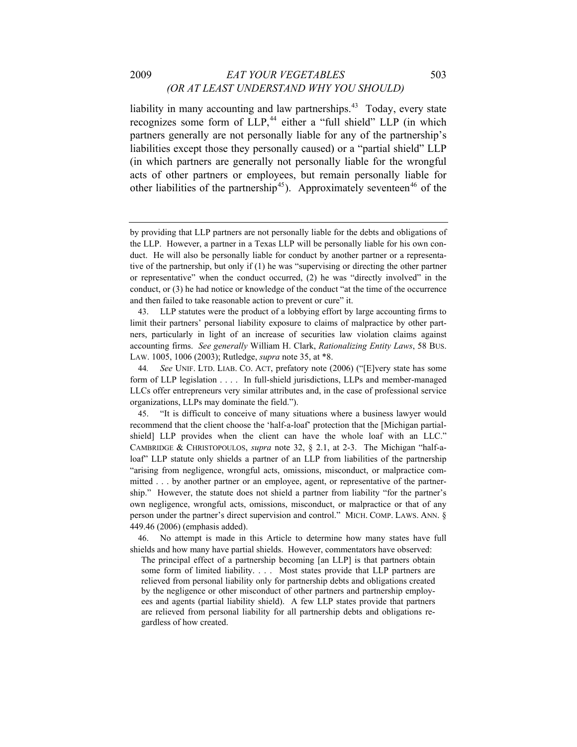liability in many accounting and law partnerships.[43] Today, every state recognizes some form of LLP,[44] either a "full shield" LLP (in which partners generally are not personally liable for any of the partnership's liabilities except those they personally caused) or a "partial shield" LLP (in which partners are generally not personally liable for the wrongful acts of other partners or employees, but remain personally liable for other liabilities of the partnership[45]). Approximately seventeen[46] of the

---

by providing that LLP partners are not personally liable for the debts and obligations of the LLP. However, a partner in a Texas LLP will be personally liable for his own conduct. He will also be personally liable for conduct by another partner or a representative of the partnership, but only if (1) he was "supervising or directing the other partner or representative" when the conduct occurred, (2) he was "directly involved" in the conduct, or (3) he had notice or knowledge of the conduct "at the time of the occurrence and then failed to take reasonable action to prevent or cure" it.

43. LLP statutes were the product of a lobbying effort by large accounting firms to limit their partners' personal liability exposure to claims of malpractice by other partners, particularly in light of an increase of securities law violation claims against accounting firms. *See generally* William H. Clark, *Rationalizing Entity Laws*, 58 BUS. LAW. 1005, 1006 (2003); Rutledge, *supra* note 35, at *8.

44. *See* UNIF. LTD. LIAB. CO. ACT, prefatory note (2006) ("[E]very state has some form of LLP legislation . . . . In full-shield jurisdictions, LLPs and member-managed LLCs offer entrepreneurs very similar attributes and, in the case of professional service organizations, LLPs may dominate the field.").

45. "It is difficult to conceive of many situations where a business lawyer would recommend that the client choose the 'half-a-loaf' protection that the [Michigan partial-shield] LLP provides when the client can have the whole loaf with an LLC." CAMBRIDGE & CHRISTOPOULOS, *supra* note 32, § 2.1, at 2-3. The Michigan "half-a-loaf" LLP statute only shields a partner of an LLP from liabilities of the partnership "arising from negligence, wrongful acts, omissions, misconduct, or malpractice committed . . . by another partner or an employee, agent, or representative of the partnership." However, the statute does not shield a partner from liability "for the partner's own negligence, wrongful acts, omissions, misconduct, or malpractice or that of any person under the partner's direct supervision and control." MICH. COMP. LAWS. ANN. § 449.46 (2006) (emphasis added).

46. No attempt is made in this Article to determine how many states have full shields and how many have partial shields. However, commentators have observed:

> The principal effect of a partnership becoming [an LLP] is that partners obtain some form of limited liability. . . . Most states provide that LLP partners are relieved from personal liability only for partnership debts and obligations created by the negligence or other misconduct of other partners and partnership employees and agents (partial liability shield). A few LLP states provide that partners are relieved from personal liability for all partnership debts and obligations regardless of how created.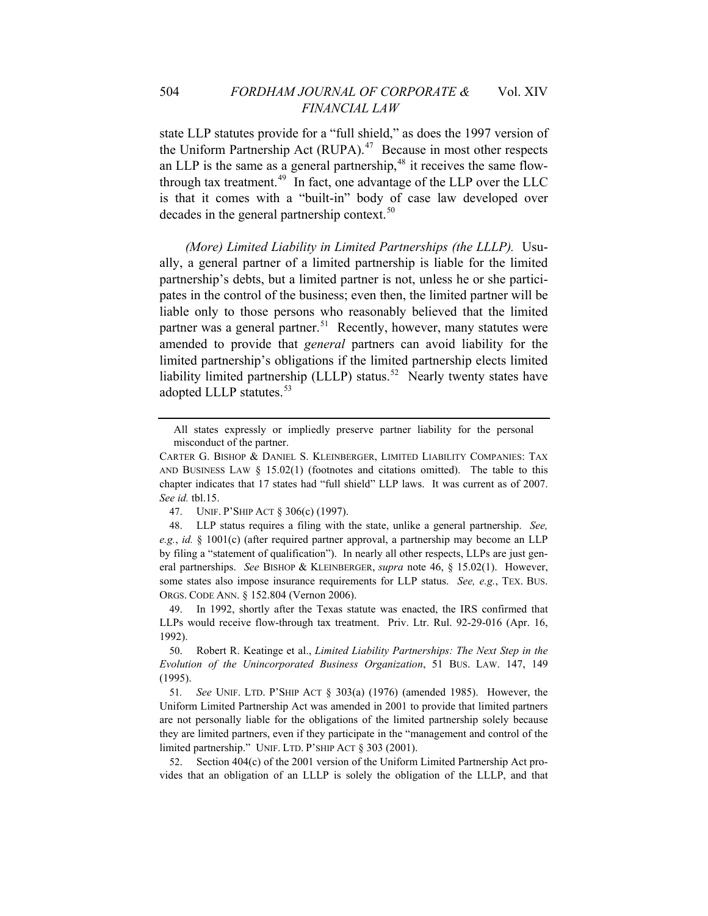state LLP statutes provide for a "full shield," as does the 1997 version of the Uniform Partnership Act (RUPA).[47] Because in most other respects an LLP is the same as a general partnership,[48] it receives the same flow-through tax treatment.[49] In fact, one advantage of the LLP over the LLC is that it comes with a "built-in" body of case law developed over decades in the general partnership context.[50]

*(More) Limited Liability in Limited Partnerships (the LLLP).* Usually, a general partner of a limited partnership is liable for the limited partnership's debts, but a limited partner is not, unless he or she participates in the control of the business; even then, the limited partner will be liable only to those persons who reasonably believed that the limited partner was a general partner.[51] Recently, however, many statutes were amended to provide that *general* partners can avoid liability for the limited partnership's obligations if the limited partnership elects limited liability limited partnership (LLLP) status.[52] Nearly twenty states have adopted LLLP statutes.[53]

---

All states expressly or impliedly preserve partner liability for the personal misconduct of the partner.

CARTER G. BISHOP & DANIEL S. KLEINBERGER, LIMITED LIABILITY COMPANIES: TAX AND BUSINESS LAW § 15.02(1) (footnotes and citations omitted). The table to this chapter indicates that 17 states had "full shield" LLP laws. It was current as of 2007. *See id.* tbl.15.

47. UNIF. P'SHIP ACT § 306(c) (1997).

48. LLP status requires a filing with the state, unlike a general partnership. *See, e.g.*, *id.* § 1001(c) (after required partner approval, a partnership may become an LLP by filing a "statement of qualification"). In nearly all other respects, LLPs are just general partnerships. *See* BISHOP & KLEINBERGER, *supra* note 46, § 15.02(1). However, some states also impose insurance requirements for LLP status. *See, e.g.*, TEX. BUS. ORGS. CODE ANN. § 152.804 (Vernon 2006).

49. In 1992, shortly after the Texas statute was enacted, the IRS confirmed that LLPs would receive flow-through tax treatment. Priv. Ltr. Rul. 92-29-016 (Apr. 16, 1992).

50. Robert R. Keatinge et al., *Limited Liability Partnerships: The Next Step in the Evolution of the Unincorporated Business Organization*, 51 BUS. LAW. 147, 149 (1995).

51. *See* UNIF. LTD. P'SHIP ACT § 303(a) (1976) (amended 1985). However, the Uniform Limited Partnership Act was amended in 2001 to provide that limited partners are not personally liable for the obligations of the limited partnership solely because they are limited partners, even if they participate in the "management and control of the limited partnership." UNIF. LTD. P'SHIP ACT § 303 (2001).

52. Section 404(c) of the 2001 version of the Uniform Limited Partnership Act provides that an obligation of an LLLP is solely the obligation of the LLLP, and that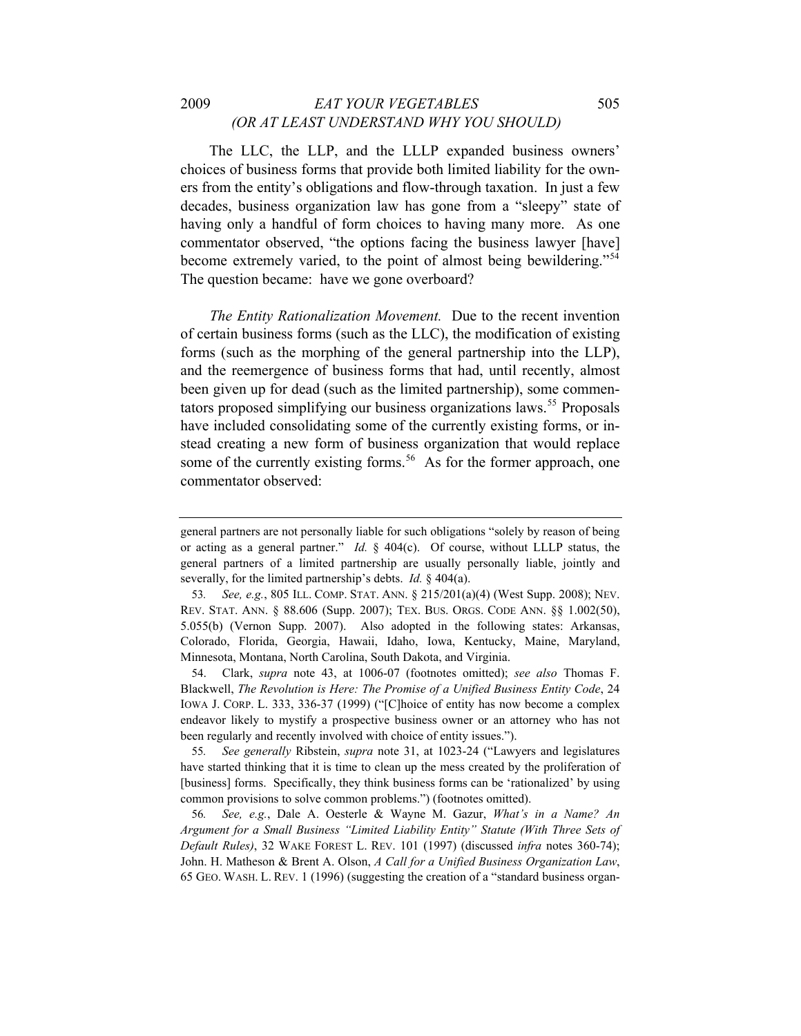The LLC, the LLP, and the LLLP expanded business owners' choices of business forms that provide both limited liability for the owners from the entity's obligations and flow-through taxation. In just a few decades, business organization law has gone from a "sleepy" state of having only a handful of form choices to having many more. As one commentator observed, "the options facing the business lawyer [have] become extremely varied, to the point of almost being bewildering."[54] The question became: have we gone overboard?

*The Entity Rationalization Movement.* Due to the recent invention of certain business forms (such as the LLC), the modification of existing forms (such as the morphing of the general partnership into the LLP), and the reemergence of business forms that had, until recently, almost been given up for dead (such as the limited partnership), some commentators proposed simplifying our business organizations laws.[55] Proposals have included consolidating some of the currently existing forms, or instead creating a new form of business organization that would replace some of the currently existing forms.[56] As for the former approach, one commentator observed:

---

general partners are not personally liable for such obligations "solely by reason of being or acting as a general partner." *Id.* § 404(c). Of course, without LLLP status, the general partners of a limited partnership are usually personally liable, jointly and severally, for the limited partnership's debts. *Id.* § 404(a).

53. *See, e.g.*, 805 ILL. COMP. STAT. ANN. § 215/201(a)(4) (West Supp. 2008); NEV. REV. STAT. ANN. § 88.606 (Supp. 2007); TEX. BUS. ORGS. CODE ANN. §§ 1.002(50), 5.055(b) (Vernon Supp. 2007). Also adopted in the following states: Arkansas, Colorado, Florida, Georgia, Hawaii, Idaho, Iowa, Kentucky, Maine, Maryland, Minnesota, Montana, North Carolina, South Dakota, and Virginia.

54. Clark, *supra* note 43, at 1006-07 (footnotes omitted); *see also* Thomas F. Blackwell, *The Revolution is Here: The Promise of a Unified Business Entity Code*, 24 IOWA J. CORP. L. 333, 336-37 (1999) ("[C]hoice of entity has now become a complex endeavor likely to mystify a prospective business owner or an attorney who has not been regularly and recently involved with choice of entity issues.").

55. *See generally* Ribstein, *supra* note 31, at 1023-24 ("Lawyers and legislatures have started thinking that it is time to clean up the mess created by the proliferation of [business] forms. Specifically, they think business forms can be 'rationalized' by using common provisions to solve common problems.") (footnotes omitted).

56. *See, e.g.*, Dale A. Oesterle & Wayne M. Gazur, *What's in a Name? An Argument for a Small Business "Limited Liability Entity" Statute (With Three Sets of Default Rules)*, 32 WAKE FOREST L. REV. 101 (1997) (discussed *infra* notes 360-74); John. H. Matheson & Brent A. Olson, *A Call for a Unified Business Organization Law*, 65 GEO. WASH. L. REV. 1 (1996) (suggesting the creation of a "standard business organ-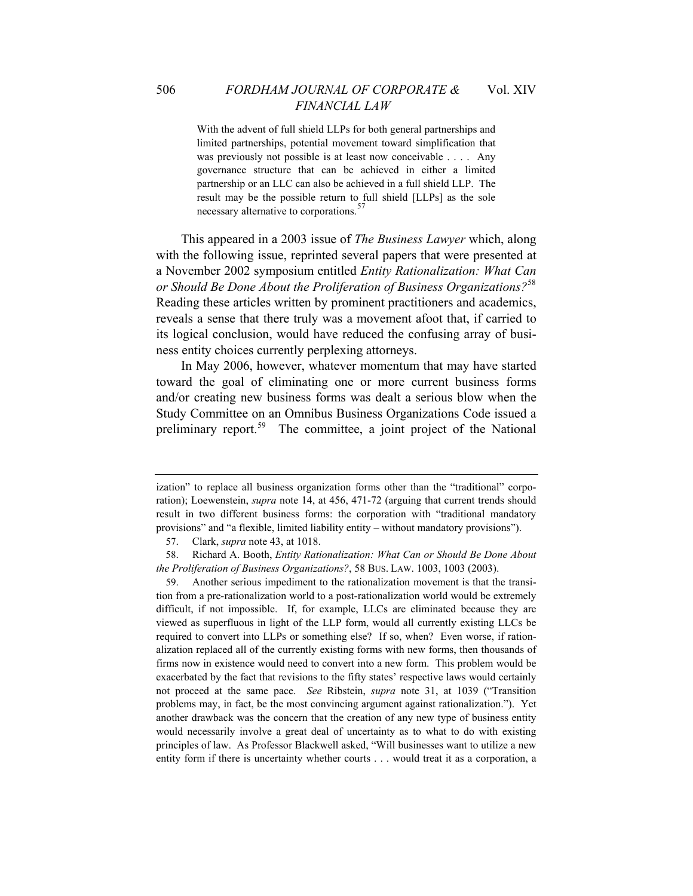> With the advent of full shield LLPs for both general partnerships and limited partnerships, potential movement toward simplification that was previously not possible is at least now conceivable . . . . Any governance structure that can be achieved in either a limited partnership or an LLC can also be achieved in a full shield LLP. The result may be the possible return to full shield [LLPs] as the sole necessary alternative to corporations.[57]

This appeared in a 2003 issue of *The Business Lawyer* which, along with the following issue, reprinted several papers that were presented at a November 2002 symposium entitled *Entity Rationalization: What Can or Should Be Done About the Proliferation of Business Organizations?*[58] Reading these articles written by prominent practitioners and academics, reveals a sense that there truly was a movement afoot that, if carried to its logical conclusion, would have reduced the confusing array of business entity choices currently perplexing attorneys.

In May 2006, however, whatever momentum that may have started toward the goal of eliminating one or more current business forms and/or creating new business forms was dealt a serious blow when the Study Committee on an Omnibus Business Organizations Code issued a preliminary report.[59] The committee, a joint project of the National

---

ization" to replace all business organization forms other than the "traditional" corporation); Loewenstein, *supra* note 14, at 456, 471-72 (arguing that current trends should result in two different business forms: the corporation with "traditional mandatory provisions" and "a flexible, limited liability entity – without mandatory provisions").

57. Clark, *supra* note 43, at 1018.

58. Richard A. Booth, *Entity Rationalization: What Can or Should Be Done About the Proliferation of Business Organizations?*, 58 BUS. LAW. 1003, 1003 (2003).

59. Another serious impediment to the rationalization movement is that the transition from a pre-rationalization world to a post-rationalization world would be extremely difficult, if not impossible. If, for example, LLCs are eliminated because they are viewed as superfluous in light of the LLP form, would all currently existing LLCs be required to convert into LLPs or something else? If so, when? Even worse, if rationalization replaced all of the currently existing forms with new forms, then thousands of firms now in existence would need to convert into a new form. This problem would be exacerbated by the fact that revisions to the fifty states' respective laws would certainly not proceed at the same pace. *See* Ribstein, *supra* note 31, at 1039 ("Transition problems may, in fact, be the most convincing argument against rationalization."). Yet another drawback was the concern that the creation of any new type of business entity would necessarily involve a great deal of uncertainty as to what to do with existing principles of law. As Professor Blackwell asked, "Will businesses want to utilize a new entity form if there is uncertainty whether courts . . . would treat it as a corporation, a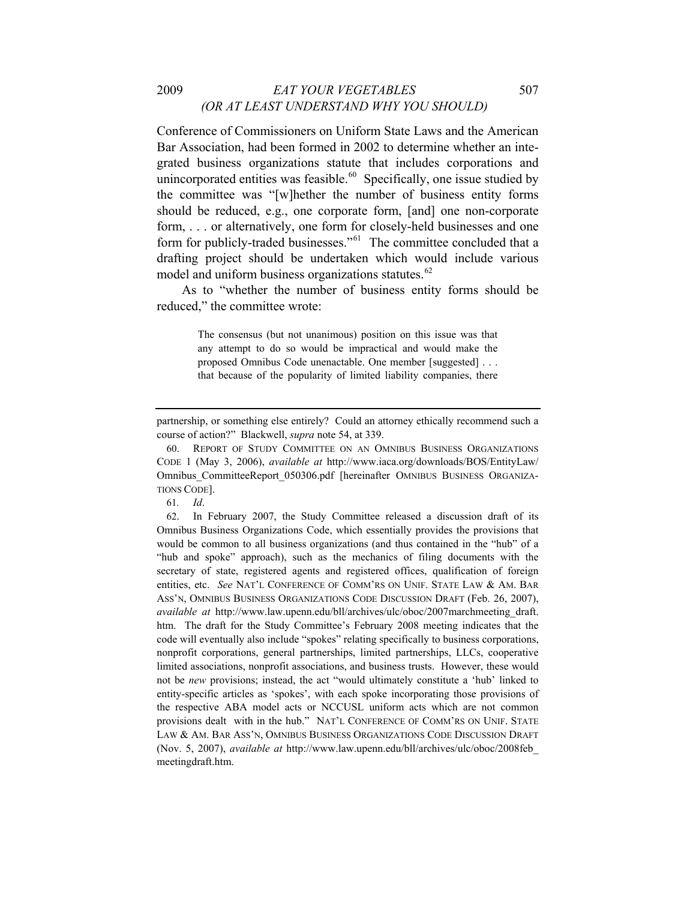Conference of Commissioners on Uniform State Laws and the American Bar Association, had been formed in 2002 to determine whether an integrated business organizations statute that includes corporations and unincorporated entities was feasible.[60] Specifically, one issue studied by the committee was "[w]hether the number of business entity forms should be reduced, e.g., one corporate form, [and] one non-corporate form, . . . or alternatively, one form for closely-held businesses and one form for publicly-traded businesses."[61] The committee concluded that a drafting project should be undertaken which would include various model and uniform business organizations statutes.[62]

As to "whether the number of business entity forms should be reduced," the committee wrote:

> The consensus (but not unanimous) position on this issue was that any attempt to do so would be impractical and would make the proposed Omnibus Code unenactable. One member [suggested] . . . that because of the popularity of limited liability companies, there

---

partnership, or something else entirely? Could an attorney ethically recommend such a course of action?" Blackwell, *supra* note 54, at 339.

60. REPORT OF STUDY COMMITTEE ON AN OMNIBUS BUSINESS ORGANIZATIONS CODE 1 (May 3, 2006), *available at* http://www.iaca.org/downloads/BOS/EntityLaw/Omnibus_CommitteeReport_050306.pdf [hereinafter OMNIBUS BUSINESS ORGANIZATIONS CODE].

61. *Id*.

62. In February 2007, the Study Committee released a discussion draft of its Omnibus Business Organizations Code, which essentially provides the provisions that would be common to all business organizations (and thus contained in the "hub" of a "hub and spoke" approach), such as the mechanics of filing documents with the secretary of state, registered agents and registered offices, qualification of foreign entities, etc. *See* NAT'L CONFERENCE OF COMM'RS ON UNIF. STATE LAW & AM. BAR ASS'N, OMNIBUS BUSINESS ORGANIZATIONS CODE DISCUSSION DRAFT (Feb. 26, 2007), *available at* http://www.law.upenn.edu/bll/archives/ulc/oboc/2007marchmeeting_draft.htm. The draft for the Study Committee's February 2008 meeting indicates that the code will eventually also include "spokes" relating specifically to business corporations, nonprofit corporations, general partnerships, limited partnerships, LLCs, cooperative limited associations, nonprofit associations, and business trusts. However, these would not be *new* provisions; instead, the act "would ultimately constitute a 'hub' linked to entity-specific articles as 'spokes', with each spoke incorporating those provisions of the respective ABA model acts or NCCUSL uniform acts which are not common provisions dealt with in the hub." NAT'L CONFERENCE OF COMM'RS ON UNIF. STATE LAW & AM. BAR ASS'N, OMNIBUS BUSINESS ORGANIZATIONS CODE DISCUSSION DRAFT (Nov. 5, 2007), *available at* http://www.law.upenn.edu/bll/archives/ulc/oboc/2008feb_meetingdraft.htm.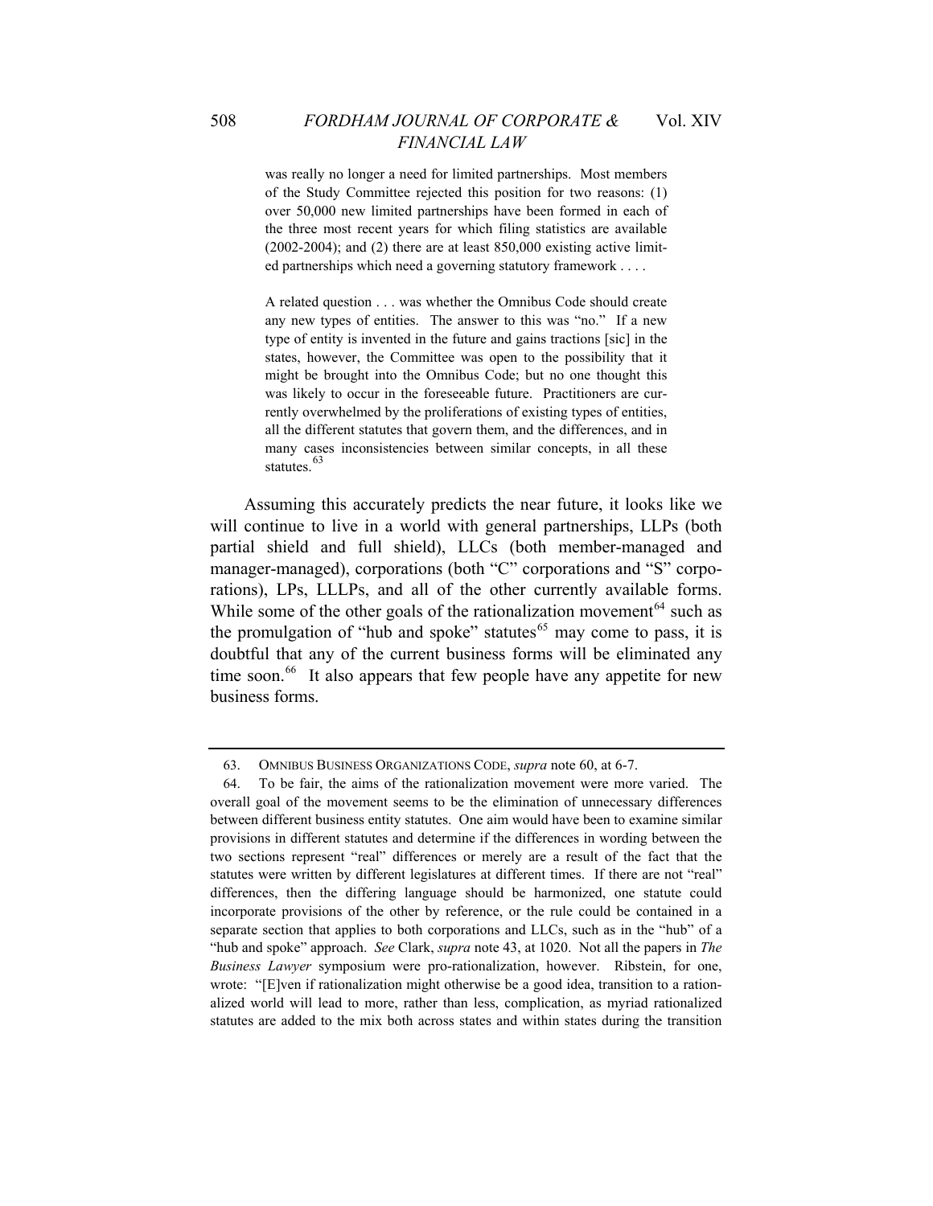> was really no longer a need for limited partnerships. Most members of the Study Committee rejected this position for two reasons: (1) over 50,000 new limited partnerships have been formed in each of the three most recent years for which filing statistics are available (2002-2004); and (2) there are at least 850,000 existing active limited partnerships which need a governing statutory framework . . . .
>
> A related question . . . was whether the Omnibus Code should create any new types of entities. The answer to this was "no." If a new type of entity is invented in the future and gains tractions [sic] in the states, however, the Committee was open to the possibility that it might be brought into the Omnibus Code; but no one thought this was likely to occur in the foreseeable future. Practitioners are currently overwhelmed by the proliferations of existing types of entities, all the different statutes that govern them, and the differences, and in many cases inconsistencies between similar concepts, in all these statutes.[63]

Assuming this accurately predicts the near future, it looks like we will continue to live in a world with general partnerships, LLPs (both partial shield and full shield), LLCs (both member-managed and manager-managed), corporations (both "C" corporations and "S" corporations), LPs, LLLPs, and all of the other currently available forms. While some of the other goals of the rationalization movement[64] such as the promulgation of "hub and spoke" statutes[65] may come to pass, it is doubtful that any of the current business forms will be eliminated any time soon.[66] It also appears that few people have any appetite for new business forms.

---

63. OMNIBUS BUSINESS ORGANIZATIONS CODE, *supra* note 60, at 6-7.

64. To be fair, the aims of the rationalization movement were more varied. The overall goal of the movement seems to be the elimination of unnecessary differences between different business entity statutes. One aim would have been to examine similar provisions in different statutes and determine if the differences in wording between the two sections represent "real" differences or merely are a result of the fact that the statutes were written by different legislatures at different times. If there are not "real" differences, then the differing language should be harmonized, one statute could incorporate provisions of the other by reference, or the rule could be contained in a separate section that applies to both corporations and LLCs, such as in the "hub" of a "hub and spoke" approach. *See* Clark, *supra* note 43, at 1020. Not all the papers in *The Business Lawyer* symposium were pro-rationalization, however. Ribstein, for one, wrote: "[E]ven if rationalization might otherwise be a good idea, transition to a rationalized world will lead to more, rather than less, complication, as myriad rationalized statutes are added to the mix both across states and within states during the transition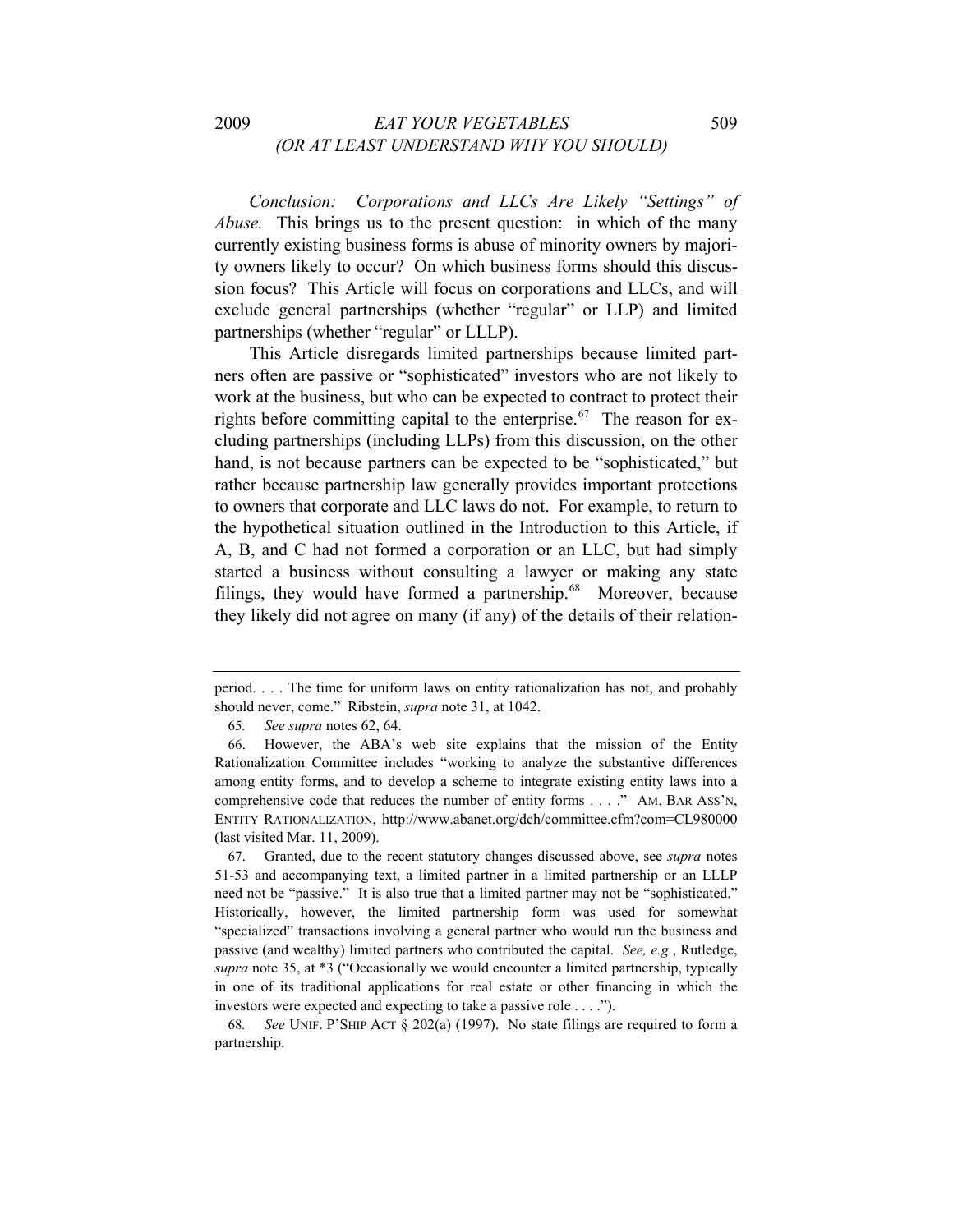*Conclusion: Corporations and LLCs Are Likely "Settings" of Abuse.* This brings us to the present question: in which of the many currently existing business forms is abuse of minority owners by majority owners likely to occur? On which business forms should this discussion focus? This Article will focus on corporations and LLCs, and will exclude general partnerships (whether "regular" or LLP) and limited partnerships (whether "regular" or LLLP).

This Article disregards limited partnerships because limited partners often are passive or "sophisticated" investors who are not likely to work at the business, but who can be expected to contract to protect their rights before committing capital to the enterprise.[67] The reason for excluding partnerships (including LLPs) from this discussion, on the other hand, is not because partners can be expected to be "sophisticated," but rather because partnership law generally provides important protections to owners that corporate and LLC laws do not. For example, to return to the hypothetical situation outlined in the Introduction to this Article, if A, B, and C had not formed a corporation or an LLC, but had simply started a business without consulting a lawyer or making any state filings, they would have formed a partnership.[68] Moreover, because they likely did not agree on many (if any) of the details of their relation-

---

period. . . . The time for uniform laws on entity rationalization has not, and probably should never, come." Ribstein, *supra* note 31, at 1042.

65. *See supra* notes 62, 64.

66. However, the ABA's web site explains that the mission of the Entity Rationalization Committee includes "working to analyze the substantive differences among entity forms, and to develop a scheme to integrate existing entity laws into a comprehensive code that reduces the number of entity forms . . . ." AM. BAR ASS'N, ENTITY RATIONALIZATION, http://www.abanet.org/dch/committee.cfm?com=CL980000 (last visited Mar. 11, 2009).

67. Granted, due to the recent statutory changes discussed above, see *supra* notes 51-53 and accompanying text, a limited partner in a limited partnership or an LLLP need not be "passive." It is also true that a limited partner may not be "sophisticated." Historically, however, the limited partnership form was used for somewhat "specialized" transactions involving a general partner who would run the business and passive (and wealthy) limited partners who contributed the capital. *See, e.g.*, Rutledge, *supra* note 35, at *3 ("Occasionally we would encounter a limited partnership, typically in one of its traditional applications for real estate or other financing in which the investors were expected and expecting to take a passive role . . . .").

68. *See* UNIF. P'SHIP ACT § 202(a) (1997). No state filings are required to form a partnership.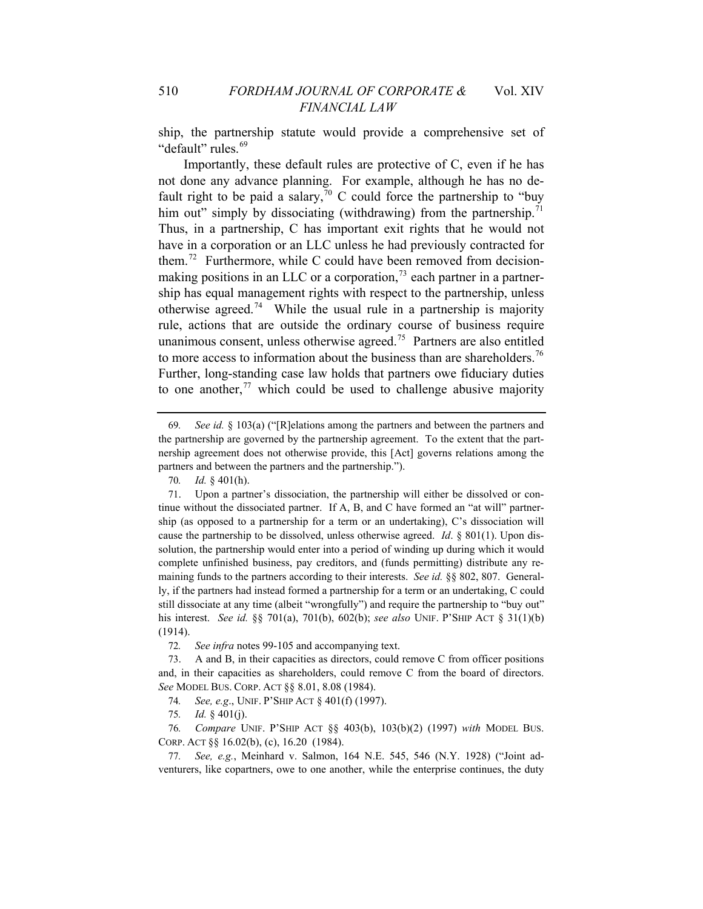ship, the partnership statute would provide a comprehensive set of "default" rules.[69]

Importantly, these default rules are protective of C, even if he has not done any advance planning. For example, although he has no default right to be paid a salary,[70] C could force the partnership to "buy him out" simply by dissociating (withdrawing) from the partnership.[71] Thus, in a partnership, C has important exit rights that he would not have in a corporation or an LLC unless he had previously contracted for them.[72] Furthermore, while C could have been removed from decision-making positions in an LLC or a corporation,[73] each partner in a partnership has equal management rights with respect to the partnership, unless otherwise agreed.[74] While the usual rule in a partnership is majority rule, actions that are outside the ordinary course of business require unanimous consent, unless otherwise agreed.[75] Partners are also entitled to more access to information about the business than are shareholders.[76] Further, long-standing case law holds that partners owe fiduciary duties to one another,[77] which could be used to challenge abusive majority

---

69. *See id.* § 103(a) ("[R]elations among the partners and between the partners and the partnership are governed by the partnership agreement. To the extent that the partnership agreement does not otherwise provide, this [Act] governs relations among the partners and between the partners and the partnership.").

70. *Id.* § 401(h).

71. Upon a partner's dissociation, the partnership will either be dissolved or continue without the dissociated partner. If A, B, and C have formed an "at will" partnership (as opposed to a partnership for a term or an undertaking), C's dissociation will cause the partnership to be dissolved, unless otherwise agreed. *Id*. § 801(1). Upon dissolution, the partnership would enter into a period of winding up during which it would complete unfinished business, pay creditors, and (funds permitting) distribute any remaining funds to the partners according to their interests. *See id.* §§ 802, 807. Generally, if the partners had instead formed a partnership for a term or an undertaking, C could still dissociate at any time (albeit "wrongfully") and require the partnership to "buy out" his interest. *See id.* §§ 701(a), 701(b), 602(b); *see also* UNIF. P'SHIP ACT § 31(1)(b) (1914).

72. *See infra* notes 99-105 and accompanying text.

73. A and B, in their capacities as directors, could remove C from officer positions and, in their capacities as shareholders, could remove C from the board of directors. *See* MODEL BUS. CORP. ACT §§ 8.01, 8.08 (1984).

74. *See, e.g*., UNIF. P'SHIP ACT § 401(f) (1997).

75. *Id.* § 401(j).

76. *Compare* UNIF. P'SHIP ACT §§ 403(b), 103(b)(2) (1997) *with* MODEL BUS. CORP. ACT §§ 16.02(b), (c), 16.20 (1984).

77. *See, e.g.*, Meinhard v. Salmon, 164 N.E. 545, 546 (N.Y. 1928) ("Joint adventurers, like copartners, owe to one another, while the enterprise continues, the duty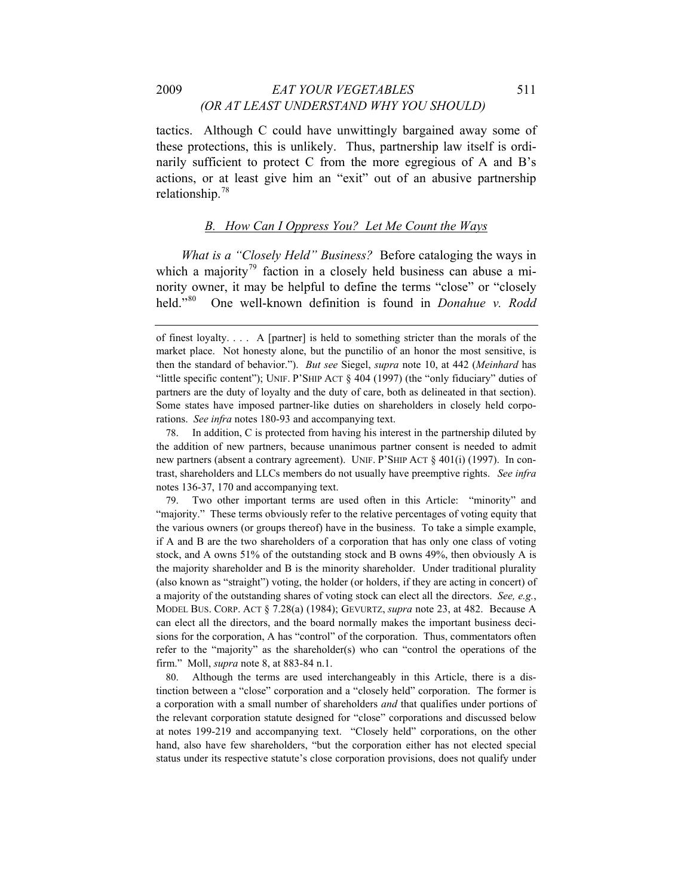tactics. Although C could have unwittingly bargained away some of these protections, this is unlikely. Thus, partnership law itself is ordinarily sufficient to protect C from the more egregious of A and B's actions, or at least give him an "exit" out of an abusive partnership relationship.[78]

### *B. How Can I Oppress You? Let Me Count the Ways*

*What is a "Closely Held" Business?* Before cataloging the ways in which a majority[79] faction in a closely held business can abuse a minority owner, it may be helpful to define the terms "close" or "closely held."[80] One well-known definition is found in *Donahue v. Rodd*

---

of finest loyalty. . . . A [partner] is held to something stricter than the morals of the market place. Not honesty alone, but the punctilio of an honor the most sensitive, is then the standard of behavior."). *But see* Siegel, *supra* note 10, at 442 (*Meinhard* has "little specific content"); UNIF. P'SHIP ACT § 404 (1997) (the "only fiduciary" duties of partners are the duty of loyalty and the duty of care, both as delineated in that section). Some states have imposed partner-like duties on shareholders in closely held corporations. *See infra* notes 180-93 and accompanying text.

78. In addition, C is protected from having his interest in the partnership diluted by the addition of new partners, because unanimous partner consent is needed to admit new partners (absent a contrary agreement). UNIF. P'SHIP ACT § 401(i) (1997). In contrast, shareholders and LLCs members do not usually have preemptive rights. *See infra* notes 136-37, 170 and accompanying text.

79. Two other important terms are used often in this Article: "minority" and "majority." These terms obviously refer to the relative percentages of voting equity that the various owners (or groups thereof) have in the business. To take a simple example, if A and B are the two shareholders of a corporation that has only one class of voting stock, and A owns 51% of the outstanding stock and B owns 49%, then obviously A is the majority shareholder and B is the minority shareholder. Under traditional plurality (also known as "straight") voting, the holder (or holders, if they are acting in concert) of a majority of the outstanding shares of voting stock can elect all the directors. *See, e.g.*, MODEL BUS. CORP. ACT § 7.28(a) (1984); GEVURTZ, *supra* note 23, at 482. Because A can elect all the directors, and the board normally makes the important business decisions for the corporation, A has "control" of the corporation. Thus, commentators often refer to the "majority" as the shareholder(s) who can "control the operations of the firm." Moll, *supra* note 8, at 883-84 n.1.

80. Although the terms are used interchangeably in this Article, there is a distinction between a "close" corporation and a "closely held" corporation. The former is a corporation with a small number of shareholders *and* that qualifies under portions of the relevant corporation statute designed for "close" corporations and discussed below at notes 199-219 and accompanying text. "Closely held" corporations, on the other hand, also have few shareholders, "but the corporation either has not elected special status under its respective statute's close corporation provisions, does not qualify under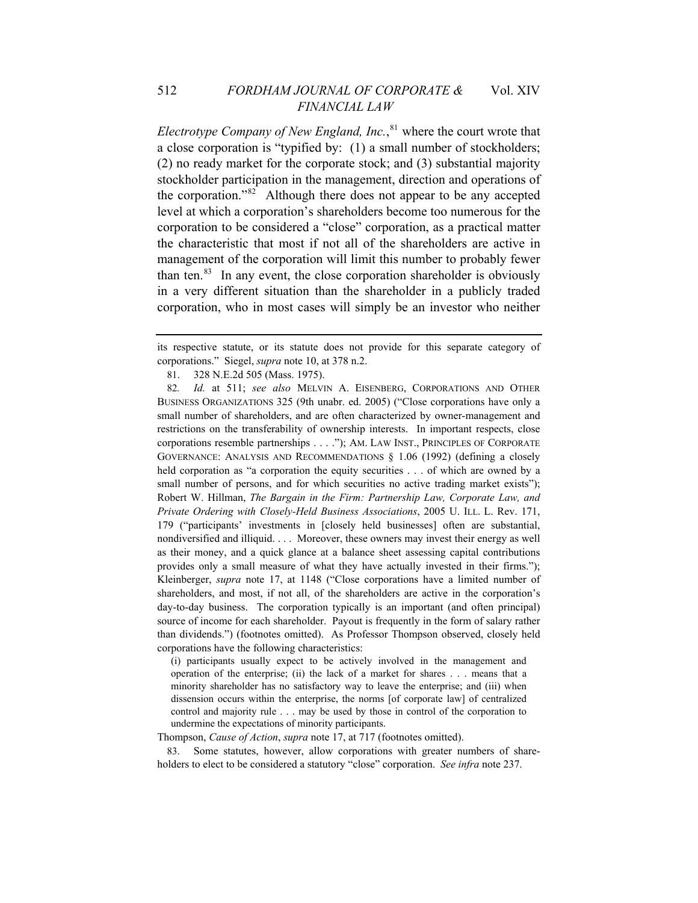*Electrotype Company of New England, Inc.*,[81] where the court wrote that a close corporation is "typified by: (1) a small number of stockholders; (2) no ready market for the corporate stock; and (3) substantial majority stockholder participation in the management, direction and operations of the corporation."[82] Although there does not appear to be any accepted level at which a corporation's shareholders become too numerous for the corporation to be considered a "close" corporation, as a practical matter the characteristic that most if not all of the shareholders are active in management of the corporation will limit this number to probably fewer than ten.[83] In any event, the close corporation shareholder is obviously in a very different situation than the shareholder in a publicly traded corporation, who in most cases will simply be an investor who neither

---

its respective statute, or its statute does not provide for this separate category of corporations." Siegel, *supra* note 10, at 378 n.2.

81. 328 N.E.2d 505 (Mass. 1975).

82. *Id.* at 511; *see also* MELVIN A. EISENBERG, CORPORATIONS AND OTHER BUSINESS ORGANIZATIONS 325 (9th unabr. ed. 2005) ("Close corporations have only a small number of shareholders, and are often characterized by owner-management and restrictions on the transferability of ownership interests. In important respects, close corporations resemble partnerships . . . ."); AM. LAW INST., PRINCIPLES OF CORPORATE GOVERNANCE: ANALYSIS AND RECOMMENDATIONS § 1.06 (1992) (defining a closely held corporation as "a corporation the equity securities . . . of which are owned by a small number of persons, and for which securities no active trading market exists"); Robert W. Hillman, *The Bargain in the Firm: Partnership Law, Corporate Law, and Private Ordering with Closely-Held Business Associations*, 2005 U. ILL. L. Rev. 171, 179 ("participants' investments in [closely held businesses] often are substantial, nondiversified and illiquid. . . . Moreover, these owners may invest their energy as well as their money, and a quick glance at a balance sheet assessing capital contributions provides only a small measure of what they have actually invested in their firms."); Kleinberger, *supra* note 17, at 1148 ("Close corporations have a limited number of shareholders, and most, if not all, of the shareholders are active in the corporation's day-to-day business. The corporation typically is an important (and often principal) source of income for each shareholder. Payout is frequently in the form of salary rather than dividends.") (footnotes omitted). As Professor Thompson observed, closely held corporations have the following characteristics:

> (i) participants usually expect to be actively involved in the management and operation of the enterprise; (ii) the lack of a market for shares . . . means that a minority shareholder has no satisfactory way to leave the enterprise; and (iii) when dissension occurs within the enterprise, the norms [of corporate law] of centralized control and majority rule . . . may be used by those in control of the corporation to undermine the expectations of minority participants.

Thompson, *Cause of Action*, *supra* note 17, at 717 (footnotes omitted).

83. Some statutes, however, allow corporations with greater numbers of shareholders to elect to be considered a statutory "close" corporation. *See infra* note 237.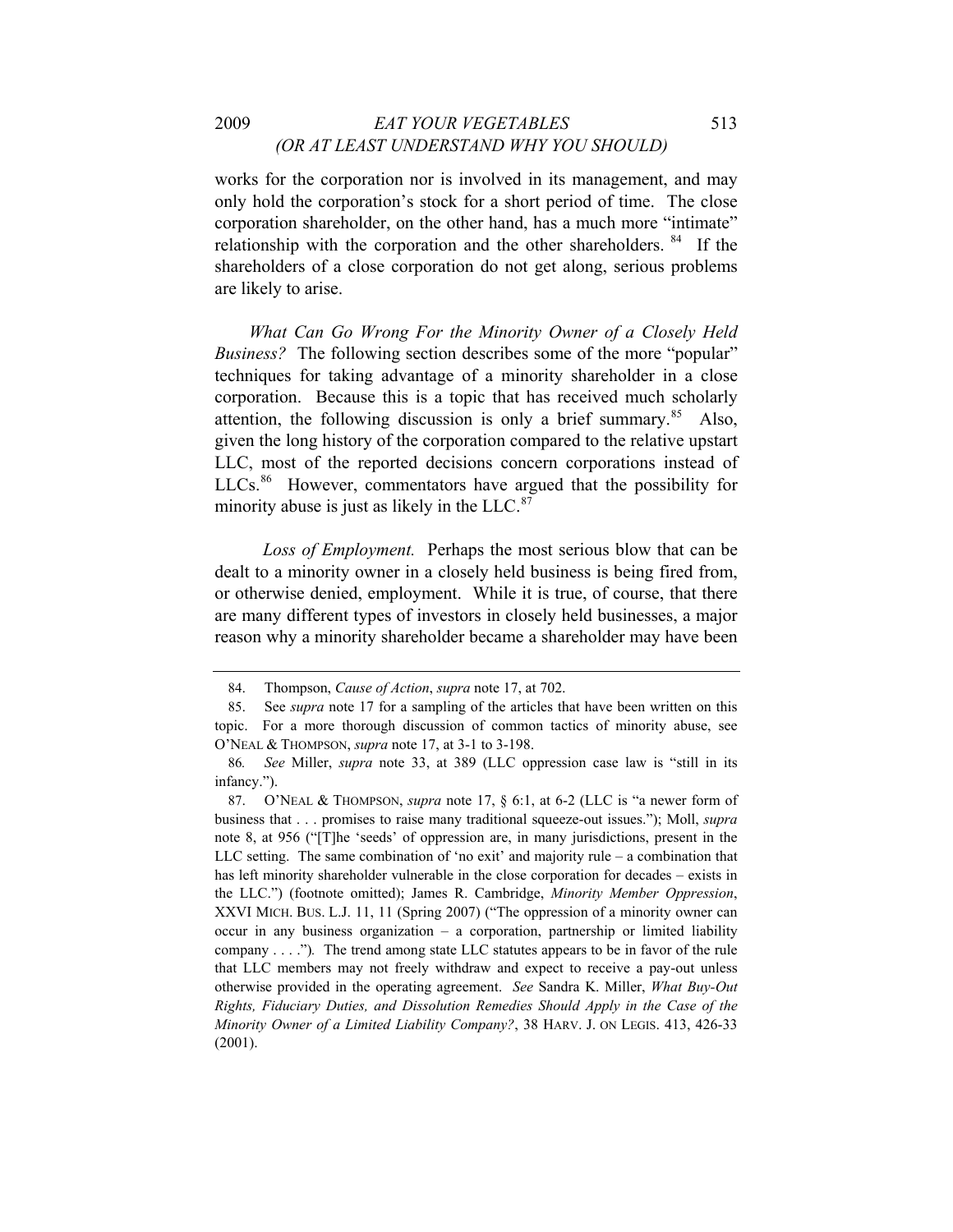works for the corporation nor is involved in its management, and may only hold the corporation's stock for a short period of time. The close corporation shareholder, on the other hand, has a much more "intimate" relationship with the corporation and the other shareholders. [84] If the shareholders of a close corporation do not get along, serious problems are likely to arise.

*What Can Go Wrong For the Minority Owner of a Closely Held Business?* The following section describes some of the more "popular" techniques for taking advantage of a minority shareholder in a close corporation. Because this is a topic that has received much scholarly attention, the following discussion is only a brief summary.[85] Also, given the long history of the corporation compared to the relative upstart LLC, most of the reported decisions concern corporations instead of LLCs.[86] However, commentators have argued that the possibility for minority abuse is just as likely in the LLC.[87]

*Loss of Employment.* Perhaps the most serious blow that can be dealt to a minority owner in a closely held business is being fired from, or otherwise denied, employment. While it is true, of course, that there are many different types of investors in closely held businesses, a major reason why a minority shareholder became a shareholder may have been

---

84. Thompson, *Cause of Action*, *supra* note 17, at 702.

85. See *supra* note 17 for a sampling of the articles that have been written on this topic. For a more thorough discussion of common tactics of minority abuse, see O'NEAL & THOMPSON, *supra* note 17, at 3-1 to 3-198.

86. *See* Miller, *supra* note 33, at 389 (LLC oppression case law is "still in its infancy.").

87. O'NEAL & THOMPSON, *supra* note 17, § 6:1, at 6-2 (LLC is "a newer form of business that . . . promises to raise many traditional squeeze-out issues."); Moll, *supra* note 8, at 956 ("[T]he 'seeds' of oppression are, in many jurisdictions, present in the LLC setting. The same combination of 'no exit' and majority rule – a combination that has left minority shareholder vulnerable in the close corporation for decades – exists in the LLC.") (footnote omitted); James R. Cambridge, *Minority Member Oppression*, XXVI MICH. BUS. L.J. 11, 11 (Spring 2007) ("The oppression of a minority owner can occur in any business organization – a corporation, partnership or limited liability company . . . ."). The trend among state LLC statutes appears to be in favor of the rule that LLC members may not freely withdraw and expect to receive a pay-out unless otherwise provided in the operating agreement. *See* Sandra K. Miller, *What Buy-Out Rights, Fiduciary Duties, and Dissolution Remedies Should Apply in the Case of the Minority Owner of a Limited Liability Company?*, 38 HARV. J. ON LEGIS. 413, 426-33 (2001).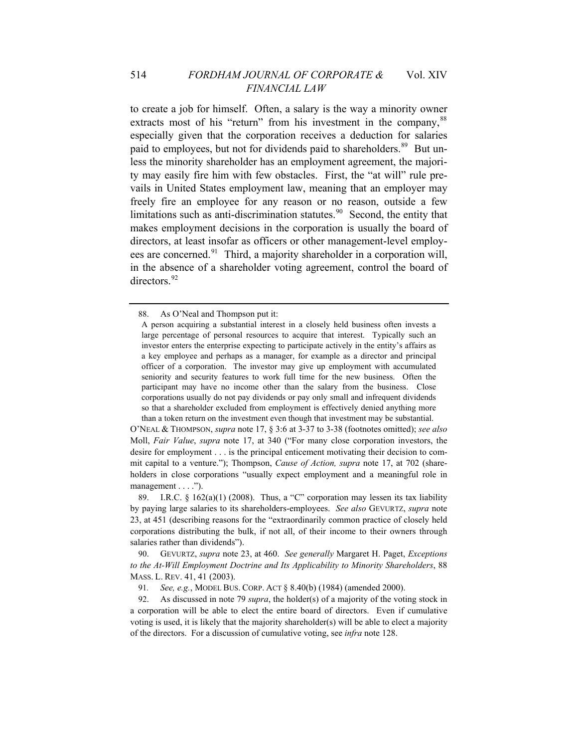to create a job for himself. Often, a salary is the way a minority owner extracts most of his "return" from his investment in the company,[88] especially given that the corporation receives a deduction for salaries paid to employees, but not for dividends paid to shareholders.[89] But unless the minority shareholder has an employment agreement, the majority may easily fire him with few obstacles. First, the "at will" rule prevails in United States employment law, meaning that an employer may freely fire an employee for any reason or no reason, outside a few limitations such as anti-discrimination statutes.[90] Second, the entity that makes employment decisions in the corporation is usually the board of directors, at least insofar as officers or other management-level employees are concerned.[91] Third, a majority shareholder in a corporation will, in the absence of a shareholder voting agreement, control the board of directors.[92]

---

88. As O'Neal and Thompson put it:

> A person acquiring a substantial interest in a closely held business often invests a large percentage of personal resources to acquire that interest. Typically such an investor enters the enterprise expecting to participate actively in the entity's affairs as a key employee and perhaps as a manager, for example as a director and principal officer of a corporation. The investor may give up employment with accumulated seniority and security features to work full time for the new business. Often the participant may have no income other than the salary from the business. Close corporations usually do not pay dividends or pay only small and infrequent dividends so that a shareholder excluded from employment is effectively denied anything more than a token return on the investment even though that investment may be substantial.

O'NEAL & THOMPSON, *supra* note 17, § 3:6 at 3-37 to 3-38 (footnotes omitted); *see also* Moll, *Fair Value*, *supra* note 17, at 340 ("For many close corporation investors, the desire for employment . . . is the principal enticement motivating their decision to commit capital to a venture."); Thompson, *Cause of Action, supra* note 17, at 702 (shareholders in close corporations "usually expect employment and a meaningful role in management . . . .").

89. I.R.C. § 162(a)(1) (2008). Thus, a "C" corporation may lessen its tax liability by paying large salaries to its shareholders-employees. *See also* GEVURTZ, *supra* note 23, at 451 (describing reasons for the "extraordinarily common practice of closely held corporations distributing the bulk, if not all, of their income to their owners through salaries rather than dividends").

90. GEVURTZ, *supra* note 23, at 460. *See generally* Margaret H. Paget, *Exceptions to the At-Will Employment Doctrine and Its Applicability to Minority Shareholders*, 88 MASS. L. REV. 41, 41 (2003).

91. *See, e.g.*, MODEL BUS. CORP. ACT § 8.40(b) (1984) (amended 2000).

92. As discussed in note 79 *supra*, the holder(s) of a majority of the voting stock in a corporation will be able to elect the entire board of directors. Even if cumulative voting is used, it is likely that the majority shareholder(s) will be able to elect a majority of the directors. For a discussion of cumulative voting, see *infra* note 128.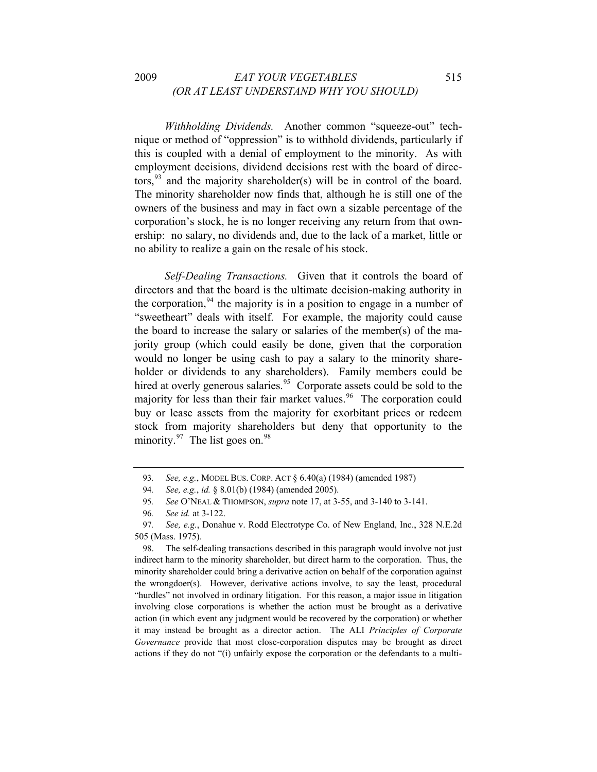*Withholding Dividends.* Another common "squeeze-out" technique or method of "oppression" is to withhold dividends, particularly if this is coupled with a denial of employment to the minority. As with employment decisions, dividend decisions rest with the board of directors,[93] and the majority shareholder(s) will be in control of the board. The minority shareholder now finds that, although he is still one of the owners of the business and may in fact own a sizable percentage of the corporation's stock, he is no longer receiving any return from that ownership: no salary, no dividends and, due to the lack of a market, little or no ability to realize a gain on the resale of his stock.

*Self-Dealing Transactions.* Given that it controls the board of directors and that the board is the ultimate decision-making authority in the corporation,[94] the majority is in a position to engage in a number of "sweetheart" deals with itself. For example, the majority could cause the board to increase the salary or salaries of the member(s) of the majority group (which could easily be done, given that the corporation would no longer be using cash to pay a salary to the minority shareholder or dividends to any shareholders). Family members could be hired at overly generous salaries.[95] Corporate assets could be sold to the majority for less than their fair market values.[96] The corporation could buy or lease assets from the majority for exorbitant prices or redeem stock from majority shareholders but deny that opportunity to the minority.[97] The list goes on.[98]

---

93. *See, e.g.*, MODEL BUS. CORP. ACT § 6.40(a) (1984) (amended 1987)

94. *See, e.g.*, *id.* § 8.01(b) (1984) (amended 2005).

95. *See* O'NEAL & THOMPSON, *supra* note 17, at 3-55, and 3-140 to 3-141.

96. *See id.* at 3-122.

97. *See, e.g.*, Donahue v. Rodd Electrotype Co. of New England, Inc., 328 N.E.2d 505 (Mass. 1975).

98. The self-dealing transactions described in this paragraph would involve not just indirect harm to the minority shareholder, but direct harm to the corporation. Thus, the minority shareholder could bring a derivative action on behalf of the corporation against the wrongdoer(s). However, derivative actions involve, to say the least, procedural "hurdles" not involved in ordinary litigation. For this reason, a major issue in litigation involving close corporations is whether the action must be brought as a derivative action (in which event any judgment would be recovered by the corporation) or whether it may instead be brought as a director action. The ALI *Principles of Corporate Governance* provide that most close-corporation disputes may be brought as direct actions if they do not "(i) unfairly expose the corporation or the defendants to a multi-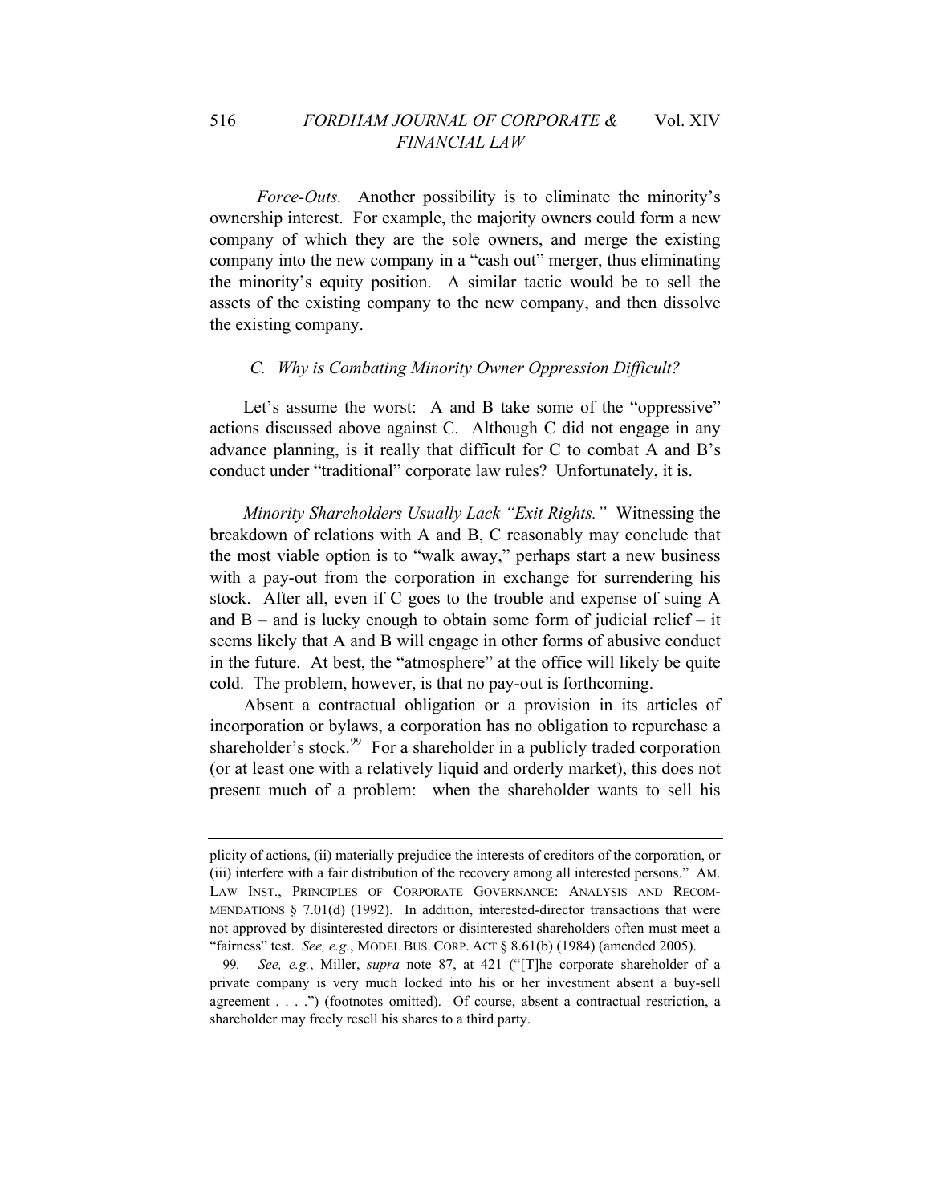*Force-Outs.* Another possibility is to eliminate the minority's ownership interest. For example, the majority owners could form a new company of which they are the sole owners, and merge the existing company into the new company in a "cash out" merger, thus eliminating the minority's equity position. A similar tactic would be to sell the assets of the existing company to the new company, and then dissolve the existing company.

### C. *Why is Combating Minority Owner Oppression Difficult?*

Let's assume the worst: A and B take some of the "oppressive" actions discussed above against C. Although C did not engage in any advance planning, is it really that difficult for C to combat A and B's conduct under "traditional" corporate law rules? Unfortunately, it is.

*Minority Shareholders Usually Lack "Exit Rights."* Witnessing the breakdown of relations with A and B, C reasonably may conclude that the most viable option is to "walk away," perhaps start a new business with a pay-out from the corporation in exchange for surrendering his stock. After all, even if C goes to the trouble and expense of suing A and B – and is lucky enough to obtain some form of judicial relief – it seems likely that A and B will engage in other forms of abusive conduct in the future. At best, the "atmosphere" at the office will likely be quite cold. The problem, however, is that no pay-out is forthcoming.

Absent a contractual obligation or a provision in its articles of incorporation or bylaws, a corporation has no obligation to repurchase a shareholder's stock.[99] For a shareholder in a publicly traded corporation (or at least one with a relatively liquid and orderly market), this does not present much of a problem: when the shareholder wants to sell his

---

plicity of actions, (ii) materially prejudice the interests of creditors of the corporation, or (iii) interfere with a fair distribution of the recovery among all interested persons." AM. LAW INST., PRINCIPLES OF CORPORATE GOVERNANCE: ANALYSIS AND RECOMMENDATIONS § 7.01(d) (1992). In addition, interested-director transactions that were not approved by disinterested directors or disinterested shareholders often must meet a "fairness" test. *See, e.g.*, MODEL BUS. CORP. ACT § 8.61(b) (1984) (amended 2005).

99. *See, e.g.*, Miller, *supra* note 87, at 421 ("[T]he corporate shareholder of a private company is very much locked into his or her investment absent a buy-sell agreement . . . .") (footnotes omitted). Of course, absent a contractual restriction, a shareholder may freely resell his shares to a third party.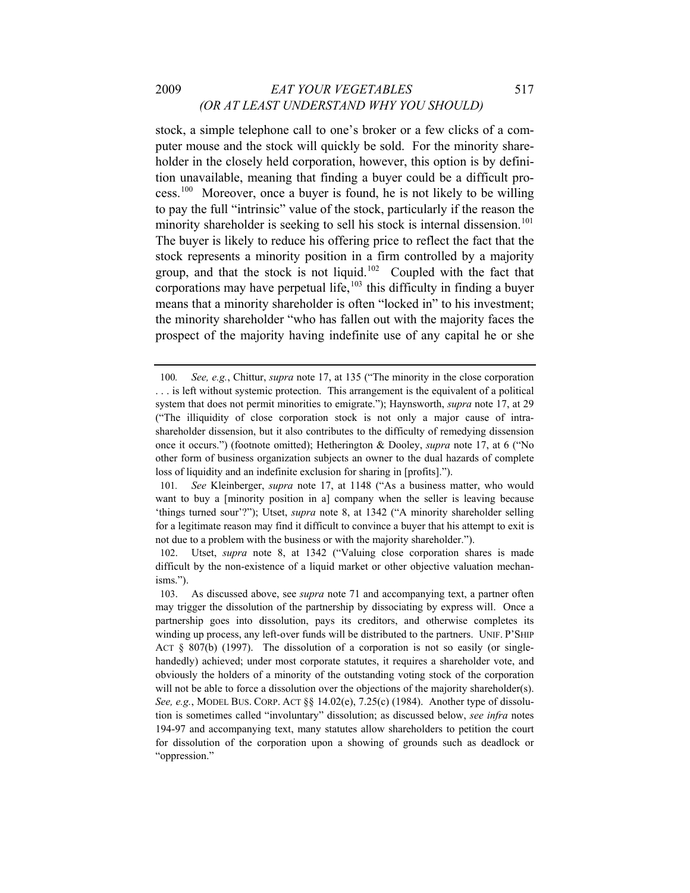stock, a simple telephone call to one's broker or a few clicks of a computer mouse and the stock will quickly be sold. For the minority shareholder in the closely held corporation, however, this option is by definition unavailable, meaning that finding a buyer could be a difficult process.[100] Moreover, once a buyer is found, he is not likely to be willing to pay the full "intrinsic" value of the stock, particularly if the reason the minority shareholder is seeking to sell his stock is internal dissension.[101] The buyer is likely to reduce his offering price to reflect the fact that the stock represents a minority position in a firm controlled by a majority group, and that the stock is not liquid.[102] Coupled with the fact that corporations may have perpetual life,[103] this difficulty in finding a buyer means that a minority shareholder is often "locked in" to his investment; the minority shareholder "who has fallen out with the majority faces the prospect of the majority having indefinite use of any capital he or she

---

100. *See, e.g.*, Chittur, *supra* note 17, at 135 ("The minority in the close corporation . . . is left without systemic protection. This arrangement is the equivalent of a political system that does not permit minorities to emigrate."); Haynsworth, *supra* note 17, at 29 ("The illiquidity of close corporation stock is not only a major cause of intra-shareholder dissension, but it also contributes to the difficulty of remedying dissension once it occurs.") (footnote omitted); Hetherington & Dooley, *supra* note 17, at 6 ("No other form of business organization subjects an owner to the dual hazards of complete loss of liquidity and an indefinite exclusion for sharing in [profits].").

101. *See* Kleinberger, *supra* note 17, at 1148 ("As a business matter, who would want to buy a [minority position in a] company when the seller is leaving because 'things turned sour'?"); Utset, *supra* note 8, at 1342 ("A minority shareholder selling for a legitimate reason may find it difficult to convince a buyer that his attempt to exit is not due to a problem with the business or with the majority shareholder.").

102. Utset, *supra* note 8, at 1342 ("Valuing close corporation shares is made difficult by the non-existence of a liquid market or other objective valuation mechanisms.").

103. As discussed above, see *supra* note 71 and accompanying text, a partner often may trigger the dissolution of the partnership by dissociating by express will. Once a partnership goes into dissolution, pays its creditors, and otherwise completes its winding up process, any left-over funds will be distributed to the partners. UNIF. P'SHIP ACT § 807(b) (1997). The dissolution of a corporation is not so easily (or single-handedly) achieved; under most corporate statutes, it requires a shareholder vote, and obviously the holders of a minority of the outstanding voting stock of the corporation will not be able to force a dissolution over the objections of the majority shareholder(s). *See, e.g.*, MODEL BUS. CORP. ACT §§ 14.02(e), 7.25(c) (1984). Another type of dissolution is sometimes called "involuntary" dissolution; as discussed below, *see infra* notes 194-97 and accompanying text, many statutes allow shareholders to petition the court for dissolution of the corporation upon a showing of grounds such as deadlock or "oppression."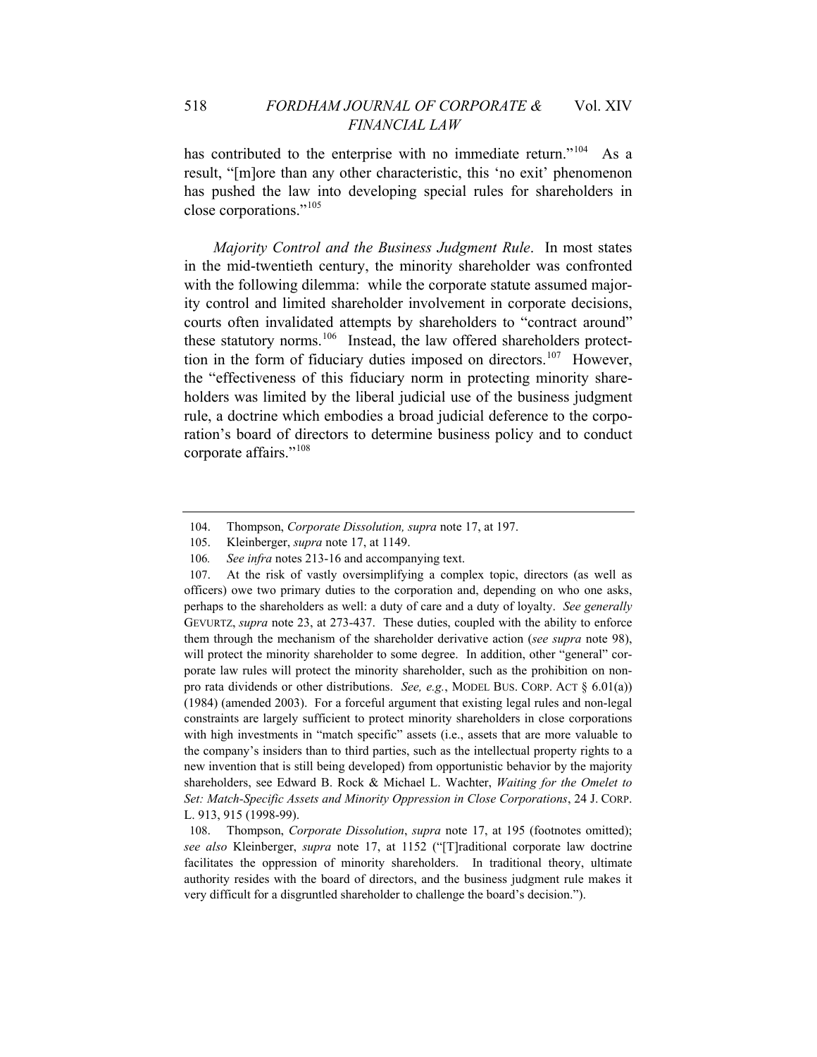has contributed to the enterprise with no immediate return."[104] As a result, "[m]ore than any other characteristic, this 'no exit' phenomenon has pushed the law into developing special rules for shareholders in close corporations."[105]

*Majority Control and the Business Judgment Rule*. In most states in the mid-twentieth century, the minority shareholder was confronted with the following dilemma: while the corporate statute assumed majority control and limited shareholder involvement in corporate decisions, courts often invalidated attempts by shareholders to "contract around" these statutory norms.[106] Instead, the law offered shareholders protecttion in the form of fiduciary duties imposed on directors.[107] However, the "effectiveness of this fiduciary norm in protecting minority shareholders was limited by the liberal judicial use of the business judgment rule, a doctrine which embodies a broad judicial deference to the corporation's board of directors to determine business policy and to conduct corporate affairs."[108]

---

104. Thompson, *Corporate Dissolution, supra* note 17, at 197.

105. Kleinberger, *supra* note 17, at 1149.

106. *See infra* notes 213-16 and accompanying text.

107. At the risk of vastly oversimplifying a complex topic, directors (as well as officers) owe two primary duties to the corporation and, depending on who one asks, perhaps to the shareholders as well: a duty of care and a duty of loyalty. *See generally* GEVURTZ, *supra* note 23, at 273-437. These duties, coupled with the ability to enforce them through the mechanism of the shareholder derivative action (*see supra* note 98), will protect the minority shareholder to some degree. In addition, other "general" corporate law rules will protect the minority shareholder, such as the prohibition on non-pro rata dividends or other distributions. *See, e.g.*, MODEL BUS. CORP. ACT § 6.01(a)) (1984) (amended 2003). For a forceful argument that existing legal rules and non-legal constraints are largely sufficient to protect minority shareholders in close corporations with high investments in "match specific" assets (i.e., assets that are more valuable to the company's insiders than to third parties, such as the intellectual property rights to a new invention that is still being developed) from opportunistic behavior by the majority shareholders, see Edward B. Rock & Michael L. Wachter, *Waiting for the Omelet to Set: Match-Specific Assets and Minority Oppression in Close Corporations*, 24 J. CORP. L. 913, 915 (1998-99).

108. Thompson, *Corporate Dissolution*, *supra* note 17, at 195 (footnotes omitted); *see also* Kleinberger, *supra* note 17, at 1152 ("[T]raditional corporate law doctrine facilitates the oppression of minority shareholders. In traditional theory, ultimate authority resides with the board of directors, and the business judgment rule makes it very difficult for a disgruntled shareholder to challenge the board's decision.").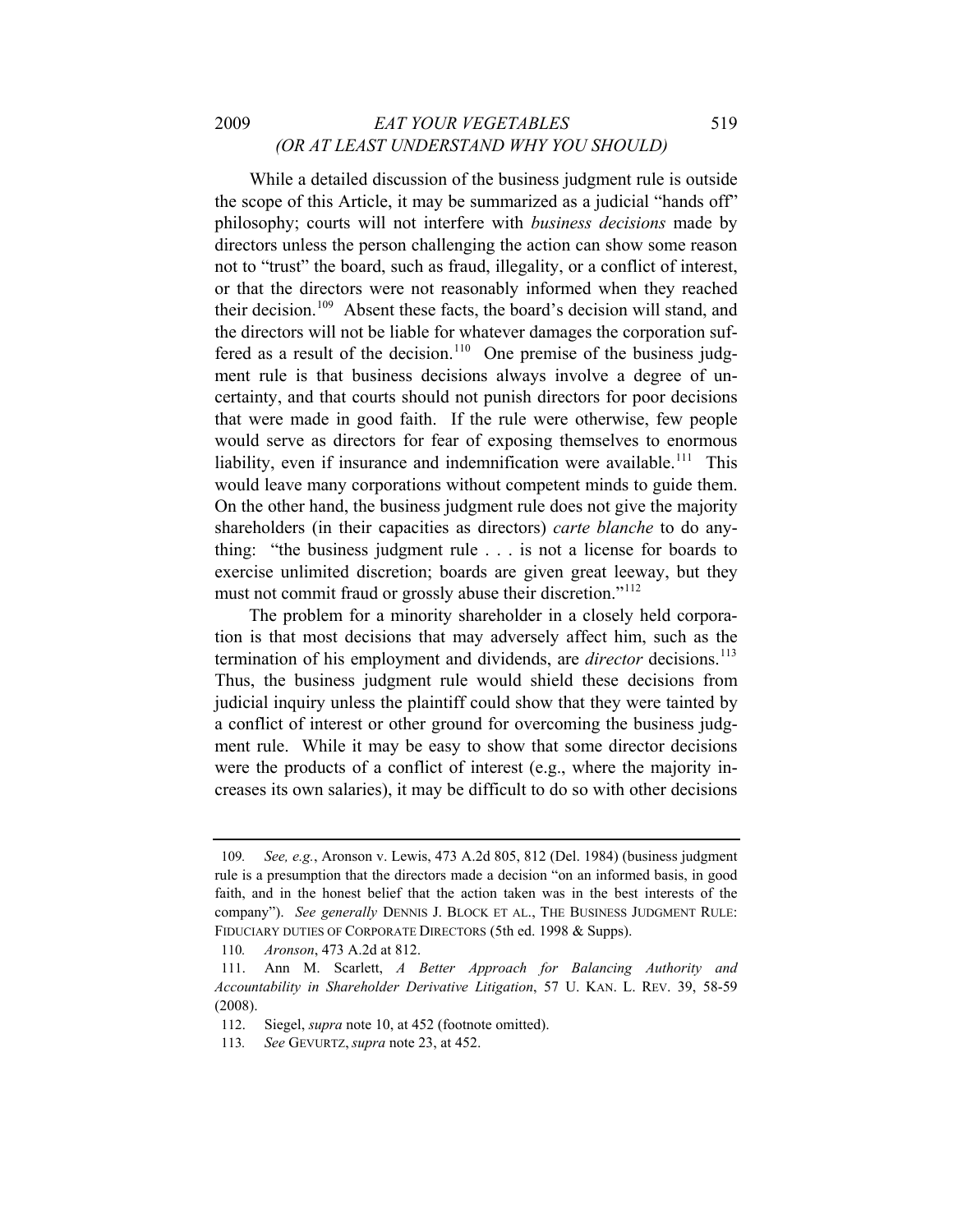While a detailed discussion of the business judgment rule is outside the scope of this Article, it may be summarized as a judicial "hands off" philosophy; courts will not interfere with *business decisions* made by directors unless the person challenging the action can show some reason not to "trust" the board, such as fraud, illegality, or a conflict of interest, or that the directors were not reasonably informed when they reached their decision.[109] Absent these facts, the board's decision will stand, and the directors will not be liable for whatever damages the corporation suffered as a result of the decision.[110] One premise of the business judgment rule is that business decisions always involve a degree of uncertainty, and that courts should not punish directors for poor decisions that were made in good faith. If the rule were otherwise, few people would serve as directors for fear of exposing themselves to enormous liability, even if insurance and indemnification were available.[111] This would leave many corporations without competent minds to guide them. On the other hand, the business judgment rule does not give the majority shareholders (in their capacities as directors) *carte blanche* to do anything: "the business judgment rule . . . is not a license for boards to exercise unlimited discretion; boards are given great leeway, but they must not commit fraud or grossly abuse their discretion."[112]

The problem for a minority shareholder in a closely held corporation is that most decisions that may adversely affect him, such as the termination of his employment and dividends, are *director* decisions.[113] Thus, the business judgment rule would shield these decisions from judicial inquiry unless the plaintiff could show that they were tainted by a conflict of interest or other ground for overcoming the business judgment rule. While it may be easy to show that some director decisions were the products of a conflict of interest (e.g., where the majority increases its own salaries), it may be difficult to do so with other decisions

---

109. *See, e.g.*, Aronson v. Lewis, 473 A.2d 805, 812 (Del. 1984) (business judgment rule is a presumption that the directors made a decision "on an informed basis, in good faith, and in the honest belief that the action taken was in the best interests of the company"). *See generally* DENNIS J. BLOCK ET AL., THE BUSINESS JUDGMENT RULE: FIDUCIARY DUTIES OF CORPORATE DIRECTORS (5th ed. 1998 & Supps).

110. *Aronson*, 473 A.2d at 812.

111. Ann M. Scarlett, *A Better Approach for Balancing Authority and Accountability in Shareholder Derivative Litigation*, 57 U. KAN. L. REV. 39, 58-59 (2008).

112. Siegel, *supra* note 10, at 452 (footnote omitted).

113. *See* GEVURTZ, *supra* note 23, at 452.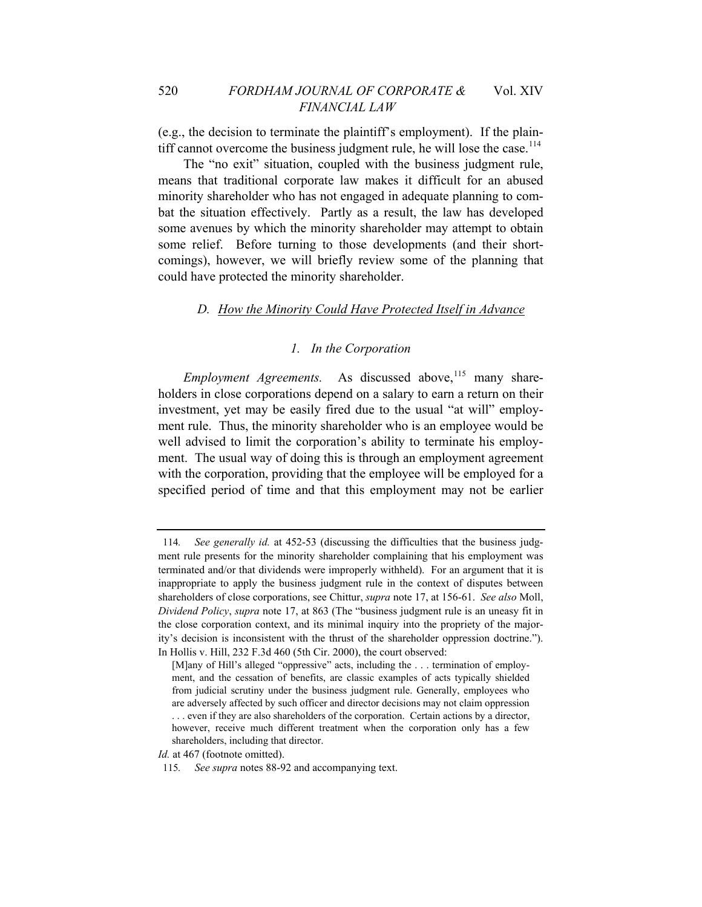(e.g., the decision to terminate the plaintiff's employment). If the plaintiff cannot overcome the business judgment rule, he will lose the case.[114]

The "no exit" situation, coupled with the business judgment rule, means that traditional corporate law makes it difficult for an abused minority shareholder who has not engaged in adequate planning to combat the situation effectively. Partly as a result, the law has developed some avenues by which the minority shareholder may attempt to obtain some relief. Before turning to those developments (and their shortcomings), however, we will briefly review some of the planning that could have protected the minority shareholder.

### D. How the Minority Could Have Protected Itself in Advance

#### 1. In the Corporation

*Employment Agreements.* As discussed above,[115] many shareholders in close corporations depend on a salary to earn a return on their investment, yet may be easily fired due to the usual "at will" employment rule. Thus, the minority shareholder who is an employee would be well advised to limit the corporation's ability to terminate his employment. The usual way of doing this is through an employment agreement with the corporation, providing that the employee will be employed for a specified period of time and that this employment may not be earlier

---

114. *See generally id.* at 452-53 (discussing the difficulties that the business judgment rule presents for the minority shareholder complaining that his employment was terminated and/or that dividends were improperly withheld). For an argument that it is inappropriate to apply the business judgment rule in the context of disputes between shareholders of close corporations, see Chittur, *supra* note 17, at 156-61. *See also* Moll, *Dividend Policy*, *supra* note 17, at 863 (The "business judgment rule is an uneasy fit in the close corporation context, and its minimal inquiry into the propriety of the majority's decision is inconsistent with the thrust of the shareholder oppression doctrine."). In Hollis v. Hill, 232 F.3d 460 (5th Cir. 2000), the court observed:

> [M]any of Hill's alleged "oppressive" acts, including the . . . termination of employment, and the cessation of benefits, are classic examples of acts typically shielded from judicial scrutiny under the business judgment rule. Generally, employees who are adversely affected by such officer and director decisions may not claim oppression . . . even if they are also shareholders of the corporation. Certain actions by a director, however, receive much different treatment when the corporation only has a few shareholders, including that director.

*Id.* at 467 (footnote omitted).

115. *See supra* notes 88-92 and accompanying text.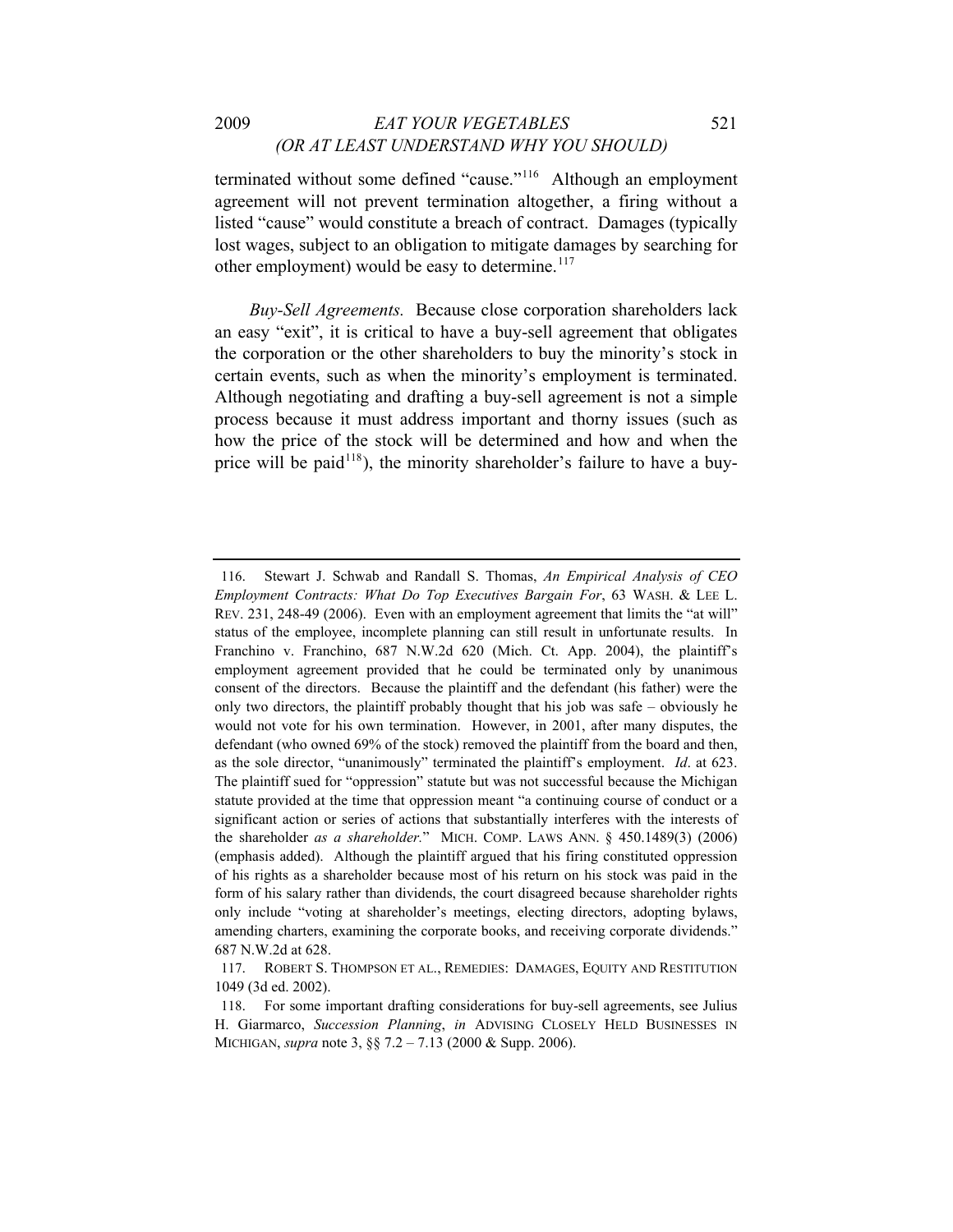terminated without some defined "cause."[116] Although an employment agreement will not prevent termination altogether, a firing without a listed "cause" would constitute a breach of contract. Damages (typically lost wages, subject to an obligation to mitigate damages by searching for other employment) would be easy to determine.[117]

*Buy-Sell Agreements.* Because close corporation shareholders lack an easy "exit", it is critical to have a buy-sell agreement that obligates the corporation or the other shareholders to buy the minority's stock in certain events, such as when the minority's employment is terminated. Although negotiating and drafting a buy-sell agreement is not a simple process because it must address important and thorny issues (such as how the price of the stock will be determined and how and when the price will be paid[118]), the minority shareholder's failure to have a buy-

---

116. Stewart J. Schwab and Randall S. Thomas, *An Empirical Analysis of CEO Employment Contracts: What Do Top Executives Bargain For*, 63 WASH. & LEE L. REV. 231, 248-49 (2006). Even with an employment agreement that limits the "at will" status of the employee, incomplete planning can still result in unfortunate results. In Franchino v. Franchino, 687 N.W.2d 620 (Mich. Ct. App. 2004), the plaintiff's employment agreement provided that he could be terminated only by unanimous consent of the directors. Because the plaintiff and the defendant (his father) were the only two directors, the plaintiff probably thought that his job was safe – obviously he would not vote for his own termination. However, in 2001, after many disputes, the defendant (who owned 69% of the stock) removed the plaintiff from the board and then, as the sole director, "unanimously" terminated the plaintiff's employment. *Id*. at 623. The plaintiff sued for "oppression" statute but was not successful because the Michigan statute provided at the time that oppression meant "a continuing course of conduct or a significant action or series of actions that substantially interferes with the interests of the shareholder *as a shareholder*." MICH. COMP. LAWS ANN. § 450.1489(3) (2006) (emphasis added). Although the plaintiff argued that his firing constituted oppression of his rights as a shareholder because most of his return on his stock was paid in the form of his salary rather than dividends, the court disagreed because shareholder rights only include "voting at shareholder's meetings, electing directors, adopting bylaws, amending charters, examining the corporate books, and receiving corporate dividends." 687 N.W.2d at 628.

117. ROBERT S. THOMPSON ET AL., REMEDIES: DAMAGES, EQUITY AND RESTITUTION 1049 (3d ed. 2002).

118. For some important drafting considerations for buy-sell agreements, see Julius H. Giarmarco, *Succession Planning*, *in* ADVISING CLOSELY HELD BUSINESSES IN MICHIGAN, *supra* note 3, §§ 7.2 – 7.13 (2000 & Supp. 2006).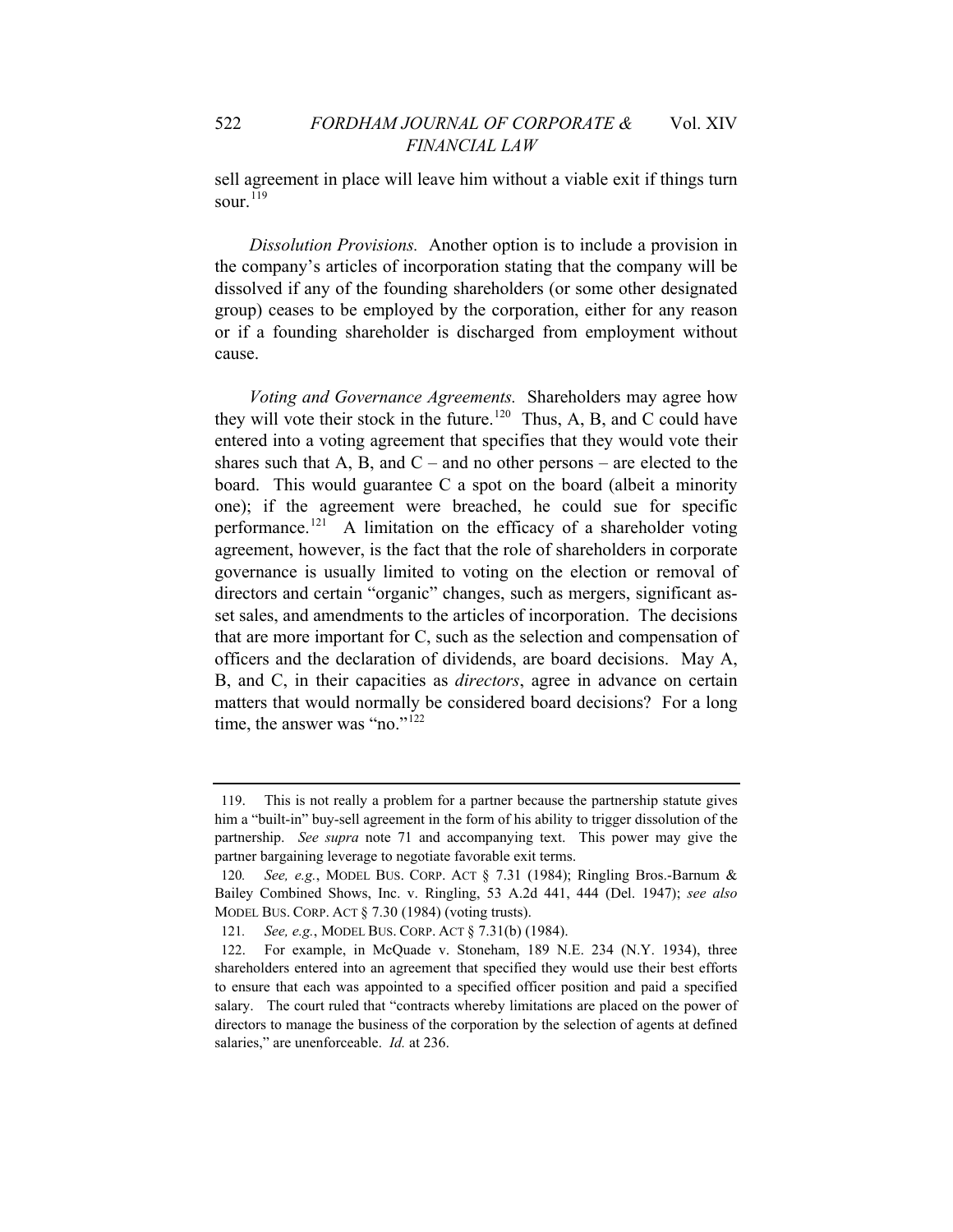sell agreement in place will leave him without a viable exit if things turn sour.[119]

*Dissolution Provisions.* Another option is to include a provision in the company's articles of incorporation stating that the company will be dissolved if any of the founding shareholders (or some other designated group) ceases to be employed by the corporation, either for any reason or if a founding shareholder is discharged from employment without cause.

*Voting and Governance Agreements.* Shareholders may agree how they will vote their stock in the future.[120] Thus, A, B, and C could have entered into a voting agreement that specifies that they would vote their shares such that A, B, and C – and no other persons – are elected to the board. This would guarantee C a spot on the board (albeit a minority one); if the agreement were breached, he could sue for specific performance.[121] A limitation on the efficacy of a shareholder voting agreement, however, is the fact that the role of shareholders in corporate governance is usually limited to voting on the election or removal of directors and certain "organic" changes, such as mergers, significant asset sales, and amendments to the articles of incorporation. The decisions that are more important for C, such as the selection and compensation of officers and the declaration of dividends, are board decisions. May A, B, and C, in their capacities as *directors*, agree in advance on certain matters that would normally be considered board decisions? For a long time, the answer was "no."[122]

---

119. This is not really a problem for a partner because the partnership statute gives him a "built-in" buy-sell agreement in the form of his ability to trigger dissolution of the partnership. *See supra* note 71 and accompanying text. This power may give the partner bargaining leverage to negotiate favorable exit terms.

120. *See, e.g.*, MODEL BUS. CORP. ACT § 7.31 (1984); Ringling Bros.-Barnum & Bailey Combined Shows, Inc. v. Ringling, 53 A.2d 441, 444 (Del. 1947); *see also* MODEL BUS. CORP. ACT § 7.30 (1984) (voting trusts).

121. *See, e.g.*, MODEL BUS. CORP. ACT § 7.31(b) (1984).

122. For example, in McQuade v. Stoneham, 189 N.E. 234 (N.Y. 1934), three shareholders entered into an agreement that specified they would use their best efforts to ensure that each was appointed to a specified officer position and paid a specified salary. The court ruled that "contracts whereby limitations are placed on the power of directors to manage the business of the corporation by the selection of agents at defined salaries," are unenforceable. *Id.* at 236.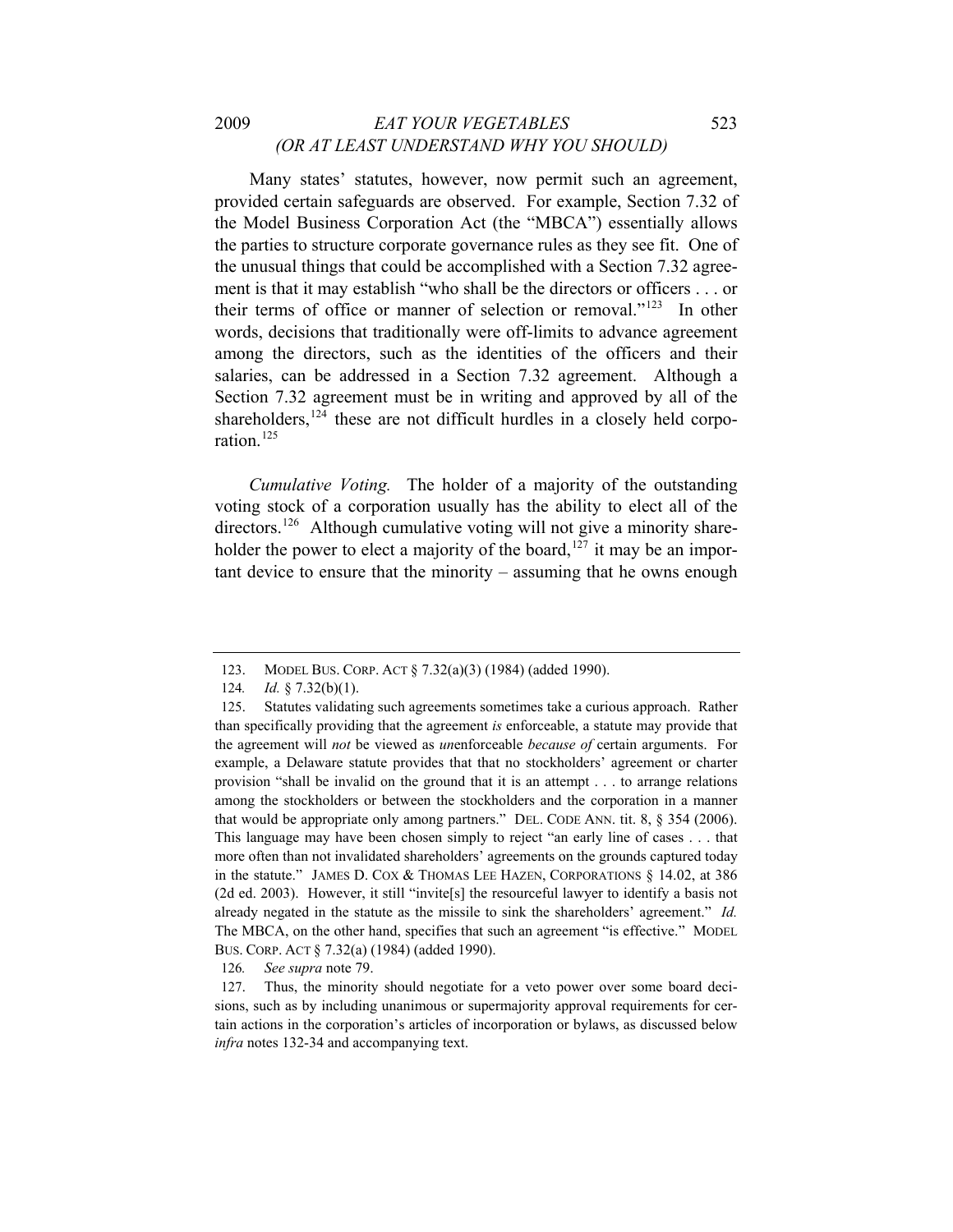Many states' statutes, however, now permit such an agreement, provided certain safeguards are observed. For example, Section 7.32 of the Model Business Corporation Act (the "MBCA") essentially allows the parties to structure corporate governance rules as they see fit. One of the unusual things that could be accomplished with a Section 7.32 agreement is that it may establish "who shall be the directors or officers . . . or their terms of office or manner of selection or removal."[123] In other words, decisions that traditionally were off-limits to advance agreement among the directors, such as the identities of the officers and their salaries, can be addressed in a Section 7.32 agreement. Although a Section 7.32 agreement must be in writing and approved by all of the shareholders,[124] these are not difficult hurdles in a closely held corporation.[125]

*Cumulative Voting.* The holder of a majority of the outstanding voting stock of a corporation usually has the ability to elect all of the directors.[126] Although cumulative voting will not give a minority shareholder the power to elect a majority of the board,[127] it may be an important device to ensure that the minority – assuming that he owns enough

---

123. MODEL BUS. CORP. ACT § 7.32(a)(3) (1984) (added 1990).

124. *Id.* § 7.32(b)(1).

125. Statutes validating such agreements sometimes take a curious approach. Rather than specifically providing that the agreement *is* enforceable, a statute may provide that the agreement will *not* be viewed as *un*enforceable *because of* certain arguments. For example, a Delaware statute provides that that no stockholders' agreement or charter provision "shall be invalid on the ground that it is an attempt . . . to arrange relations among the stockholders or between the stockholders and the corporation in a manner that would be appropriate only among partners." DEL. CODE ANN. tit. 8, § 354 (2006). This language may have been chosen simply to reject "an early line of cases . . . that more often than not invalidated shareholders' agreements on the grounds captured today in the statute." JAMES D. COX & THOMAS LEE HAZEN, CORPORATIONS § 14.02, at 386 (2d ed. 2003). However, it still "invite[s] the resourceful lawyer to identify a basis not already negated in the statute as the missile to sink the shareholders' agreement." *Id.* The MBCA, on the other hand, specifies that such an agreement "is effective." MODEL BUS. CORP. ACT § 7.32(a) (1984) (added 1990).

126. *See supra* note 79.

127. Thus, the minority should negotiate for a veto power over some board decisions, such as by including unanimous or supermajority approval requirements for certain actions in the corporation's articles of incorporation or bylaws, as discussed below *infra* notes 132-34 and accompanying text.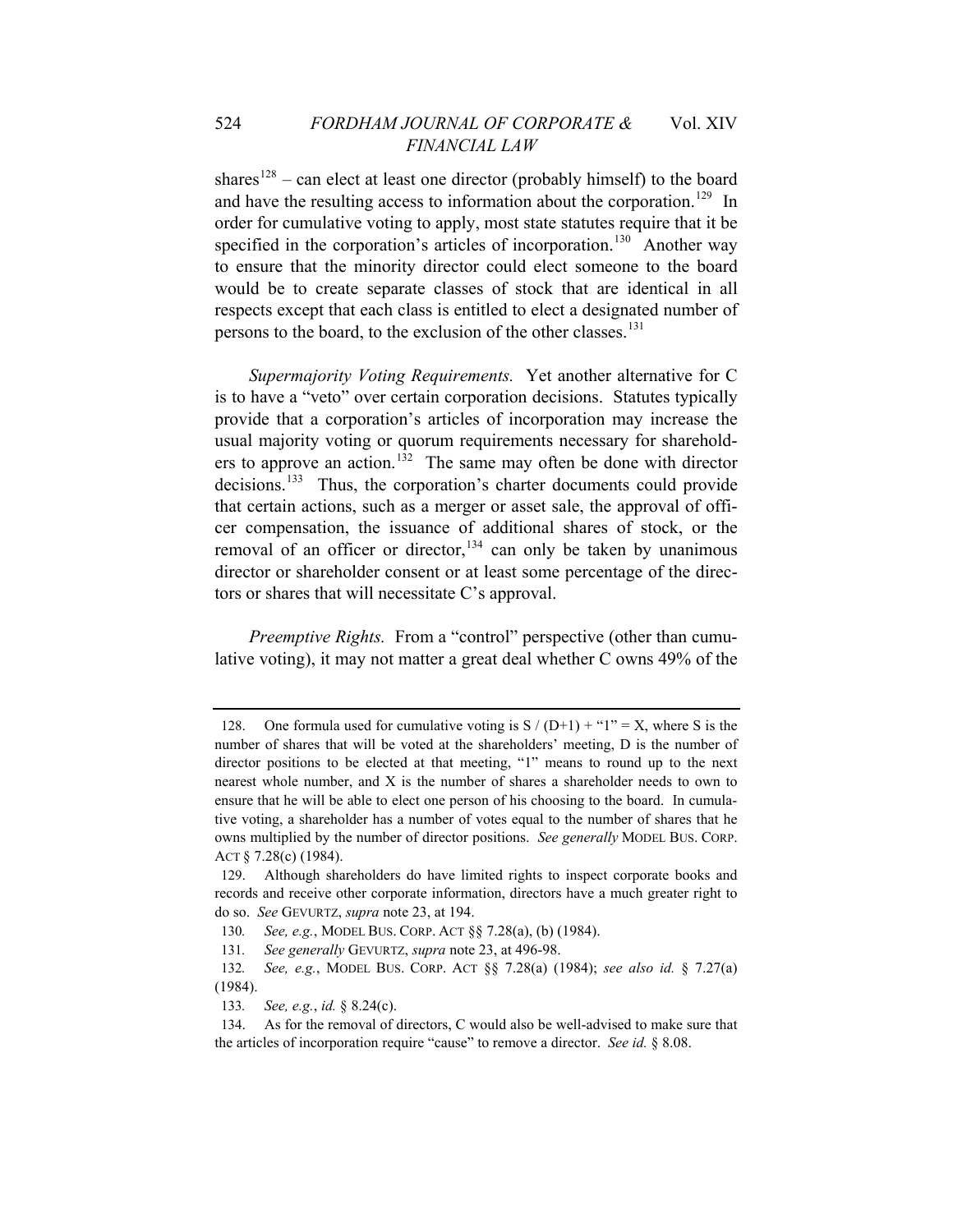shares[128] – can elect at least one director (probably himself) to the board and have the resulting access to information about the corporation.[129] In order for cumulative voting to apply, most state statutes require that it be specified in the corporation's articles of incorporation.[130] Another way to ensure that the minority director could elect someone to the board would be to create separate classes of stock that are identical in all respects except that each class is entitled to elect a designated number of persons to the board, to the exclusion of the other classes.[131]

*Supermajority Voting Requirements.* Yet another alternative for C is to have a "veto" over certain corporation decisions. Statutes typically provide that a corporation's articles of incorporation may increase the usual majority voting or quorum requirements necessary for shareholders to approve an action.[132] The same may often be done with director decisions.[133] Thus, the corporation's charter documents could provide that certain actions, such as a merger or asset sale, the approval of officer compensation, the issuance of additional shares of stock, or the removal of an officer or director,[134] can only be taken by unanimous director or shareholder consent or at least some percentage of the directors or shares that will necessitate C's approval.

*Preemptive Rights.* From a "control" perspective (other than cumulative voting), it may not matter a great deal whether C owns 49% of the

---

128. One formula used for cumulative voting is S / (D+1) + "1" = X, where S is the number of shares that will be voted at the shareholders' meeting, D is the number of director positions to be elected at that meeting, "1" means to round up to the next nearest whole number, and X is the number of shares a shareholder needs to own to ensure that he will be able to elect one person of his choosing to the board. In cumulative voting, a shareholder has a number of votes equal to the number of shares that he owns multiplied by the number of director positions. *See generally* MODEL BUS. CORP. ACT § 7.28(c) (1984).

129. Although shareholders do have limited rights to inspect corporate books and records and receive other corporate information, directors have a much greater right to do so. *See* GEVURTZ, *supra* note 23, at 194.

130. *See, e.g.*, MODEL BUS. CORP. ACT §§ 7.28(a), (b) (1984).

131. *See generally* GEVURTZ, *supra* note 23, at 496-98.

132. *See, e.g.*, MODEL BUS. CORP. ACT §§ 7.28(a) (1984); *see also id.* § 7.27(a) (1984).

133. *See, e.g.*, *id.* § 8.24(c).

134. As for the removal of directors, C would also be well-advised to make sure that the articles of incorporation require "cause" to remove a director. *See id.* § 8.08.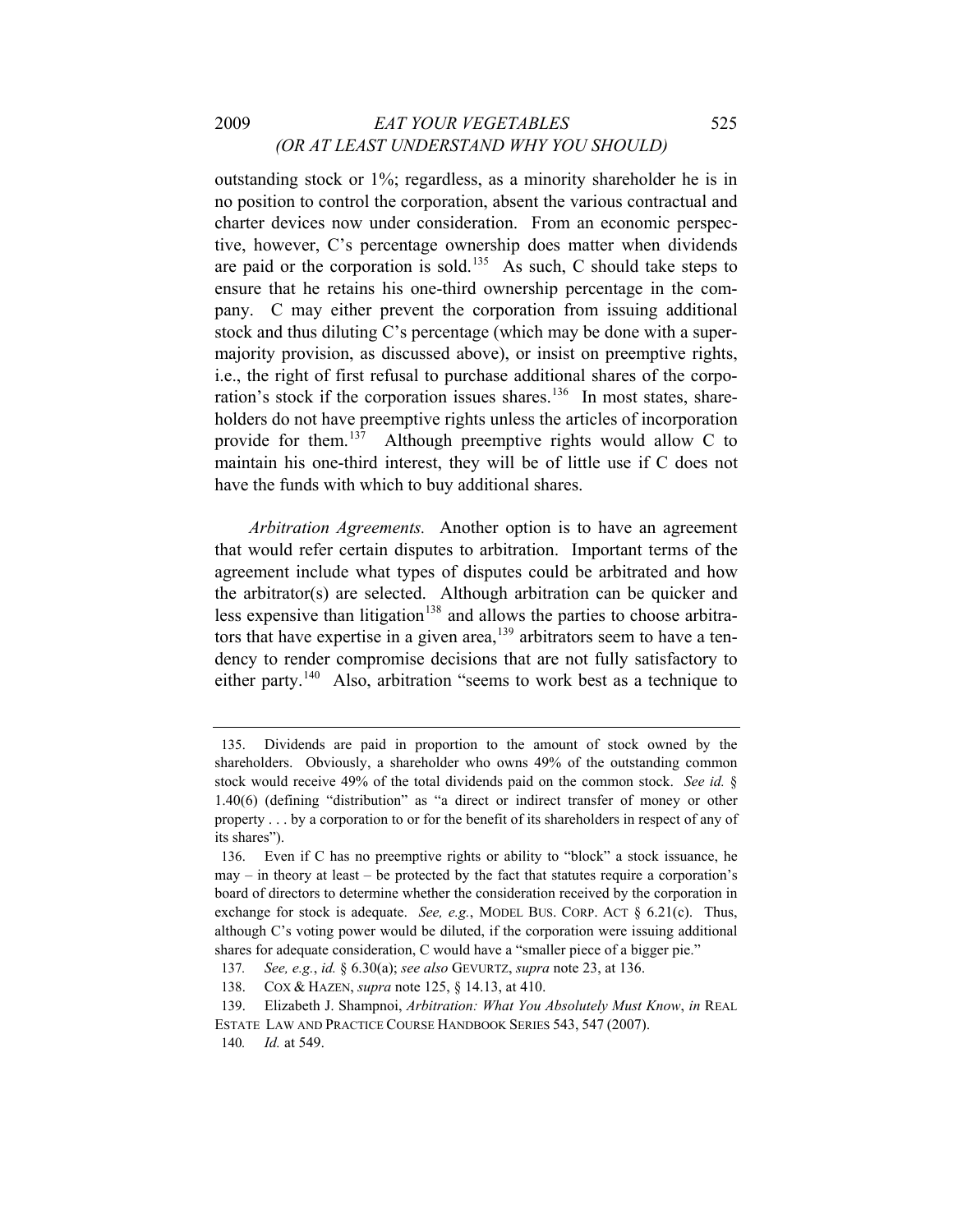outstanding stock or 1%; regardless, as a minority shareholder he is in no position to control the corporation, absent the various contractual and charter devices now under consideration. From an economic perspective, however, C's percentage ownership does matter when dividends are paid or the corporation is sold.[135] As such, C should take steps to ensure that he retains his one-third ownership percentage in the company. C may either prevent the corporation from issuing additional stock and thus diluting C's percentage (which may be done with a supermajority provision, as discussed above), or insist on preemptive rights, i.e., the right of first refusal to purchase additional shares of the corporation's stock if the corporation issues shares.[136] In most states, shareholders do not have preemptive rights unless the articles of incorporation provide for them.[137] Although preemptive rights would allow C to maintain his one-third interest, they will be of little use if C does not have the funds with which to buy additional shares.

*Arbitration Agreements.* Another option is to have an agreement that would refer certain disputes to arbitration. Important terms of the agreement include what types of disputes could be arbitrated and how the arbitrator(s) are selected. Although arbitration can be quicker and less expensive than litigation[138] and allows the parties to choose arbitrators that have expertise in a given area,[139] arbitrators seem to have a tendency to render compromise decisions that are not fully satisfactory to either party.[140] Also, arbitration "seems to work best as a technique to

---

135. Dividends are paid in proportion to the amount of stock owned by the shareholders. Obviously, a shareholder who owns 49% of the outstanding common stock would receive 49% of the total dividends paid on the common stock. *See id.* § 1.40(6) (defining "distribution" as "a direct or indirect transfer of money or other property . . . by a corporation to or for the benefit of its shareholders in respect of any of its shares").

136. Even if C has no preemptive rights or ability to "block" a stock issuance, he may – in theory at least – be protected by the fact that statutes require a corporation's board of directors to determine whether the consideration received by the corporation in exchange for stock is adequate. *See, e.g.*, MODEL BUS. CORP. ACT § 6.21(c). Thus, although C's voting power would be diluted, if the corporation were issuing additional shares for adequate consideration, C would have a "smaller piece of a bigger pie."

137. *See, e.g.*, *id.* § 6.30(a); *see also* GEVURTZ, *supra* note 23, at 136.

138. COX & HAZEN, *supra* note 125, § 14.13, at 410.

139. Elizabeth J. Shampnoi, *Arbitration: What You Absolutely Must Know*, *in* REAL ESTATE LAW AND PRACTICE COURSE HANDBOOK SERIES 543, 547 (2007).

140. *Id.* at 549.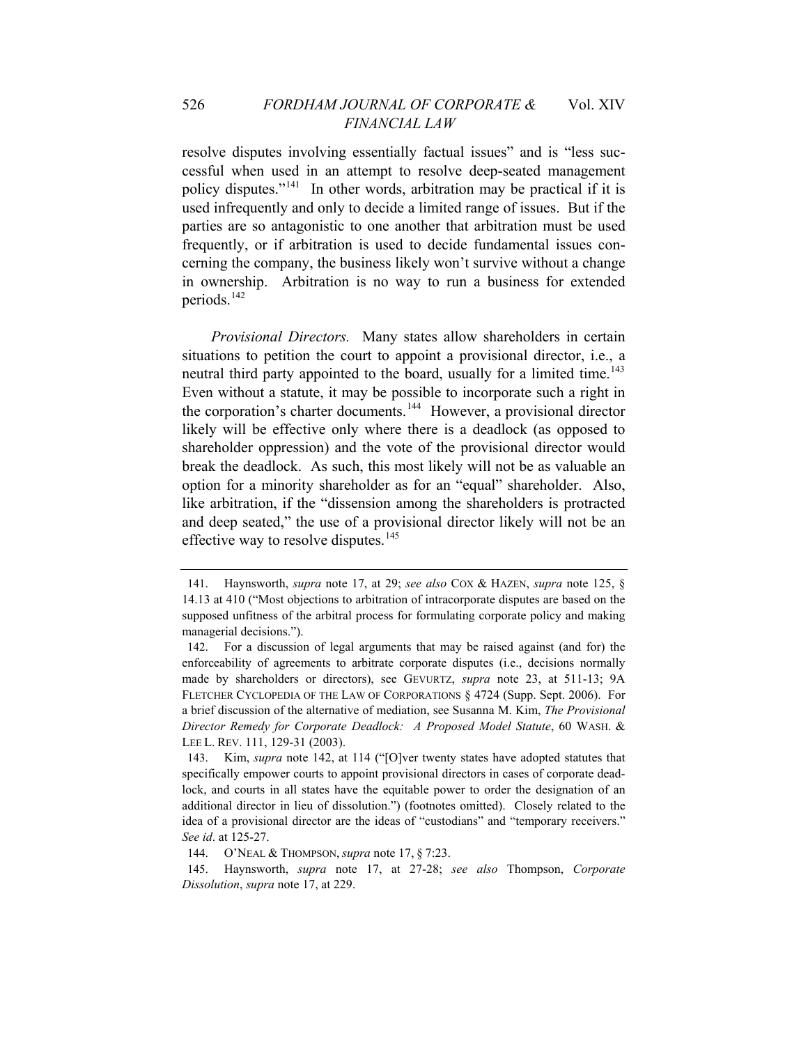resolve disputes involving essentially factual issues" and is "less successful when used in an attempt to resolve deep-seated management policy disputes."[141] In other words, arbitration may be practical if it is used infrequently and only to decide a limited range of issues. But if the parties are so antagonistic to one another that arbitration must be used frequently, or if arbitration is used to decide fundamental issues concerning the company, the business likely won't survive without a change in ownership. Arbitration is no way to run a business for extended periods.[142]

*Provisional Directors.* Many states allow shareholders in certain situations to petition the court to appoint a provisional director, i.e., a neutral third party appointed to the board, usually for a limited time.[143] Even without a statute, it may be possible to incorporate such a right in the corporation's charter documents.[144] However, a provisional director likely will be effective only where there is a deadlock (as opposed to shareholder oppression) and the vote of the provisional director would break the deadlock. As such, this most likely will not be as valuable an option for a minority shareholder as for an "equal" shareholder. Also, like arbitration, if the "dissension among the shareholders is protracted and deep seated," the use of a provisional director likely will not be an effective way to resolve disputes.[145]

---

141. Haynsworth, *supra* note 17, at 29; *see also* COX & HAZEN, *supra* note 125, § 14.13 at 410 ("Most objections to arbitration of intracorporate disputes are based on the supposed unfitness of the arbitral process for formulating corporate policy and making managerial decisions.").

142. For a discussion of legal arguments that may be raised against (and for) the enforceability of agreements to arbitrate corporate disputes (i.e., decisions normally made by shareholders or directors), see GEVURTZ, *supra* note 23, at 511-13; 9A FLETCHER CYCLOPEDIA OF THE LAW OF CORPORATIONS § 4724 (Supp. Sept. 2006). For a brief discussion of the alternative of mediation, see Susanna M. Kim, *The Provisional Director Remedy for Corporate Deadlock: A Proposed Model Statute*, 60 WASH. & LEE L. REV. 111, 129-31 (2003).

143. Kim, *supra* note 142, at 114 ("[O]ver twenty states have adopted statutes that specifically empower courts to appoint provisional directors in cases of corporate deadlock, and courts in all states have the equitable power to order the designation of an additional director in lieu of dissolution.") (footnotes omitted). Closely related to the idea of a provisional director are the ideas of "custodians" and "temporary receivers." *See id*. at 125-27.

144. O'NEAL & THOMPSON, *supra* note 17, § 7:23.

145. Haynsworth, *supra* note 17, at 27-28; *see also* Thompson, *Corporate Dissolution*, *supra* note 17, at 229.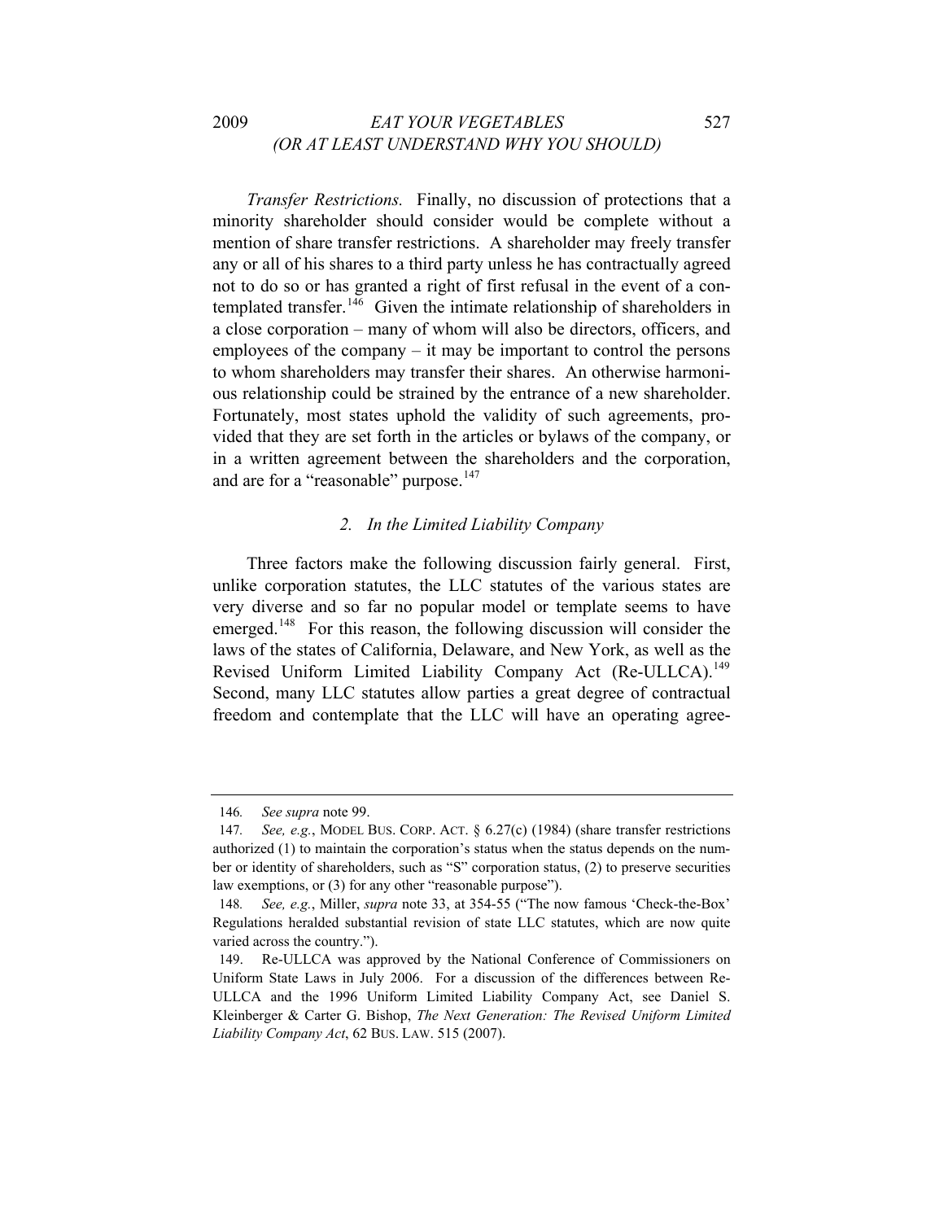*Transfer Restrictions.* Finally, no discussion of protections that a minority shareholder should consider would be complete without a mention of share transfer restrictions. A shareholder may freely transfer any or all of his shares to a third party unless he has contractually agreed not to do so or has granted a right of first refusal in the event of a contemplated transfer.[146] Given the intimate relationship of shareholders in a close corporation – many of whom will also be directors, officers, and employees of the company – it may be important to control the persons to whom shareholders may transfer their shares. An otherwise harmonious relationship could be strained by the entrance of a new shareholder. Fortunately, most states uphold the validity of such agreements, provided that they are set forth in the articles or bylaws of the company, or in a written agreement between the shareholders and the corporation, and are for a "reasonable" purpose.[147]

### *2. In the Limited Liability Company*

Three factors make the following discussion fairly general. First, unlike corporation statutes, the LLC statutes of the various states are very diverse and so far no popular model or template seems to have emerged.[148] For this reason, the following discussion will consider the laws of the states of California, Delaware, and New York, as well as the Revised Uniform Limited Liability Company Act (Re-ULLCA).[149] Second, many LLC statutes allow parties a great degree of contractual freedom and contemplate that the LLC will have an operating agree-

---

146. *See supra* note 99.

147. *See, e.g.*, MODEL BUS. CORP. ACT. § 6.27(c) (1984) (share transfer restrictions authorized (1) to maintain the corporation's status when the status depends on the number or identity of shareholders, such as "S" corporation status, (2) to preserve securities law exemptions, or (3) for any other "reasonable purpose").

148. *See, e.g.*, Miller, *supra* note 33, at 354-55 ("The now famous 'Check-the-Box' Regulations heralded substantial revision of state LLC statutes, which are now quite varied across the country.").

149. Re-ULLCA was approved by the National Conference of Commissioners on Uniform State Laws in July 2006. For a discussion of the differences between Re-ULLCA and the 1996 Uniform Limited Liability Company Act, see Daniel S. Kleinberger & Carter G. Bishop, *The Next Generation: The Revised Uniform Limited Liability Company Act*, 62 BUS. LAW. 515 (2007).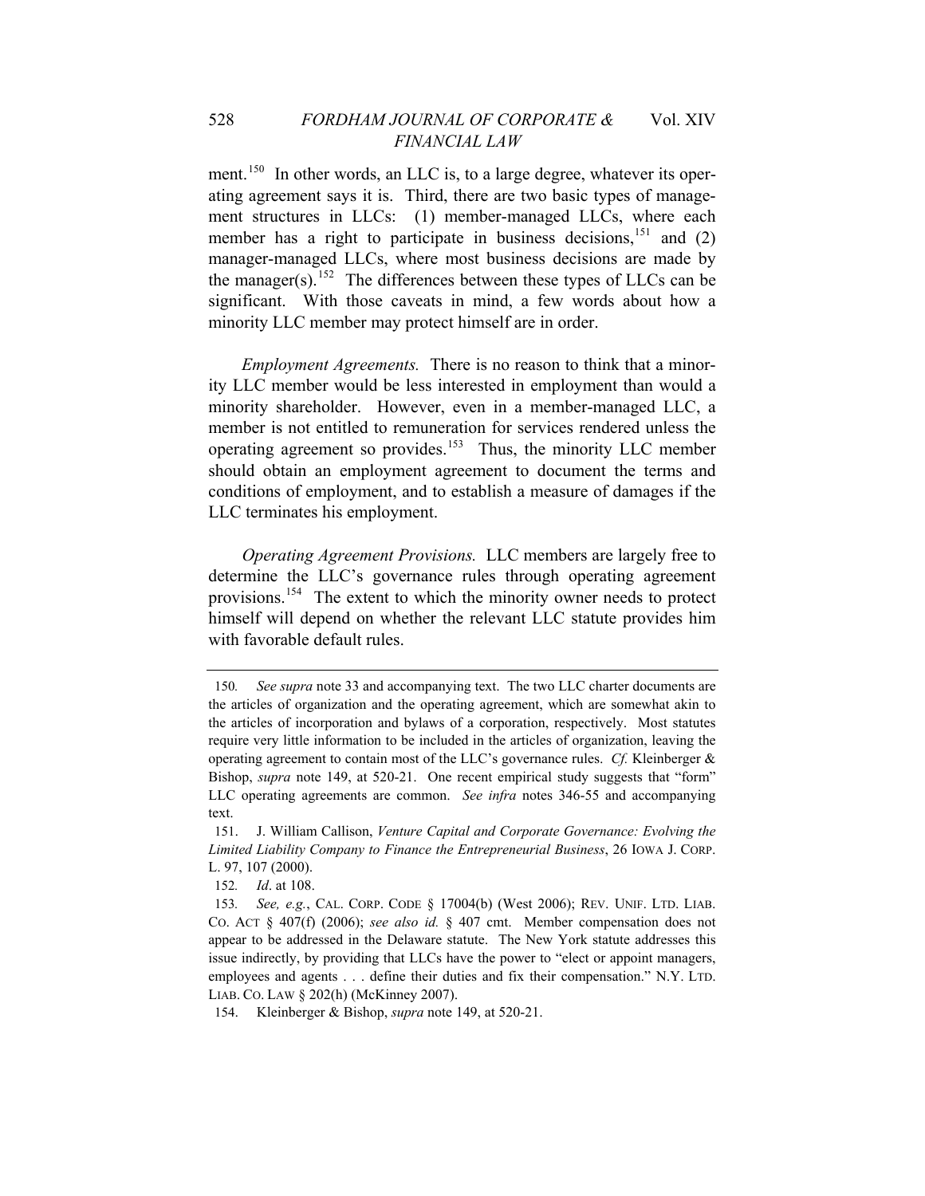ment.[150] In other words, an LLC is, to a large degree, whatever its operating agreement says it is. Third, there are two basic types of management structures in LLCs: (1) member-managed LLCs, where each member has a right to participate in business decisions,[151] and (2) manager-managed LLCs, where most business decisions are made by the manager(s).[152] The differences between these types of LLCs can be significant. With those caveats in mind, a few words about how a minority LLC member may protect himself are in order.

*Employment Agreements.* There is no reason to think that a minority LLC member would be less interested in employment than would a minority shareholder. However, even in a member-managed LLC, a member is not entitled to remuneration for services rendered unless the operating agreement so provides.[153] Thus, the minority LLC member should obtain an employment agreement to document the terms and conditions of employment, and to establish a measure of damages if the LLC terminates his employment.

*Operating Agreement Provisions.* LLC members are largely free to determine the LLC's governance rules through operating agreement provisions.[154] The extent to which the minority owner needs to protect himself will depend on whether the relevant LLC statute provides him with favorable default rules.

---

150. *See supra* note 33 and accompanying text. The two LLC charter documents are the articles of organization and the operating agreement, which are somewhat akin to the articles of incorporation and bylaws of a corporation, respectively. Most statutes require very little information to be included in the articles of organization, leaving the operating agreement to contain most of the LLC's governance rules. *Cf.* Kleinberger & Bishop, *supra* note 149, at 520-21. One recent empirical study suggests that "form" LLC operating agreements are common. *See infra* notes 346-55 and accompanying text.

151. J. William Callison, *Venture Capital and Corporate Governance: Evolving the Limited Liability Company to Finance the Entrepreneurial Business*, 26 IOWA J. CORP. L. 97, 107 (2000).

152. *Id*. at 108.

153. *See, e.g.*, CAL. CORP. CODE § 17004(b) (West 2006); REV. UNIF. LTD. LIAB. CO. ACT § 407(f) (2006); *see also id.* § 407 cmt. Member compensation does not appear to be addressed in the Delaware statute. The New York statute addresses this issue indirectly, by providing that LLCs have the power to "elect or appoint managers, employees and agents . . . define their duties and fix their compensation." N.Y. LTD. LIAB. CO. LAW § 202(h) (McKinney 2007).

154. Kleinberger & Bishop, *supra* note 149, at 520-21.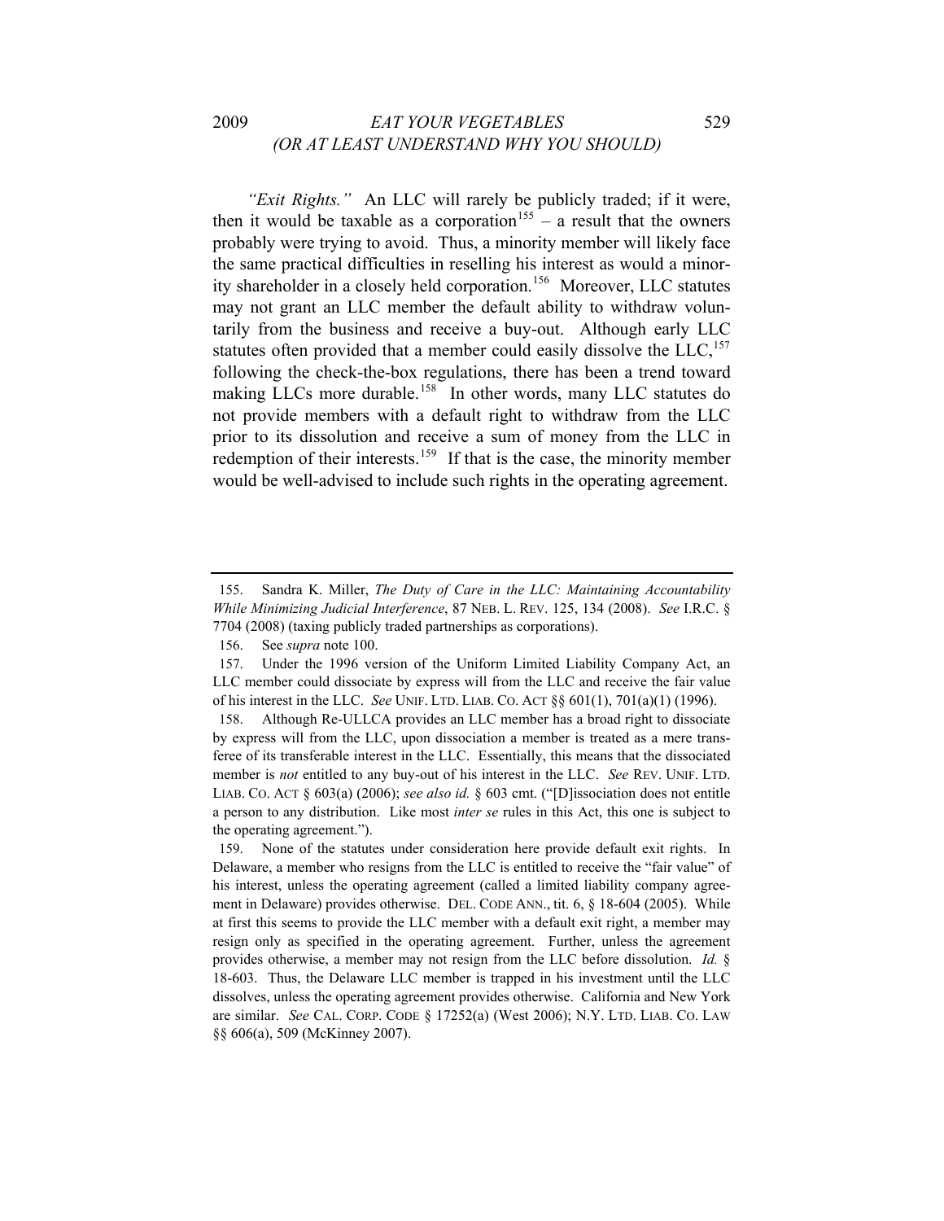*"Exit Rights."* An LLC will rarely be publicly traded; if it were, then it would be taxable as a corporation[155] – a result that the owners probably were trying to avoid. Thus, a minority member will likely face the same practical difficulties in reselling his interest as would a minority shareholder in a closely held corporation.[156] Moreover, LLC statutes may not grant an LLC member the default ability to withdraw voluntarily from the business and receive a buy-out. Although early LLC statutes often provided that a member could easily dissolve the LLC,[157] following the check-the-box regulations, there has been a trend toward making LLCs more durable.[158] In other words, many LLC statutes do not provide members with a default right to withdraw from the LLC prior to its dissolution and receive a sum of money from the LLC in redemption of their interests.[159] If that is the case, the minority member would be well-advised to include such rights in the operating agreement.

---

155. Sandra K. Miller, *The Duty of Care in the LLC: Maintaining Accountability While Minimizing Judicial Interference*, 87 NEB. L. REV. 125, 134 (2008). *See* I.R.C. § 7704 (2008) (taxing publicly traded partnerships as corporations).

156. See *supra* note 100.

157. Under the 1996 version of the Uniform Limited Liability Company Act, an LLC member could dissociate by express will from the LLC and receive the fair value of his interest in the LLC. *See* UNIF. LTD. LIAB. CO. ACT §§ 601(1), 701(a)(1) (1996).

158. Although Re-ULLCA provides an LLC member has a broad right to dissociate by express will from the LLC, upon dissociation a member is treated as a mere transferee of its transferable interest in the LLC. Essentially, this means that the dissociated member is *not* entitled to any buy-out of his interest in the LLC. *See* REV. UNIF. LTD. LIAB. CO. ACT § 603(a) (2006); *see also id.* § 603 cmt. ("[D]issociation does not entitle a person to any distribution. Like most *inter se* rules in this Act, this one is subject to the operating agreement.").

159. None of the statutes under consideration here provide default exit rights. In Delaware, a member who resigns from the LLC is entitled to receive the "fair value" of his interest, unless the operating agreement (called a limited liability company agreement in Delaware) provides otherwise. DEL. CODE ANN., tit. 6, § 18-604 (2005). While at first this seems to provide the LLC member with a default exit right, a member may resign only as specified in the operating agreement. Further, unless the agreement provides otherwise, a member may not resign from the LLC before dissolution. *Id.* § 18-603. Thus, the Delaware LLC member is trapped in his investment until the LLC dissolves, unless the operating agreement provides otherwise. California and New York are similar. *See* CAL. CORP. CODE § 17252(a) (West 2006); N.Y. LTD. LIAB. CO. LAW §§ 606(a), 509 (McKinney 2007).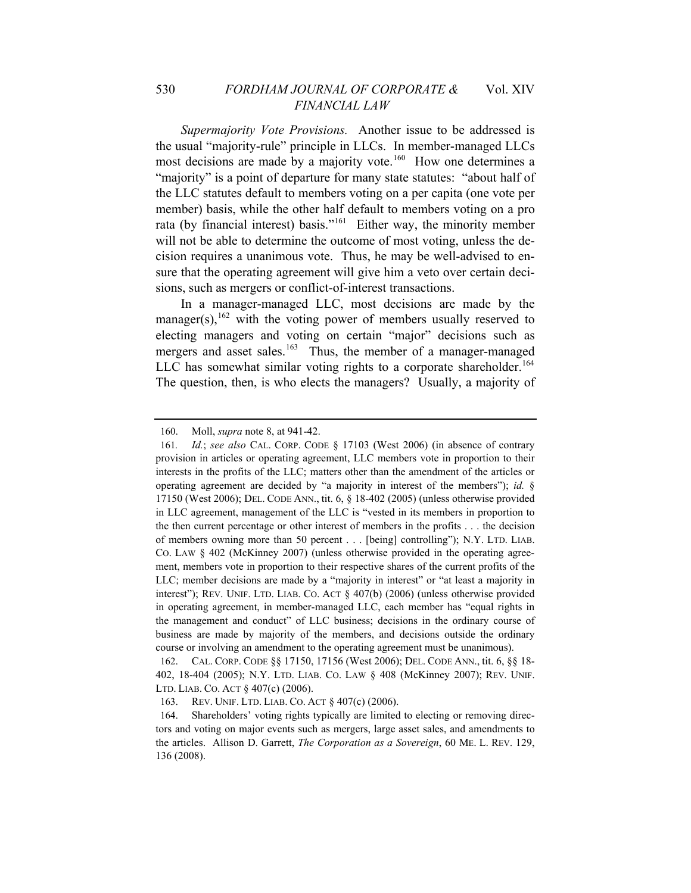*Supermajority Vote Provisions.* Another issue to be addressed is the usual "majority-rule" principle in LLCs. In member-managed LLCs most decisions are made by a majority vote.[160] How one determines a "majority" is a point of departure for many state statutes: "about half of the LLC statutes default to members voting on a per capita (one vote per member) basis, while the other half default to members voting on a pro rata (by financial interest) basis."[161] Either way, the minority member will not be able to determine the outcome of most voting, unless the decision requires a unanimous vote. Thus, he may be well-advised to ensure that the operating agreement will give him a veto over certain decisions, such as mergers or conflict-of-interest transactions.

In a manager-managed LLC, most decisions are made by the manager(s),[162] with the voting power of members usually reserved to electing managers and voting on certain "major" decisions such as mergers and asset sales.[163] Thus, the member of a manager-managed LLC has somewhat similar voting rights to a corporate shareholder.[164] The question, then, is who elects the managers? Usually, a majority of

---

160. Moll, *supra* note 8, at 941-42.

161. *Id.*; *see also* CAL. CORP. CODE § 17103 (West 2006) (in absence of contrary provision in articles or operating agreement, LLC members vote in proportion to their interests in the profits of the LLC; matters other than the amendment of the articles or operating agreement are decided by "a majority in interest of the members"); *id.* § 17150 (West 2006); DEL. CODE ANN., tit. 6, § 18-402 (2005) (unless otherwise provided in LLC agreement, management of the LLC is "vested in its members in proportion to the then current percentage or other interest of members in the profits . . . the decision of members owning more than 50 percent . . . [being] controlling"); N.Y. LTD. LIAB. CO. LAW § 402 (McKinney 2007) (unless otherwise provided in the operating agreement, members vote in proportion to their respective shares of the current profits of the LLC; member decisions are made by a "majority in interest" or "at least a majority in interest"); REV. UNIF. LTD. LIAB. CO. ACT § 407(b) (2006) (unless otherwise provided in operating agreement, in member-managed LLC, each member has "equal rights in the management and conduct" of LLC business; decisions in the ordinary course of business are made by majority of the members, and decisions outside the ordinary course or involving an amendment to the operating agreement must be unanimous).

162. CAL. CORP. CODE §§ 17150, 17156 (West 2006); DEL. CODE ANN., tit. 6, §§ 18-402, 18-404 (2005); N.Y. LTD. LIAB. CO. LAW § 408 (McKinney 2007); REV. UNIF. LTD. LIAB. CO. ACT § 407(c) (2006).

163. REV. UNIF. LTD. LIAB. CO. ACT § 407(c) (2006).

164. Shareholders' voting rights typically are limited to electing or removing directors and voting on major events such as mergers, large asset sales, and amendments to the articles. Allison D. Garrett, *The Corporation as a Sovereign*, 60 ME. L. REV. 129, 136 (2008).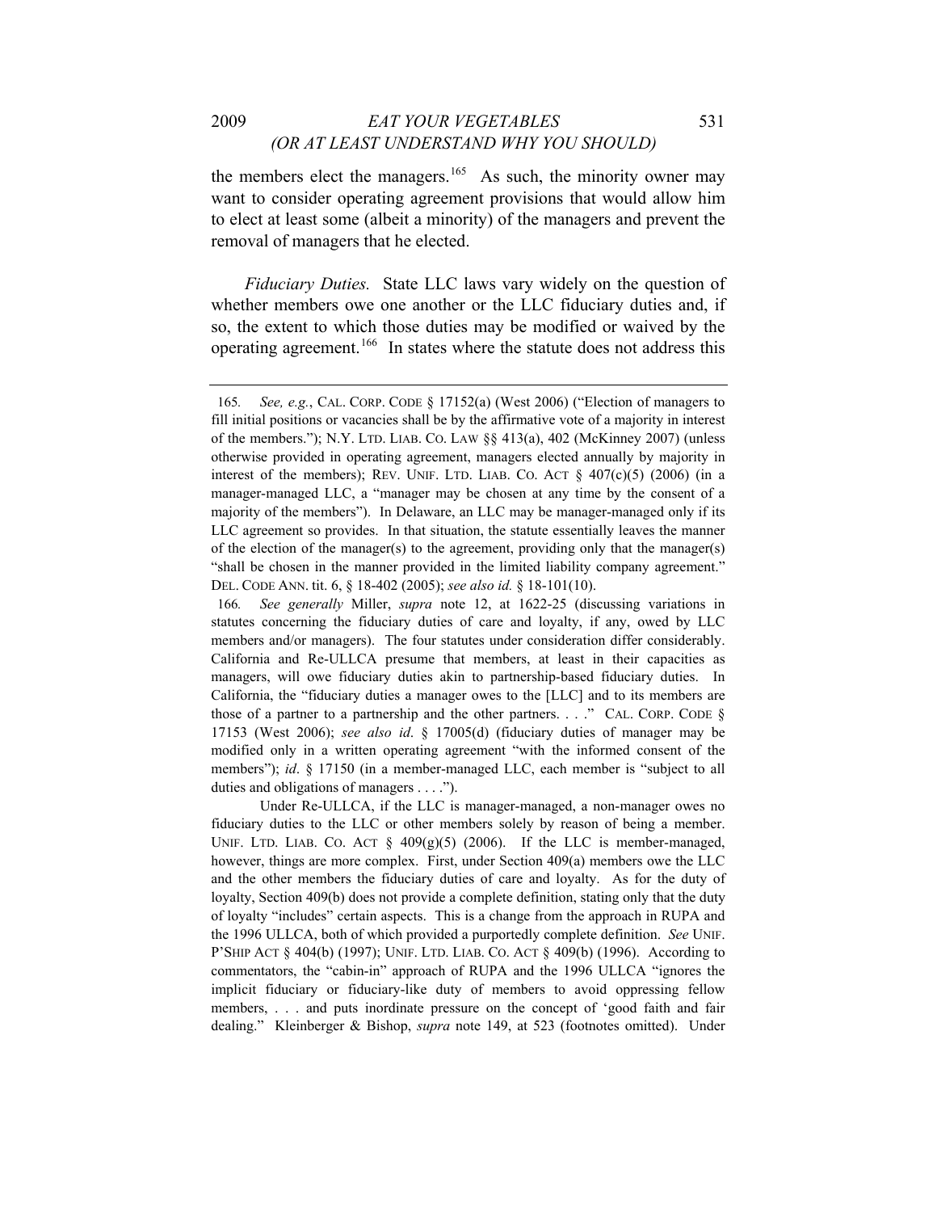the members elect the managers.[165] As such, the minority owner may want to consider operating agreement provisions that would allow him to elect at least some (albeit a minority) of the managers and prevent the removal of managers that he elected.

*Fiduciary Duties.* State LLC laws vary widely on the question of whether members owe one another or the LLC fiduciary duties and, if so, the extent to which those duties may be modified or waived by the operating agreement.[166] In states where the statute does not address this

---

165. *See, e.g.*, CAL. CORP. CODE § 17152(a) (West 2006) ("Election of managers to fill initial positions or vacancies shall be by the affirmative vote of a majority in interest of the members."); N.Y. LTD. LIAB. CO. LAW §§ 413(a), 402 (McKinney 2007) (unless otherwise provided in operating agreement, managers elected annually by majority in interest of the members); REV. UNIF. LTD. LIAB. CO. ACT § 407(c)(5) (2006) (in a manager-managed LLC, a "manager may be chosen at any time by the consent of a majority of the members"). In Delaware, an LLC may be manager-managed only if its LLC agreement so provides. In that situation, the statute essentially leaves the manner of the election of the manager(s) to the agreement, providing only that the manager(s) "shall be chosen in the manner provided in the limited liability company agreement." DEL. CODE ANN. tit. 6, § 18-402 (2005); *see also id.* § 18-101(10).

166. *See generally* Miller, *supra* note 12, at 1622-25 (discussing variations in statutes concerning the fiduciary duties of care and loyalty, if any, owed by LLC members and/or managers). The four statutes under consideration differ considerably. California and Re-ULLCA presume that members, at least in their capacities as managers, will owe fiduciary duties akin to partnership-based fiduciary duties. In California, the "fiduciary duties a manager owes to the [LLC] and to its members are those of a partner to a partnership and the other partners. . . ." CAL. CORP. CODE § 17153 (West 2006); *see also id*. § 17005(d) (fiduciary duties of manager may be modified only in a written operating agreement "with the informed consent of the members"); *id*. § 17150 (in a member-managed LLC, each member is "subject to all duties and obligations of managers . . . .").

Under Re-ULLCA, if the LLC is manager-managed, a non-manager owes no fiduciary duties to the LLC or other members solely by reason of being a member. UNIF. LTD. LIAB. CO. ACT § 409(g)(5) (2006). If the LLC is member-managed, however, things are more complex. First, under Section 409(a) members owe the LLC and the other members the fiduciary duties of care and loyalty. As for the duty of loyalty, Section 409(b) does not provide a complete definition, stating only that the duty of loyalty "includes" certain aspects. This is a change from the approach in RUPA and the 1996 ULLCA, both of which provided a purportedly complete definition. *See* UNIF. P'SHIP ACT § 404(b) (1997); UNIF. LTD. LIAB. CO. ACT § 409(b) (1996). According to commentators, the "cabin-in" approach of RUPA and the 1996 ULLCA "ignores the implicit fiduciary or fiduciary-like duty of members to avoid oppressing fellow members, . . . and puts inordinate pressure on the concept of 'good faith and fair dealing." Kleinberger & Bishop, *supra* note 149, at 523 (footnotes omitted). Under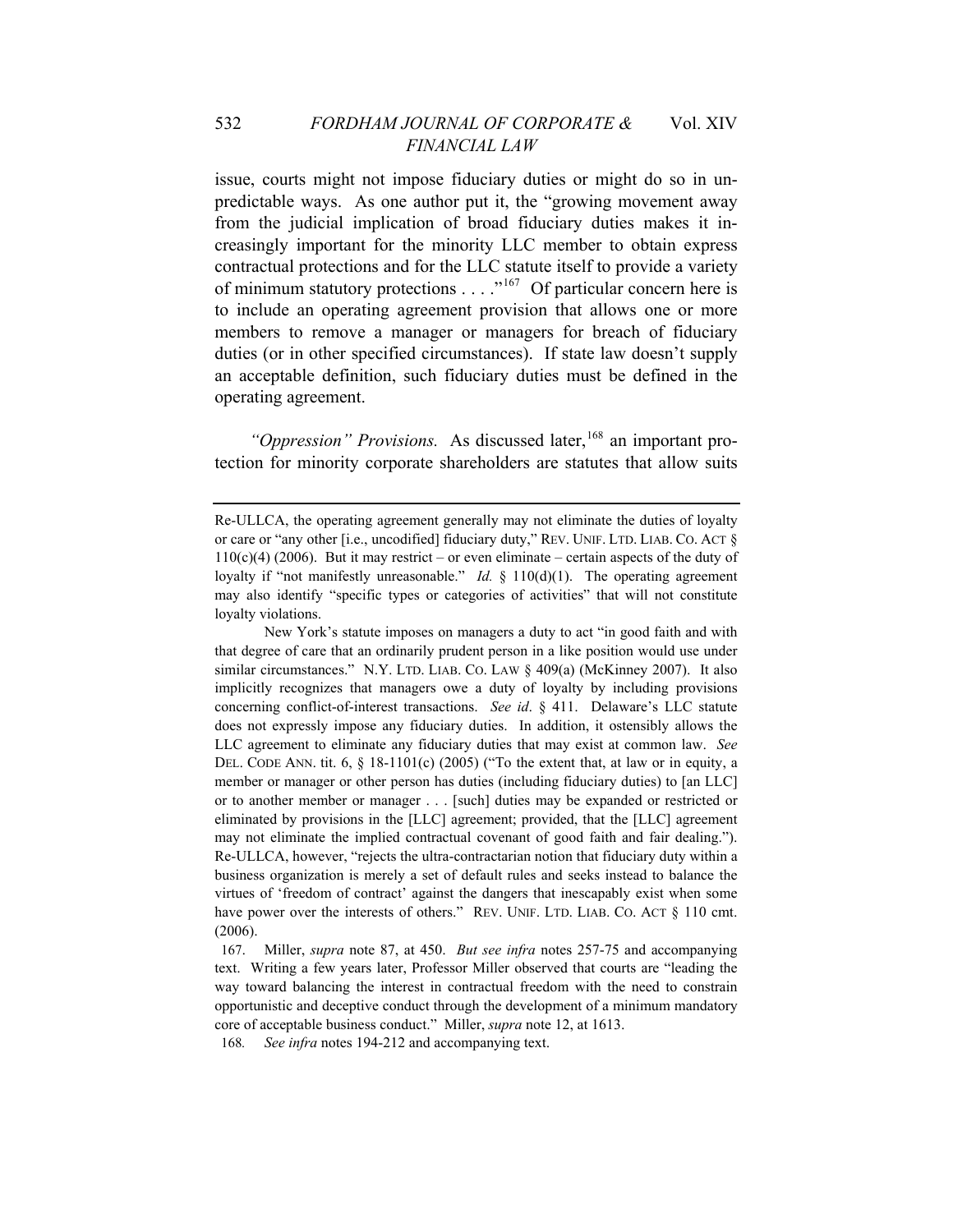issue, courts might not impose fiduciary duties or might do so in unpredictable ways. As one author put it, the "growing movement away from the judicial implication of broad fiduciary duties makes it increasingly important for the minority LLC member to obtain express contractual protections and for the LLC statute itself to provide a variety of minimum statutory protections . . . ."[167] Of particular concern here is to include an operating agreement provision that allows one or more members to remove a manager or managers for breach of fiduciary duties (or in other specified circumstances). If state law doesn't supply an acceptable definition, such fiduciary duties must be defined in the operating agreement.

*"Oppression" Provisions.* As discussed later,[168] an important protection for minority corporate shareholders are statutes that allow suits

---

Re-ULLCA, the operating agreement generally may not eliminate the duties of loyalty or care or "any other [i.e., uncodified] fiduciary duty," REV. UNIF. LTD. LIAB. CO. ACT § 110(c)(4) (2006). But it may restrict – or even eliminate – certain aspects of the duty of loyalty if "not manifestly unreasonable." *Id.* § 110(d)(1). The operating agreement may also identify "specific types or categories of activities" that will not constitute loyalty violations.

New York's statute imposes on managers a duty to act "in good faith and with that degree of care that an ordinarily prudent person in a like position would use under similar circumstances." N.Y. LTD. LIAB. CO. LAW § 409(a) (McKinney 2007). It also implicitly recognizes that managers owe a duty of loyalty by including provisions concerning conflict-of-interest transactions. *See id*. § 411. Delaware's LLC statute does not expressly impose any fiduciary duties. In addition, it ostensibly allows the LLC agreement to eliminate any fiduciary duties that may exist at common law. *See* DEL. CODE ANN. tit. 6, § 18-1101(c) (2005) ("To the extent that, at law or in equity, a member or manager or other person has duties (including fiduciary duties) to [an LLC] or to another member or manager . . . [such] duties may be expanded or restricted or eliminated by provisions in the [LLC] agreement; provided, that the [LLC] agreement may not eliminate the implied contractual covenant of good faith and fair dealing."). Re-ULLCA, however, "rejects the ultra-contractarian notion that fiduciary duty within a business organization is merely a set of default rules and seeks instead to balance the virtues of 'freedom of contract' against the dangers that inescapably exist when some have power over the interests of others." REV. UNIF. LTD. LIAB. CO. ACT § 110 cmt. (2006).

167. Miller, *supra* note 87, at 450. *But see infra* notes 257-75 and accompanying text. Writing a few years later, Professor Miller observed that courts are "leading the way toward balancing the interest in contractual freedom with the need to constrain opportunistic and deceptive conduct through the development of a minimum mandatory core of acceptable business conduct." Miller, *supra* note 12, at 1613.

168. *See infra* notes 194-212 and accompanying text.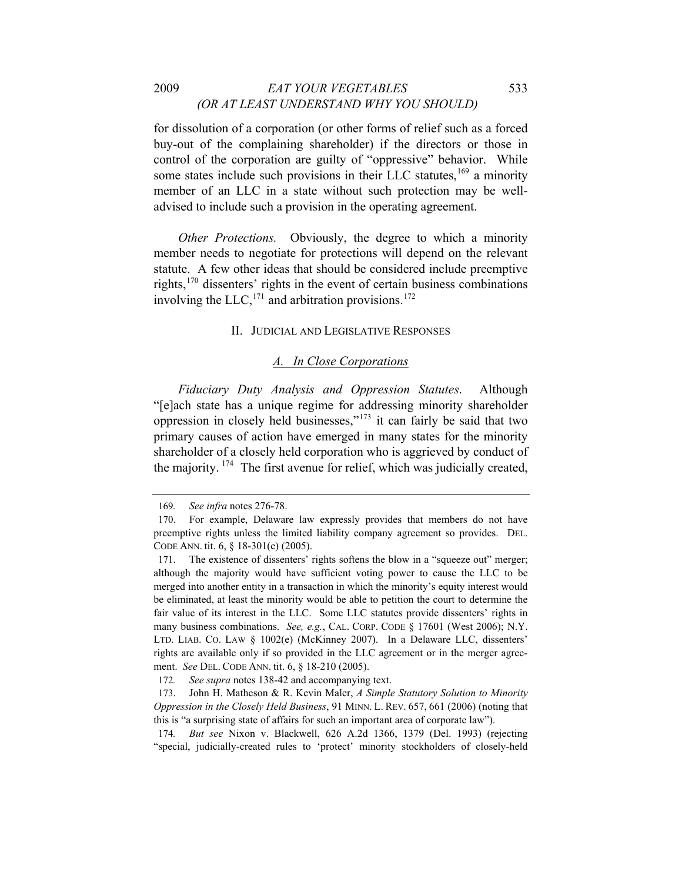for dissolution of a corporation (or other forms of relief such as a forced buy-out of the complaining shareholder) if the directors or those in control of the corporation are guilty of "oppressive" behavior. While some states include such provisions in their LLC statutes,[169] a minority member of an LLC in a state without such protection may be well-advised to include such a provision in the operating agreement.

*Other Protections.* Obviously, the degree to which a minority member needs to negotiate for protections will depend on the relevant statute. A few other ideas that should be considered include preemptive rights,[170] dissenters' rights in the event of certain business combinations involving the LLC,[171] and arbitration provisions.[172]

## II. JUDICIAL AND LEGISLATIVE RESPONSES

### *A. In Close Corporations*

*Fiduciary Duty Analysis and Oppression Statutes*. Although "[e]ach state has a unique regime for addressing minority shareholder oppression in closely held businesses,"[173] it can fairly be said that two primary causes of action have emerged in many states for the minority shareholder of a closely held corporation who is aggrieved by conduct of the majority.[174] The first avenue for relief, which was judicially created,

---

169. *See infra* notes 276-78.

170. For example, Delaware law expressly provides that members do not have preemptive rights unless the limited liability company agreement so provides. DEL. CODE ANN. tit. 6, § 18-301(e) (2005).

171. The existence of dissenters' rights softens the blow in a "squeeze out" merger; although the majority would have sufficient voting power to cause the LLC to be merged into another entity in a transaction in which the minority's equity interest would be eliminated, at least the minority would be able to petition the court to determine the fair value of its interest in the LLC. Some LLC statutes provide dissenters' rights in many business combinations. *See, e.g.*, CAL. CORP. CODE § 17601 (West 2006); N.Y. LTD. LIAB. CO. LAW § 1002(e) (McKinney 2007). In a Delaware LLC, dissenters' rights are available only if so provided in the LLC agreement or in the merger agreement. *See* DEL. CODE ANN. tit. 6, § 18-210 (2005).

172. *See supra* notes 138-42 and accompanying text.

173. John H. Matheson & R. Kevin Maler, *A Simple Statutory Solution to Minority Oppression in the Closely Held Business*, 91 MINN. L. REV. 657, 661 (2006) (noting that this is "a surprising state of affairs for such an important area of corporate law").

174. *But see* Nixon v. Blackwell, 626 A.2d 1366, 1379 (Del. 1993) (rejecting "special, judicially-created rules to 'protect' minority stockholders of closely-held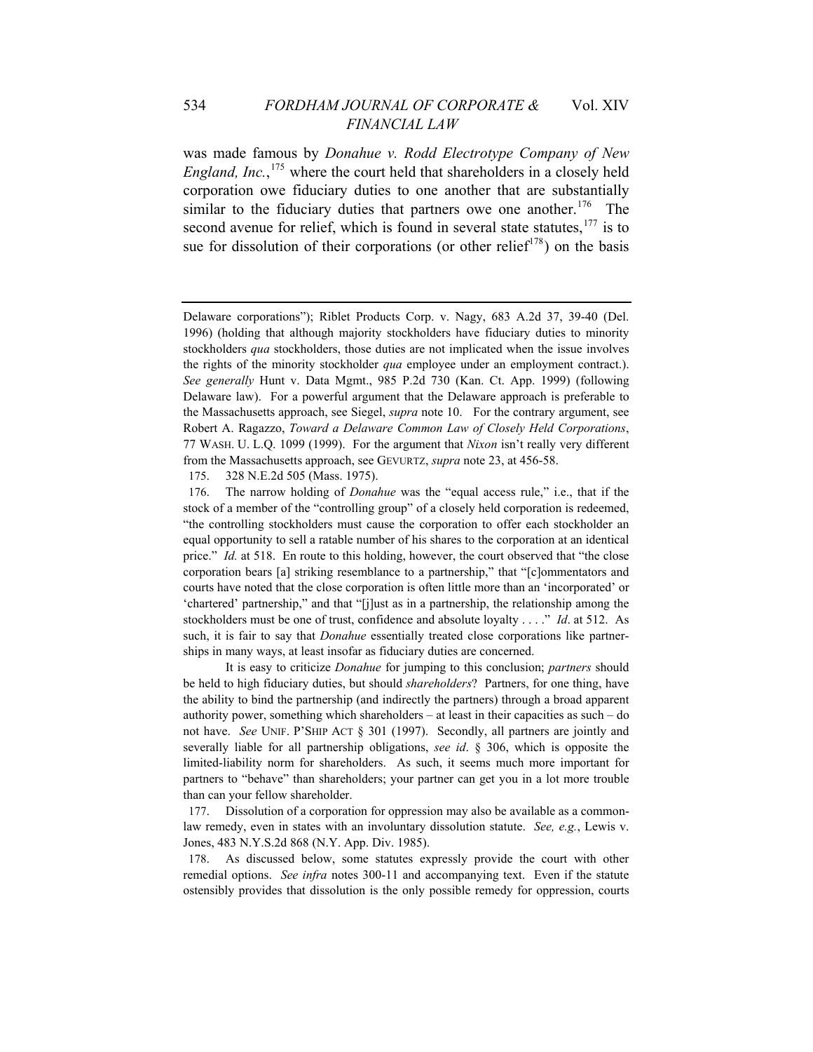was made famous by *Donahue v. Rodd Electrotype Company of New England, Inc.*,[175] where the court held that shareholders in a closely held corporation owe fiduciary duties to one another that are substantially similar to the fiduciary duties that partners owe one another.[176] The second avenue for relief, which is found in several state statutes,[177] is to sue for dissolution of their corporations (or other relief[178]) on the basis

---

Delaware corporations"); Riblet Products Corp. v. Nagy, 683 A.2d 37, 39-40 (Del. 1996) (holding that although majority stockholders have fiduciary duties to minority stockholders *qua* stockholders, those duties are not implicated when the issue involves the rights of the minority stockholder *qua* employee under an employment contract.). *See generally* Hunt v. Data Mgmt., 985 P.2d 730 (Kan. Ct. App. 1999) (following Delaware law). For a powerful argument that the Delaware approach is preferable to the Massachusetts approach, see Siegel, *supra* note 10. For the contrary argument, see Robert A. Ragazzo, *Toward a Delaware Common Law of Closely Held Corporations*, 77 WASH. U. L.Q. 1099 (1999). For the argument that *Nixon* isn't really very different from the Massachusetts approach, see GEVURTZ, *supra* note 23, at 456-58.

175. 328 N.E.2d 505 (Mass. 1975).

176. The narrow holding of *Donahue* was the "equal access rule," i.e., that if the stock of a member of the "controlling group" of a closely held corporation is redeemed, "the controlling stockholders must cause the corporation to offer each stockholder an equal opportunity to sell a ratable number of his shares to the corporation at an identical price." *Id.* at 518. En route to this holding, however, the court observed that "the close corporation bears [a] striking resemblance to a partnership," that "[c]ommentators and courts have noted that the close corporation is often little more than an 'incorporated' or 'chartered' partnership," and that "[j]ust as in a partnership, the relationship among the stockholders must be one of trust, confidence and absolute loyalty . . . ." *Id*. at 512. As such, it is fair to say that *Donahue* essentially treated close corporations like partnerships in many ways, at least insofar as fiduciary duties are concerned.

It is easy to criticize *Donahue* for jumping to this conclusion; *partners* should be held to high fiduciary duties, but should *shareholders*? Partners, for one thing, have the ability to bind the partnership (and indirectly the partners) through a broad apparent authority power, something which shareholders – at least in their capacities as such – do not have. *See* UNIF. P'SHIP ACT § 301 (1997). Secondly, all partners are jointly and severally liable for all partnership obligations, *see id*. § 306, which is opposite the limited-liability norm for shareholders. As such, it seems much more important for partners to "behave" than shareholders; your partner can get you in a lot more trouble than can your fellow shareholder.

177. Dissolution of a corporation for oppression may also be available as a common-law remedy, even in states with an involuntary dissolution statute. *See, e.g.*, Lewis v. Jones, 483 N.Y.S.2d 868 (N.Y. App. Div. 1985).

178. As discussed below, some statutes expressly provide the court with other remedial options. *See infra* notes 300-11 and accompanying text. Even if the statute ostensibly provides that dissolution is the only possible remedy for oppression, courts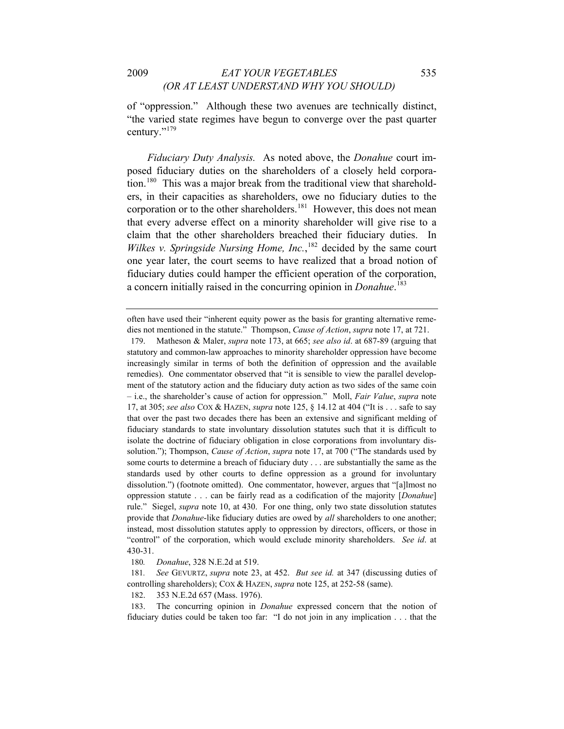of "oppression." Although these two avenues are technically distinct, "the varied state regimes have begun to converge over the past quarter century."[179]

*Fiduciary Duty Analysis.* As noted above, the *Donahue* court imposed fiduciary duties on the shareholders of a closely held corporation.[180] This was a major break from the traditional view that shareholders, in their capacities as shareholders, owe no fiduciary duties to the corporation or to the other shareholders.[181] However, this does not mean that every adverse effect on a minority shareholder will give rise to a claim that the other shareholders breached their fiduciary duties. In *Wilkes v. Springside Nursing Home, Inc.*,[182] decided by the same court one year later, the court seems to have realized that a broad notion of fiduciary duties could hamper the efficient operation of the corporation, a concern initially raised in the concurring opinion in *Donahue*.[183]

---

often have used their "inherent equity power as the basis for granting alternative remedies not mentioned in the statute." Thompson, *Cause of Action*, *supra* note 17, at 721.

179. Matheson & Maler, *supra* note 173, at 665; *see also id*. at 687-89 (arguing that statutory and common-law approaches to minority shareholder oppression have become increasingly similar in terms of both the definition of oppression and the available remedies). One commentator observed that "it is sensible to view the parallel development of the statutory action and the fiduciary duty action as two sides of the same coin – i.e., the shareholder's cause of action for oppression." Moll, *Fair Value*, *supra* note 17, at 305; *see also* COX & HAZEN, *supra* note 125, § 14.12 at 404 ("It is . . . safe to say that over the past two decades there has been an extensive and significant melding of fiduciary standards to state involuntary dissolution statutes such that it is difficult to isolate the doctrine of fiduciary obligation in close corporations from involuntary dissolution."); Thompson, *Cause of Action*, *supra* note 17, at 700 ("The standards used by some courts to determine a breach of fiduciary duty . . . are substantially the same as the standards used by other courts to define oppression as a ground for involuntary dissolution.") (footnote omitted). One commentator, however, argues that "[a]lmost no oppression statute . . . can be fairly read as a codification of the majority [*Donahue*] rule." Siegel, *supra* note 10, at 430. For one thing, only two state dissolution statutes provide that *Donahue*-like fiduciary duties are owed by *all* shareholders to one another; instead, most dissolution statutes apply to oppression by directors, officers, or those in "control" of the corporation, which would exclude minority shareholders. *See id*. at 430-31.

180. *Donahue*, 328 N.E.2d at 519.

181. *See* GEVURTZ, *supra* note 23, at 452. *But see id.* at 347 (discussing duties of controlling shareholders); COX & HAZEN, *supra* note 125, at 252-58 (same).

182. 353 N.E.2d 657 (Mass. 1976).

183. The concurring opinion in *Donahue* expressed concern that the notion of fiduciary duties could be taken too far: "I do not join in any implication . . . that the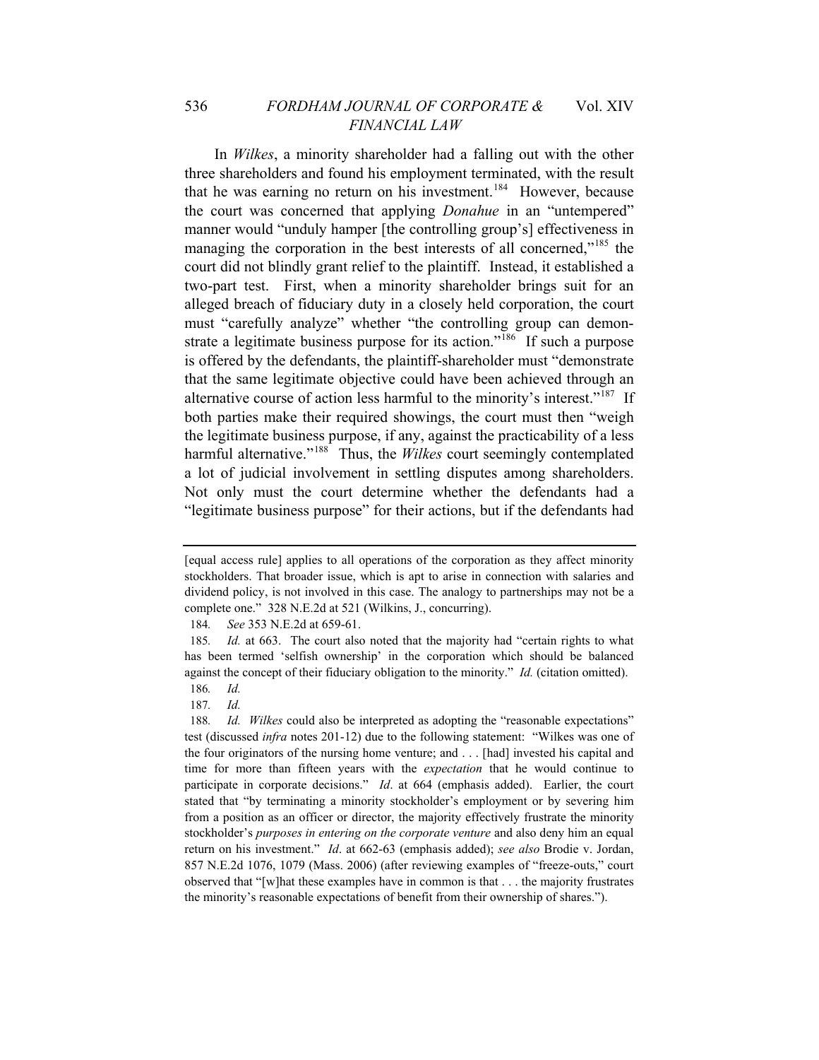In *Wilkes*, a minority shareholder had a falling out with the other three shareholders and found his employment terminated, with the result that he was earning no return on his investment.[184] However, because the court was concerned that applying *Donahue* in an "untempered" manner would "unduly hamper [the controlling group's] effectiveness in managing the corporation in the best interests of all concerned,"[185] the court did not blindly grant relief to the plaintiff. Instead, it established a two-part test. First, when a minority shareholder brings suit for an alleged breach of fiduciary duty in a closely held corporation, the court must "carefully analyze" whether "the controlling group can demonstrate a legitimate business purpose for its action."[186] If such a purpose is offered by the defendants, the plaintiff-shareholder must "demonstrate that the same legitimate objective could have been achieved through an alternative course of action less harmful to the minority's interest."[187] If both parties make their required showings, the court must then "weigh the legitimate business purpose, if any, against the practicability of a less harmful alternative."[188] Thus, the *Wilkes* court seemingly contemplated a lot of judicial involvement in settling disputes among shareholders. Not only must the court determine whether the defendants had a "legitimate business purpose" for their actions, but if the defendants had

---

[equal access rule] applies to all operations of the corporation as they affect minority stockholders. That broader issue, which is apt to arise in connection with salaries and dividend policy, is not involved in this case. The analogy to partnerships may not be a complete one." 328 N.E.2d at 521 (Wilkins, J., concurring).

184. *See* 353 N.E.2d at 659-61.

185. *Id.* at 663. The court also noted that the majority had "certain rights to what has been termed 'selfish ownership' in the corporation which should be balanced against the concept of their fiduciary obligation to the minority." *Id.* (citation omitted).

186. *Id.*

187. *Id.*

188. *Id.* *Wilkes* could also be interpreted as adopting the "reasonable expectations" test (discussed *infra* notes 201-12) due to the following statement: "Wilkes was one of the four originators of the nursing home venture; and . . . [had] invested his capital and time for more than fifteen years with the *expectation* that he would continue to participate in corporate decisions." *Id*. at 664 (emphasis added). Earlier, the court stated that "by terminating a minority stockholder's employment or by severing him from a position as an officer or director, the majority effectively frustrate the minority stockholder's *purposes in entering on the corporate venture* and also deny him an equal return on his investment." *Id*. at 662-63 (emphasis added); *see also* Brodie v. Jordan, 857 N.E.2d 1076, 1079 (Mass. 2006) (after reviewing examples of "freeze-outs," court observed that "[w]hat these examples have in common is that . . . the majority frustrates the minority's reasonable expectations of benefit from their ownership of shares.").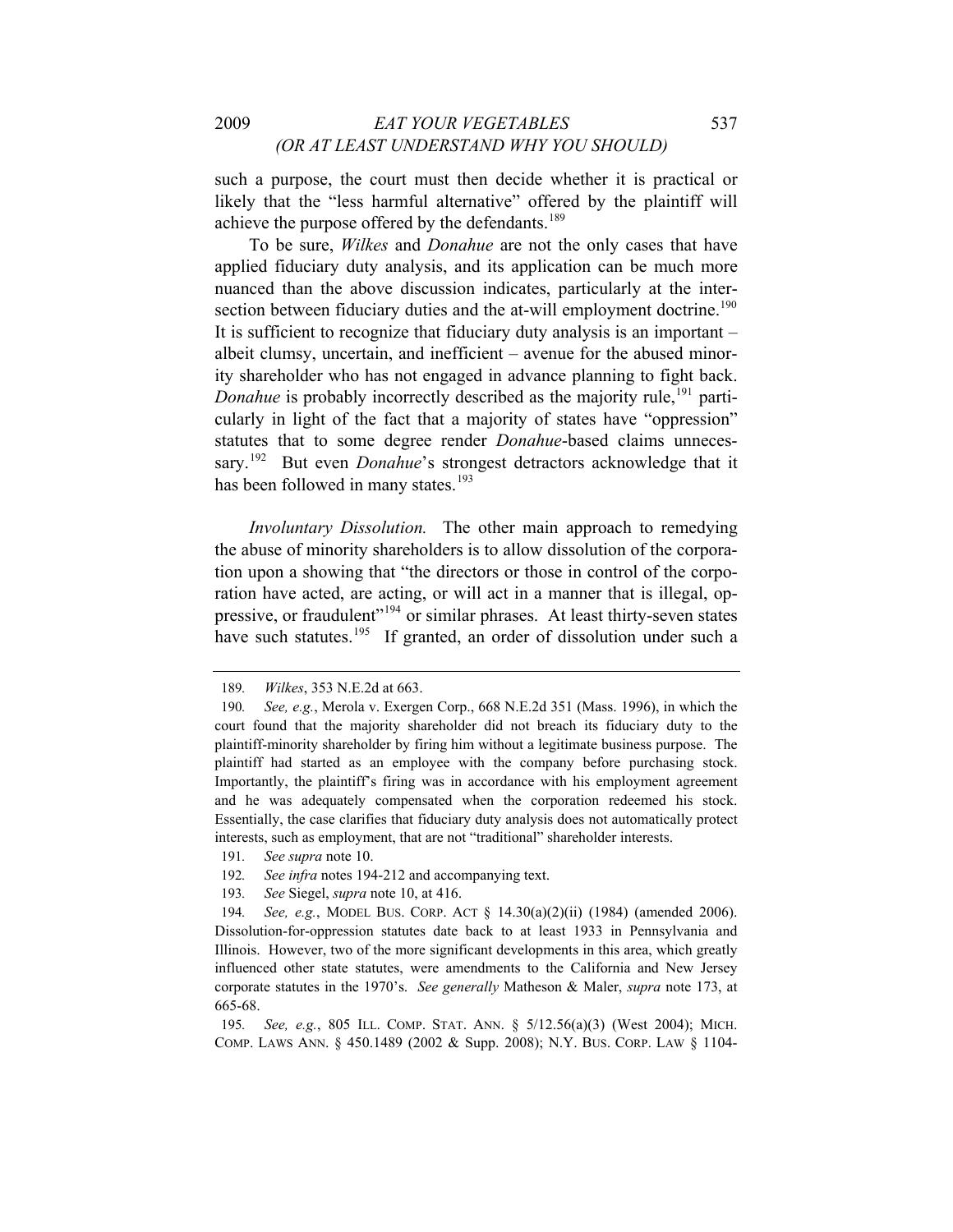such a purpose, the court must then decide whether it is practical or likely that the "less harmful alternative" offered by the plaintiff will achieve the purpose offered by the defendants.[189]

To be sure, *Wilkes* and *Donahue* are not the only cases that have applied fiduciary duty analysis, and its application can be much more nuanced than the above discussion indicates, particularly at the intersection between fiduciary duties and the at-will employment doctrine.[190] It is sufficient to recognize that fiduciary duty analysis is an important – albeit clumsy, uncertain, and inefficient – avenue for the abused minority shareholder who has not engaged in advance planning to fight back. *Donahue* is probably incorrectly described as the majority rule,[191] particularly in light of the fact that a majority of states have "oppression" statutes that to some degree render *Donahue*-based claims unnecessary.[192] But even *Donahue*'s strongest detractors acknowledge that it has been followed in many states.[193]

*Involuntary Dissolution.* The other main approach to remedying the abuse of minority shareholders is to allow dissolution of the corporation upon a showing that "the directors or those in control of the corporation have acted, are acting, or will act in a manner that is illegal, oppressive, or fraudulent"[194] or similar phrases. At least thirty-seven states have such statutes.[195] If granted, an order of dissolution under such a

---

189. *Wilkes*, 353 N.E.2d at 663.

190. *See, e.g.*, Merola v. Exergen Corp., 668 N.E.2d 351 (Mass. 1996), in which the court found that the majority shareholder did not breach its fiduciary duty to the plaintiff-minority shareholder by firing him without a legitimate business purpose. The plaintiff had started as an employee with the company before purchasing stock. Importantly, the plaintiff's firing was in accordance with his employment agreement and he was adequately compensated when the corporation redeemed his stock. Essentially, the case clarifies that fiduciary duty analysis does not automatically protect interests, such as employment, that are not "traditional" shareholder interests.

191. *See supra* note 10.

192. *See infra* notes 194-212 and accompanying text.

193. *See* Siegel, *supra* note 10, at 416.

194. *See, e.g.*, MODEL BUS. CORP. ACT § 14.30(a)(2)(ii) (1984) (amended 2006). Dissolution-for-oppression statutes date back to at least 1933 in Pennsylvania and Illinois. However, two of the more significant developments in this area, which greatly influenced other state statutes, were amendments to the California and New Jersey corporate statutes in the 1970's. *See generally* Matheson & Maler, *supra* note 173, at 665-68.

195. *See, e.g.*, 805 ILL. COMP. STAT. ANN. § 5/12.56(a)(3) (West 2004); MICH. COMP. LAWS ANN. § 450.1489 (2002 & Supp. 2008); N.Y. BUS. CORP. LAW § 1104-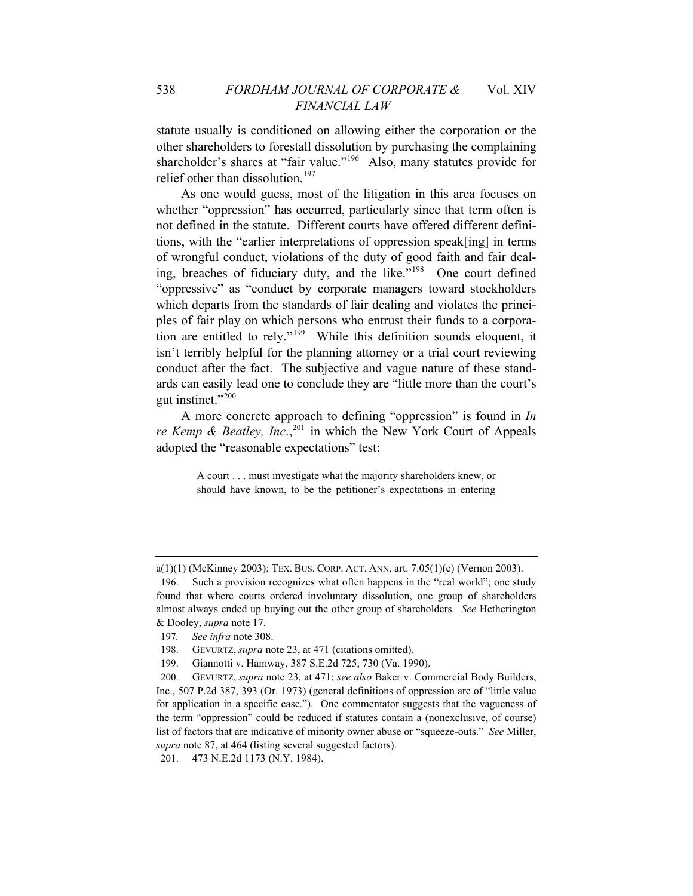statute usually is conditioned on allowing either the corporation or the other shareholders to forestall dissolution by purchasing the complaining shareholder's shares at "fair value."[196] Also, many statutes provide for relief other than dissolution.[197]

As one would guess, most of the litigation in this area focuses on whether "oppression" has occurred, particularly since that term often is not defined in the statute. Different courts have offered different definitions, with the "earlier interpretations of oppression speak[ing] in terms of wrongful conduct, violations of the duty of good faith and fair dealing, breaches of fiduciary duty, and the like."[198] One court defined "oppressive" as "conduct by corporate managers toward stockholders which departs from the standards of fair dealing and violates the principles of fair play on which persons who entrust their funds to a corporation are entitled to rely."[199] While this definition sounds eloquent, it isn't terribly helpful for the planning attorney or a trial court reviewing conduct after the fact. The subjective and vague nature of these standards can easily lead one to conclude they are "little more than the court's gut instinct."[200]

A more concrete approach to defining "oppression" is found in *In re Kemp & Beatley, Inc.*,[201] in which the New York Court of Appeals adopted the "reasonable expectations" test:

> A court . . . must investigate what the majority shareholders knew, or should have known, to be the petitioner's expectations in entering

---

a(1)(1) (McKinney 2003); TEX. BUS. CORP. ACT. ANN. art. 7.05(1)(c) (Vernon 2003).

196. Such a provision recognizes what often happens in the "real world"; one study found that where courts ordered involuntary dissolution, one group of shareholders almost always ended up buying out the other group of shareholders. *See* Hetherington & Dooley, *supra* note 17.

197. *See infra* note 308.

198. GEVURTZ, *supra* note 23, at 471 (citations omitted).

199. Giannotti v. Hamway, 387 S.E.2d 725, 730 (Va. 1990).

200. GEVURTZ, *supra* note 23, at 471; *see also* Baker v. Commercial Body Builders, Inc., 507 P.2d 387, 393 (Or. 1973) (general definitions of oppression are of "little value for application in a specific case."). One commentator suggests that the vagueness of the term "oppression" could be reduced if statutes contain a (nonexclusive, of course) list of factors that are indicative of minority owner abuse or "squeeze-outs." *See* Miller, *supra* note 87, at 464 (listing several suggested factors).

201. 473 N.E.2d 1173 (N.Y. 1984).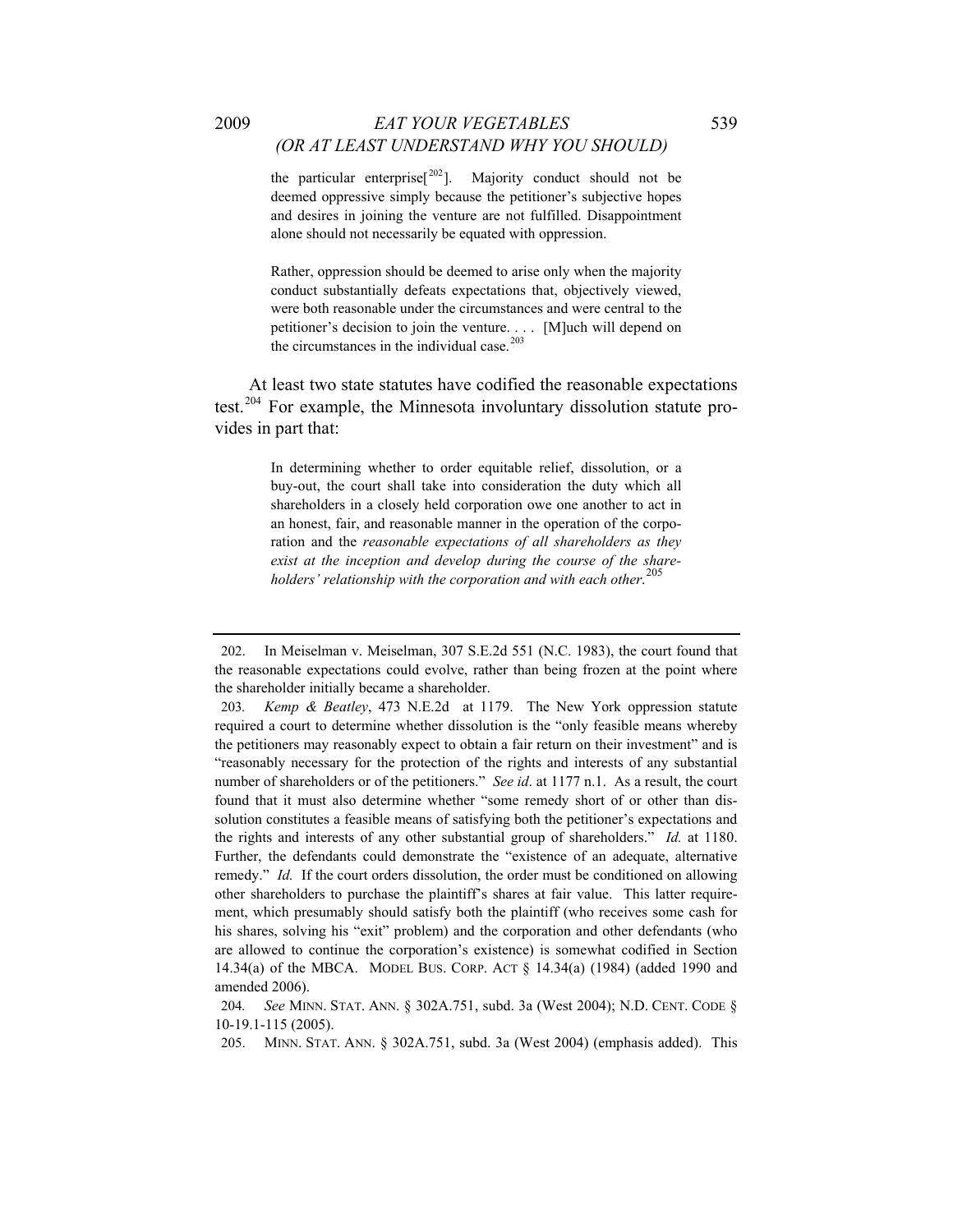> the particular enterprise[[202]]. Majority conduct should not be deemed oppressive simply because the petitioner's subjective hopes and desires in joining the venture are not fulfilled. Disappointment alone should not necessarily be equated with oppression.
>
> Rather, oppression should be deemed to arise only when the majority conduct substantially defeats expectations that, objectively viewed, were both reasonable under the circumstances and were central to the petitioner's decision to join the venture. . . . [M]uch will depend on the circumstances in the individual case.[203]

At least two state statutes have codified the reasonable expectations test.[204] For example, the Minnesota involuntary dissolution statute provides in part that:

> In determining whether to order equitable relief, dissolution, or a buy-out, the court shall take into consideration the duty which all shareholders in a closely held corporation owe one another to act in an honest, fair, and reasonable manner in the operation of the corporation and the *reasonable expectations of all shareholders as they exist at the inception and develop during the course of the shareholders' relationship with the corporation and with each other.*[205]

---

202. In Meiselman v. Meiselman, 307 S.E.2d 551 (N.C. 1983), the court found that the reasonable expectations could evolve, rather than being frozen at the point where the shareholder initially became a shareholder.

203. *Kemp & Beatley*, 473 N.E.2d at 1179. The New York oppression statute required a court to determine whether dissolution is the "only feasible means whereby the petitioners may reasonably expect to obtain a fair return on their investment" and is "reasonably necessary for the protection of the rights and interests of any substantial number of shareholders or of the petitioners." *See id*. at 1177 n.1. As a result, the court found that it must also determine whether "some remedy short of or other than dissolution constitutes a feasible means of satisfying both the petitioner's expectations and the rights and interests of any other substantial group of shareholders." *Id.* at 1180. Further, the defendants could demonstrate the "existence of an adequate, alternative remedy." *Id.* If the court orders dissolution, the order must be conditioned on allowing other shareholders to purchase the plaintiff's shares at fair value. This latter requirement, which presumably should satisfy both the plaintiff (who receives some cash for his shares, solving his "exit" problem) and the corporation and other defendants (who are allowed to continue the corporation's existence) is somewhat codified in Section 14.34(a) of the MBCA. MODEL BUS. CORP. ACT § 14.34(a) (1984) (added 1990 and amended 2006).

204. *See* MINN. STAT. ANN. § 302A.751, subd. 3a (West 2004); N.D. CENT. CODE § 10-19.1-115 (2005).

205. MINN. STAT. ANN. § 302A.751, subd. 3a (West 2004) (emphasis added). This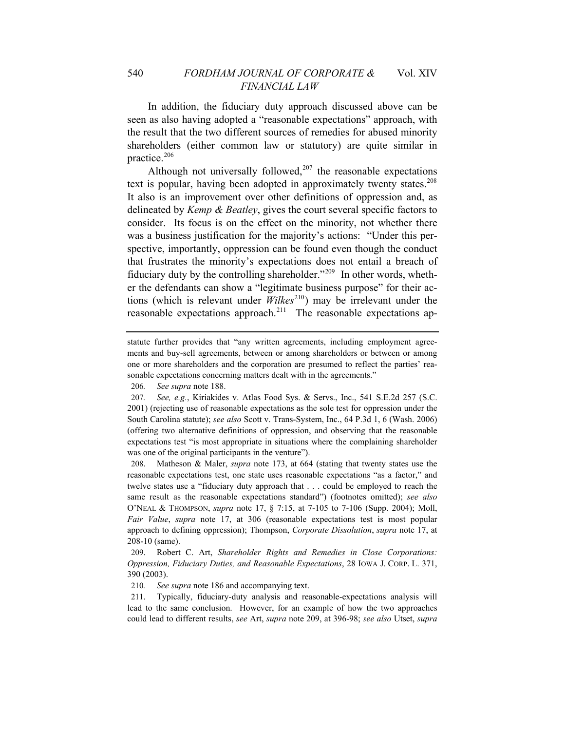In addition, the fiduciary duty approach discussed above can be seen as also having adopted a "reasonable expectations" approach, with the result that the two different sources of remedies for abused minority shareholders (either common law or statutory) are quite similar in practice.[206]

Although not universally followed,[207] the reasonable expectations text is popular, having been adopted in approximately twenty states.[208] It also is an improvement over other definitions of oppression and, as delineated by *Kemp & Beatley*, gives the court several specific factors to consider. Its focus is on the effect on the minority, not whether there was a business justification for the majority's actions: "Under this perspective, importantly, oppression can be found even though the conduct that frustrates the minority's expectations does not entail a breach of fiduciary duty by the controlling shareholder."[209] In other words, whether the defendants can show a "legitimate business purpose" for their actions (which is relevant under *Wilkes*[210]) may be irrelevant under the reasonable expectations approach.[211] The reasonable expectations ap-

---

statute further provides that "any written agreements, including employment agreements and buy-sell agreements, between or among shareholders or between or among one or more shareholders and the corporation are presumed to reflect the parties' reasonable expectations concerning matters dealt with in the agreements."

206. *See supra* note 188.

207. *See, e.g.*, Kiriakides v. Atlas Food Sys. & Servs., Inc., 541 S.E.2d 257 (S.C. 2001) (rejecting use of reasonable expectations as the sole test for oppression under the South Carolina statute); *see also* Scott v. Trans-System, Inc., 64 P.3d 1, 6 (Wash. 2006) (offering two alternative definitions of oppression, and observing that the reasonable expectations test "is most appropriate in situations where the complaining shareholder was one of the original participants in the venture").

208. Matheson & Maler, *supra* note 173, at 664 (stating that twenty states use the reasonable expectations test, one state uses reasonable expectations "as a factor," and twelve states use a "fiduciary duty approach that . . . could be employed to reach the same result as the reasonable expectations standard") (footnotes omitted); *see also* O'NEAL & THOMPSON, *supra* note 17, § 7:15, at 7-105 to 7-106 (Supp. 2004); Moll, *Fair Value*, *supra* note 17, at 306 (reasonable expectations test is most popular approach to defining oppression); Thompson, *Corporate Dissolution*, *supra* note 17, at 208-10 (same).

209. Robert C. Art, *Shareholder Rights and Remedies in Close Corporations: Oppression, Fiduciary Duties, and Reasonable Expectations*, 28 IOWA J. CORP. L. 371, 390 (2003).

210. *See supra* note 186 and accompanying text.

211. Typically, fiduciary-duty analysis and reasonable-expectations analysis will lead to the same conclusion. However, for an example of how the two approaches could lead to different results, *see* Art, *supra* note 209, at 396-98; *see also* Utset, *supra*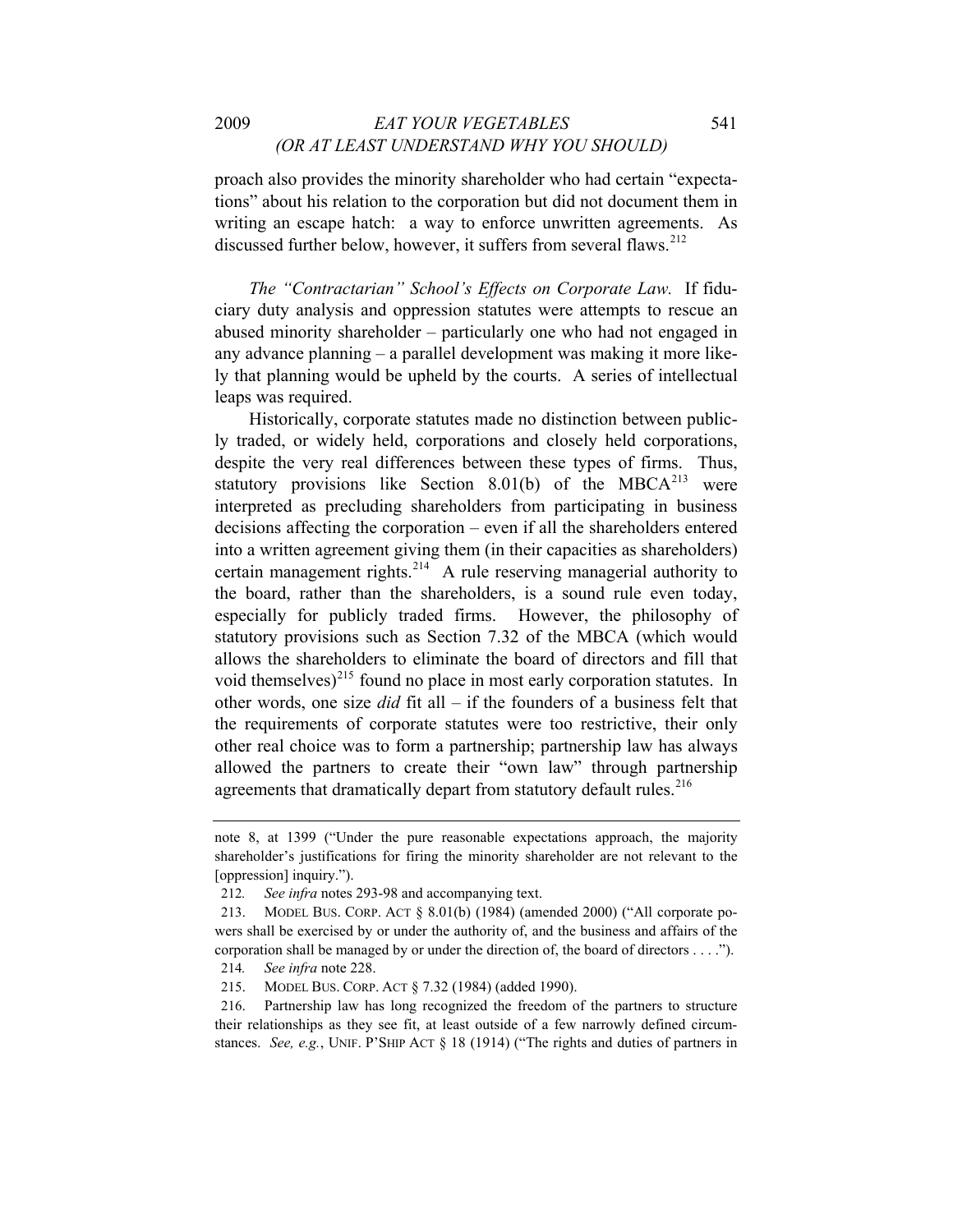proach also provides the minority shareholder who had certain "expectations" about his relation to the corporation but did not document them in writing an escape hatch: a way to enforce unwritten agreements. As discussed further below, however, it suffers from several flaws.[212]

*The "Contractarian" School's Effects on Corporate Law.* If fiduciary duty analysis and oppression statutes were attempts to rescue an abused minority shareholder – particularly one who had not engaged in any advance planning – a parallel development was making it more likely that planning would be upheld by the courts. A series of intellectual leaps was required.

Historically, corporate statutes made no distinction between publicly traded, or widely held, corporations and closely held corporations, despite the very real differences between these types of firms. Thus, statutory provisions like Section 8.01(b) of the MBCA[213] were interpreted as precluding shareholders from participating in business decisions affecting the corporation – even if all the shareholders entered into a written agreement giving them (in their capacities as shareholders) certain management rights.[214] A rule reserving managerial authority to the board, rather than the shareholders, is a sound rule even today, especially for publicly traded firms. However, the philosophy of statutory provisions such as Section 7.32 of the MBCA (which would allows the shareholders to eliminate the board of directors and fill that void themselves)[215] found no place in most early corporation statutes. In other words, one size *did* fit all – if the founders of a business felt that the requirements of corporate statutes were too restrictive, their only other real choice was to form a partnership; partnership law has always allowed the partners to create their "own law" through partnership agreements that dramatically depart from statutory default rules.[216]

---

note 8, at 1399 ("Under the pure reasonable expectations approach, the majority shareholder's justifications for firing the minority shareholder are not relevant to the [oppression] inquiry.").

212. *See infra* notes 293-98 and accompanying text.

213. MODEL BUS. CORP. ACT § 8.01(b) (1984) (amended 2000) ("All corporate powers shall be exercised by or under the authority of, and the business and affairs of the corporation shall be managed by or under the direction of, the board of directors . . . .").

214. *See infra* note 228.

215. MODEL BUS. CORP. ACT § 7.32 (1984) (added 1990).

216. Partnership law has long recognized the freedom of the partners to structure their relationships as they see fit, at least outside of a few narrowly defined circumstances. *See, e.g.*, UNIF. P'SHIP ACT § 18 (1914) ("The rights and duties of partners in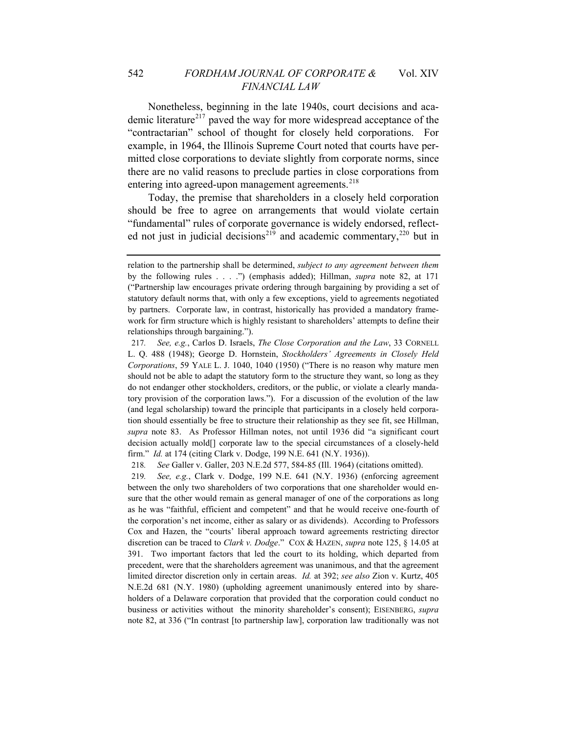Nonetheless, beginning in the late 1940s, court decisions and academic literature[217] paved the way for more widespread acceptance of the "contractarian" school of thought for closely held corporations. For example, in 1964, the Illinois Supreme Court noted that courts have permitted close corporations to deviate slightly from corporate norms, since there are no valid reasons to preclude parties in close corporations from entering into agreed-upon management agreements.[218]

Today, the premise that shareholders in a closely held corporation should be free to agree on arrangements that would violate certain "fundamental" rules of corporate governance is widely endorsed, reflected not just in judicial decisions[219] and academic commentary,[220] but in

---

relation to the partnership shall be determined, *subject to any agreement between them* by the following rules . . . .") (emphasis added); Hillman, *supra* note 82, at 171 ("Partnership law encourages private ordering through bargaining by providing a set of statutory default norms that, with only a few exceptions, yield to agreements negotiated by partners. Corporate law, in contrast, historically has provided a mandatory framework for firm structure which is highly resistant to shareholders' attempts to define their relationships through bargaining.").

217. *See, e.g.*, Carlos D. Israels, *The Close Corporation and the Law*, 33 CORNELL L. Q. 488 (1948); George D. Hornstein, *Stockholders' Agreements in Closely Held Corporations*, 59 YALE L. J. 1040, 1040 (1950) ("There is no reason why mature men should not be able to adapt the statutory form to the structure they want, so long as they do not endanger other stockholders, creditors, or the public, or violate a clearly mandatory provision of the corporation laws."). For a discussion of the evolution of the law (and legal scholarship) toward the principle that participants in a closely held corporation should essentially be free to structure their relationship as they see fit, see Hillman, *supra* note 83. As Professor Hillman notes, not until 1936 did "a significant court decision actually mold[] corporate law to the special circumstances of a closely-held firm." *Id.* at 174 (citing Clark v. Dodge, 199 N.E. 641 (N.Y. 1936)).

218. *See* Galler v. Galler, 203 N.E.2d 577, 584-85 (Ill. 1964) (citations omitted).

219. *See, e.g.*, Clark v. Dodge, 199 N.E. 641 (N.Y. 1936) (enforcing agreement between the only two shareholders of two corporations that one shareholder would ensure that the other would remain as general manager of one of the corporations as long as he was "faithful, efficient and competent" and that he would receive one-fourth of the corporation's net income, either as salary or as dividends). According to Professors Cox and Hazen, the "courts' liberal approach toward agreements restricting director discretion can be traced to *Clark v. Dodge*." COX & HAZEN, *supra* note 125, § 14.05 at 391. Two important factors that led the court to its holding, which departed from precedent, were that the shareholders agreement was unanimous, and that the agreement limited director discretion only in certain areas. *Id.* at 392; *see also* Zion v. Kurtz, 405 N.E.2d 681 (N.Y. 1980) (upholding agreement unanimously entered into by shareholders of a Delaware corporation that provided that the corporation could conduct no business or activities without the minority shareholder's consent); EISENBERG, *supra* note 82, at 336 ("In contrast [to partnership law], corporation law traditionally was not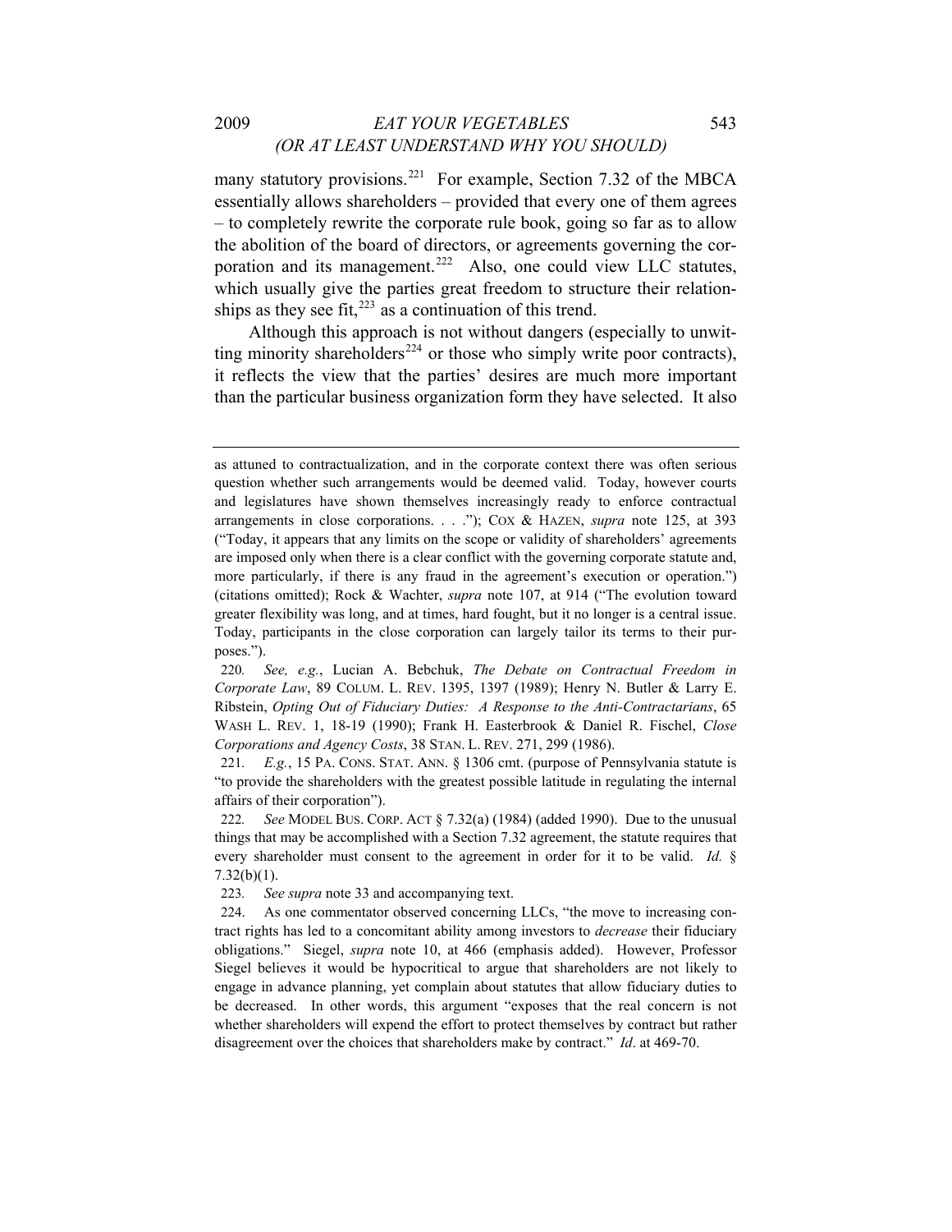many statutory provisions.[221] For example, Section 7.32 of the MBCA essentially allows shareholders – provided that every one of them agrees – to completely rewrite the corporate rule book, going so far as to allow the abolition of the board of directors, or agreements governing the corporation and its management.[222] Also, one could view LLC statutes, which usually give the parties great freedom to structure their relationships as they see fit,[223] as a continuation of this trend.

Although this approach is not without dangers (especially to unwitting minority shareholders[224] or those who simply write poor contracts), it reflects the view that the parties' desires are much more important than the particular business organization form they have selected. It also

---

as attuned to contractualization, and in the corporate context there was often serious question whether such arrangements would be deemed valid. Today, however courts and legislatures have shown themselves increasingly ready to enforce contractual arrangements in close corporations. . . ."); COX & HAZEN, *supra* note 125, at 393 ("Today, it appears that any limits on the scope or validity of shareholders' agreements are imposed only when there is a clear conflict with the governing corporate statute and, more particularly, if there is any fraud in the agreement's execution or operation.") (citations omitted); Rock & Wachter, *supra* note 107, at 914 ("The evolution toward greater flexibility was long, and at times, hard fought, but it no longer is a central issue. Today, participants in the close corporation can largely tailor its terms to their purposes.").

220. *See, e.g.*, Lucian A. Bebchuk, *The Debate on Contractual Freedom in Corporate Law*, 89 COLUM. L. REV. 1395, 1397 (1989); Henry N. Butler & Larry E. Ribstein, *Opting Out of Fiduciary Duties: A Response to the Anti-Contractarians*, 65 WASH L. REV. 1, 18-19 (1990); Frank H. Easterbrook & Daniel R. Fischel, *Close Corporations and Agency Costs*, 38 STAN. L. REV. 271, 299 (1986).

221. *E.g.*, 15 PA. CONS. STAT. ANN. § 1306 cmt. (purpose of Pennsylvania statute is "to provide the shareholders with the greatest possible latitude in regulating the internal affairs of their corporation").

222. *See* MODEL BUS. CORP. ACT § 7.32(a) (1984) (added 1990). Due to the unusual things that may be accomplished with a Section 7.32 agreement, the statute requires that every shareholder must consent to the agreement in order for it to be valid. *Id.* § 7.32(b)(1).

223. *See supra* note 33 and accompanying text.

224. As one commentator observed concerning LLCs, "the move to increasing contract rights has led to a concomitant ability among investors to *decrease* their fiduciary obligations." Siegel, *supra* note 10, at 466 (emphasis added). However, Professor Siegel believes it would be hypocritical to argue that shareholders are not likely to engage in advance planning, yet complain about statutes that allow fiduciary duties to be decreased. In other words, this argument "exposes that the real concern is not whether shareholders will expend the effort to protect themselves by contract but rather disagreement over the choices that shareholders make by contract." *Id*. at 469-70.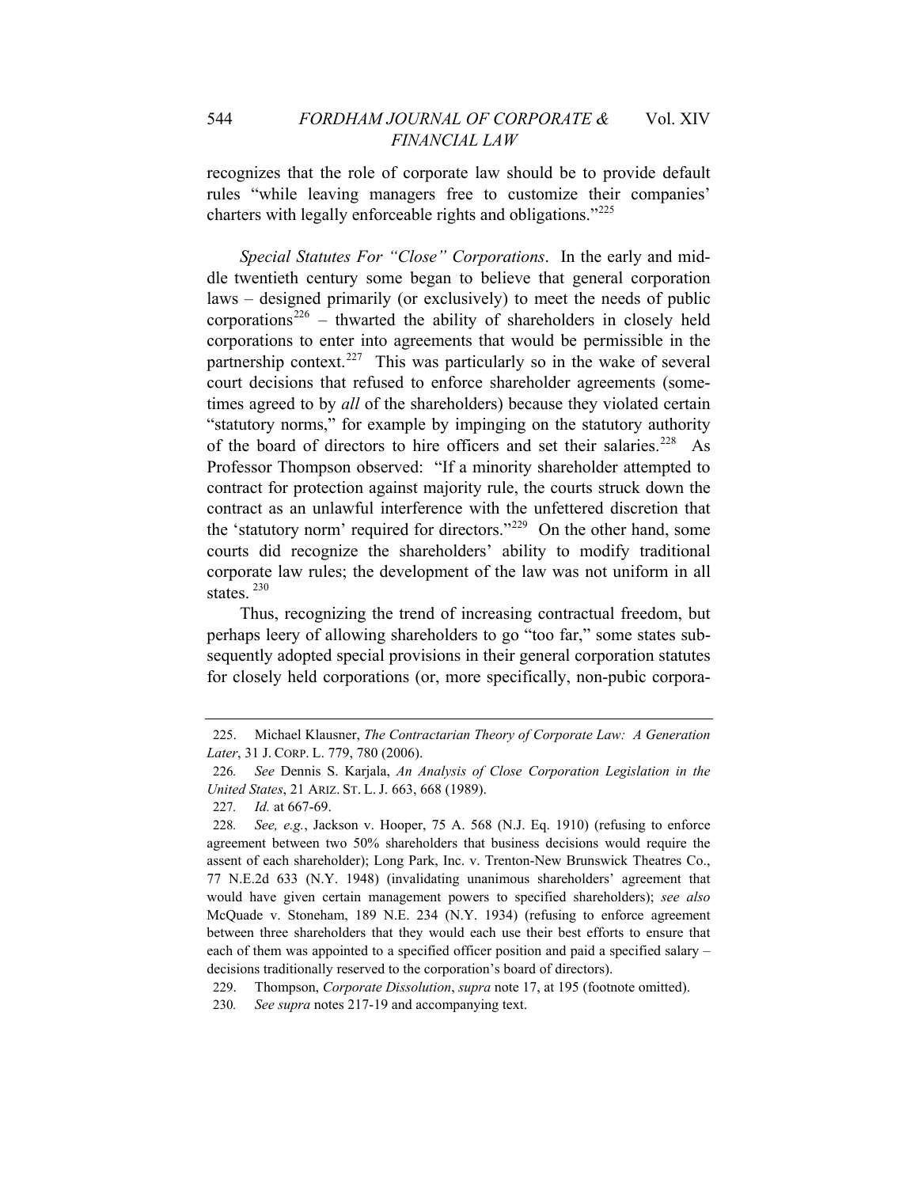recognizes that the role of corporate law should be to provide default rules "while leaving managers free to customize their companies' charters with legally enforceable rights and obligations."[225]

*Special Statutes For "Close" Corporations*. In the early and middle twentieth century some began to believe that general corporation laws – designed primarily (or exclusively) to meet the needs of public corporations[226] – thwarted the ability of shareholders in closely held corporations to enter into agreements that would be permissible in the partnership context.[227] This was particularly so in the wake of several court decisions that refused to enforce shareholder agreements (sometimes agreed to by *all* of the shareholders) because they violated certain "statutory norms," for example by impinging on the statutory authority of the board of directors to hire officers and set their salaries.[228] As Professor Thompson observed: "If a minority shareholder attempted to contract for protection against majority rule, the courts struck down the contract as an unlawful interference with the unfettered discretion that the 'statutory norm' required for directors."[229] On the other hand, some courts did recognize the shareholders' ability to modify traditional corporate law rules; the development of the law was not uniform in all states.[230]

Thus, recognizing the trend of increasing contractual freedom, but perhaps leery of allowing shareholders to go "too far," some states subsequently adopted special provisions in their general corporation statutes for closely held corporations (or, more specifically, non-pubic corpora-

---

225. Michael Klausner, *The Contractarian Theory of Corporate Law: A Generation Later*, 31 J. CORP. L. 779, 780 (2006).

226. *See* Dennis S. Karjala, *An Analysis of Close Corporation Legislation in the United States*, 21 ARIZ. ST. L. J. 663, 668 (1989).

227. *Id.* at 667-69.

228. *See, e.g.*, Jackson v. Hooper, 75 A. 568 (N.J. Eq. 1910) (refusing to enforce agreement between two 50% shareholders that business decisions would require the assent of each shareholder); Long Park, Inc. v. Trenton-New Brunswick Theatres Co., 77 N.E.2d 633 (N.Y. 1948) (invalidating unanimous shareholders' agreement that would have given certain management powers to specified shareholders); *see also* McQuade v. Stoneham, 189 N.E. 234 (N.Y. 1934) (refusing to enforce agreement between three shareholders that they would each use their best efforts to ensure that each of them was appointed to a specified officer position and paid a specified salary – decisions traditionally reserved to the corporation's board of directors).

229. Thompson, *Corporate Dissolution*, *supra* note 17, at 195 (footnote omitted).

230. *See supra* notes 217-19 and accompanying text.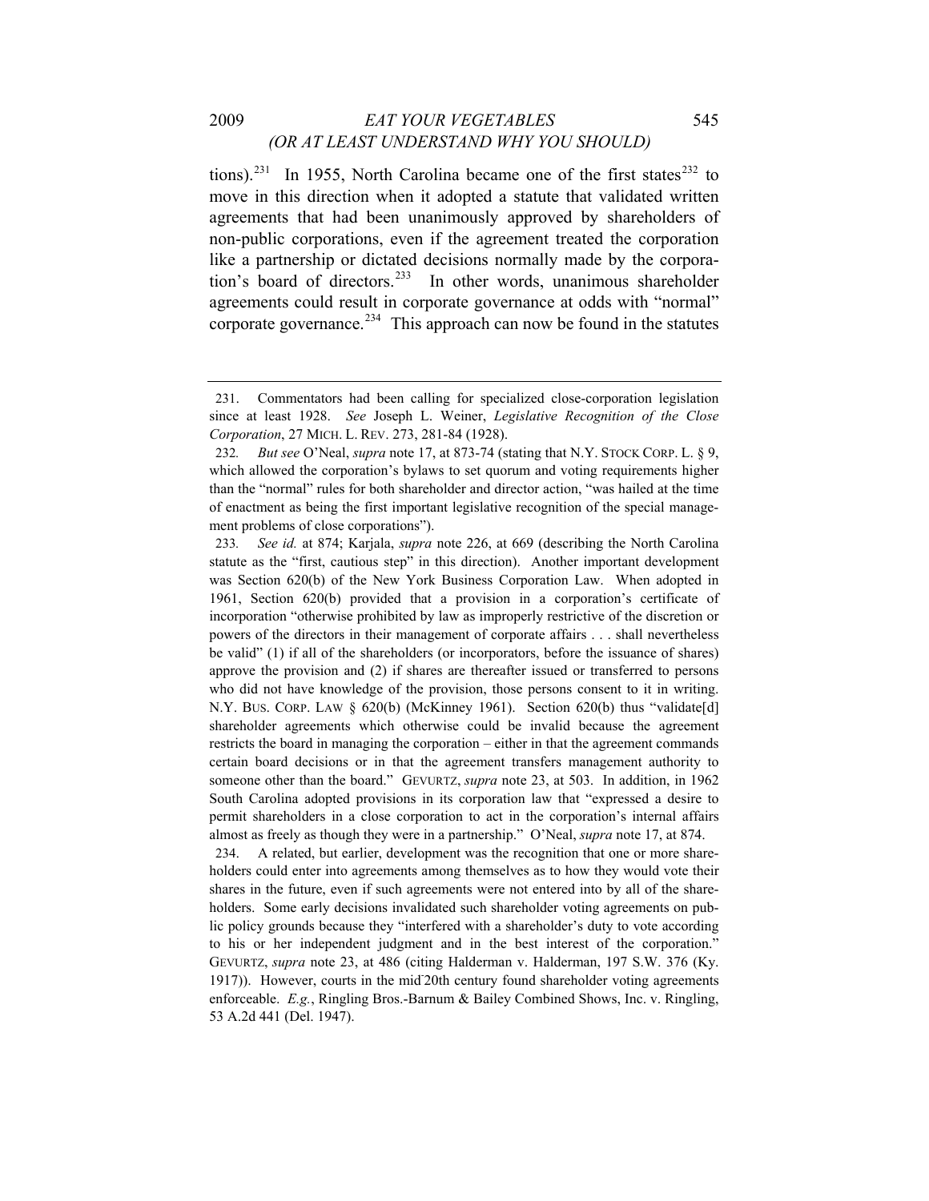tions).[231] In 1955, North Carolina became one of the first states[232] to move in this direction when it adopted a statute that validated written agreements that had been unanimously approved by shareholders of non-public corporations, even if the agreement treated the corporation like a partnership or dictated decisions normally made by the corporation's board of directors.[233] In other words, unanimous shareholder agreements could result in corporate governance at odds with "normal" corporate governance.[234] This approach can now be found in the statutes

---

231. Commentators had been calling for specialized close-corporation legislation since at least 1928. *See* Joseph L. Weiner, *Legislative Recognition of the Close Corporation*, 27 MICH. L. REV. 273, 281-84 (1928).

232. *But see* O'Neal, *supra* note 17, at 873-74 (stating that N.Y. STOCK CORP. L. § 9, which allowed the corporation's bylaws to set quorum and voting requirements higher than the "normal" rules for both shareholder and director action, "was hailed at the time of enactment as being the first important legislative recognition of the special management problems of close corporations").

233. *See id.* at 874; Karjala, *supra* note 226, at 669 (describing the North Carolina statute as the "first, cautious step" in this direction). Another important development was Section 620(b) of the New York Business Corporation Law. When adopted in 1961, Section 620(b) provided that a provision in a corporation's certificate of incorporation "otherwise prohibited by law as improperly restrictive of the discretion or powers of the directors in their management of corporate affairs . . . shall nevertheless be valid" (1) if all of the shareholders (or incorporators, before the issuance of shares) approve the provision and (2) if shares are thereafter issued or transferred to persons who did not have knowledge of the provision, those persons consent to it in writing. N.Y. BUS. CORP. LAW § 620(b) (McKinney 1961). Section 620(b) thus "validate[d] shareholder agreements which otherwise could be invalid because the agreement restricts the board in managing the corporation – either in that the agreement commands certain board decisions or in that the agreement transfers management authority to someone other than the board." GEVURTZ, *supra* note 23, at 503. In addition, in 1962 South Carolina adopted provisions in its corporation law that "expressed a desire to permit shareholders in a close corporation to act in the corporation's internal affairs almost as freely as though they were in a partnership." O'Neal, *supra* note 17, at 874.

234. A related, but earlier, development was the recognition that one or more shareholders could enter into agreements among themselves as to how they would vote their shares in the future, even if such agreements were not entered into by all of the shareholders. Some early decisions invalidated such shareholder voting agreements on public policy grounds because they "interfered with a shareholder's duty to vote according to his or her independent judgment and in the best interest of the corporation." GEVURTZ, *supra* note 23, at 486 (citing Halderman v. Halderman, 197 S.W. 376 (Ky. 1917)). However, courts in the mid-20th century found shareholder voting agreements enforceable. *E.g.*, Ringling Bros.-Barnum & Bailey Combined Shows, Inc. v. Ringling, 53 A.2d 441 (Del. 1947).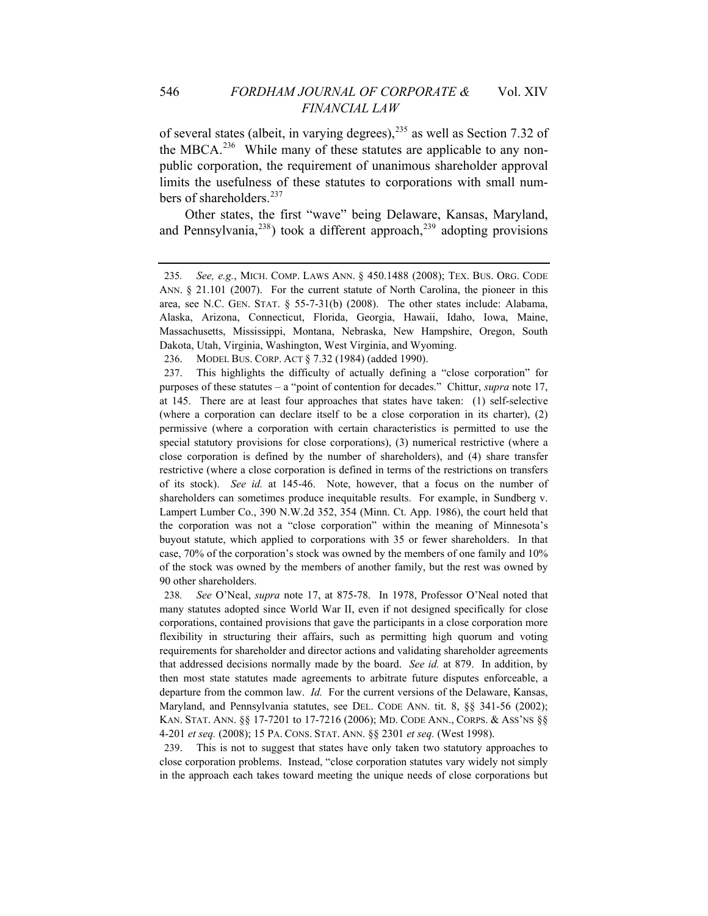of several states (albeit, in varying degrees),[235] as well as Section 7.32 of the MBCA.[236] While many of these statutes are applicable to any non-public corporation, the requirement of unanimous shareholder approval limits the usefulness of these statutes to corporations with small numbers of shareholders.[237]

Other states, the first "wave" being Delaware, Kansas, Maryland, and Pennsylvania,[238]) took a different approach,[239] adopting provisions

---

235. *See, e.g.*, MICH. COMP. LAWS ANN. § 450.1488 (2008); TEX. BUS. ORG. CODE ANN. § 21.101 (2007). For the current statute of North Carolina, the pioneer in this area, see N.C. GEN. STAT. § 55-7-31(b) (2008). The other states include: Alabama, Alaska, Arizona, Connecticut, Florida, Georgia, Hawaii, Idaho, Iowa, Maine, Massachusetts, Mississippi, Montana, Nebraska, New Hampshire, Oregon, South Dakota, Utah, Virginia, Washington, West Virginia, and Wyoming.

236. MODEL BUS. CORP. ACT § 7.32 (1984) (added 1990).

237. This highlights the difficulty of actually defining a "close corporation" for purposes of these statutes – a "point of contention for decades." Chittur, *supra* note 17, at 145. There are at least four approaches that states have taken: (1) self-selective (where a corporation can declare itself to be a close corporation in its charter), (2) permissive (where a corporation with certain characteristics is permitted to use the special statutory provisions for close corporations), (3) numerical restrictive (where a close corporation is defined by the number of shareholders), and (4) share transfer restrictive (where a close corporation is defined in terms of the restrictions on transfers of its stock). *See id.* at 145-46. Note, however, that a focus on the number of shareholders can sometimes produce inequitable results. For example, in Sundberg v. Lampert Lumber Co., 390 N.W.2d 352, 354 (Minn. Ct. App. 1986), the court held that the corporation was not a "close corporation" within the meaning of Minnesota's buyout statute, which applied to corporations with 35 or fewer shareholders. In that case, 70% of the corporation's stock was owned by the members of one family and 10% of the stock was owned by the members of another family, but the rest was owned by 90 other shareholders.

238. *See* O'Neal, *supra* note 17, at 875-78. In 1978, Professor O'Neal noted that many statutes adopted since World War II, even if not designed specifically for close corporations, contained provisions that gave the participants in a close corporation more flexibility in structuring their affairs, such as permitting high quorum and voting requirements for shareholder and director actions and validating shareholder agreements that addressed decisions normally made by the board. *See id.* at 879. In addition, by then most state statutes made agreements to arbitrate future disputes enforceable, a departure from the common law. *Id.* For the current versions of the Delaware, Kansas, Maryland, and Pennsylvania statutes, see DEL. CODE ANN. tit. 8, §§ 341-56 (2002); KAN. STAT. ANN. §§ 17-7201 to 17-7216 (2006); MD. CODE ANN., CORPS. & ASS'NS §§ 4-201 *et seq.* (2008); 15 PA. CONS. STAT. ANN. §§ 2301 *et seq.* (West 1998).

239. This is not to suggest that states have only taken two statutory approaches to close corporation problems. Instead, "close corporation statutes vary widely not simply in the approach each takes toward meeting the unique needs of close corporations but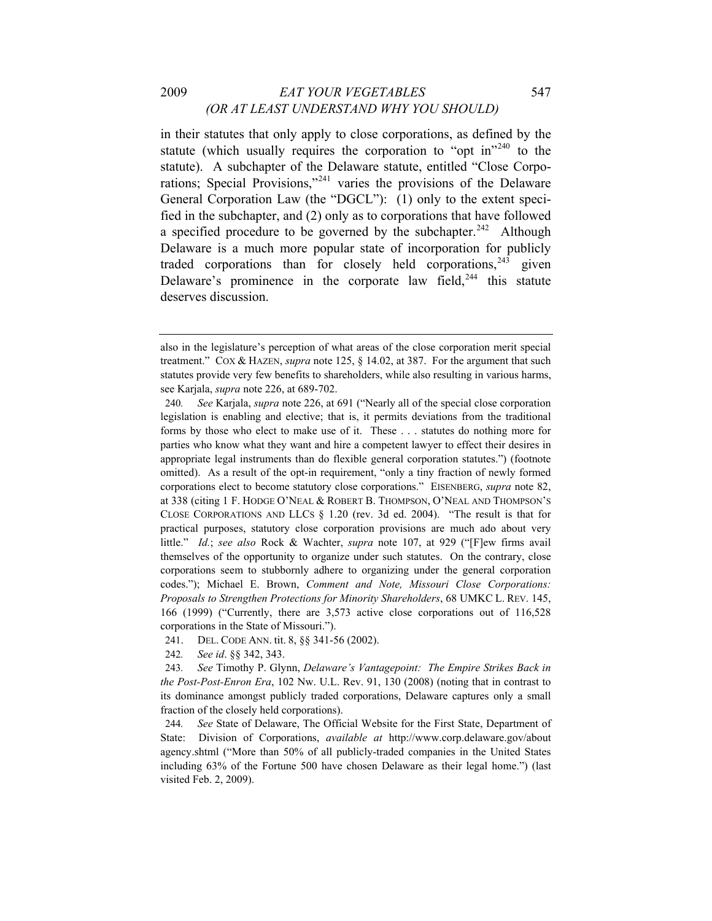in their statutes that only apply to close corporations, as defined by the statute (which usually requires the corporation to "opt in"[240] to the statute). A subchapter of the Delaware statute, entitled "Close Corporations; Special Provisions,"[241] varies the provisions of the Delaware General Corporation Law (the "DGCL"): (1) only to the extent specified in the subchapter, and (2) only as to corporations that have followed a specified procedure to be governed by the subchapter.[242] Although Delaware is a much more popular state of incorporation for publicly traded corporations than for closely held corporations,[243] given Delaware's prominence in the corporate law field,[244] this statute deserves discussion.

---

also in the legislature's perception of what areas of the close corporation merit special treatment." COX & HAZEN, *supra* note 125, § 14.02, at 387. For the argument that such statutes provide very few benefits to shareholders, while also resulting in various harms, see Karjala, *supra* note 226, at 689-702.

240. *See* Karjala, *supra* note 226, at 691 ("Nearly all of the special close corporation legislation is enabling and elective; that is, it permits deviations from the traditional forms by those who elect to make use of it. These . . . statutes do nothing more for parties who know what they want and hire a competent lawyer to effect their desires in appropriate legal instruments than do flexible general corporation statutes.") (footnote omitted). As a result of the opt-in requirement, "only a tiny fraction of newly formed corporations elect to become statutory close corporations." EISENBERG, *supra* note 82, at 338 (citing 1 F. HODGE O'NEAL & ROBERT B. THOMPSON, O'NEAL AND THOMPSON'S CLOSE CORPORATIONS AND LLCS § 1.20 (rev. 3d ed. 2004). "The result is that for practical purposes, statutory close corporation provisions are much ado about very little." *Id.*; *see also* Rock & Wachter, *supra* note 107, at 929 ("[F]ew firms avail themselves of the opportunity to organize under such statutes. On the contrary, close corporations seem to stubbornly adhere to organizing under the general corporation codes."); Michael E. Brown, *Comment and Note, Missouri Close Corporations: Proposals to Strengthen Protections for Minority Shareholders*, 68 UMKC L. REV. 145, 166 (1999) ("Currently, there are 3,573 active close corporations out of 116,528 corporations in the State of Missouri.").

241. DEL. CODE ANN. tit. 8, §§ 341-56 (2002).

242. *See id*. §§ 342, 343.

243. *See* Timothy P. Glynn, *Delaware's Vantagepoint: The Empire Strikes Back in the Post-Post-Enron Era*, 102 Nw. U.L. Rev. 91, 130 (2008) (noting that in contrast to its dominance amongst publicly traded corporations, Delaware captures only a small fraction of the closely held corporations).

244. *See* State of Delaware, The Official Website for the First State, Department of State: Division of Corporations, *available at* http://www.corp.delaware.gov/about agency.shtml ("More than 50% of all publicly-traded companies in the United States including 63% of the Fortune 500 have chosen Delaware as their legal home.") (last visited Feb. 2, 2009).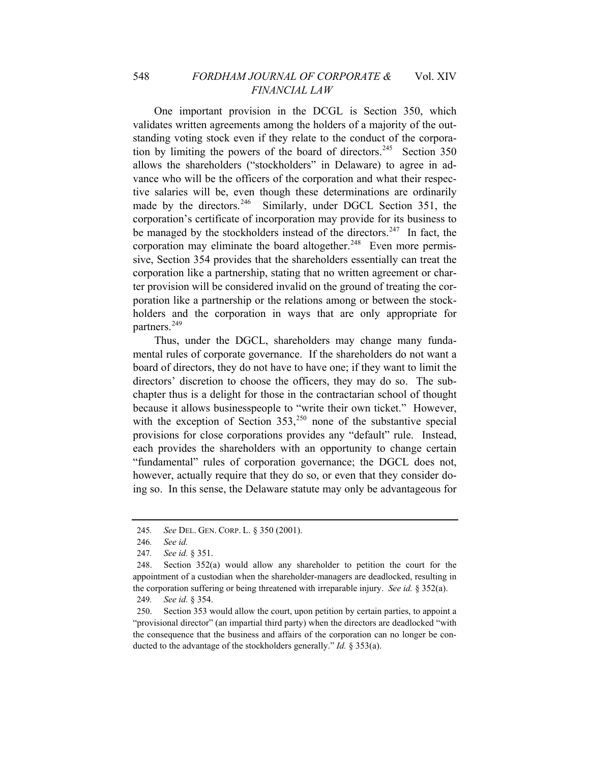One important provision in the DCGL is Section 350, which validates written agreements among the holders of a majority of the outstanding voting stock even if they relate to the conduct of the corporation by limiting the powers of the board of directors.[245] Section 350 allows the shareholders ("stockholders" in Delaware) to agree in advance who will be the officers of the corporation and what their respective salaries will be, even though these determinations are ordinarily made by the directors.[246] Similarly, under DGCL Section 351, the corporation's certificate of incorporation may provide for its business to be managed by the stockholders instead of the directors.[247] In fact, the corporation may eliminate the board altogether.[248] Even more permissive, Section 354 provides that the shareholders essentially can treat the corporation like a partnership, stating that no written agreement or charter provision will be considered invalid on the ground of treating the corporation like a partnership or the relations among or between the stockholders and the corporation in ways that are only appropriate for partners.[249]

Thus, under the DGCL, shareholders may change many fundamental rules of corporate governance. If the shareholders do not want a board of directors, they do not have to have one; if they want to limit the directors' discretion to choose the officers, they may do so. The subchapter thus is a delight for those in the contractarian school of thought because it allows businesspeople to "write their own ticket." However, with the exception of Section 353,[250] none of the substantive special provisions for close corporations provides any "default" rule. Instead, each provides the shareholders with an opportunity to change certain "fundamental" rules of corporation governance; the DGCL does not, however, actually require that they do so, or even that they consider doing so. In this sense, the Delaware statute may only be advantageous for

---

245. *See* DEL. GEN. CORP. L. § 350 (2001).

246. *See id.*

247. *See id.* § 351.

248. Section 352(a) would allow any shareholder to petition the court for the appointment of a custodian when the shareholder-managers are deadlocked, resulting in the corporation suffering or being threatened with irreparable injury. *See id.* § 352(a).

249. *See id.* § 354.

250. Section 353 would allow the court, upon petition by certain parties, to appoint a "provisional director" (an impartial third party) when the directors are deadlocked "with the consequence that the business and affairs of the corporation can no longer be conducted to the advantage of the stockholders generally." *Id.* § 353(a).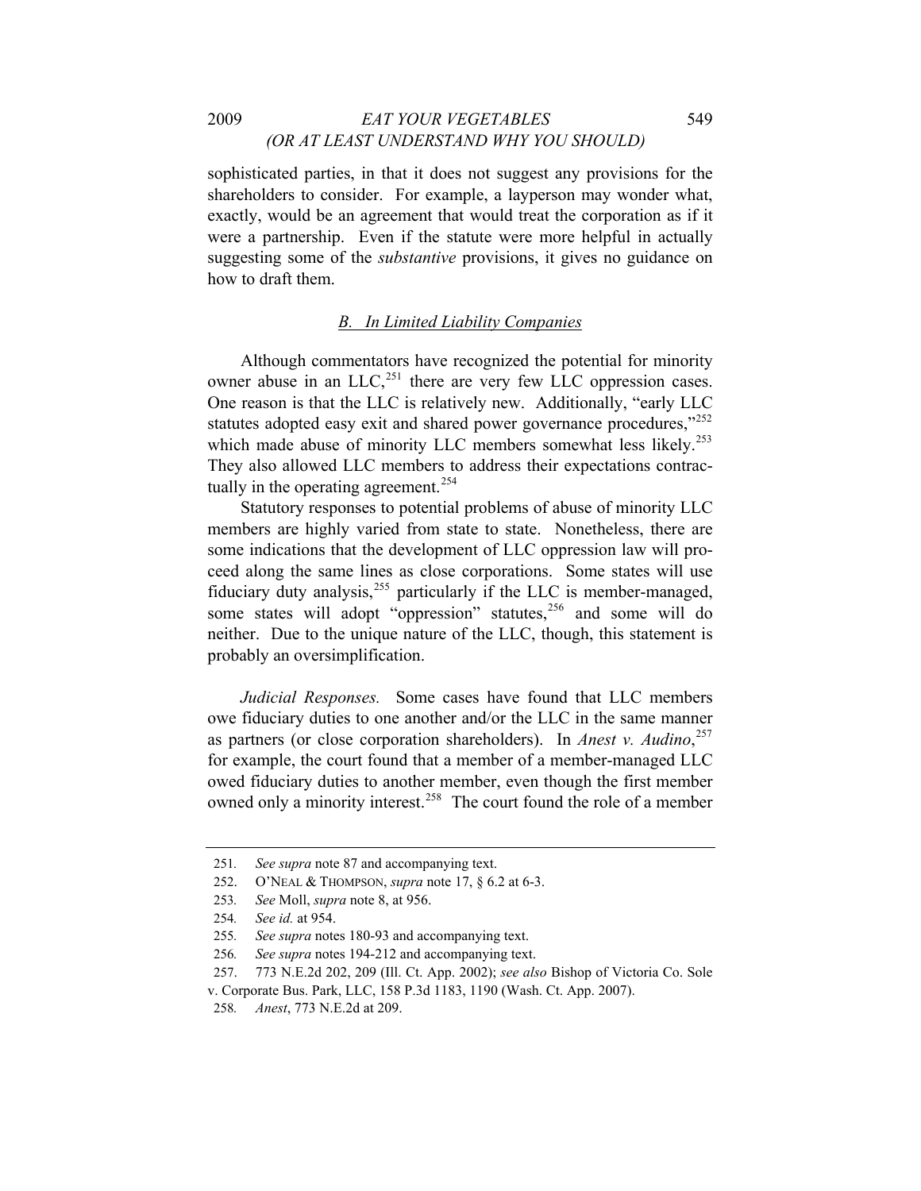sophisticated parties, in that it does not suggest any provisions for the shareholders to consider. For example, a layperson may wonder what, exactly, would be an agreement that would treat the corporation as if it were a partnership. Even if the statute were more helpful in actually suggesting some of the *substantive* provisions, it gives no guidance on how to draft them.

### *B. In Limited Liability Companies*

Although commentators have recognized the potential for minority owner abuse in an LLC,[251] there are very few LLC oppression cases. One reason is that the LLC is relatively new. Additionally, "early LLC statutes adopted easy exit and shared power governance procedures,"[252] which made abuse of minority LLC members somewhat less likely.[253] They also allowed LLC members to address their expectations contractually in the operating agreement.[254]

Statutory responses to potential problems of abuse of minority LLC members are highly varied from state to state. Nonetheless, there are some indications that the development of LLC oppression law will proceed along the same lines as close corporations. Some states will use fiduciary duty analysis,[255] particularly if the LLC is member-managed, some states will adopt "oppression" statutes,[256] and some will do neither. Due to the unique nature of the LLC, though, this statement is probably an oversimplification.

*Judicial Responses.* Some cases have found that LLC members owe fiduciary duties to one another and/or the LLC in the same manner as partners (or close corporation shareholders). In *Anest v. Audino*,[257] for example, the court found that a member of a member-managed LLC owed fiduciary duties to another member, even though the first member owned only a minority interest.[258] The court found the role of a member

---

251. *See supra* note 87 and accompanying text.

252. O'NEAL & THOMPSON, *supra* note 17, § 6.2 at 6-3.

253. *See* Moll, *supra* note 8, at 956.

254. *See id.* at 954.

255. *See supra* notes 180-93 and accompanying text.

256. *See supra* notes 194-212 and accompanying text.

257. 773 N.E.2d 202, 209 (Ill. Ct. App. 2002); *see also* Bishop of Victoria Co. Sole v. Corporate Bus. Park, LLC, 158 P.3d 1183, 1190 (Wash. Ct. App. 2007).

258. *Anest*, 773 N.E.2d at 209.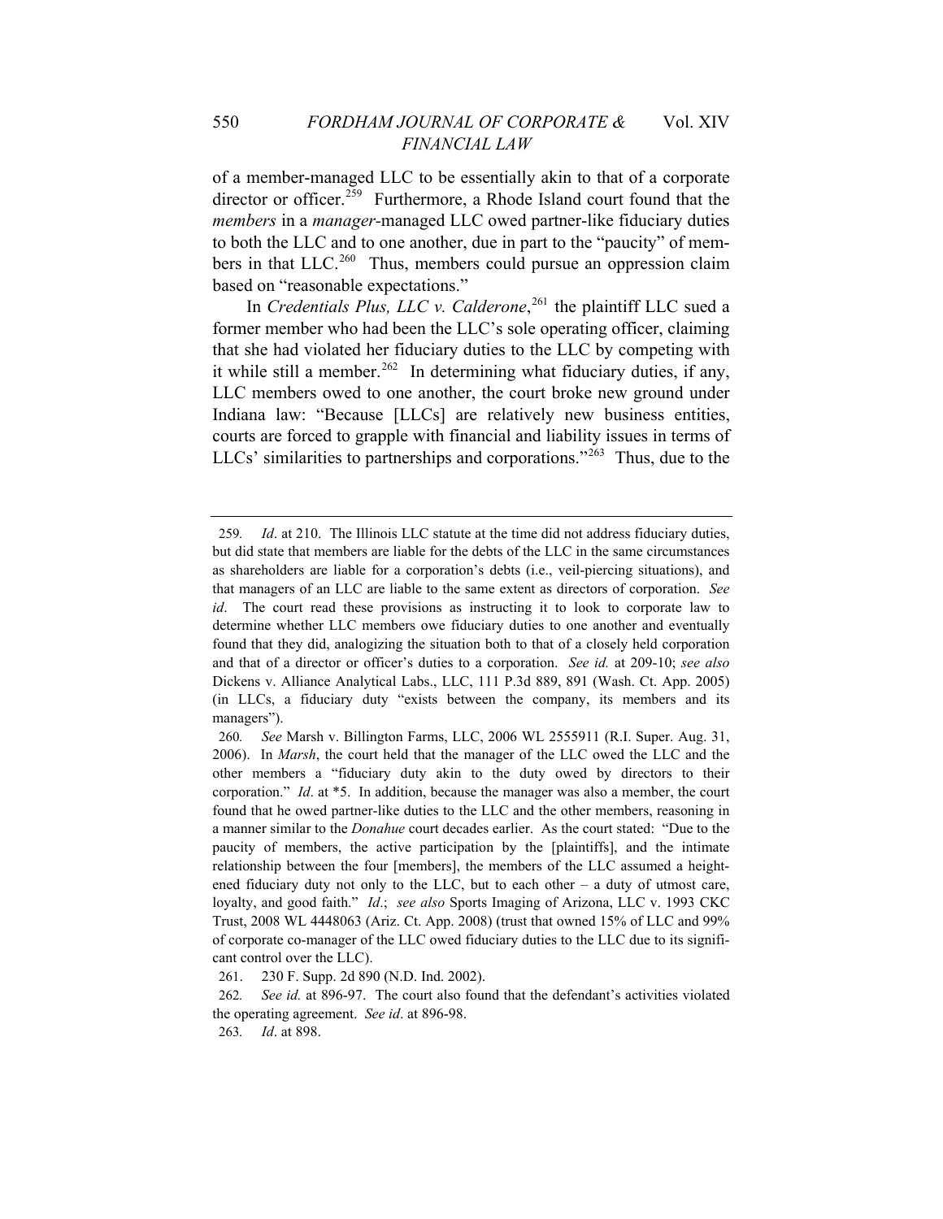of a member-managed LLC to be essentially akin to that of a corporate director or officer.[259] Furthermore, a Rhode Island court found that the *members* in a *manager*-managed LLC owed partner-like fiduciary duties to both the LLC and to one another, due in part to the "paucity" of members in that LLC.[260] Thus, members could pursue an oppression claim based on "reasonable expectations."

In *Credentials Plus, LLC v. Calderone*,[261] the plaintiff LLC sued a former member who had been the LLC's sole operating officer, claiming that she had violated her fiduciary duties to the LLC by competing with it while still a member.[262] In determining what fiduciary duties, if any, LLC members owed to one another, the court broke new ground under Indiana law: "Because [LLCs] are relatively new business entities, courts are forced to grapple with financial and liability issues in terms of LLCs' similarities to partnerships and corporations."[263] Thus, due to the

---

259. *Id*. at 210. The Illinois LLC statute at the time did not address fiduciary duties, but did state that members are liable for the debts of the LLC in the same circumstances as shareholders are liable for a corporation's debts (i.e., veil-piercing situations), and that managers of an LLC are liable to the same extent as directors of corporation. *See id*. The court read these provisions as instructing it to look to corporate law to determine whether LLC members owe fiduciary duties to one another and eventually found that they did, analogizing the situation both to that of a closely held corporation and that of a director or officer's duties to a corporation. *See id.* at 209-10; *see also* Dickens v. Alliance Analytical Labs., LLC, 111 P.3d 889, 891 (Wash. Ct. App. 2005) (in LLCs, a fiduciary duty "exists between the company, its members and its managers").

260. *See* Marsh v. Billington Farms, LLC, 2006 WL 2555911 (R.I. Super. Aug. 31, 2006). In *Marsh*, the court held that the manager of the LLC owed the LLC and the other members a "fiduciary duty akin to the duty owed by directors to their corporation." *Id*. at \*5. In addition, because the manager was also a member, the court found that he owed partner-like duties to the LLC and the other members, reasoning in a manner similar to the *Donahue* court decades earlier. As the court stated: "Due to the paucity of members, the active participation by the [plaintiffs], and the intimate relationship between the four [members], the members of the LLC assumed a heightened fiduciary duty not only to the LLC, but to each other – a duty of utmost care, loyalty, and good faith." *Id*.; *see also* Sports Imaging of Arizona, LLC v. 1993 CKC Trust, 2008 WL 4448063 (Ariz. Ct. App. 2008) (trust that owned 15% of LLC and 99% of corporate co-manager of the LLC owed fiduciary duties to the LLC due to its significant control over the LLC).

261. 230 F. Supp. 2d 890 (N.D. Ind. 2002).

262. *See id.* at 896-97. The court also found that the defendant's activities violated the operating agreement. *See id*. at 896-98.

263. *Id*. at 898.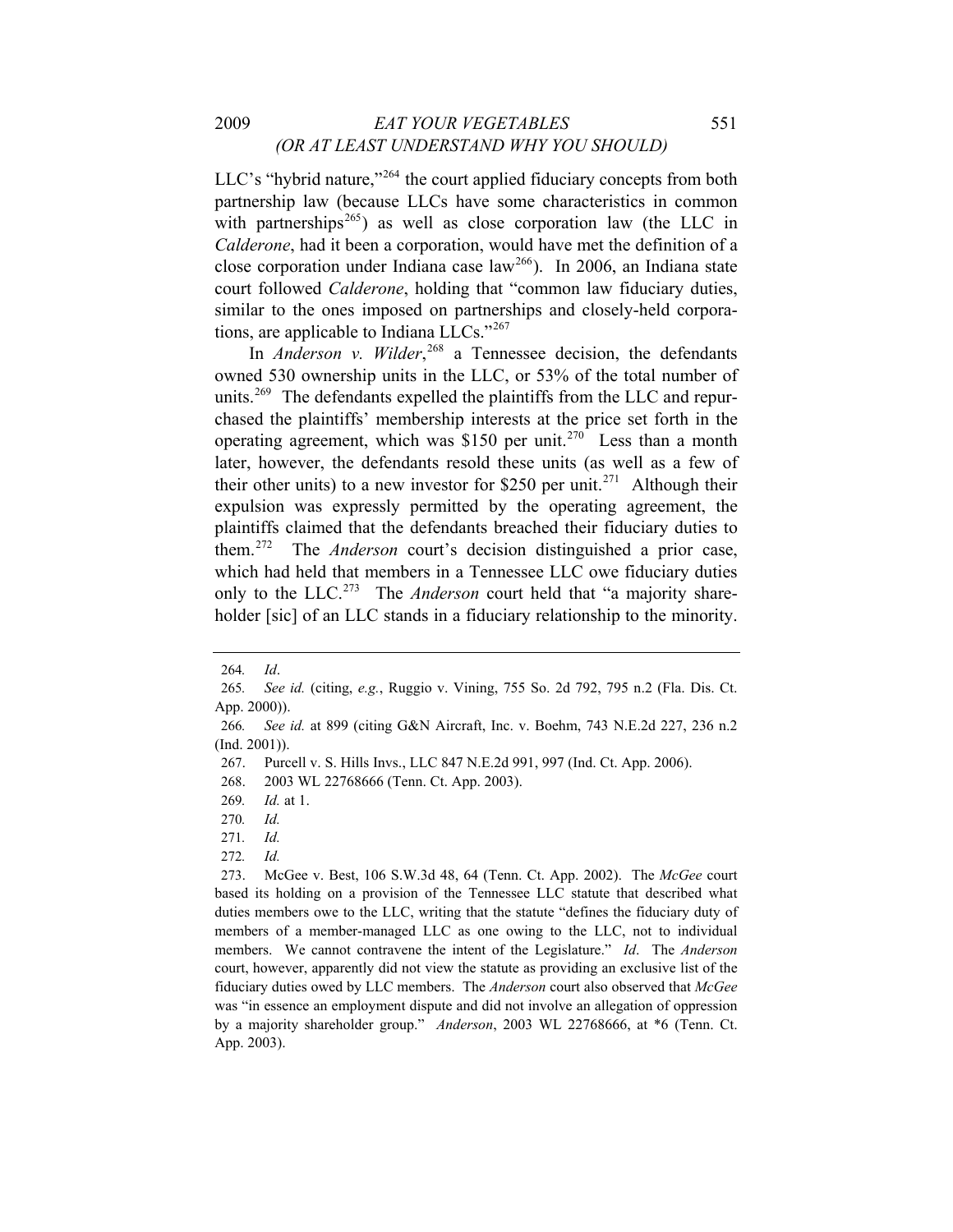LLC's "hybrid nature,"[264] the court applied fiduciary concepts from both partnership law (because LLCs have some characteristics in common with partnerships[265]) as well as close corporation law (the LLC in *Calderone*, had it been a corporation, would have met the definition of a close corporation under Indiana case law[266]). In 2006, an Indiana state court followed *Calderone*, holding that "common law fiduciary duties, similar to the ones imposed on partnerships and closely-held corporations, are applicable to Indiana LLCs."[267]

In *Anderson v. Wilder*,[268] a Tennessee decision, the defendants owned 530 ownership units in the LLC, or 53% of the total number of units.[269] The defendants expelled the plaintiffs from the LLC and repurchased the plaintiffs' membership interests at the price set forth in the operating agreement, which was $150 per unit.[270] Less than a month later, however, the defendants resold these units (as well as a few of their other units) to a new investor for $250 per unit.[271] Although their expulsion was expressly permitted by the operating agreement, the plaintiffs claimed that the defendants breached their fiduciary duties to them.[272] The *Anderson* court's decision distinguished a prior case, which had held that members in a Tennessee LLC owe fiduciary duties only to the LLC.[273] The *Anderson* court held that "a majority shareholder [sic] of an LLC stands in a fiduciary relationship to the minority.

---

264. *Id*.

265. *See id.* (citing, *e.g.*, Ruggio v. Vining, 755 So. 2d 792, 795 n.2 (Fla. Dis. Ct. App. 2000)).

266. *See id.* at 899 (citing G&N Aircraft, Inc. v. Boehm, 743 N.E.2d 227, 236 n.2 (Ind. 2001)).

267. Purcell v. S. Hills Invs., LLC 847 N.E.2d 991, 997 (Ind. Ct. App. 2006).

268. 2003 WL 22768666 (Tenn. Ct. App. 2003).

269. *Id.* at 1.

270. *Id.*

271. *Id.*

272. *Id.*

273. McGee v. Best, 106 S.W.3d 48, 64 (Tenn. Ct. App. 2002). The *McGee* court based its holding on a provision of the Tennessee LLC statute that described what duties members owe to the LLC, writing that the statute "defines the fiduciary duty of members of a member-managed LLC as one owing to the LLC, not to individual members. We cannot contravene the intent of the Legislature." *Id*. The *Anderson* court, however, apparently did not view the statute as providing an exclusive list of the fiduciary duties owed by LLC members. The *Anderson* court also observed that *McGee* was "in essence an employment dispute and did not involve an allegation of oppression by a majority shareholder group." *Anderson*, 2003 WL 22768666, at *6 (Tenn. Ct. App. 2003).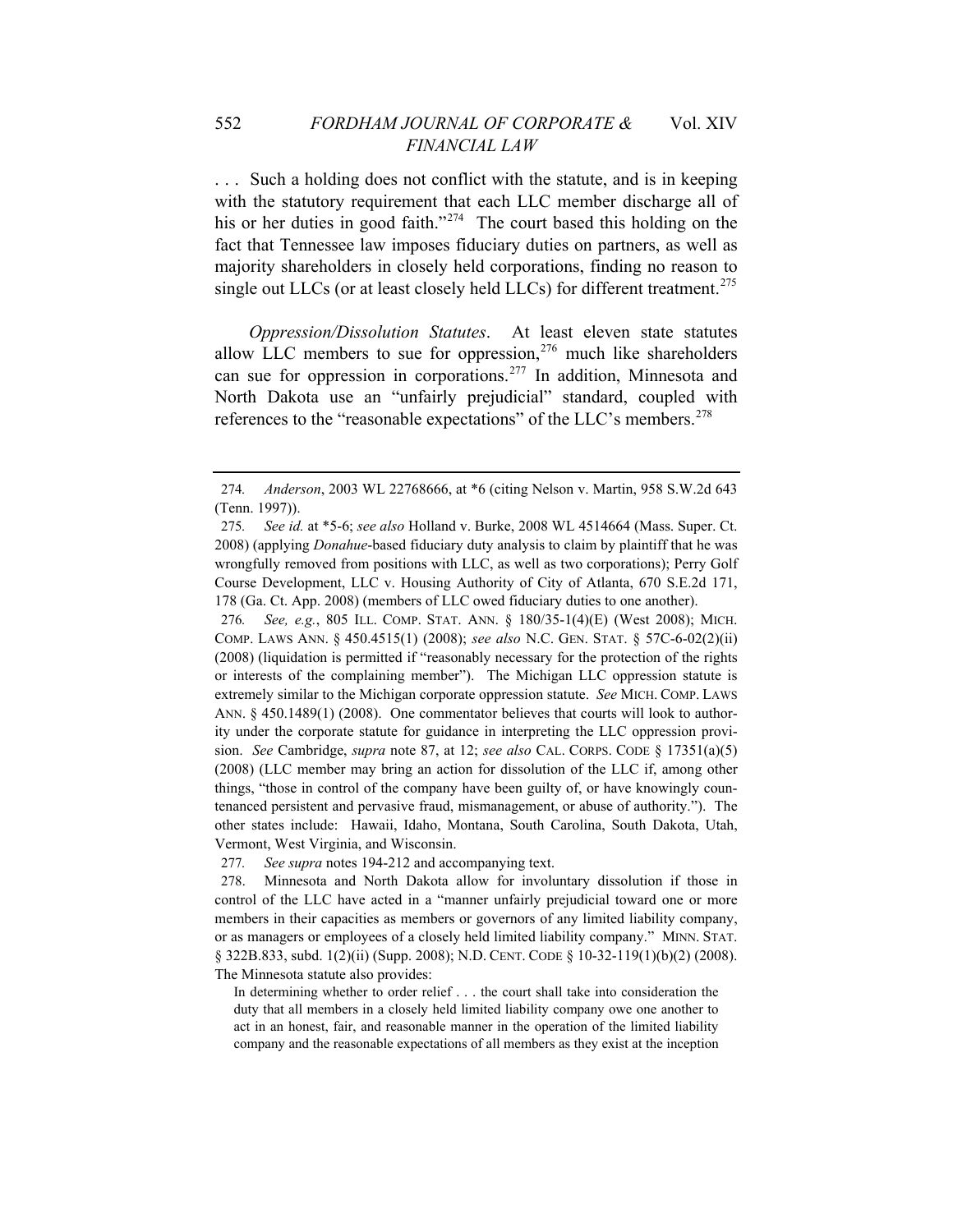. . . Such a holding does not conflict with the statute, and is in keeping with the statutory requirement that each LLC member discharge all of his or her duties in good faith."[274] The court based this holding on the fact that Tennessee law imposes fiduciary duties on partners, as well as majority shareholders in closely held corporations, finding no reason to single out LLCs (or at least closely held LLCs) for different treatment.[275]

*Oppression/Dissolution Statutes*. At least eleven state statutes allow LLC members to sue for oppression,[276] much like shareholders can sue for oppression in corporations.[277] In addition, Minnesota and North Dakota use an "unfairly prejudicial" standard, coupled with references to the "reasonable expectations" of the LLC's members.[278]

---

274. *Anderson*, 2003 WL 22768666, at *6 (citing Nelson v. Martin, 958 S.W.2d 643 (Tenn. 1997)).

275. *See id.* at *5-6; *see also* Holland v. Burke, 2008 WL 4514664 (Mass. Super. Ct. 2008) (applying *Donahue*-based fiduciary duty analysis to claim by plaintiff that he was wrongfully removed from positions with LLC, as well as two corporations); Perry Golf Course Development, LLC v. Housing Authority of City of Atlanta, 670 S.E.2d 171, 178 (Ga. Ct. App. 2008) (members of LLC owed fiduciary duties to one another).

276. *See, e.g.*, 805 ILL. COMP. STAT. ANN. § 180/35-1(4)(E) (West 2008); MICH. COMP. LAWS ANN. § 450.4515(1) (2008); *see also* N.C. GEN. STAT. § 57C-6-02(2)(ii) (2008) (liquidation is permitted if "reasonably necessary for the protection of the rights or interests of the complaining member"). The Michigan LLC oppression statute is extremely similar to the Michigan corporate oppression statute. *See* MICH. COMP. LAWS ANN. § 450.1489(1) (2008). One commentator believes that courts will look to authority under the corporate statute for guidance in interpreting the LLC oppression provision. *See* Cambridge, *supra* note 87, at 12; *see also* CAL. CORPS. CODE § 17351(a)(5) (2008) (LLC member may bring an action for dissolution of the LLC if, among other things, "those in control of the company have been guilty of, or have knowingly countenanced persistent and pervasive fraud, mismanagement, or abuse of authority."). The other states include: Hawaii, Idaho, Montana, South Carolina, South Dakota, Utah, Vermont, West Virginia, and Wisconsin.

277. *See supra* notes 194-212 and accompanying text.

278. Minnesota and North Dakota allow for involuntary dissolution if those in control of the LLC have acted in a "manner unfairly prejudicial toward one or more members in their capacities as members or governors of any limited liability company, or as managers or employees of a closely held limited liability company." MINN. STAT. § 322B.833, subd. 1(2)(ii) (Supp. 2008); N.D. CENT. CODE § 10-32-119(1)(b)(2) (2008). The Minnesota statute also provides:

> In determining whether to order relief . . . the court shall take into consideration the duty that all members in a closely held limited liability company owe one another to act in an honest, fair, and reasonable manner in the operation of the limited liability company and the reasonable expectations of all members as they exist at the inception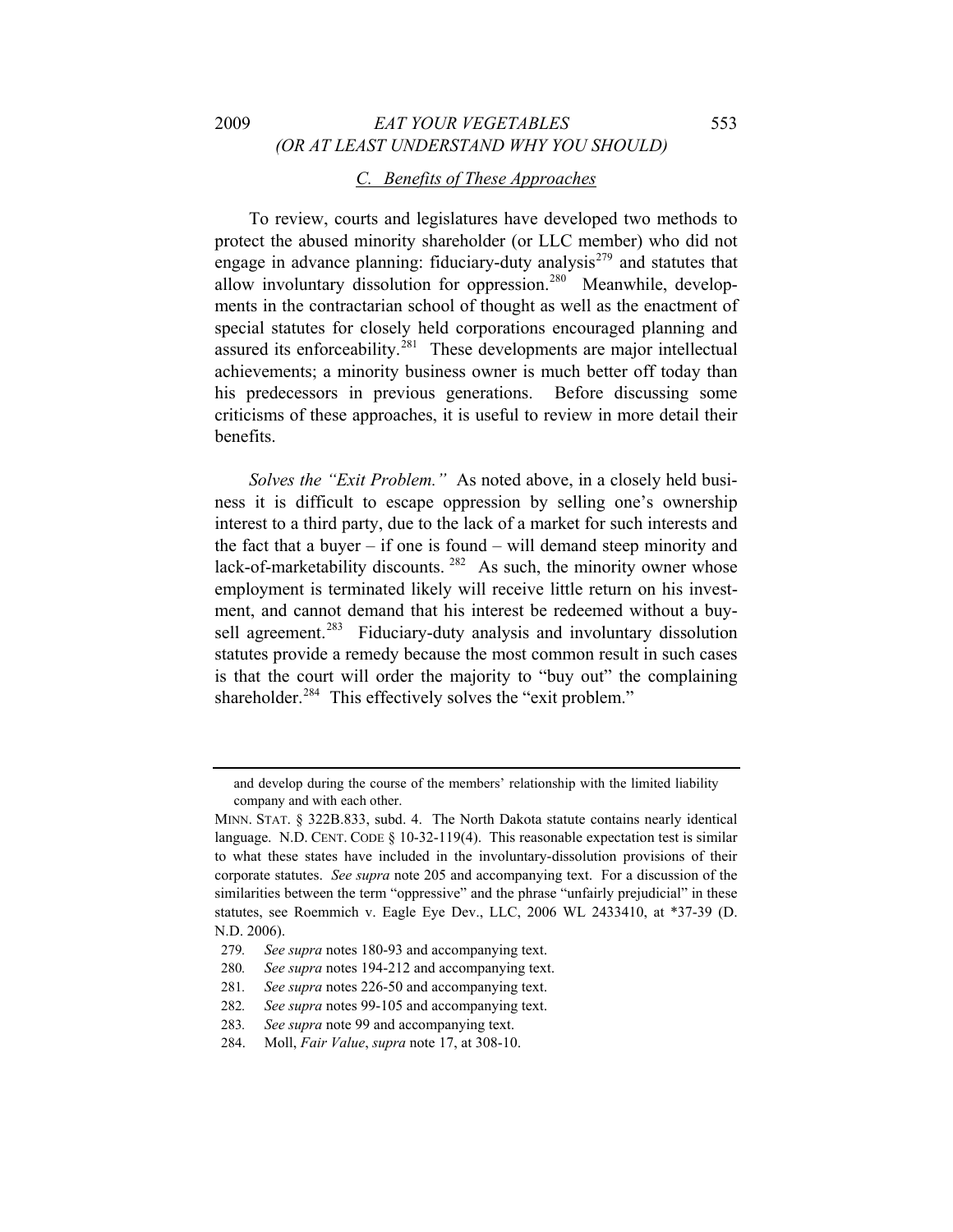### C. Benefits of These Approaches

To review, courts and legislatures have developed two methods to protect the abused minority shareholder (or LLC member) who did not engage in advance planning: fiduciary-duty analysis[279] and statutes that allow involuntary dissolution for oppression.[280] Meanwhile, developments in the contractarian school of thought as well as the enactment of special statutes for closely held corporations encouraged planning and assured its enforceability.[281] These developments are major intellectual achievements; a minority business owner is much better off today than his predecessors in previous generations. Before discussing some criticisms of these approaches, it is useful to review in more detail their benefits.

*Solves the "Exit Problem."* As noted above, in a closely held business it is difficult to escape oppression by selling one's ownership interest to a third party, due to the lack of a market for such interests and the fact that a buyer – if one is found – will demand steep minority and lack-of-marketability discounts.[282] As such, the minority owner whose employment is terminated likely will receive little return on his investment, and cannot demand that his interest be redeemed without a buy-sell agreement.[283] Fiduciary-duty analysis and involuntary dissolution statutes provide a remedy because the most common result in such cases is that the court will order the majority to "buy out" the complaining shareholder.[284] This effectively solves the "exit problem."

---

and develop during the course of the members' relationship with the limited liability company and with each other.

MINN. STAT. § 322B.833, subd. 4. The North Dakota statute contains nearly identical language. N.D. CENT. CODE § 10-32-119(4). This reasonable expectation test is similar to what these states have included in the involuntary-dissolution provisions of their corporate statutes. *See supra* note 205 and accompanying text. For a discussion of the similarities between the term "oppressive" and the phrase "unfairly prejudicial" in these statutes, see Roemmich v. Eagle Eye Dev., LLC, 2006 WL 2433410, at *37-39 (D. N.D. 2006).

279. *See supra* notes 180-93 and accompanying text.

280. *See supra* notes 194-212 and accompanying text.

281. *See supra* notes 226-50 and accompanying text.

282. *See supra* notes 99-105 and accompanying text.

283. *See supra* note 99 and accompanying text.

284. Moll, *Fair Value*, *supra* note 17, at 308-10.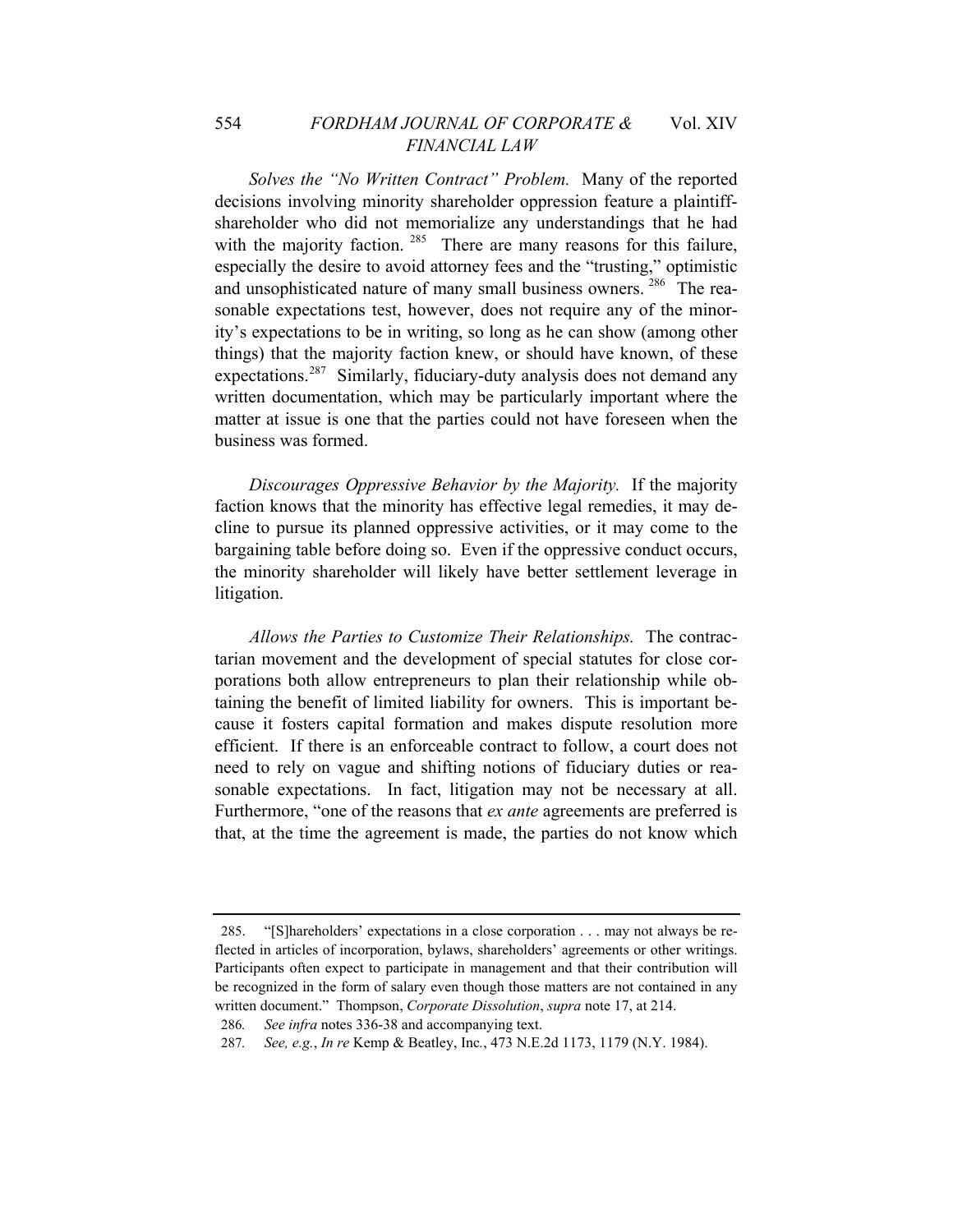*Solves the "No Written Contract" Problem.* Many of the reported decisions involving minority shareholder oppression feature a plaintiff-shareholder who did not memorialize any understandings that he had with the majority faction. [285] There are many reasons for this failure, especially the desire to avoid attorney fees and the "trusting," optimistic and unsophisticated nature of many small business owners. [286] The reasonable expectations test, however, does not require any of the minority's expectations to be in writing, so long as he can show (among other things) that the majority faction knew, or should have known, of these expectations.[287] Similarly, fiduciary-duty analysis does not demand any written documentation, which may be particularly important where the matter at issue is one that the parties could not have foreseen when the business was formed.

*Discourages Oppressive Behavior by the Majority.* If the majority faction knows that the minority has effective legal remedies, it may decline to pursue its planned oppressive activities, or it may come to the bargaining table before doing so. Even if the oppressive conduct occurs, the minority shareholder will likely have better settlement leverage in litigation.

*Allows the Parties to Customize Their Relationships.* The contractarian movement and the development of special statutes for close corporations both allow entrepreneurs to plan their relationship while obtaining the benefit of limited liability for owners. This is important because it fosters capital formation and makes dispute resolution more efficient. If there is an enforceable contract to follow, a court does not need to rely on vague and shifting notions of fiduciary duties or reasonable expectations. In fact, litigation may not be necessary at all. Furthermore, "one of the reasons that *ex ante* agreements are preferred is that, at the time the agreement is made, the parties do not know which

---

285. "[S]hareholders' expectations in a close corporation . . . may not always be reflected in articles of incorporation, bylaws, shareholders' agreements or other writings. Participants often expect to participate in management and that their contribution will be recognized in the form of salary even though those matters are not contained in any written document." Thompson, *Corporate Dissolution*, *supra* note 17, at 214.

286. *See infra* notes 336-38 and accompanying text.

287. *See, e.g.*, *In re* Kemp & Beatley, Inc., 473 N.E.2d 1173, 1179 (N.Y. 1984).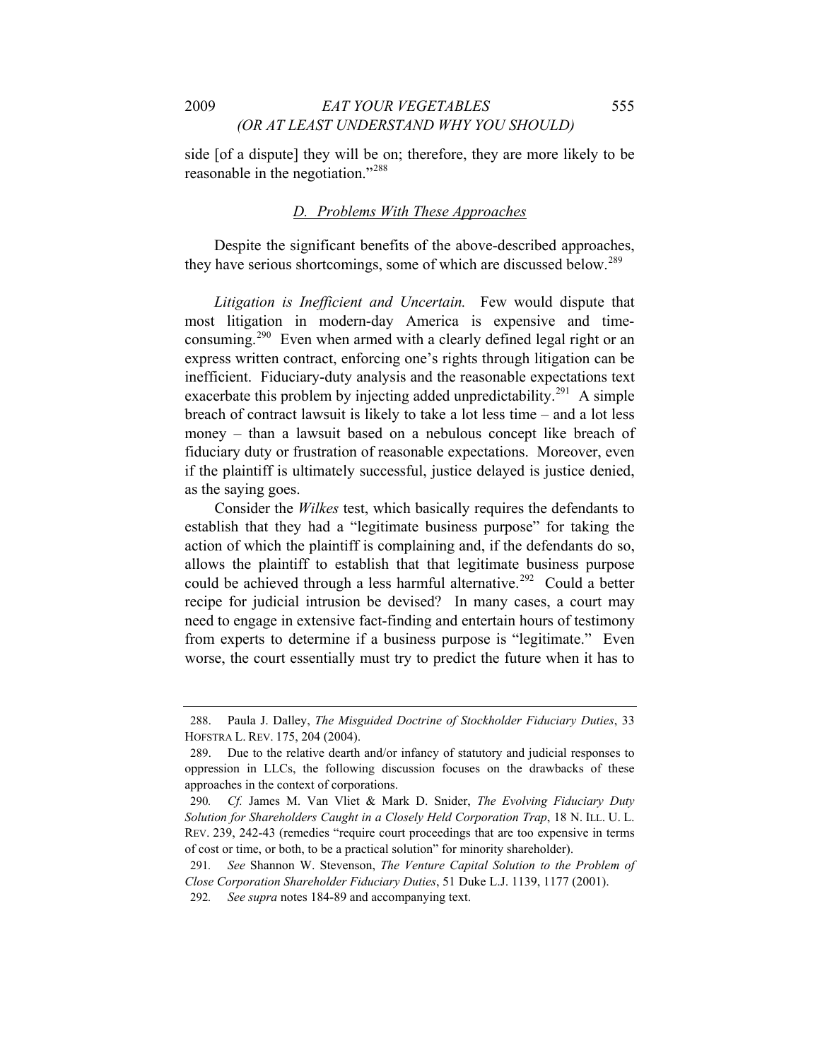side [of a dispute] they will be on; therefore, they are more likely to be reasonable in the negotiation."[288]

### D. Problems With These Approaches

Despite the significant benefits of the above-described approaches, they have serious shortcomings, some of which are discussed below.[289]

*Litigation is Inefficient and Uncertain.* Few would dispute that most litigation in modern-day America is expensive and time-consuming.[290] Even when armed with a clearly defined legal right or an express written contract, enforcing one's rights through litigation can be inefficient. Fiduciary-duty analysis and the reasonable expectations text exacerbate this problem by injecting added unpredictability.[291] A simple breach of contract lawsuit is likely to take a lot less time – and a lot less money – than a lawsuit based on a nebulous concept like breach of fiduciary duty or frustration of reasonable expectations. Moreover, even if the plaintiff is ultimately successful, justice delayed is justice denied, as the saying goes.

Consider the *Wilkes* test, which basically requires the defendants to establish that they had a "legitimate business purpose" for taking the action of which the plaintiff is complaining and, if the defendants do so, allows the plaintiff to establish that that legitimate business purpose could be achieved through a less harmful alternative.[292] Could a better recipe for judicial intrusion be devised? In many cases, a court may need to engage in extensive fact-finding and entertain hours of testimony from experts to determine if a business purpose is "legitimate." Even worse, the court essentially must try to predict the future when it has to

---

288. Paula J. Dalley, *The Misguided Doctrine of Stockholder Fiduciary Duties*, 33 HOFSTRA L. REV. 175, 204 (2004).

289. Due to the relative dearth and/or infancy of statutory and judicial responses to oppression in LLCs, the following discussion focuses on the drawbacks of these approaches in the context of corporations.

290. *Cf.* James M. Van Vliet & Mark D. Snider, *The Evolving Fiduciary Duty Solution for Shareholders Caught in a Closely Held Corporation Trap*, 18 N. ILL. U. L. REV. 239, 242-43 (remedies "require court proceedings that are too expensive in terms of cost or time, or both, to be a practical solution" for minority shareholder).

291. *See* Shannon W. Stevenson, *The Venture Capital Solution to the Problem of Close Corporation Shareholder Fiduciary Duties*, 51 Duke L.J. 1139, 1177 (2001).

292. *See supra* notes 184-89 and accompanying text.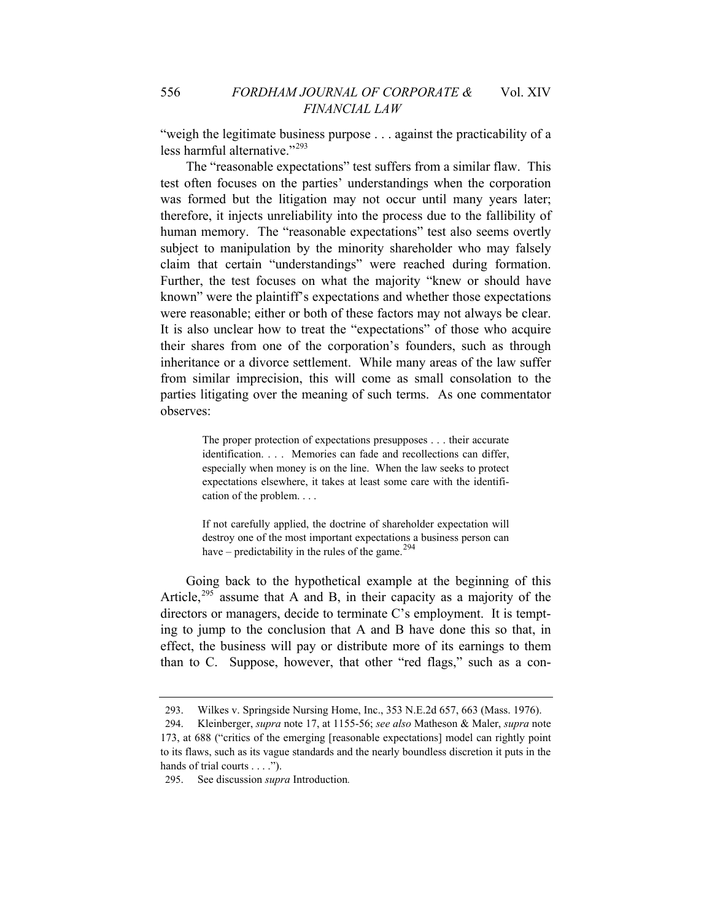"weigh the legitimate business purpose . . . against the practicability of a less harmful alternative."[293]

The "reasonable expectations" test suffers from a similar flaw. This test often focuses on the parties' understandings when the corporation was formed but the litigation may not occur until many years later; therefore, it injects unreliability into the process due to the fallibility of human memory. The "reasonable expectations" test also seems overtly subject to manipulation by the minority shareholder who may falsely claim that certain "understandings" were reached during formation. Further, the test focuses on what the majority "knew or should have known" were the plaintiff's expectations and whether those expectations were reasonable; either or both of these factors may not always be clear. It is also unclear how to treat the "expectations" of those who acquire their shares from one of the corporation's founders, such as through inheritance or a divorce settlement. While many areas of the law suffer from similar imprecision, this will come as small consolation to the parties litigating over the meaning of such terms. As one commentator observes:

> The proper protection of expectations presupposes . . . their accurate identification. . . . Memories can fade and recollections can differ, especially when money is on the line. When the law seeks to protect expectations elsewhere, it takes at least some care with the identification of the problem. . . .
>
> If not carefully applied, the doctrine of shareholder expectation will destroy one of the most important expectations a business person can have – predictability in the rules of the game.[294]

Going back to the hypothetical example at the beginning of this Article,[295] assume that A and B, in their capacity as a majority of the directors or managers, decide to terminate C's employment. It is tempting to jump to the conclusion that A and B have done this so that, in effect, the business will pay or distribute more of its earnings to them than to C. Suppose, however, that other "red flags," such as a con-

---

293. Wilkes v. Springside Nursing Home, Inc., 353 N.E.2d 657, 663 (Mass. 1976).

294. Kleinberger, *supra* note 17, at 1155-56; *see also* Matheson & Maler, *supra* note 173, at 688 ("critics of the emerging [reasonable expectations] model can rightly point to its flaws, such as its vague standards and the nearly boundless discretion it puts in the hands of trial courts . . . .").

295. See discussion *supra* Introduction*.*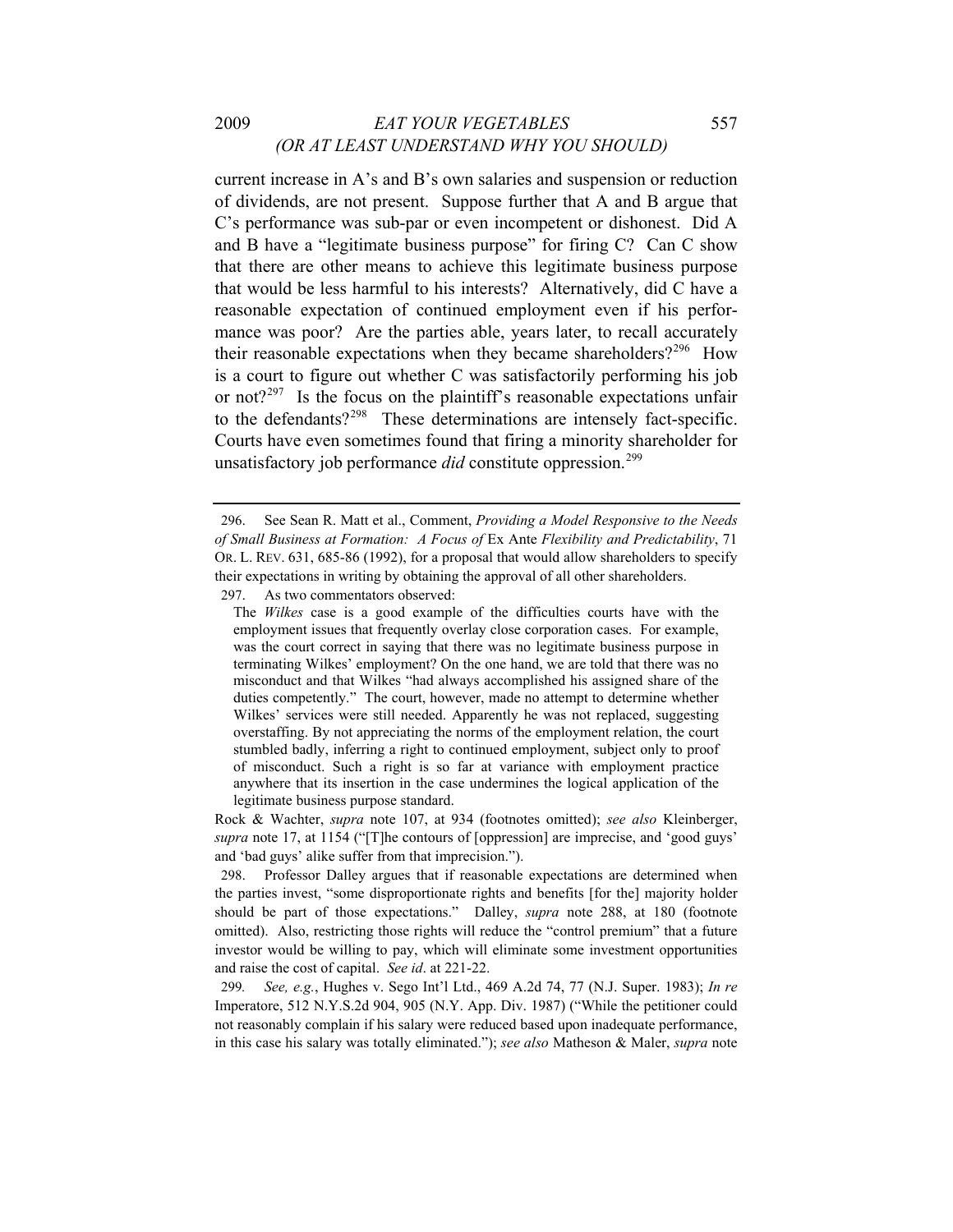current increase in A's and B's own salaries and suspension or reduction of dividends, are not present. Suppose further that A and B argue that C's performance was sub-par or even incompetent or dishonest. Did A and B have a "legitimate business purpose" for firing C? Can C show that there are other means to achieve this legitimate business purpose that would be less harmful to his interests? Alternatively, did C have a reasonable expectation of continued employment even if his performance was poor? Are the parties able, years later, to recall accurately their reasonable expectations when they became shareholders?[296] How is a court to figure out whether C was satisfactorily performing his job or not?[297] Is the focus on the plaintiff's reasonable expectations unfair to the defendants?[298] These determinations are intensely fact-specific. Courts have even sometimes found that firing a minority shareholder for unsatisfactory job performance *did* constitute oppression.[299]

---

296. See Sean R. Matt et al., Comment, *Providing a Model Responsive to the Needs of Small Business at Formation: A Focus of* Ex Ante *Flexibility and Predictability*, 71 OR. L. REV. 631, 685-86 (1992), for a proposal that would allow shareholders to specify their expectations in writing by obtaining the approval of all other shareholders.

297. As two commentators observed:

> The *Wilkes* case is a good example of the difficulties courts have with the employment issues that frequently overlay close corporation cases. For example, was the court correct in saying that there was no legitimate business purpose in terminating Wilkes' employment? On the one hand, we are told that there was no misconduct and that Wilkes "had always accomplished his assigned share of the duties competently." The court, however, made no attempt to determine whether Wilkes' services were still needed. Apparently he was not replaced, suggesting overstaffing. By not appreciating the norms of the employment relation, the court stumbled badly, inferring a right to continued employment, subject only to proof of misconduct. Such a right is so far at variance with employment practice anywhere that its insertion in the case undermines the logical application of the legitimate business purpose standard.

Rock & Wachter, *supra* note 107, at 934 (footnotes omitted); *see also* Kleinberger, *supra* note 17, at 1154 ("[T]he contours of [oppression] are imprecise, and 'good guys' and 'bad guys' alike suffer from that imprecision.").

298. Professor Dalley argues that if reasonable expectations are determined when the parties invest, "some disproportionate rights and benefits [for the] majority holder should be part of those expectations." Dalley, *supra* note 288, at 180 (footnote omitted). Also, restricting those rights will reduce the "control premium" that a future investor would be willing to pay, which will eliminate some investment opportunities and raise the cost of capital. *See id*. at 221-22.

299. *See, e.g.*, Hughes v. Sego Int'l Ltd., 469 A.2d 74, 77 (N.J. Super. 1983); *In re* Imperatore, 512 N.Y.S.2d 904, 905 (N.Y. App. Div. 1987) ("While the petitioner could not reasonably complain if his salary were reduced based upon inadequate performance, in this case his salary was totally eliminated."); *see also* Matheson & Maler, *supra* note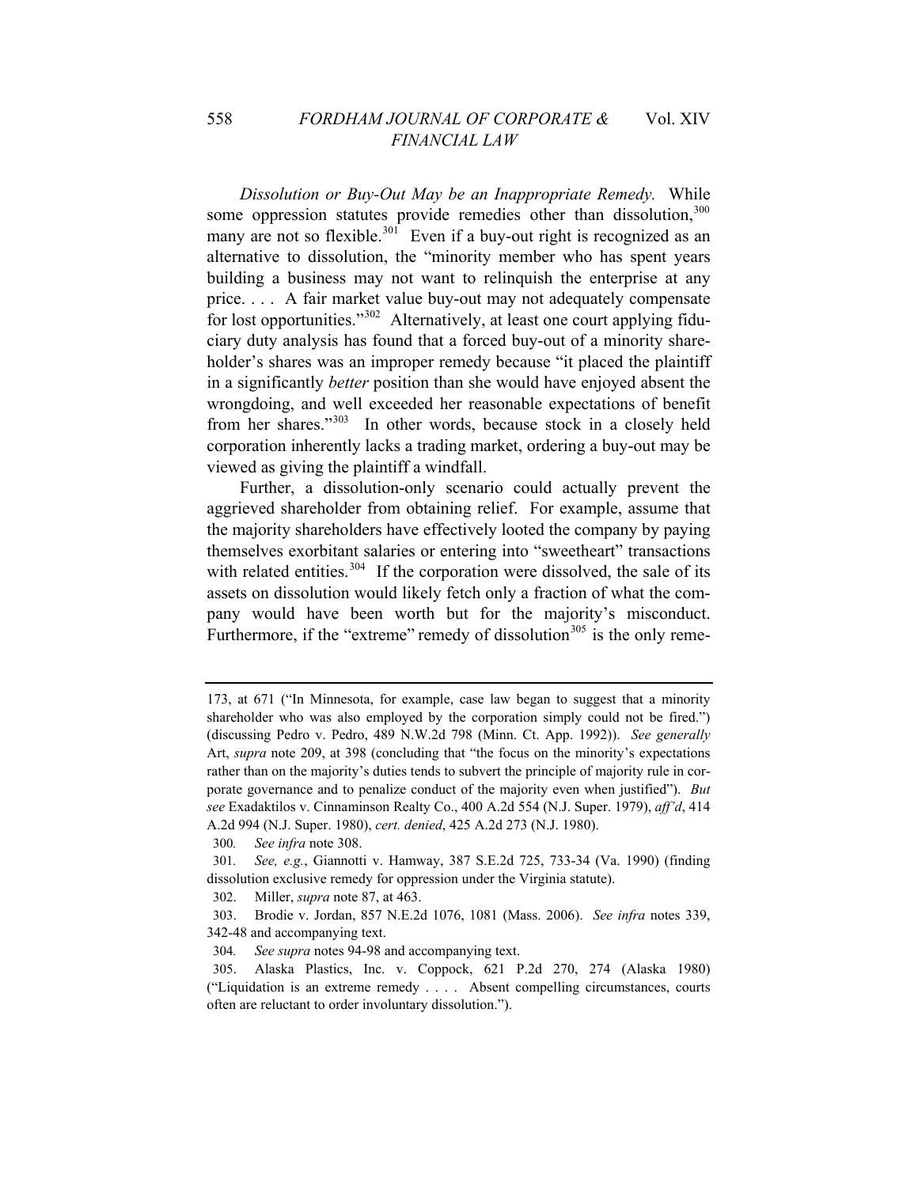*Dissolution or Buy-Out May be an Inappropriate Remedy.* While some oppression statutes provide remedies other than dissolution,[300] many are not so flexible.[301] Even if a buy-out right is recognized as an alternative to dissolution, the "minority member who has spent years building a business may not want to relinquish the enterprise at any price. . . . A fair market value buy-out may not adequately compensate for lost opportunities."[302] Alternatively, at least one court applying fiduciary duty analysis has found that a forced buy-out of a minority shareholder's shares was an improper remedy because "it placed the plaintiff in a significantly *better* position than she would have enjoyed absent the wrongdoing, and well exceeded her reasonable expectations of benefit from her shares."[303] In other words, because stock in a closely held corporation inherently lacks a trading market, ordering a buy-out may be viewed as giving the plaintiff a windfall.

Further, a dissolution-only scenario could actually prevent the aggrieved shareholder from obtaining relief. For example, assume that the majority shareholders have effectively looted the company by paying themselves exorbitant salaries or entering into "sweetheart" transactions with related entities.[304] If the corporation were dissolved, the sale of its assets on dissolution would likely fetch only a fraction of what the company would have been worth but for the majority's misconduct. Furthermore, if the "extreme" remedy of dissolution[305] is the only reme-

---

173, at 671 ("In Minnesota, for example, case law began to suggest that a minority shareholder who was also employed by the corporation simply could not be fired.") (discussing Pedro v. Pedro, 489 N.W.2d 798 (Minn. Ct. App. 1992)). *See generally* Art, *supra* note 209, at 398 (concluding that "the focus on the minority's expectations rather than on the majority's duties tends to subvert the principle of majority rule in corporate governance and to penalize conduct of the majority even when justified"). *But see* Exadaktilos v. Cinnaminson Realty Co., 400 A.2d 554 (N.J. Super. 1979), *aff'd*, 414 A.2d 994 (N.J. Super. 1980), *cert. denied*, 425 A.2d 273 (N.J. 1980).

300. *See infra* note 308.

301. *See, e.g.*, Giannotti v. Hamway, 387 S.E.2d 725, 733-34 (Va. 1990) (finding dissolution exclusive remedy for oppression under the Virginia statute).

302. Miller, *supra* note 87, at 463.

303. Brodie v. Jordan, 857 N.E.2d 1076, 1081 (Mass. 2006). *See infra* notes 339, 342-48 and accompanying text.

304. *See supra* notes 94-98 and accompanying text.

305. Alaska Plastics, Inc. v. Coppock, 621 P.2d 270, 274 (Alaska 1980) ("Liquidation is an extreme remedy . . . . Absent compelling circumstances, courts often are reluctant to order involuntary dissolution.").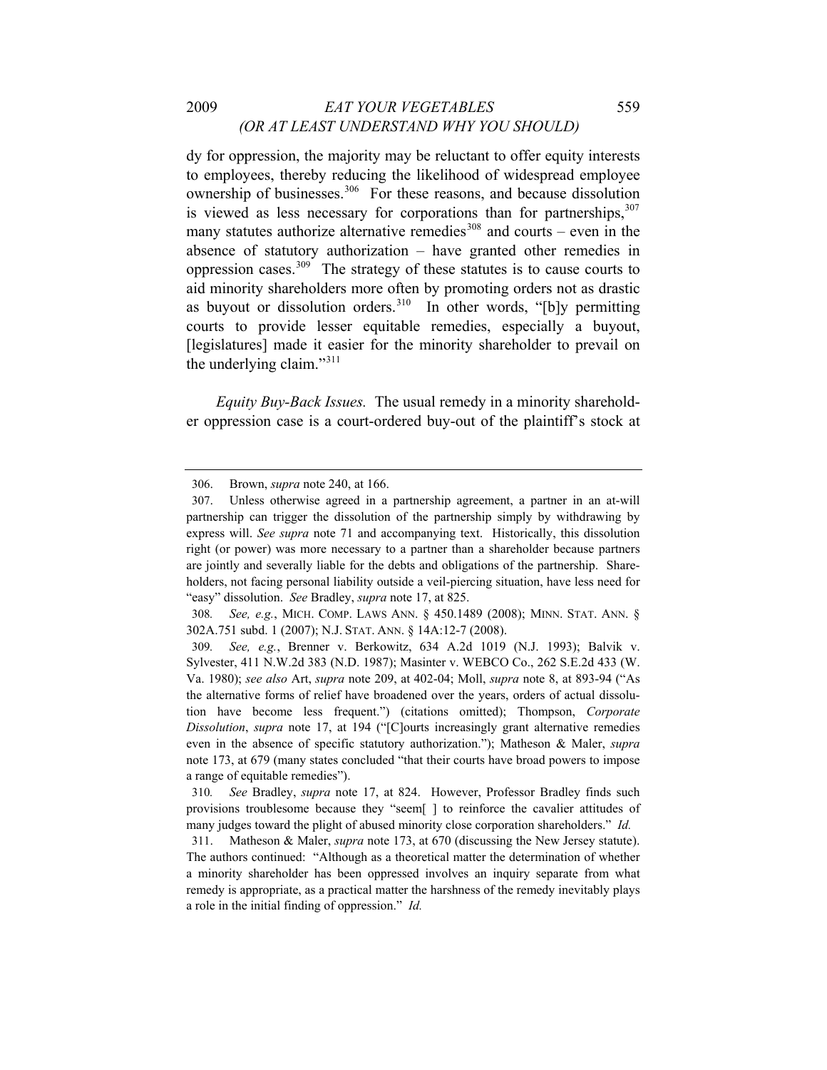dy for oppression, the majority may be reluctant to offer equity interests to employees, thereby reducing the likelihood of widespread employee ownership of businesses.[306] For these reasons, and because dissolution is viewed as less necessary for corporations than for partnerships,[307] many statutes authorize alternative remedies[308] and courts – even in the absence of statutory authorization – have granted other remedies in oppression cases.[309] The strategy of these statutes is to cause courts to aid minority shareholders more often by promoting orders not as drastic as buyout or dissolution orders.[310] In other words, "[b]y permitting courts to provide lesser equitable remedies, especially a buyout, [legislatures] made it easier for the minority shareholder to prevail on the underlying claim."[311]

*Equity Buy-Back Issues.* The usual remedy in a minority shareholder oppression case is a court-ordered buy-out of the plaintiff's stock at

---

306. Brown, *supra* note 240, at 166.

307. Unless otherwise agreed in a partnership agreement, a partner in an at-will partnership can trigger the dissolution of the partnership simply by withdrawing by express will. *See supra* note 71 and accompanying text. Historically, this dissolution right (or power) was more necessary to a partner than a shareholder because partners are jointly and severally liable for the debts and obligations of the partnership. Shareholders, not facing personal liability outside a veil-piercing situation, have less need for "easy" dissolution. *See* Bradley, *supra* note 17, at 825.

308. *See, e.g.*, MICH. COMP. LAWS ANN. § 450.1489 (2008); MINN. STAT. ANN. § 302A.751 subd. 1 (2007); N.J. STAT. ANN. § 14A:12-7 (2008).

309. *See, e.g.*, Brenner v. Berkowitz, 634 A.2d 1019 (N.J. 1993); Balvik v. Sylvester, 411 N.W.2d 383 (N.D. 1987); Masinter v. WEBCO Co., 262 S.E.2d 433 (W. Va. 1980); *see also* Art, *supra* note 209, at 402-04; Moll, *supra* note 8, at 893-94 ("As the alternative forms of relief have broadened over the years, orders of actual dissolution have become less frequent.") (citations omitted); Thompson, *Corporate Dissolution*, *supra* note 17, at 194 ("[C]ourts increasingly grant alternative remedies even in the absence of specific statutory authorization."); Matheson & Maler, *supra* note 173, at 679 (many states concluded "that their courts have broad powers to impose a range of equitable remedies").

310. *See* Bradley, *supra* note 17, at 824. However, Professor Bradley finds such provisions troublesome because they "seem[ ] to reinforce the cavalier attitudes of many judges toward the plight of abused minority close corporation shareholders." *Id.*

311. Matheson & Maler, *supra* note 173, at 670 (discussing the New Jersey statute). The authors continued: "Although as a theoretical matter the determination of whether a minority shareholder has been oppressed involves an inquiry separate from what remedy is appropriate, as a practical matter the harshness of the remedy inevitably plays a role in the initial finding of oppression." *Id.*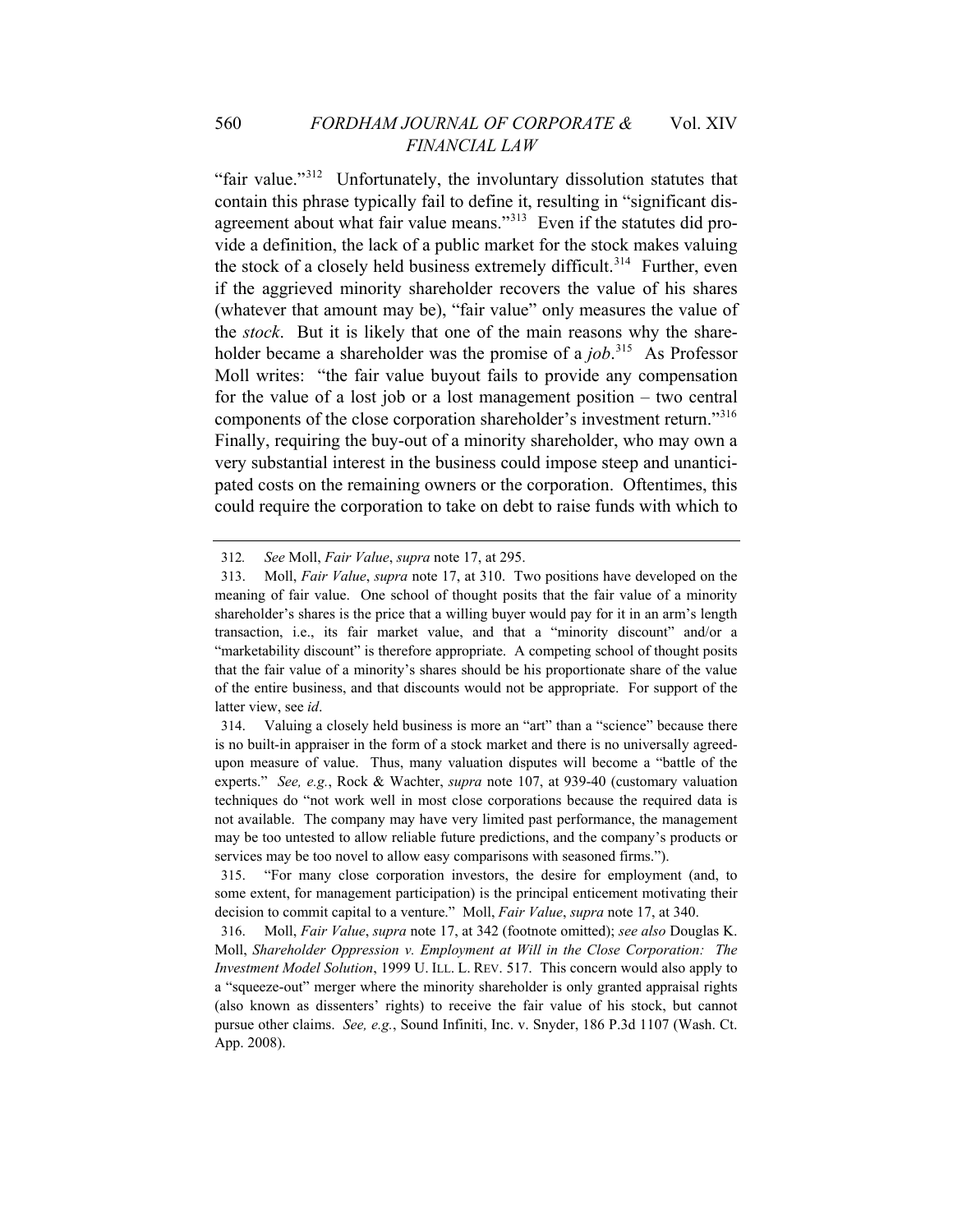"fair value."[312] Unfortunately, the involuntary dissolution statutes that contain this phrase typically fail to define it, resulting in "significant disagreement about what fair value means."[313] Even if the statutes did provide a definition, the lack of a public market for the stock makes valuing the stock of a closely held business extremely difficult.[314] Further, even if the aggrieved minority shareholder recovers the value of his shares (whatever that amount may be), "fair value" only measures the value of the *stock*. But it is likely that one of the main reasons why the shareholder became a shareholder was the promise of a *job*.[315] As Professor Moll writes: "the fair value buyout fails to provide any compensation for the value of a lost job or a lost management position – two central components of the close corporation shareholder's investment return."[316] Finally, requiring the buy-out of a minority shareholder, who may own a very substantial interest in the business could impose steep and unanticipated costs on the remaining owners or the corporation. Oftentimes, this could require the corporation to take on debt to raise funds with which to

---

312. *See* Moll, *Fair Value*, *supra* note 17, at 295.

313. Moll, *Fair Value*, *supra* note 17, at 310. Two positions have developed on the meaning of fair value. One school of thought posits that the fair value of a minority shareholder's shares is the price that a willing buyer would pay for it in an arm's length transaction, i.e., its fair market value, and that a "minority discount" and/or a "marketability discount" is therefore appropriate. A competing school of thought posits that the fair value of a minority's shares should be his proportionate share of the value of the entire business, and that discounts would not be appropriate. For support of the latter view, see *id*.

314. Valuing a closely held business is more an "art" than a "science" because there is no built-in appraiser in the form of a stock market and there is no universally agreed-upon measure of value. Thus, many valuation disputes will become a "battle of the experts." *See, e.g.*, Rock & Wachter, *supra* note 107, at 939-40 (customary valuation techniques do "not work well in most close corporations because the required data is not available. The company may have very limited past performance, the management may be too untested to allow reliable future predictions, and the company's products or services may be too novel to allow easy comparisons with seasoned firms.").

315. "For many close corporation investors, the desire for employment (and, to some extent, for management participation) is the principal enticement motivating their decision to commit capital to a venture." Moll, *Fair Value*, *supra* note 17, at 340.

316. Moll, *Fair Value*, *supra* note 17, at 342 (footnote omitted); *see also* Douglas K. Moll, *Shareholder Oppression v. Employment at Will in the Close Corporation: The Investment Model Solution*, 1999 U. ILL. L. REV. 517. This concern would also apply to a "squeeze-out" merger where the minority shareholder is only granted appraisal rights (also known as dissenters' rights) to receive the fair value of his stock, but cannot pursue other claims. *See, e.g.*, Sound Infiniti, Inc. v. Snyder, 186 P.3d 1107 (Wash. Ct. App. 2008).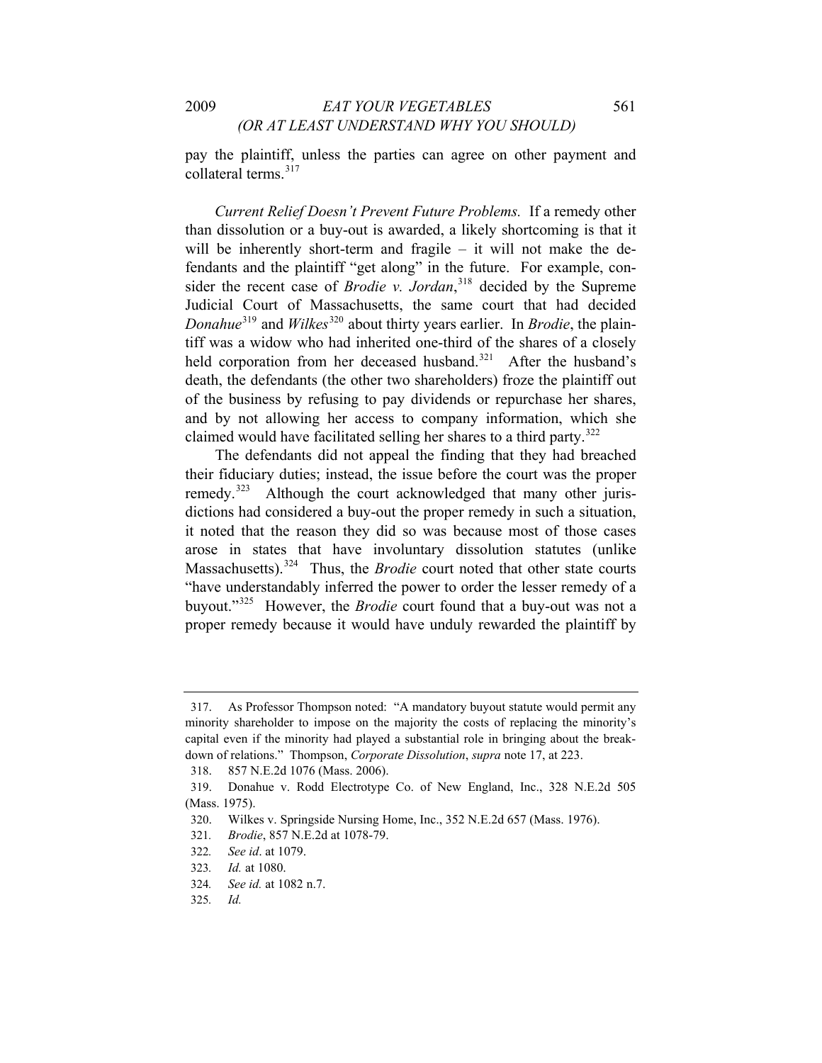pay the plaintiff, unless the parties can agree on other payment and collateral terms.[317]

*Current Relief Doesn't Prevent Future Problems.* If a remedy other than dissolution or a buy-out is awarded, a likely shortcoming is that it will be inherently short-term and fragile – it will not make the defendants and the plaintiff "get along" in the future. For example, consider the recent case of *Brodie v. Jordan*,[318] decided by the Supreme Judicial Court of Massachusetts, the same court that had decided *Donahue*[319] and *Wilkes*[320] about thirty years earlier. In *Brodie*, the plaintiff was a widow who had inherited one-third of the shares of a closely held corporation from her deceased husband.[321] After the husband's death, the defendants (the other two shareholders) froze the plaintiff out of the business by refusing to pay dividends or repurchase her shares, and by not allowing her access to company information, which she claimed would have facilitated selling her shares to a third party.[322]

The defendants did not appeal the finding that they had breached their fiduciary duties; instead, the issue before the court was the proper remedy.[323] Although the court acknowledged that many other jurisdictions had considered a buy-out the proper remedy in such a situation, it noted that the reason they did so was because most of those cases arose in states that have involuntary dissolution statutes (unlike Massachusetts).[324] Thus, the *Brodie* court noted that other state courts "have understandably inferred the power to order the lesser remedy of a buyout."[325] However, the *Brodie* court found that a buy-out was not a proper remedy because it would have unduly rewarded the plaintiff by

---

317. As Professor Thompson noted: "A mandatory buyout statute would permit any minority shareholder to impose on the majority the costs of replacing the minority's capital even if the minority had played a substantial role in bringing about the breakdown of relations." Thompson, *Corporate Dissolution*, *supra* note 17, at 223.

318. 857 N.E.2d 1076 (Mass. 2006).

319. Donahue v. Rodd Electrotype Co. of New England, Inc., 328 N.E.2d 505 (Mass. 1975).

320. Wilkes v. Springside Nursing Home, Inc., 352 N.E.2d 657 (Mass. 1976).

321. *Brodie*, 857 N.E.2d at 1078-79.

322. *See id*. at 1079.

323. *Id.* at 1080.

324. *See id.* at 1082 n.7.

325. *Id.*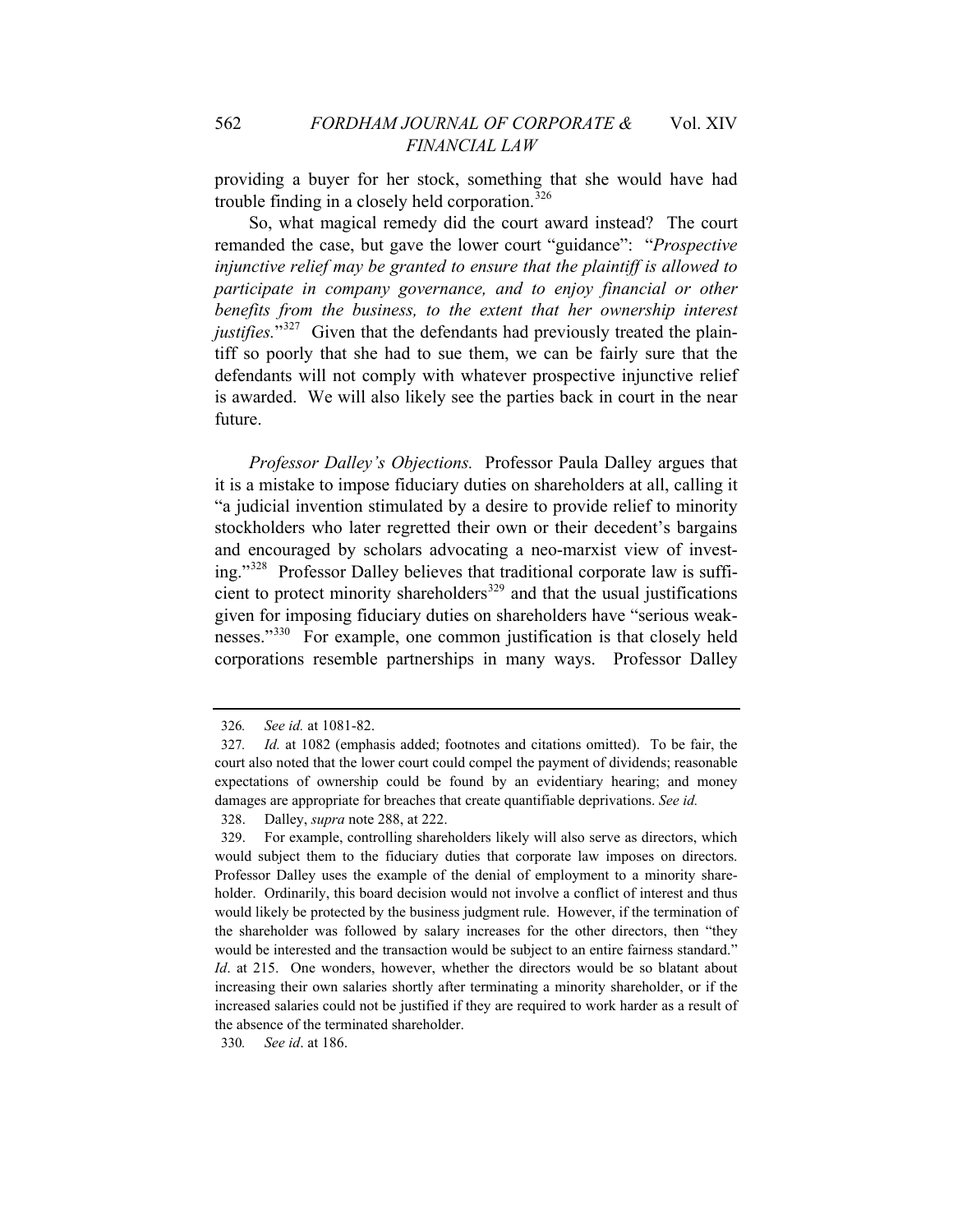providing a buyer for her stock, something that she would have had trouble finding in a closely held corporation.[326]

So, what magical remedy did the court award instead? The court remanded the case, but gave the lower court "guidance": "*Prospective injunctive relief may be granted to ensure that the plaintiff is allowed to participate in company governance, and to enjoy financial or other benefits from the business, to the extent that her ownership interest justifies.*"[327] Given that the defendants had previously treated the plaintiff so poorly that she had to sue them, we can be fairly sure that the defendants will not comply with whatever prospective injunctive relief is awarded. We will also likely see the parties back in court in the near future.

*Professor Dalley's Objections.* Professor Paula Dalley argues that it is a mistake to impose fiduciary duties on shareholders at all, calling it "a judicial invention stimulated by a desire to provide relief to minority stockholders who later regretted their own or their decedent's bargains and encouraged by scholars advocating a neo-marxist view of investing."[328] Professor Dalley believes that traditional corporate law is sufficient to protect minority shareholders[329] and that the usual justifications given for imposing fiduciary duties on shareholders have "serious weaknesses."[330] For example, one common justification is that closely held corporations resemble partnerships in many ways. Professor Dalley

---

326. *See id.* at 1081-82.

327. *Id.* at 1082 (emphasis added; footnotes and citations omitted). To be fair, the court also noted that the lower court could compel the payment of dividends; reasonable expectations of ownership could be found by an evidentiary hearing; and money damages are appropriate for breaches that create quantifiable deprivations. *See id.*

328. Dalley, *supra* note 288, at 222.

329. For example, controlling shareholders likely will also serve as directors, which would subject them to the fiduciary duties that corporate law imposes on directors. Professor Dalley uses the example of the denial of employment to a minority shareholder. Ordinarily, this board decision would not involve a conflict of interest and thus would likely be protected by the business judgment rule. However, if the termination of the shareholder was followed by salary increases for the other directors, then "they would be interested and the transaction would be subject to an entire fairness standard." *Id*. at 215. One wonders, however, whether the directors would be so blatant about increasing their own salaries shortly after terminating a minority shareholder, or if the increased salaries could not be justified if they are required to work harder as a result of the absence of the terminated shareholder.

330. *See id*. at 186.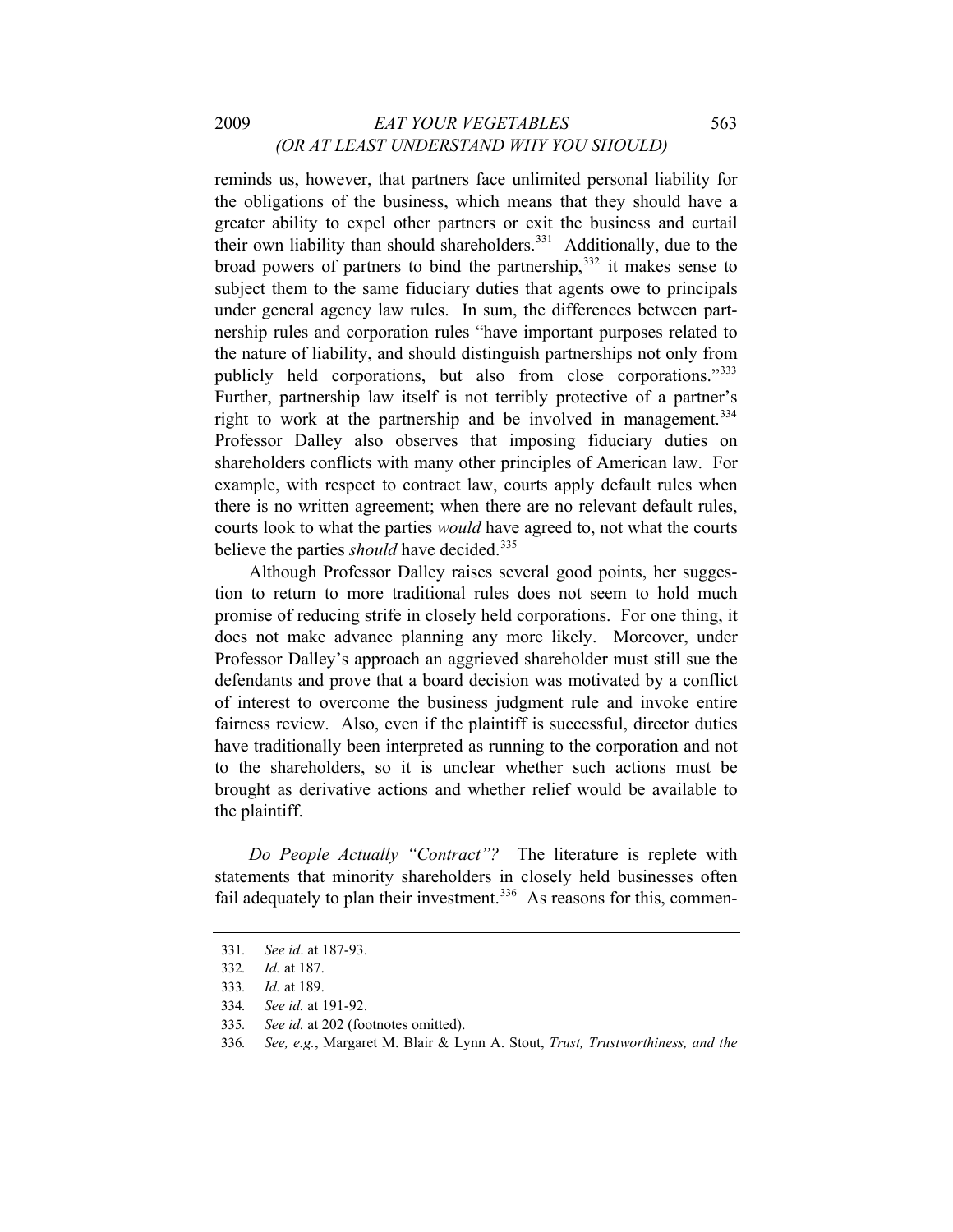reminds us, however, that partners face unlimited personal liability for the obligations of the business, which means that they should have a greater ability to expel other partners or exit the business and curtail their own liability than should shareholders.[331] Additionally, due to the broad powers of partners to bind the partnership,[332] it makes sense to subject them to the same fiduciary duties that agents owe to principals under general agency law rules. In sum, the differences between partnership rules and corporation rules "have important purposes related to the nature of liability, and should distinguish partnerships not only from publicly held corporations, but also from close corporations."[333] Further, partnership law itself is not terribly protective of a partner's right to work at the partnership and be involved in management.[334] Professor Dalley also observes that imposing fiduciary duties on shareholders conflicts with many other principles of American law. For example, with respect to contract law, courts apply default rules when there is no written agreement; when there are no relevant default rules, courts look to what the parties *would* have agreed to, not what the courts believe the parties *should* have decided.[335]

Although Professor Dalley raises several good points, her suggestion to return to more traditional rules does not seem to hold much promise of reducing strife in closely held corporations. For one thing, it does not make advance planning any more likely. Moreover, under Professor Dalley's approach an aggrieved shareholder must still sue the defendants and prove that a board decision was motivated by a conflict of interest to overcome the business judgment rule and invoke entire fairness review. Also, even if the plaintiff is successful, director duties have traditionally been interpreted as running to the corporation and not to the shareholders, so it is unclear whether such actions must be brought as derivative actions and whether relief would be available to the plaintiff.

*Do People Actually "Contract"?* The literature is replete with statements that minority shareholders in closely held businesses often fail adequately to plan their investment.[336] As reasons for this, commen-

---

331. *See id*. at 187-93.

332. *Id.* at 187.

333. *Id.* at 189.

334. *See id.* at 191-92.

335. *See id.* at 202 (footnotes omitted).

336. *See, e.g.*, Margaret M. Blair & Lynn A. Stout, *Trust, Trustworthiness, and the*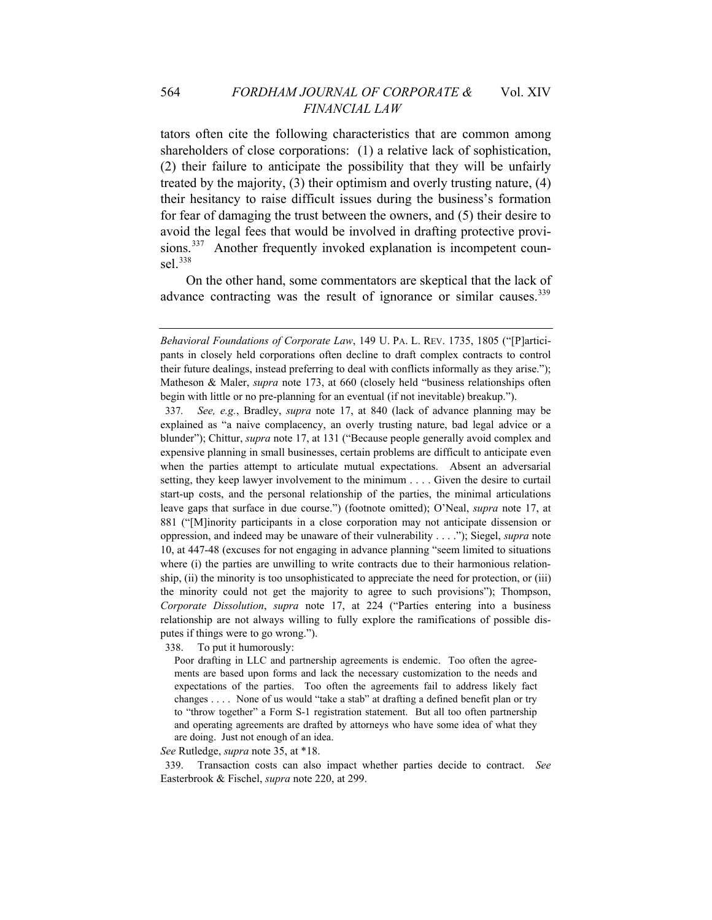tators often cite the following characteristics that are common among shareholders of close corporations: (1) a relative lack of sophistication, (2) their failure to anticipate the possibility that they will be unfairly treated by the majority, (3) their optimism and overly trusting nature, (4) their hesitancy to raise difficult issues during the business's formation for fear of damaging the trust between the owners, and (5) their desire to avoid the legal fees that would be involved in drafting protective provisions.[337] Another frequently invoked explanation is incompetent counsel.[338]

On the other hand, some commentators are skeptical that the lack of advance contracting was the result of ignorance or similar causes.[339]

---

*Behavioral Foundations of Corporate Law*, 149 U. PA. L. REV. 1735, 1805 ("[P]articipants in closely held corporations often decline to draft complex contracts to control their future dealings, instead preferring to deal with conflicts informally as they arise."); Matheson & Maler, *supra* note 173, at 660 (closely held "business relationships often begin with little or no pre-planning for an eventual (if not inevitable) breakup.").

337. *See, e.g.*, Bradley, *supra* note 17, at 840 (lack of advance planning may be explained as "a naive complacency, an overly trusting nature, bad legal advice or a blunder"); Chittur, *supra* note 17, at 131 ("Because people generally avoid complex and expensive planning in small businesses, certain problems are difficult to anticipate even when the parties attempt to articulate mutual expectations. Absent an adversarial setting, they keep lawyer involvement to the minimum . . . . Given the desire to curtail start-up costs, and the personal relationship of the parties, the minimal articulations leave gaps that surface in due course.") (footnote omitted); O'Neal, *supra* note 17, at 881 ("[M]inority participants in a close corporation may not anticipate dissension or oppression, and indeed may be unaware of their vulnerability . . . ."); Siegel, *supra* note 10, at 447-48 (excuses for not engaging in advance planning "seem limited to situations where (i) the parties are unwilling to write contracts due to their harmonious relationship, (ii) the minority is too unsophisticated to appreciate the need for protection, or (iii) the minority could not get the majority to agree to such provisions"); Thompson, *Corporate Dissolution*, *supra* note 17, at 224 ("Parties entering into a business relationship are not always willing to fully explore the ramifications of possible disputes if things were to go wrong.").

338. To put it humorously:

> Poor drafting in LLC and partnership agreements is endemic. Too often the agreements are based upon forms and lack the necessary customization to the needs and expectations of the parties. Too often the agreements fail to address likely fact changes . . . . None of us would "take a stab" at drafting a defined benefit plan or try to "throw together" a Form S-1 registration statement. But all too often partnership and operating agreements are drafted by attorneys who have some idea of what they are doing. Just not enough of an idea.

*See* Rutledge, *supra* note 35, at *18.

339. Transaction costs can also impact whether parties decide to contract. *See* Easterbrook & Fischel, *supra* note 220, at 299.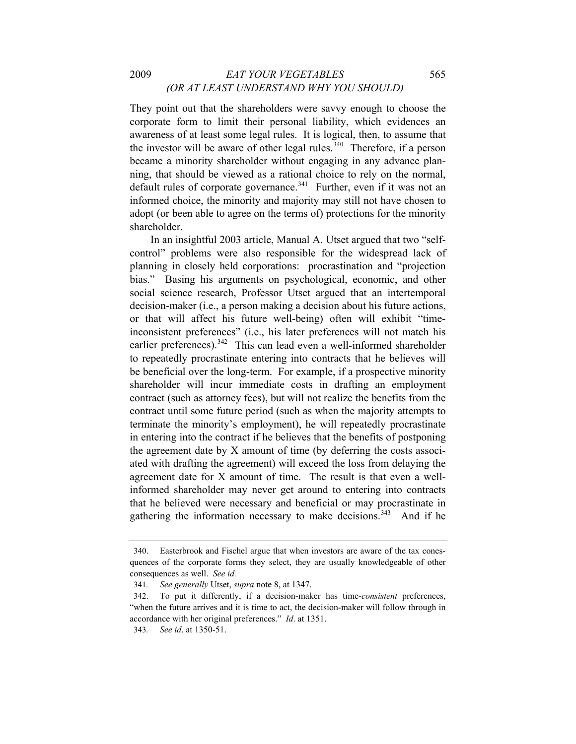They point out that the shareholders were savvy enough to choose the corporate form to limit their personal liability, which evidences an awareness of at least some legal rules. It is logical, then, to assume that the investor will be aware of other legal rules.[340] Therefore, if a person became a minority shareholder without engaging in any advance planning, that should be viewed as a rational choice to rely on the normal, default rules of corporate governance.[341] Further, even if it was not an informed choice, the minority and majority may still not have chosen to adopt (or been able to agree on the terms of) protections for the minority shareholder.

In an insightful 2003 article, Manual A. Utset argued that two "self-control" problems were also responsible for the widespread lack of planning in closely held corporations: procrastination and "projection bias." Basing his arguments on psychological, economic, and other social science research, Professor Utset argued that an intertemporal decision-maker (i.e., a person making a decision about his future actions, or that will affect his future well-being) often will exhibit "time-inconsistent preferences" (i.e., his later preferences will not match his earlier preferences).[342] This can lead even a well-informed shareholder to repeatedly procrastinate entering into contracts that he believes will be beneficial over the long-term. For example, if a prospective minority shareholder will incur immediate costs in drafting an employment contract (such as attorney fees), but will not realize the benefits from the contract until some future period (such as when the majority attempts to terminate the minority's employment), he will repeatedly procrastinate in entering into the contract if he believes that the benefits of postponing the agreement date by X amount of time (by deferring the costs associated with drafting the agreement) will exceed the loss from delaying the agreement date for X amount of time. The result is that even a well-informed shareholder may never get around to entering into contracts that he believed were necessary and beneficial or may procrastinate in gathering the information necessary to make decisions.[343] And if he

---

340. Easterbrook and Fischel argue that when investors are aware of the tax conesquences of the corporate forms they select, they are usually knowledgeable of other consequences as well. *See id.*

341. *See generally* Utset, *supra* note 8, at 1347.

342. To put it differently, if a decision-maker has time-*consistent* preferences, "when the future arrives and it is time to act, the decision-maker will follow through in accordance with her original preferences." *Id*. at 1351.

343. *See id*. at 1350-51.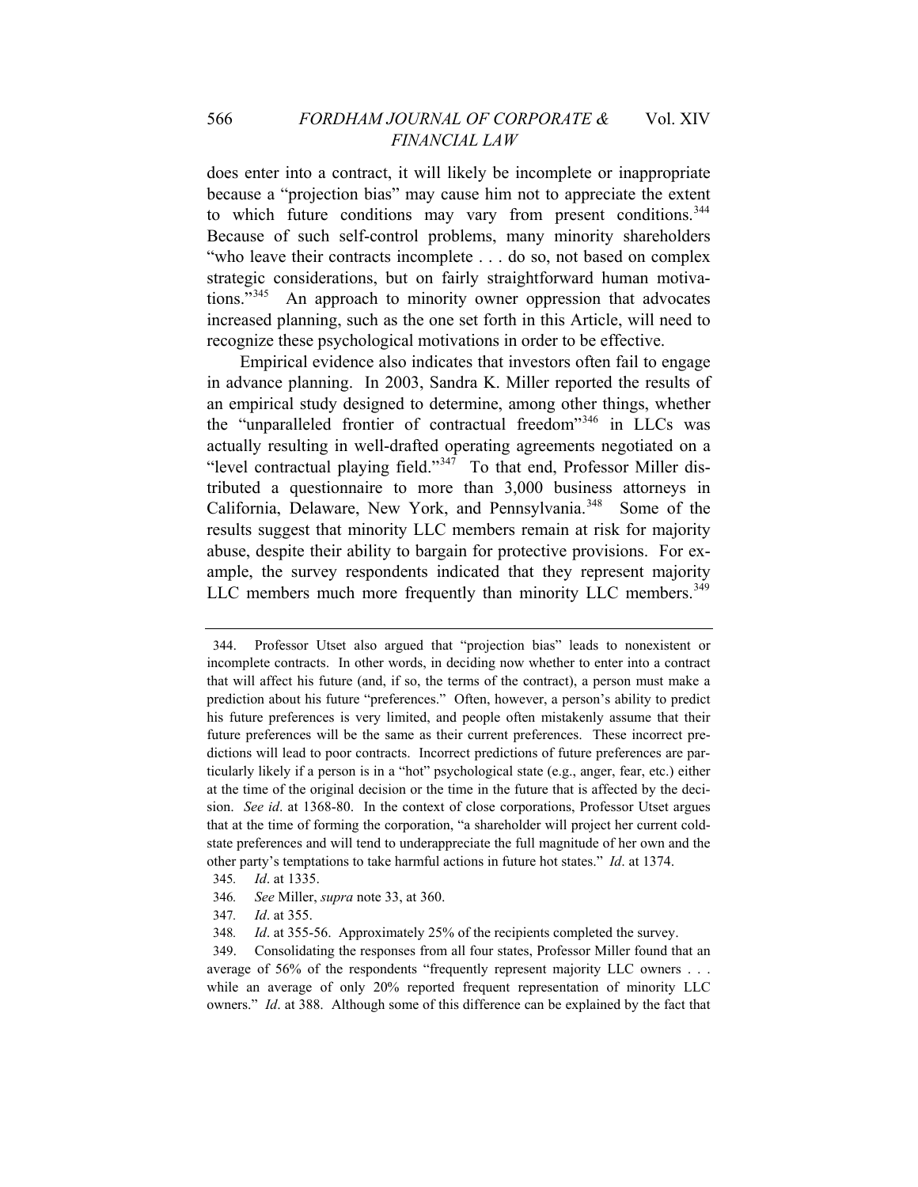does enter into a contract, it will likely be incomplete or inappropriate because a "projection bias" may cause him not to appreciate the extent to which future conditions may vary from present conditions.[344] Because of such self-control problems, many minority shareholders "who leave their contracts incomplete . . . do so, not based on complex strategic considerations, but on fairly straightforward human motivations."[345] An approach to minority owner oppression that advocates increased planning, such as the one set forth in this Article, will need to recognize these psychological motivations in order to be effective.

Empirical evidence also indicates that investors often fail to engage in advance planning. In 2003, Sandra K. Miller reported the results of an empirical study designed to determine, among other things, whether the "unparalleled frontier of contractual freedom"[346] in LLCs was actually resulting in well-drafted operating agreements negotiated on a "level contractual playing field."[347] To that end, Professor Miller distributed a questionnaire to more than 3,000 business attorneys in California, Delaware, New York, and Pennsylvania.[348] Some of the results suggest that minority LLC members remain at risk for majority abuse, despite their ability to bargain for protective provisions. For example, the survey respondents indicated that they represent majority LLC members much more frequently than minority LLC members.[349]

---

344. Professor Utset also argued that "projection bias" leads to nonexistent or incomplete contracts. In other words, in deciding now whether to enter into a contract that will affect his future (and, if so, the terms of the contract), a person must make a prediction about his future "preferences." Often, however, a person's ability to predict his future preferences is very limited, and people often mistakenly assume that their future preferences will be the same as their current preferences. These incorrect predictions will lead to poor contracts. Incorrect predictions of future preferences are particularly likely if a person is in a "hot" psychological state (e.g., anger, fear, etc.) either at the time of the original decision or the time in the future that is affected by the decision. *See id*. at 1368-80. In the context of close corporations, Professor Utset argues that at the time of forming the corporation, "a shareholder will project her current cold-state preferences and will tend to underappreciate the full magnitude of her own and the other party's temptations to take harmful actions in future hot states." *Id*. at 1374.

345. *Id*. at 1335.

346. *See* Miller, *supra* note 33, at 360.

347. *Id*. at 355.

348. *Id*. at 355-56. Approximately 25% of the recipients completed the survey.

349. Consolidating the responses from all four states, Professor Miller found that an average of 56% of the respondents "frequently represent majority LLC owners . . . while an average of only 20% reported frequent representation of minority LLC owners." *Id*. at 388. Although some of this difference can be explained by the fact that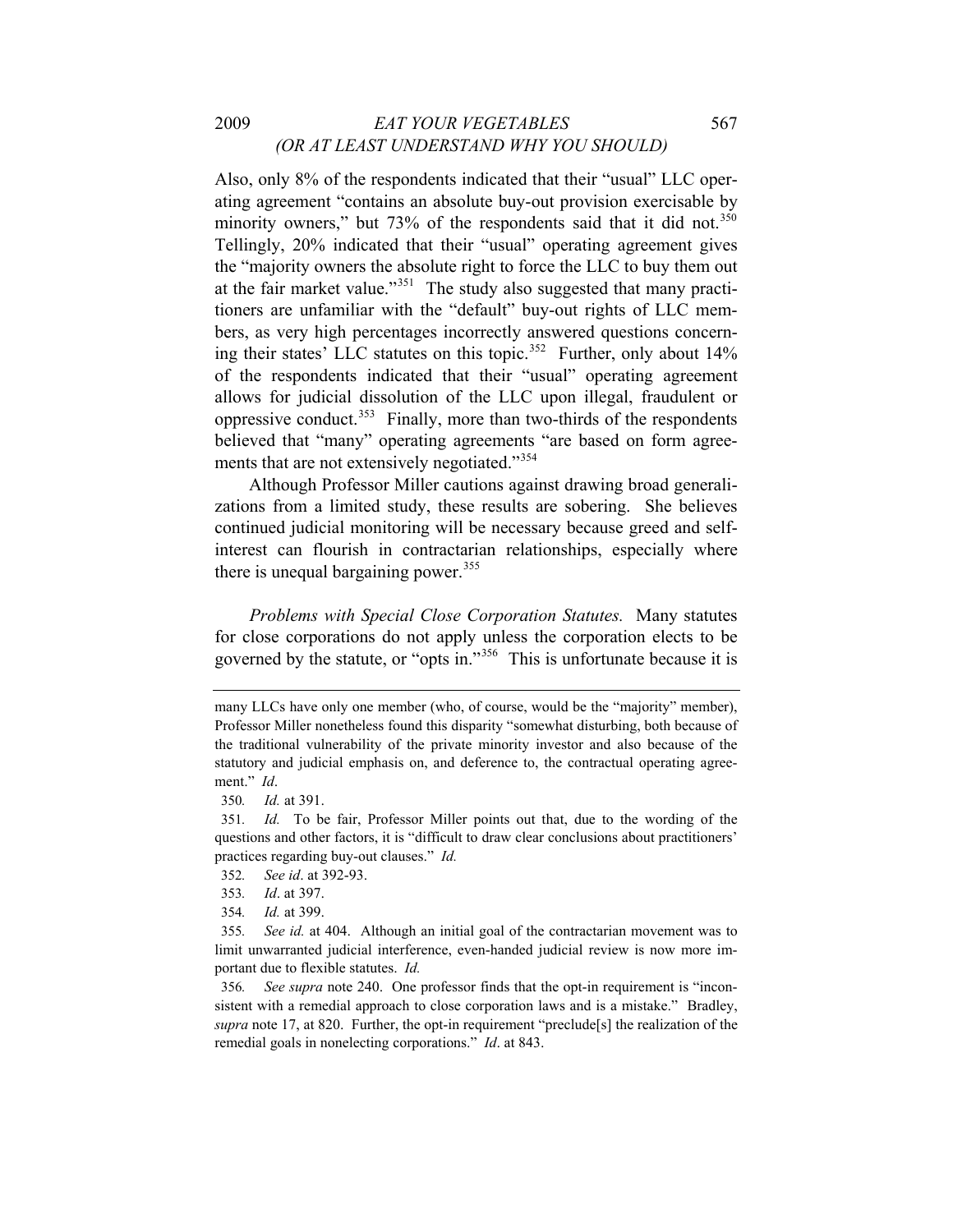Also, only 8% of the respondents indicated that their "usual" LLC operating agreement "contains an absolute buy-out provision exercisable by minority owners," but 73% of the respondents said that it did not.[350] Tellingly, 20% indicated that their "usual" operating agreement gives the "majority owners the absolute right to force the LLC to buy them out at the fair market value."[351] The study also suggested that many practitioners are unfamiliar with the "default" buy-out rights of LLC members, as very high percentages incorrectly answered questions concerning their states' LLC statutes on this topic.[352] Further, only about 14% of the respondents indicated that their "usual" operating agreement allows for judicial dissolution of the LLC upon illegal, fraudulent or oppressive conduct.[353] Finally, more than two-thirds of the respondents believed that "many" operating agreements "are based on form agreements that are not extensively negotiated."[354]

Although Professor Miller cautions against drawing broad generalizations from a limited study, these results are sobering. She believes continued judicial monitoring will be necessary because greed and self-interest can flourish in contractarian relationships, especially where there is unequal bargaining power.[355]

*Problems with Special Close Corporation Statutes.* Many statutes for close corporations do not apply unless the corporation elects to be governed by the statute, or "opts in."[356] This is unfortunate because it is

---

many LLCs have only one member (who, of course, would be the "majority" member), Professor Miller nonetheless found this disparity "somewhat disturbing, both because of the traditional vulnerability of the private minority investor and also because of the statutory and judicial emphasis on, and deference to, the contractual operating agreement." *Id*.

350. *Id.* at 391.

351. *Id.* To be fair, Professor Miller points out that, due to the wording of the questions and other factors, it is "difficult to draw clear conclusions about practitioners' practices regarding buy-out clauses." *Id.*

352. *See id*. at 392-93.

353. *Id*. at 397.

354. *Id.* at 399.

355. *See id.* at 404. Although an initial goal of the contractarian movement was to limit unwarranted judicial interference, even-handed judicial review is now more important due to flexible statutes. *Id.*

356. *See supra* note 240. One professor finds that the opt-in requirement is "inconsistent with a remedial approach to close corporation laws and is a mistake." Bradley, *supra* note 17, at 820. Further, the opt-in requirement "preclude[s] the realization of the remedial goals in nonelecting corporations." *Id*. at 843.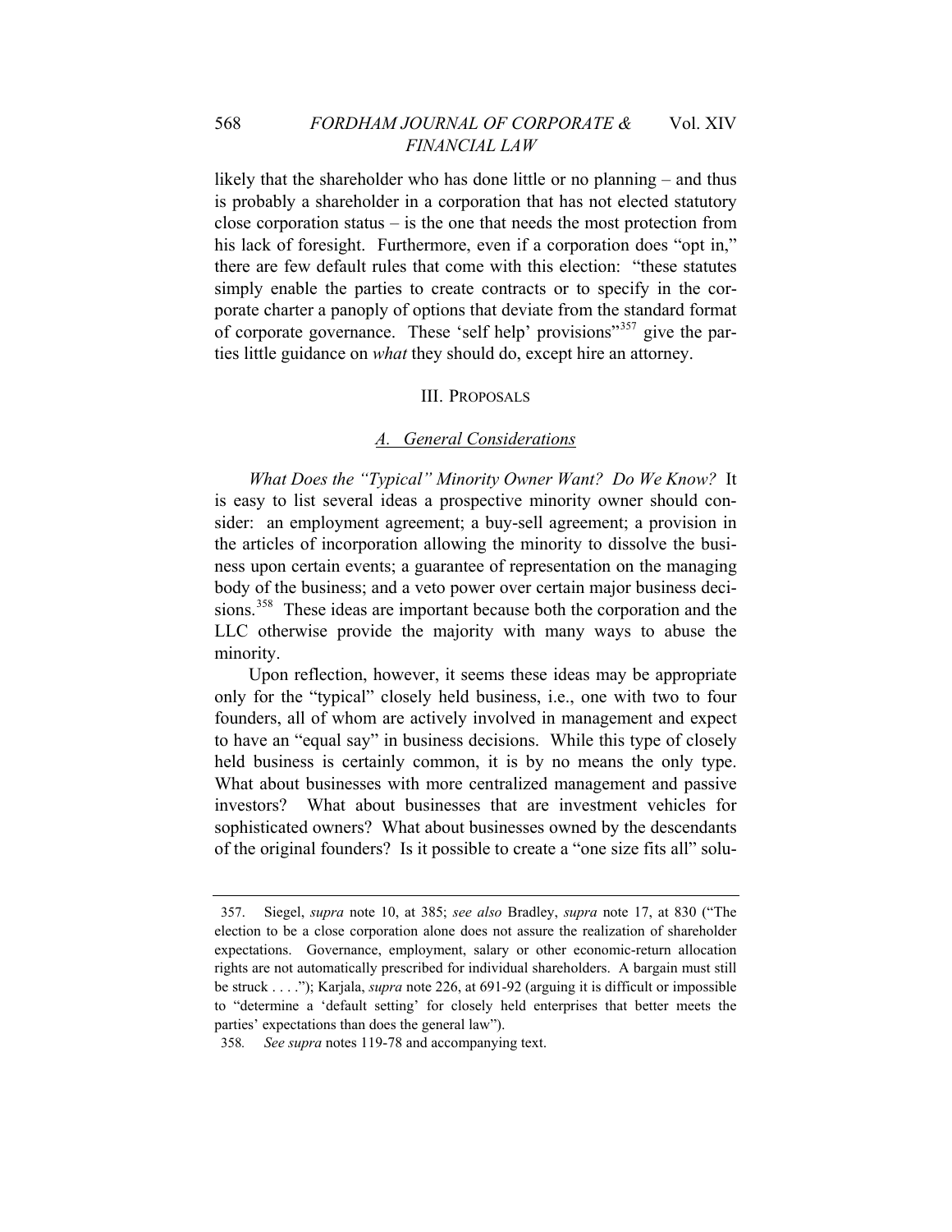likely that the shareholder who has done little or no planning – and thus is probably a shareholder in a corporation that has not elected statutory close corporation status – is the one that needs the most protection from his lack of foresight. Furthermore, even if a corporation does "opt in," there are few default rules that come with this election: "these statutes simply enable the parties to create contracts or to specify in the corporate charter a panoply of options that deviate from the standard format of corporate governance. These 'self help' provisions"[357] give the parties little guidance on *what* they should do, except hire an attorney.

## III. Proposals

### A. General Considerations

*What Does the "Typical" Minority Owner Want? Do We Know?* It is easy to list several ideas a prospective minority owner should consider: an employment agreement; a buy-sell agreement; a provision in the articles of incorporation allowing the minority to dissolve the business upon certain events; a guarantee of representation on the managing body of the business; and a veto power over certain major business decisions.[358] These ideas are important because both the corporation and the LLC otherwise provide the majority with many ways to abuse the minority.

Upon reflection, however, it seems these ideas may be appropriate only for the "typical" closely held business, i.e., one with two to four founders, all of whom are actively involved in management and expect to have an "equal say" in business decisions. While this type of closely held business is certainly common, it is by no means the only type. What about businesses with more centralized management and passive investors? What about businesses that are investment vehicles for sophisticated owners? What about businesses owned by the descendants of the original founders? Is it possible to create a "one size fits all" solu-

---

357. Siegel, *supra* note 10, at 385; *see also* Bradley, *supra* note 17, at 830 ("The election to be a close corporation alone does not assure the realization of shareholder expectations. Governance, employment, salary or other economic-return allocation rights are not automatically prescribed for individual shareholders. A bargain must still be struck . . . ."); Karjala, *supra* note 226, at 691-92 (arguing it is difficult or impossible to "determine a 'default setting' for closely held enterprises that better meets the parties' expectations than does the general law").

358. *See supra* notes 119-78 and accompanying text.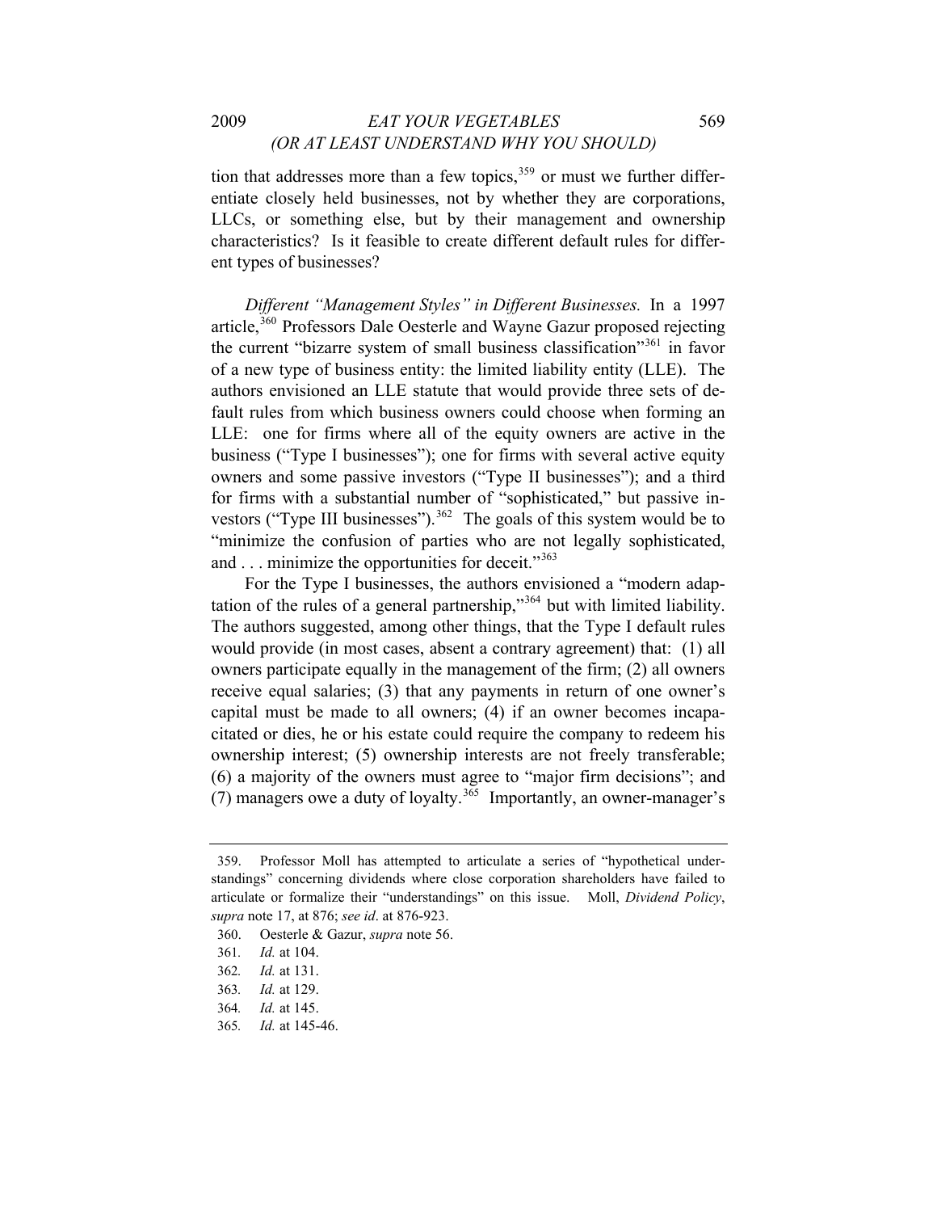tion that addresses more than a few topics,[359] or must we further differentiate closely held businesses, not by whether they are corporations, LLCs, or something else, but by their management and ownership characteristics? Is it feasible to create different default rules for different types of businesses?

*Different "Management Styles" in Different Businesses.* In a 1997 article,[360] Professors Dale Oesterle and Wayne Gazur proposed rejecting the current "bizarre system of small business classification"[361] in favor of a new type of business entity: the limited liability entity (LLE). The authors envisioned an LLE statute that would provide three sets of default rules from which business owners could choose when forming an LLE: one for firms where all of the equity owners are active in the business ("Type I businesses"); one for firms with several active equity owners and some passive investors ("Type II businesses"); and a third for firms with a substantial number of "sophisticated," but passive investors ("Type III businesses").[362] The goals of this system would be to "minimize the confusion of parties who are not legally sophisticated, and . . . minimize the opportunities for deceit."[363]

For the Type I businesses, the authors envisioned a "modern adaptation of the rules of a general partnership,"[364] but with limited liability. The authors suggested, among other things, that the Type I default rules would provide (in most cases, absent a contrary agreement) that: (1) all owners participate equally in the management of the firm; (2) all owners receive equal salaries; (3) that any payments in return of one owner's capital must be made to all owners; (4) if an owner becomes incapacitated or dies, he or his estate could require the company to redeem his ownership interest; (5) ownership interests are not freely transferable; (6) a majority of the owners must agree to "major firm decisions"; and (7) managers owe a duty of loyalty.[365] Importantly, an owner-manager's

---

359. Professor Moll has attempted to articulate a series of "hypothetical understandings" concerning dividends where close corporation shareholders have failed to articulate or formalize their "understandings" on this issue. Moll, *Dividend Policy*, *supra* note 17, at 876; *see id*. at 876-923.

360. Oesterle & Gazur, *supra* note 56.

361. *Id.* at 104.

362. *Id.* at 131.

363. *Id.* at 129.

364. *Id.* at 145.

365. *Id.* at 145-46.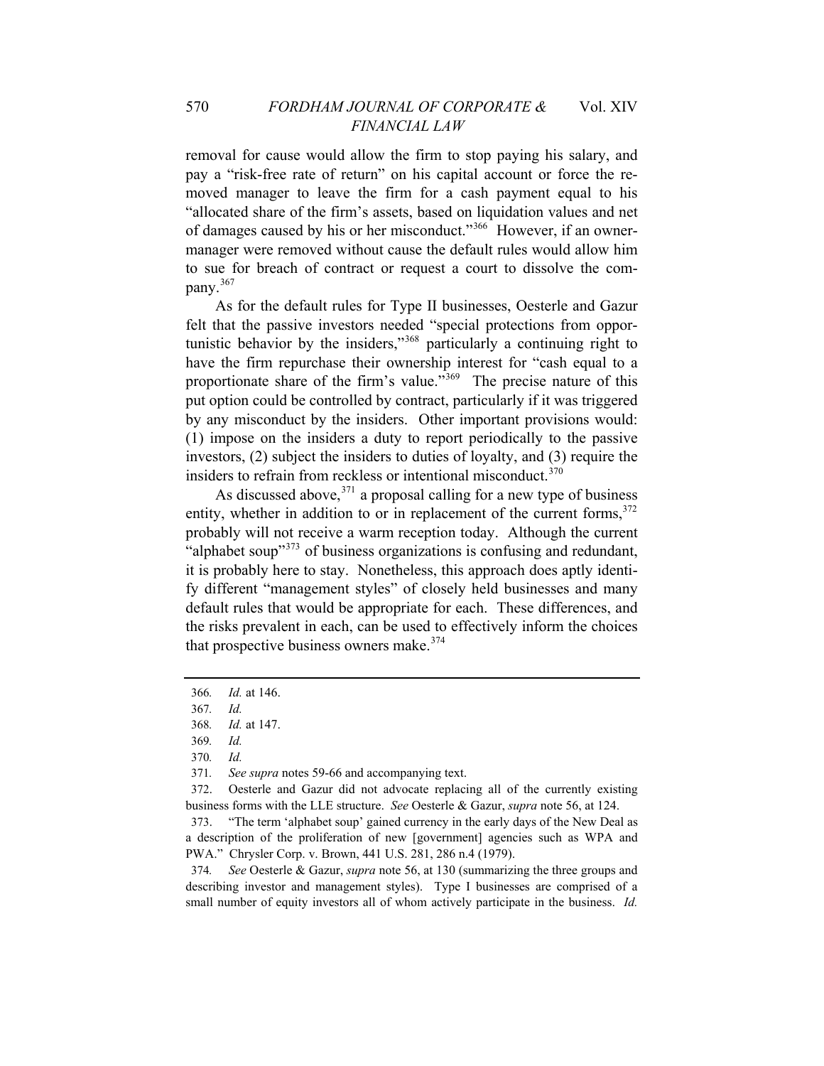removal for cause would allow the firm to stop paying his salary, and pay a "risk-free rate of return" on his capital account or force the removed manager to leave the firm for a cash payment equal to his "allocated share of the firm's assets, based on liquidation values and net of damages caused by his or her misconduct."[366] However, if an owner-manager were removed without cause the default rules would allow him to sue for breach of contract or request a court to dissolve the company.[367]

As for the default rules for Type II businesses, Oesterle and Gazur felt that the passive investors needed "special protections from opportunistic behavior by the insiders,"[368] particularly a continuing right to have the firm repurchase their ownership interest for "cash equal to a proportionate share of the firm's value."[369] The precise nature of this put option could be controlled by contract, particularly if it was triggered by any misconduct by the insiders. Other important provisions would: (1) impose on the insiders a duty to report periodically to the passive investors, (2) subject the insiders to duties of loyalty, and (3) require the insiders to refrain from reckless or intentional misconduct.[370]

As discussed above,[371] a proposal calling for a new type of business entity, whether in addition to or in replacement of the current forms,[372] probably will not receive a warm reception today. Although the current "alphabet soup"[373] of business organizations is confusing and redundant, it is probably here to stay. Nonetheless, this approach does aptly identify different "management styles" of closely held businesses and many default rules that would be appropriate for each. These differences, and the risks prevalent in each, can be used to effectively inform the choices that prospective business owners make.[374]

---

366. *Id.* at 146.

367. *Id.*

368. *Id.* at 147.

369. *Id.*

370. *Id.*

371. *See supra* notes 59-66 and accompanying text.

372. Oesterle and Gazur did not advocate replacing all of the currently existing business forms with the LLE structure. *See* Oesterle & Gazur, *supra* note 56, at 124.

373. "The term 'alphabet soup' gained currency in the early days of the New Deal as a description of the proliferation of new [government] agencies such as WPA and PWA." Chrysler Corp. v. Brown, 441 U.S. 281, 286 n.4 (1979).

374. *See* Oesterle & Gazur, *supra* note 56, at 130 (summarizing the three groups and describing investor and management styles). Type I businesses are comprised of a small number of equity investors all of whom actively participate in the business. *Id.*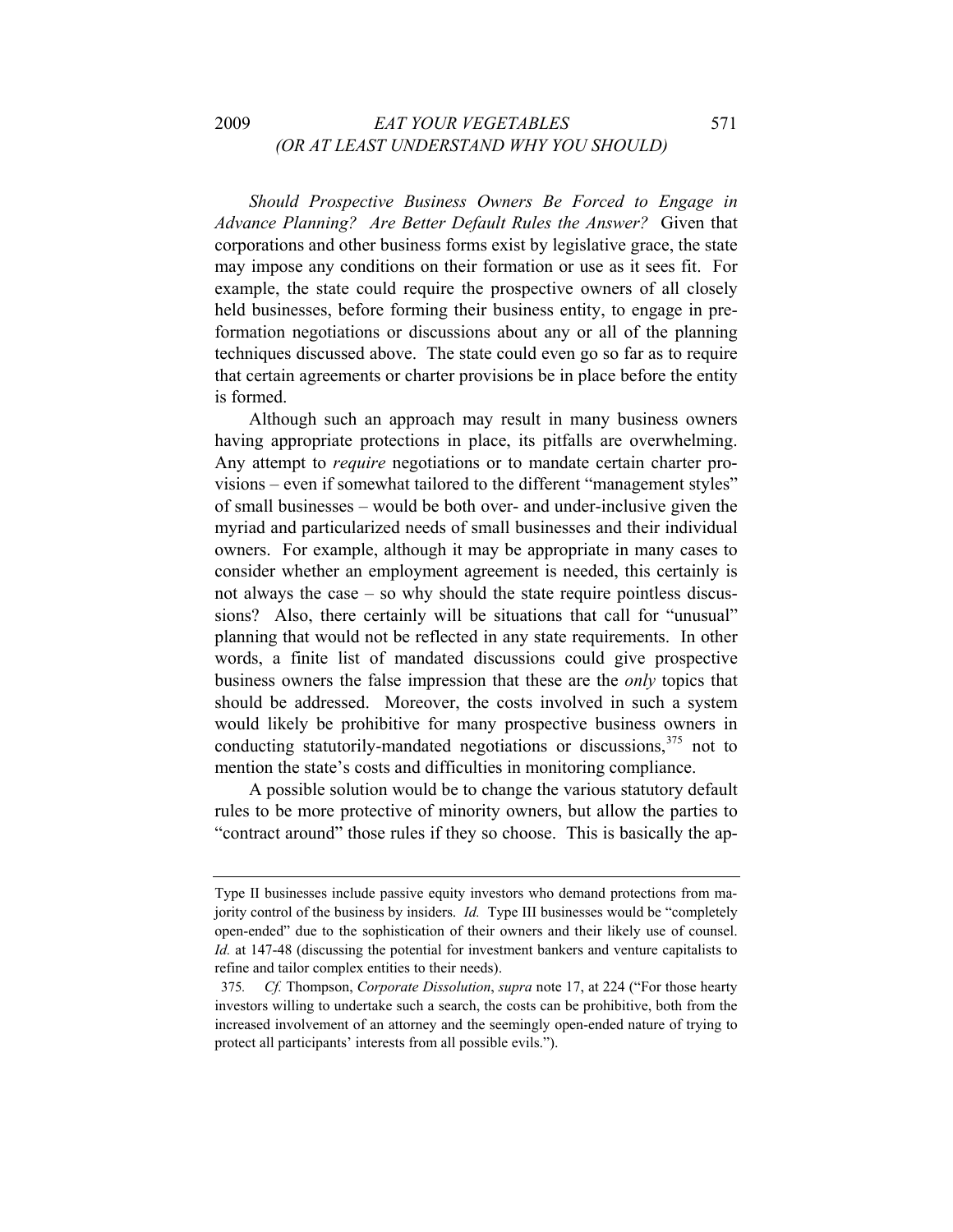*Should Prospective Business Owners Be Forced to Engage in Advance Planning? Are Better Default Rules the Answer?* Given that corporations and other business forms exist by legislative grace, the state may impose any conditions on their formation or use as it sees fit. For example, the state could require the prospective owners of all closely held businesses, before forming their business entity, to engage in pre-formation negotiations or discussions about any or all of the planning techniques discussed above. The state could even go so far as to require that certain agreements or charter provisions be in place before the entity is formed.

Although such an approach may result in many business owners having appropriate protections in place, its pitfalls are overwhelming. Any attempt to *require* negotiations or to mandate certain charter provisions – even if somewhat tailored to the different "management styles" of small businesses – would be both over- and under-inclusive given the myriad and particularized needs of small businesses and their individual owners. For example, although it may be appropriate in many cases to consider whether an employment agreement is needed, this certainly is not always the case – so why should the state require pointless discussions? Also, there certainly will be situations that call for "unusual" planning that would not be reflected in any state requirements. In other words, a finite list of mandated discussions could give prospective business owners the false impression that these are the *only* topics that should be addressed. Moreover, the costs involved in such a system would likely be prohibitive for many prospective business owners in conducting statutorily-mandated negotiations or discussions,[375] not to mention the state's costs and difficulties in monitoring compliance.

A possible solution would be to change the various statutory default rules to be more protective of minority owners, but allow the parties to "contract around" those rules if they so choose. This is basically the ap-

---

Type II businesses include passive equity investors who demand protections from majority control of the business by insiders. *Id.* Type III businesses would be "completely open-ended" due to the sophistication of their owners and their likely use of counsel. *Id.* at 147-48 (discussing the potential for investment bankers and venture capitalists to refine and tailor complex entities to their needs).

375. *Cf.* Thompson, *Corporate Dissolution*, *supra* note 17, at 224 ("For those hearty investors willing to undertake such a search, the costs can be prohibitive, both from the increased involvement of an attorney and the seemingly open-ended nature of trying to protect all participants' interests from all possible evils.").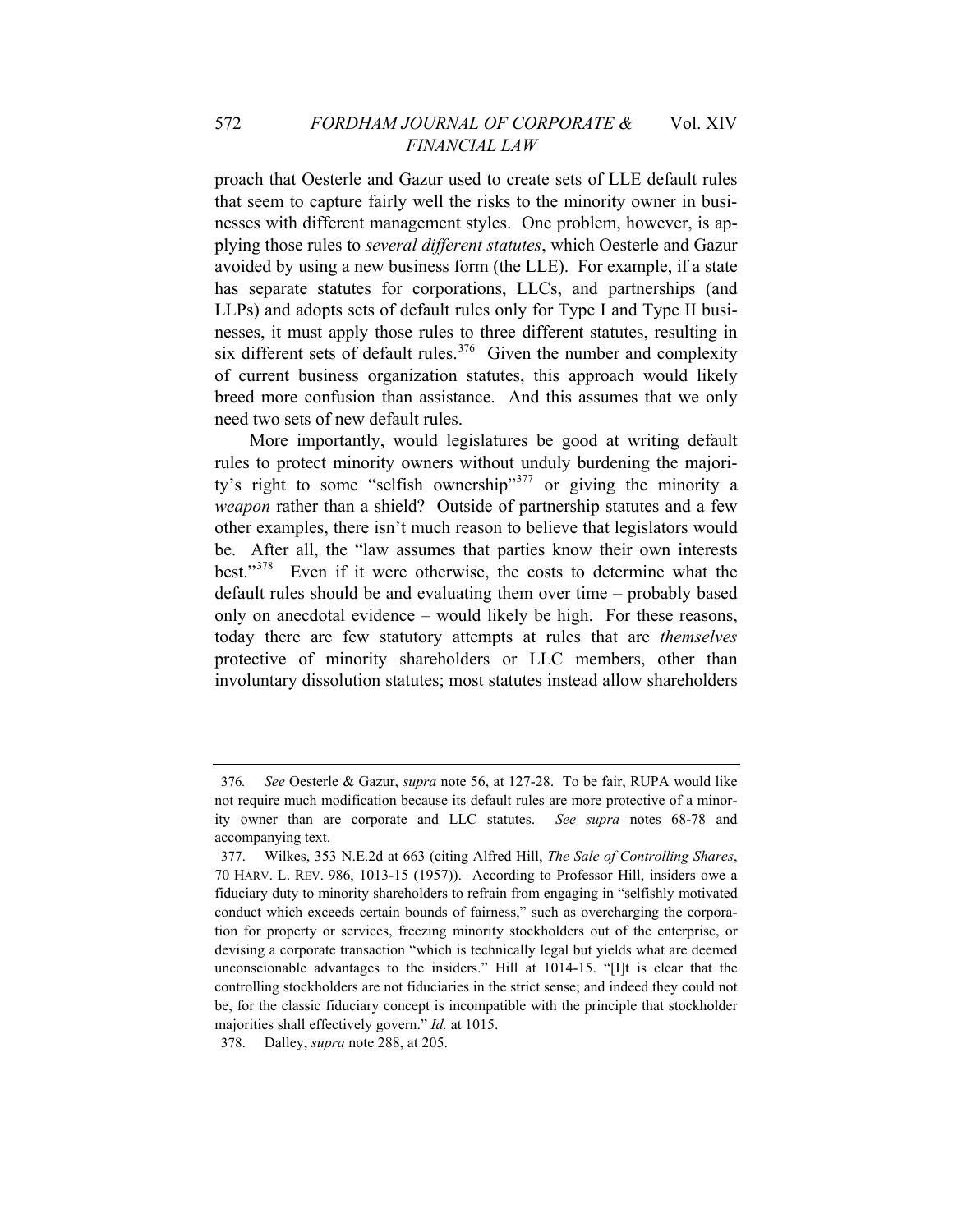proach that Oesterle and Gazur used to create sets of LLE default rules that seem to capture fairly well the risks to the minority owner in businesses with different management styles. One problem, however, is applying those rules to *several different statutes*, which Oesterle and Gazur avoided by using a new business form (the LLE). For example, if a state has separate statutes for corporations, LLCs, and partnerships (and LLPs) and adopts sets of default rules only for Type I and Type II businesses, it must apply those rules to three different statutes, resulting in six different sets of default rules.[376] Given the number and complexity of current business organization statutes, this approach would likely breed more confusion than assistance. And this assumes that we only need two sets of new default rules.

More importantly, would legislatures be good at writing default rules to protect minority owners without unduly burdening the majority's right to some "selfish ownership"[377] or giving the minority a *weapon* rather than a shield? Outside of partnership statutes and a few other examples, there isn't much reason to believe that legislators would be. After all, the "law assumes that parties know their own interests best."[378] Even if it were otherwise, the costs to determine what the default rules should be and evaluating them over time – probably based only on anecdotal evidence – would likely be high. For these reasons, today there are few statutory attempts at rules that are *themselves* protective of minority shareholders or LLC members, other than involuntary dissolution statutes; most statutes instead allow shareholders

---

376. *See* Oesterle & Gazur, *supra* note 56, at 127-28. To be fair, RUPA would like not require much modification because its default rules are more protective of a minority owner than are corporate and LLC statutes. *See supra* notes 68-78 and accompanying text.

377. Wilkes, 353 N.E.2d at 663 (citing Alfred Hill, *The Sale of Controlling Shares*, 70 HARV. L. REV. 986, 1013-15 (1957)). According to Professor Hill, insiders owe a fiduciary duty to minority shareholders to refrain from engaging in "selfishly motivated conduct which exceeds certain bounds of fairness," such as overcharging the corporation for property or services, freezing minority stockholders out of the enterprise, or devising a corporate transaction "which is technically legal but yields what are deemed unconscionable advantages to the insiders." Hill at 1014-15. "[I]t is clear that the controlling stockholders are not fiduciaries in the strict sense; and indeed they could not be, for the classic fiduciary concept is incompatible with the principle that stockholder majorities shall effectively govern." *Id.* at 1015.

378. Dalley, *supra* note 288, at 205.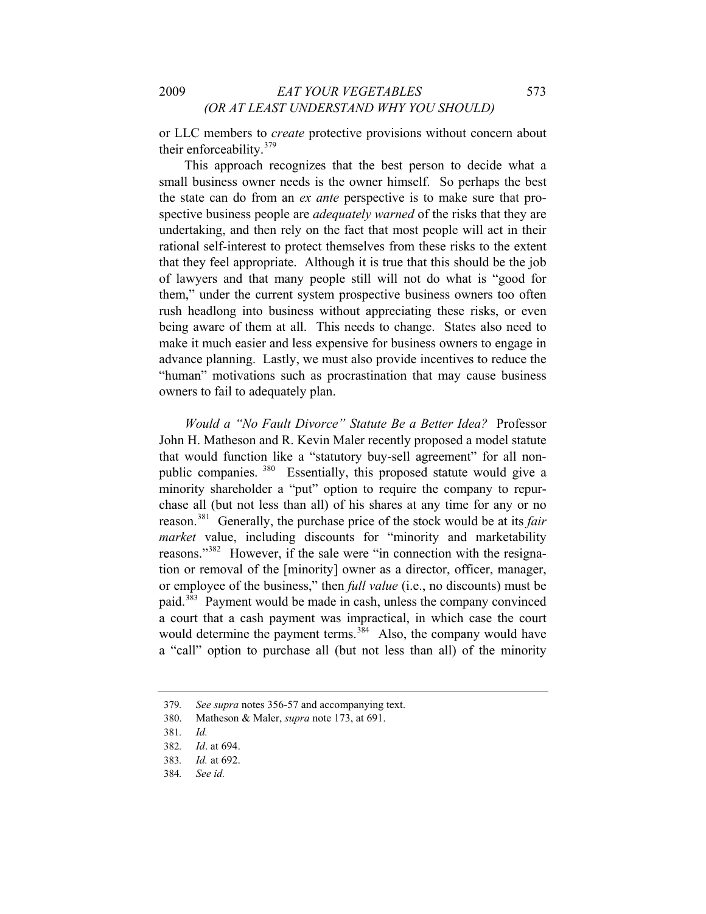or LLC members to *create* protective provisions without concern about their enforceability.[379]

This approach recognizes that the best person to decide what a small business owner needs is the owner himself. So perhaps the best the state can do from an *ex ante* perspective is to make sure that prospective business people are *adequately warned* of the risks that they are undertaking, and then rely on the fact that most people will act in their rational self-interest to protect themselves from these risks to the extent that they feel appropriate. Although it is true that this should be the job of lawyers and that many people still will not do what is "good for them," under the current system prospective business owners too often rush headlong into business without appreciating these risks, or even being aware of them at all. This needs to change. States also need to make it much easier and less expensive for business owners to engage in advance planning. Lastly, we must also provide incentives to reduce the "human" motivations such as procrastination that may cause business owners to fail to adequately plan.

*Would a "No Fault Divorce" Statute Be a Better Idea?* Professor John H. Matheson and R. Kevin Maler recently proposed a model statute that would function like a "statutory buy-sell agreement" for all non-public companies.[380] Essentially, this proposed statute would give a minority shareholder a "put" option to require the company to repurchase all (but not less than all) of his shares at any time for any or no reason.[381] Generally, the purchase price of the stock would be at its *fair market* value, including discounts for "minority and marketability reasons."[382] However, if the sale were "in connection with the resignation or removal of the [minority] owner as a director, officer, manager, or employee of the business," then *full value* (i.e., no discounts) must be paid.[383] Payment would be made in cash, unless the company convinced a court that a cash payment was impractical, in which case the court would determine the payment terms.[384] Also, the company would have a "call" option to purchase all (but not less than all) of the minority

---

379. *See supra* notes 356-57 and accompanying text.

380. Matheson & Maler, *supra* note 173, at 691.

381. *Id.*

382. *Id*. at 694.

383. *Id.* at 692.

384. *See id.*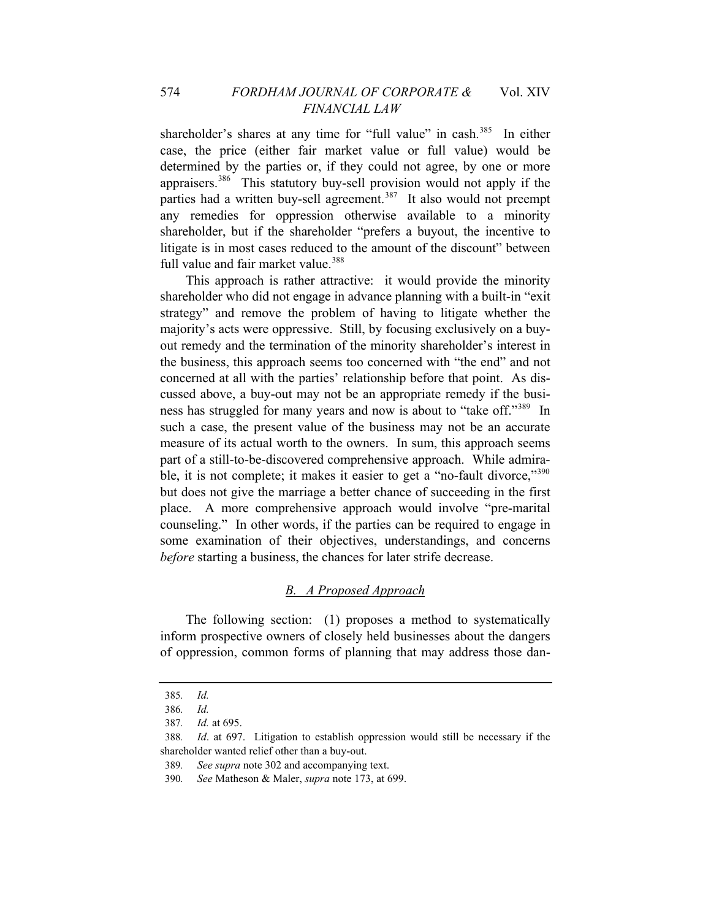shareholder's shares at any time for "full value" in cash.[385] In either case, the price (either fair market value or full value) would be determined by the parties or, if they could not agree, by one or more appraisers.[386] This statutory buy-sell provision would not apply if the parties had a written buy-sell agreement.[387] It also would not preempt any remedies for oppression otherwise available to a minority shareholder, but if the shareholder "prefers a buyout, the incentive to litigate is in most cases reduced to the amount of the discount" between full value and fair market value.[388]

This approach is rather attractive: it would provide the minority shareholder who did not engage in advance planning with a built-in "exit strategy" and remove the problem of having to litigate whether the majority's acts were oppressive. Still, by focusing exclusively on a buy-out remedy and the termination of the minority shareholder's interest in the business, this approach seems too concerned with "the end" and not concerned at all with the parties' relationship before that point. As discussed above, a buy-out may not be an appropriate remedy if the business has struggled for many years and now is about to "take off."[389] In such a case, the present value of the business may not be an accurate measure of its actual worth to the owners. In sum, this approach seems part of a still-to-be-discovered comprehensive approach. While admirable, it is not complete; it makes it easier to get a "no-fault divorce,"[390] but does not give the marriage a better chance of succeeding in the first place. A more comprehensive approach would involve "pre-marital counseling." In other words, if the parties can be required to engage in some examination of their objectives, understandings, and concerns *before* starting a business, the chances for later strife decrease.

### B. A Proposed Approach

The following section: (1) proposes a method to systematically inform prospective owners of closely held businesses about the dangers of oppression, common forms of planning that may address those dan-

---

385. *Id.*

386. *Id.*

387. *Id.* at 695.

388. *Id*. at 697. Litigation to establish oppression would still be necessary if the shareholder wanted relief other than a buy-out.

389. *See supra* note 302 and accompanying text.

390. *See* Matheson & Maler, *supra* note 173, at 699.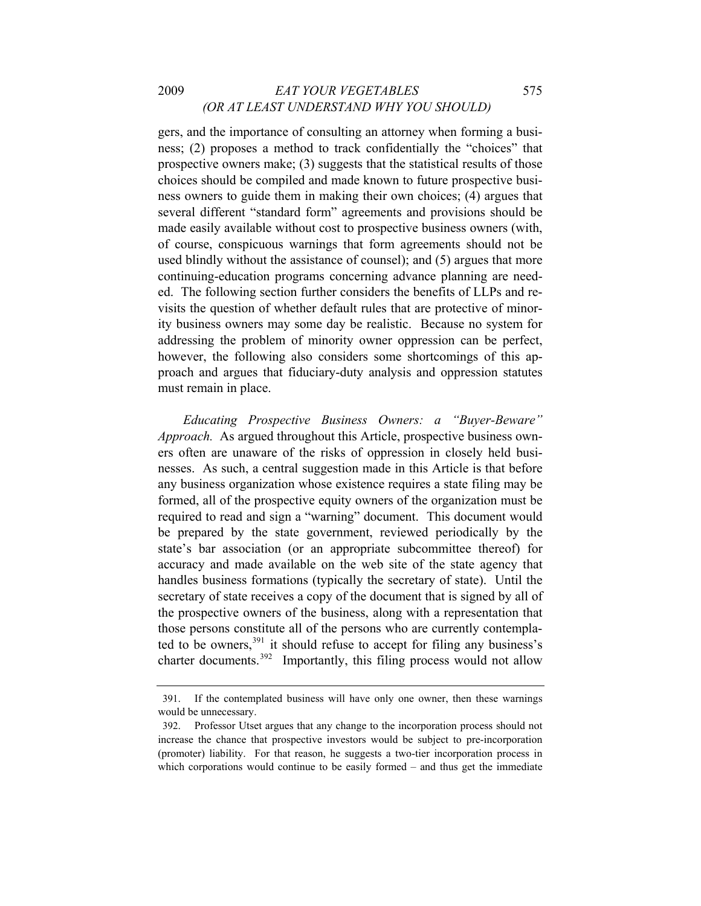gers, and the importance of consulting an attorney when forming a business; (2) proposes a method to track confidentially the "choices" that prospective owners make; (3) suggests that the statistical results of those choices should be compiled and made known to future prospective business owners to guide them in making their own choices; (4) argues that several different "standard form" agreements and provisions should be made easily available without cost to prospective business owners (with, of course, conspicuous warnings that form agreements should not be used blindly without the assistance of counsel); and (5) argues that more continuing-education programs concerning advance planning are needed. The following section further considers the benefits of LLPs and revisits the question of whether default rules that are protective of minority business owners may some day be realistic. Because no system for addressing the problem of minority owner oppression can be perfect, however, the following also considers some shortcomings of this approach and argues that fiduciary-duty analysis and oppression statutes must remain in place.

*Educating Prospective Business Owners: a "Buyer-Beware" Approach.* As argued throughout this Article, prospective business owners often are unaware of the risks of oppression in closely held businesses. As such, a central suggestion made in this Article is that before any business organization whose existence requires a state filing may be formed, all of the prospective equity owners of the organization must be required to read and sign a "warning" document. This document would be prepared by the state government, reviewed periodically by the state's bar association (or an appropriate subcommittee thereof) for accuracy and made available on the web site of the state agency that handles business formations (typically the secretary of state). Until the secretary of state receives a copy of the document that is signed by all of the prospective owners of the business, along with a representation that those persons constitute all of the persons who are currently contemplated to be owners,[391] it should refuse to accept for filing any business's charter documents.[392] Importantly, this filing process would not allow

---

391. If the contemplated business will have only one owner, then these warnings would be unnecessary.

392. Professor Utset argues that any change to the incorporation process should not increase the chance that prospective investors would be subject to pre-incorporation (promoter) liability. For that reason, he suggests a two-tier incorporation process in which corporations would continue to be easily formed – and thus get the immediate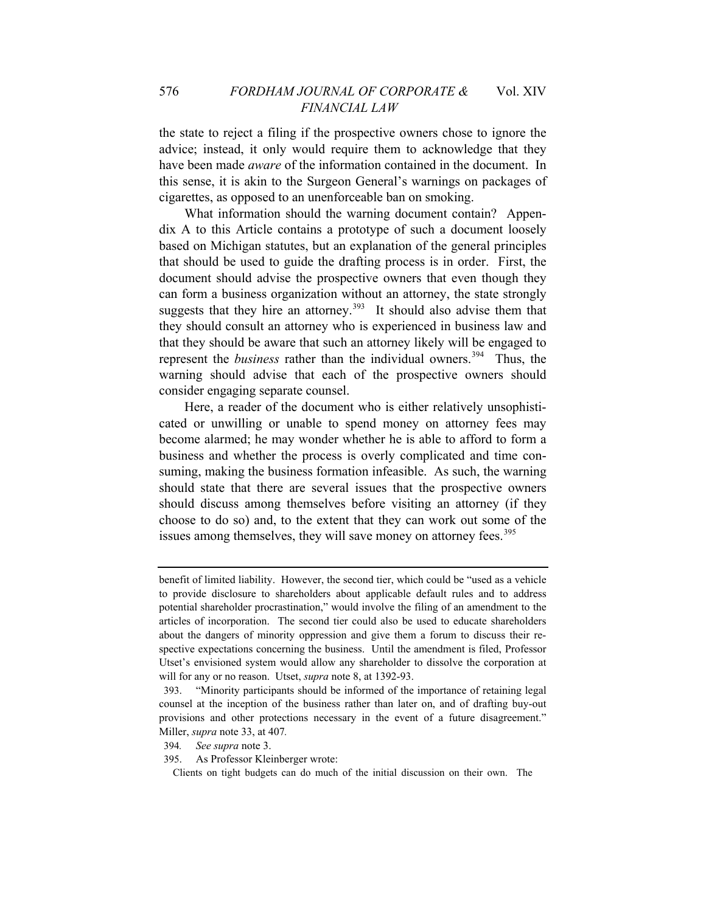the state to reject a filing if the prospective owners chose to ignore the advice; instead, it only would require them to acknowledge that they have been made *aware* of the information contained in the document. In this sense, it is akin to the Surgeon General's warnings on packages of cigarettes, as opposed to an unenforceable ban on smoking.

What information should the warning document contain? Appendix A to this Article contains a prototype of such a document loosely based on Michigan statutes, but an explanation of the general principles that should be used to guide the drafting process is in order. First, the document should advise the prospective owners that even though they can form a business organization without an attorney, the state strongly suggests that they hire an attorney.[393] It should also advise them that they should consult an attorney who is experienced in business law and that they should be aware that such an attorney likely will be engaged to represent the *business* rather than the individual owners.[394] Thus, the warning should advise that each of the prospective owners should consider engaging separate counsel.

Here, a reader of the document who is either relatively unsophisticated or unwilling or unable to spend money on attorney fees may become alarmed; he may wonder whether he is able to afford to form a business and whether the process is overly complicated and time consuming, making the business formation infeasible. As such, the warning should state that there are several issues that the prospective owners should discuss among themselves before visiting an attorney (if they choose to do so) and, to the extent that they can work out some of the issues among themselves, they will save money on attorney fees.[395]

---

benefit of limited liability. However, the second tier, which could be "used as a vehicle to provide disclosure to shareholders about applicable default rules and to address potential shareholder procrastination," would involve the filing of an amendment to the articles of incorporation. The second tier could also be used to educate shareholders about the dangers of minority oppression and give them a forum to discuss their respective expectations concerning the business. Until the amendment is filed, Professor Utset's envisioned system would allow any shareholder to dissolve the corporation at will for any or no reason. Utset, *supra* note 8, at 1392-93.

393. "Minority participants should be informed of the importance of retaining legal counsel at the inception of the business rather than later on, and of drafting buy-out provisions and other protections necessary in the event of a future disagreement." Miller, *supra* note 33, at 407.

394. *See supra* note 3.

395. As Professor Kleinberger wrote:

Clients on tight budgets can do much of the initial discussion on their own. The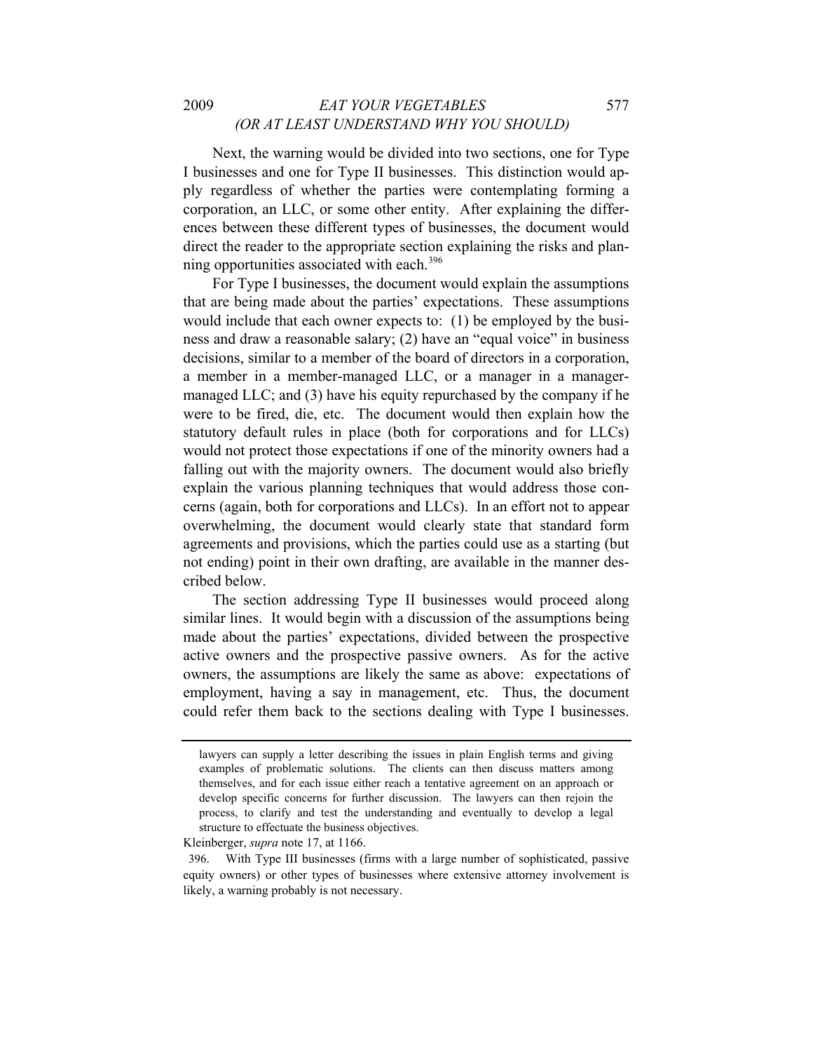Next, the warning would be divided into two sections, one for Type I businesses and one for Type II businesses. This distinction would apply regardless of whether the parties were contemplating forming a corporation, an LLC, or some other entity. After explaining the differences between these different types of businesses, the document would direct the reader to the appropriate section explaining the risks and planning opportunities associated with each.[396]

For Type I businesses, the document would explain the assumptions that are being made about the parties' expectations. These assumptions would include that each owner expects to: (1) be employed by the business and draw a reasonable salary; (2) have an "equal voice" in business decisions, similar to a member of the board of directors in a corporation, a member in a member-managed LLC, or a manager in a manager-managed LLC; and (3) have his equity repurchased by the company if he were to be fired, die, etc. The document would then explain how the statutory default rules in place (both for corporations and for LLCs) would not protect those expectations if one of the minority owners had a falling out with the majority owners. The document would also briefly explain the various planning techniques that would address those concerns (again, both for corporations and LLCs). In an effort not to appear overwhelming, the document would clearly state that standard form agreements and provisions, which the parties could use as a starting (but not ending) point in their own drafting, are available in the manner described below.

The section addressing Type II businesses would proceed along similar lines. It would begin with a discussion of the assumptions being made about the parties' expectations, divided between the prospective active owners and the prospective passive owners. As for the active owners, the assumptions are likely the same as above: expectations of employment, having a say in management, etc. Thus, the document could refer them back to the sections dealing with Type I businesses.

---

> lawyers can supply a letter describing the issues in plain English terms and giving examples of problematic solutions. The clients can then discuss matters among themselves, and for each issue either reach a tentative agreement on an approach or develop specific concerns for further discussion. The lawyers can then rejoin the process, to clarify and test the understanding and eventually to develop a legal structure to effectuate the business objectives.

Kleinberger, *supra* note 17, at 1166.

396. With Type III businesses (firms with a large number of sophisticated, passive equity owners) or other types of businesses where extensive attorney involvement is likely, a warning probably is not necessary.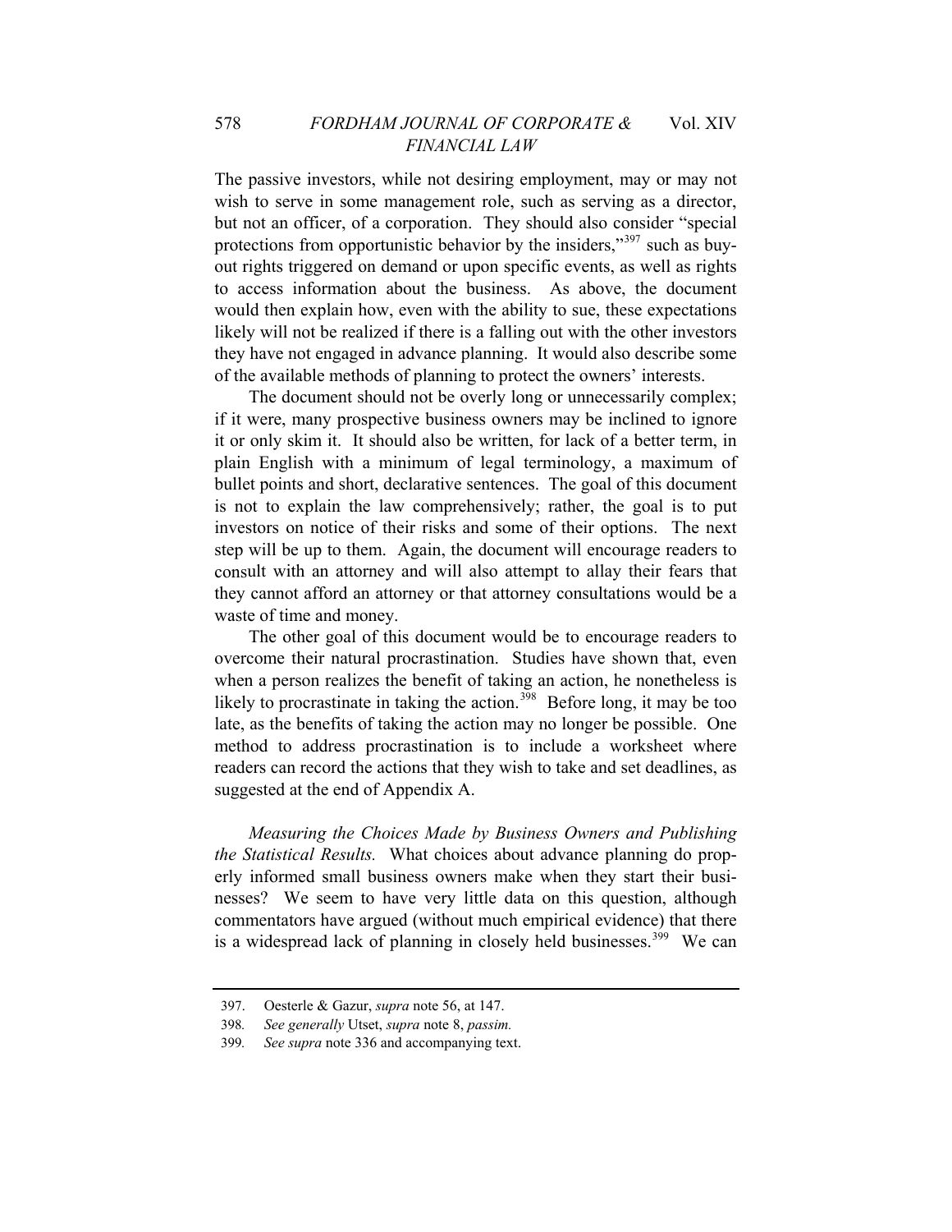The passive investors, while not desiring employment, may or may not wish to serve in some management role, such as serving as a director, but not an officer, of a corporation. They should also consider "special protections from opportunistic behavior by the insiders,"[397] such as buy-out rights triggered on demand or upon specific events, as well as rights to access information about the business. As above, the document would then explain how, even with the ability to sue, these expectations likely will not be realized if there is a falling out with the other investors they have not engaged in advance planning. It would also describe some of the available methods of planning to protect the owners' interests.

The document should not be overly long or unnecessarily complex; if it were, many prospective business owners may be inclined to ignore it or only skim it. It should also be written, for lack of a better term, in plain English with a minimum of legal terminology, a maximum of bullet points and short, declarative sentences. The goal of this document is not to explain the law comprehensively; rather, the goal is to put investors on notice of their risks and some of their options. The next step will be up to them. Again, the document will encourage readers to consult with an attorney and will also attempt to allay their fears that they cannot afford an attorney or that attorney consultations would be a waste of time and money.

The other goal of this document would be to encourage readers to overcome their natural procrastination. Studies have shown that, even when a person realizes the benefit of taking an action, he nonetheless is likely to procrastinate in taking the action.[398] Before long, it may be too late, as the benefits of taking the action may no longer be possible. One method to address procrastination is to include a worksheet where readers can record the actions that they wish to take and set deadlines, as suggested at the end of Appendix A.

*Measuring the Choices Made by Business Owners and Publishing the Statistical Results.* What choices about advance planning do properly informed small business owners make when they start their businesses? We seem to have very little data on this question, although commentators have argued (without much empirical evidence) that there is a widespread lack of planning in closely held businesses.[399] We can

---

397. Oesterle & Gazur, *supra* note 56, at 147.

398. *See generally* Utset, *supra* note 8, *passim.*

399. *See supra* note 336 and accompanying text.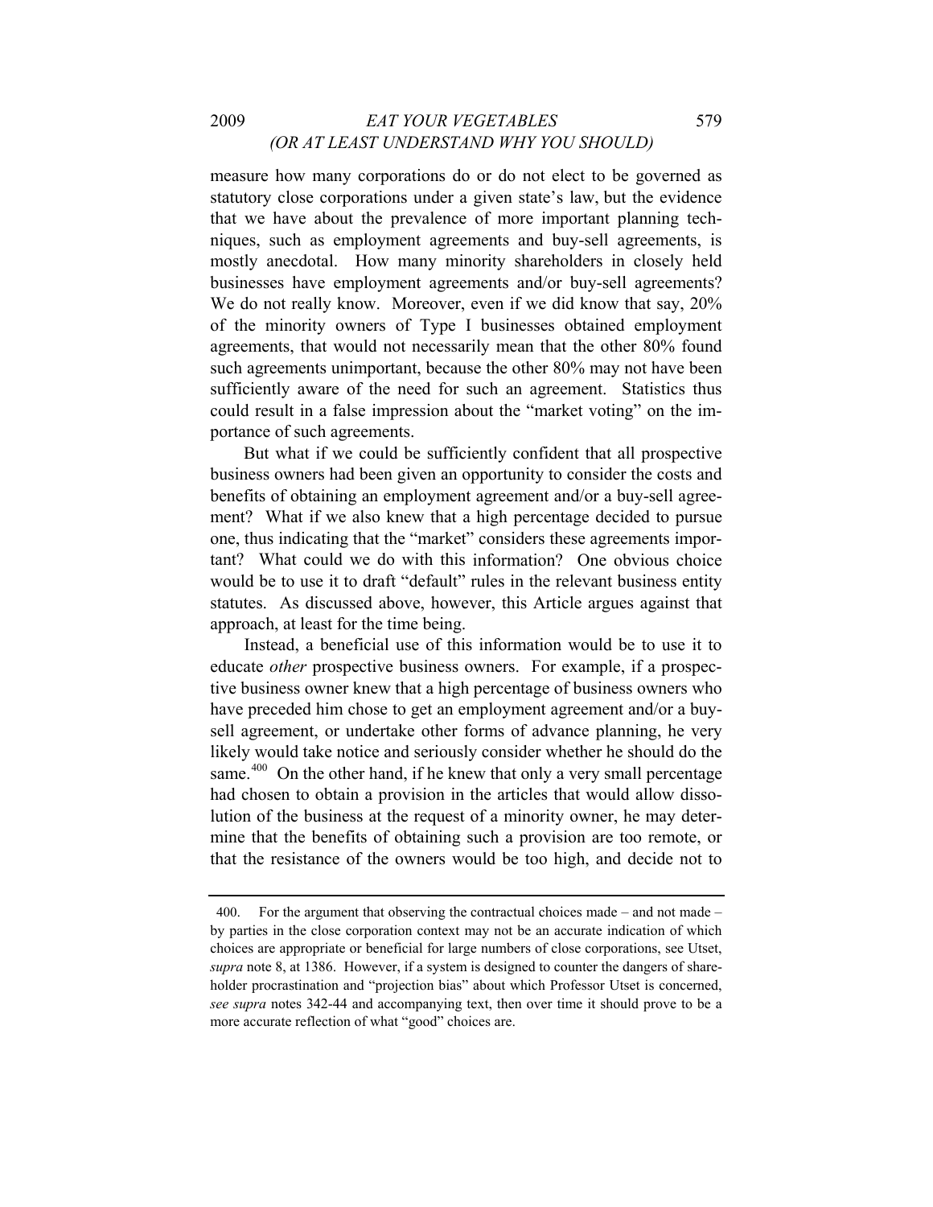measure how many corporations do or do not elect to be governed as statutory close corporations under a given state's law, but the evidence that we have about the prevalence of more important planning techniques, such as employment agreements and buy-sell agreements, is mostly anecdotal. How many minority shareholders in closely held businesses have employment agreements and/or buy-sell agreements? We do not really know. Moreover, even if we did know that say, 20% of the minority owners of Type I businesses obtained employment agreements, that would not necessarily mean that the other 80% found such agreements unimportant, because the other 80% may not have been sufficiently aware of the need for such an agreement. Statistics thus could result in a false impression about the "market voting" on the importance of such agreements.

But what if we could be sufficiently confident that all prospective business owners had been given an opportunity to consider the costs and benefits of obtaining an employment agreement and/or a buy-sell agreement? What if we also knew that a high percentage decided to pursue one, thus indicating that the "market" considers these agreements important? What could we do with this information? One obvious choice would be to use it to draft "default" rules in the relevant business entity statutes. As discussed above, however, this Article argues against that approach, at least for the time being.

Instead, a beneficial use of this information would be to use it to educate *other* prospective business owners. For example, if a prospective business owner knew that a high percentage of business owners who have preceded him chose to get an employment agreement and/or a buy-sell agreement, or undertake other forms of advance planning, he very likely would take notice and seriously consider whether he should do the same.[400] On the other hand, if he knew that only a very small percentage had chosen to obtain a provision in the articles that would allow dissolution of the business at the request of a minority owner, he may determine that the benefits of obtaining such a provision are too remote, or that the resistance of the owners would be too high, and decide not to

---

400. For the argument that observing the contractual choices made – and not made – by parties in the close corporation context may not be an accurate indication of which choices are appropriate or beneficial for large numbers of close corporations, see Utset, *supra* note 8, at 1386. However, if a system is designed to counter the dangers of shareholder procrastination and "projection bias" about which Professor Utset is concerned, *see supra* notes 342-44 and accompanying text, then over time it should prove to be a more accurate reflection of what "good" choices are.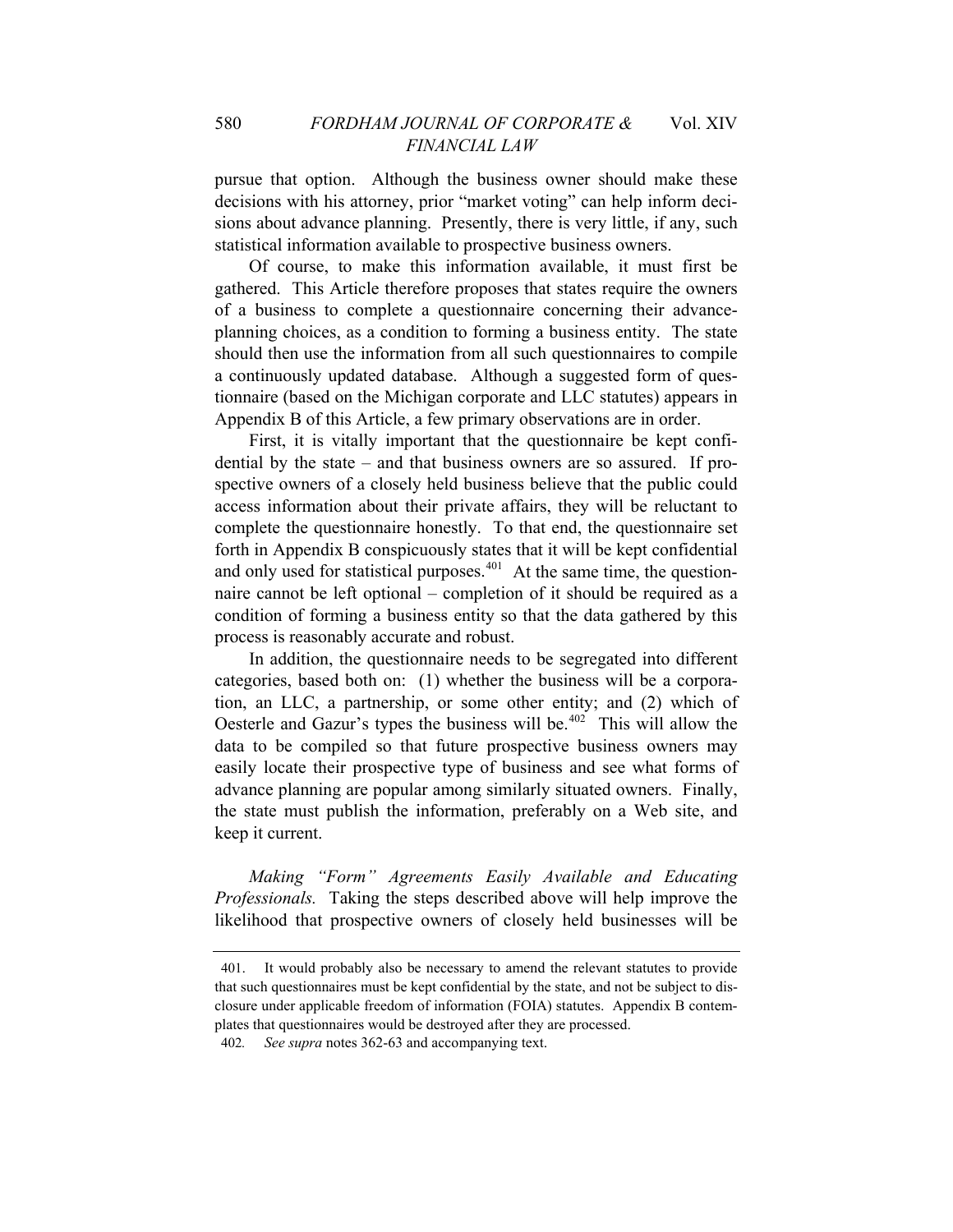pursue that option. Although the business owner should make these decisions with his attorney, prior "market voting" can help inform decisions about advance planning. Presently, there is very little, if any, such statistical information available to prospective business owners.

Of course, to make this information available, it must first be gathered. This Article therefore proposes that states require the owners of a business to complete a questionnaire concerning their advance-planning choices, as a condition to forming a business entity. The state should then use the information from all such questionnaires to compile a continuously updated database. Although a suggested form of questionnaire (based on the Michigan corporate and LLC statutes) appears in Appendix B of this Article, a few primary observations are in order.

First, it is vitally important that the questionnaire be kept confidential by the state – and that business owners are so assured. If prospective owners of a closely held business believe that the public could access information about their private affairs, they will be reluctant to complete the questionnaire honestly. To that end, the questionnaire set forth in Appendix B conspicuously states that it will be kept confidential and only used for statistical purposes.[401] At the same time, the questionnaire cannot be left optional – completion of it should be required as a condition of forming a business entity so that the data gathered by this process is reasonably accurate and robust.

In addition, the questionnaire needs to be segregated into different categories, based both on: (1) whether the business will be a corporation, an LLC, a partnership, or some other entity; and (2) which of Oesterle and Gazur's types the business will be.[402] This will allow the data to be compiled so that future prospective business owners may easily locate their prospective type of business and see what forms of advance planning are popular among similarly situated owners. Finally, the state must publish the information, preferably on a Web site, and keep it current.

*Making "Form" Agreements Easily Available and Educating Professionals.* Taking the steps described above will help improve the likelihood that prospective owners of closely held businesses will be

---

401. It would probably also be necessary to amend the relevant statutes to provide that such questionnaires must be kept confidential by the state, and not be subject to disclosure under applicable freedom of information (FOIA) statutes. Appendix B contemplates that questionnaires would be destroyed after they are processed.

402. *See supra* notes 362-63 and accompanying text.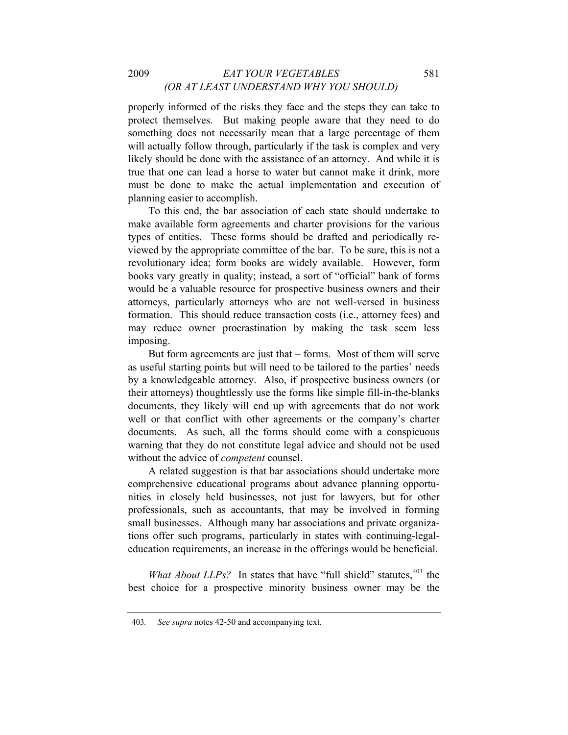properly informed of the risks they face and the steps they can take to protect themselves. But making people aware that they need to do something does not necessarily mean that a large percentage of them will actually follow through, particularly if the task is complex and very likely should be done with the assistance of an attorney. And while it is true that one can lead a horse to water but cannot make it drink, more must be done to make the actual implementation and execution of planning easier to accomplish.

To this end, the bar association of each state should undertake to make available form agreements and charter provisions for the various types of entities. These forms should be drafted and periodically reviewed by the appropriate committee of the bar. To be sure, this is not a revolutionary idea; form books are widely available. However, form books vary greatly in quality; instead, a sort of "official" bank of forms would be a valuable resource for prospective business owners and their attorneys, particularly attorneys who are not well-versed in business formation. This should reduce transaction costs (i.e., attorney fees) and may reduce owner procrastination by making the task seem less imposing.

But form agreements are just that – forms. Most of them will serve as useful starting points but will need to be tailored to the parties' needs by a knowledgeable attorney. Also, if prospective business owners (or their attorneys) thoughtlessly use the forms like simple fill-in-the-blanks documents, they likely will end up with agreements that do not work well or that conflict with other agreements or the company's charter documents. As such, all the forms should come with a conspicuous warning that they do not constitute legal advice and should not be used without the advice of *competent* counsel.

A related suggestion is that bar associations should undertake more comprehensive educational programs about advance planning opportunities in closely held businesses, not just for lawyers, but for other professionals, such as accountants, that may be involved in forming small businesses. Although many bar associations and private organizations offer such programs, particularly in states with continuing-legal-education requirements, an increase in the offerings would be beneficial.

*What About LLPs?* In states that have "full shield" statutes,[403] the best choice for a prospective minority business owner may be the

403. *See supra* notes 42-50 and accompanying text.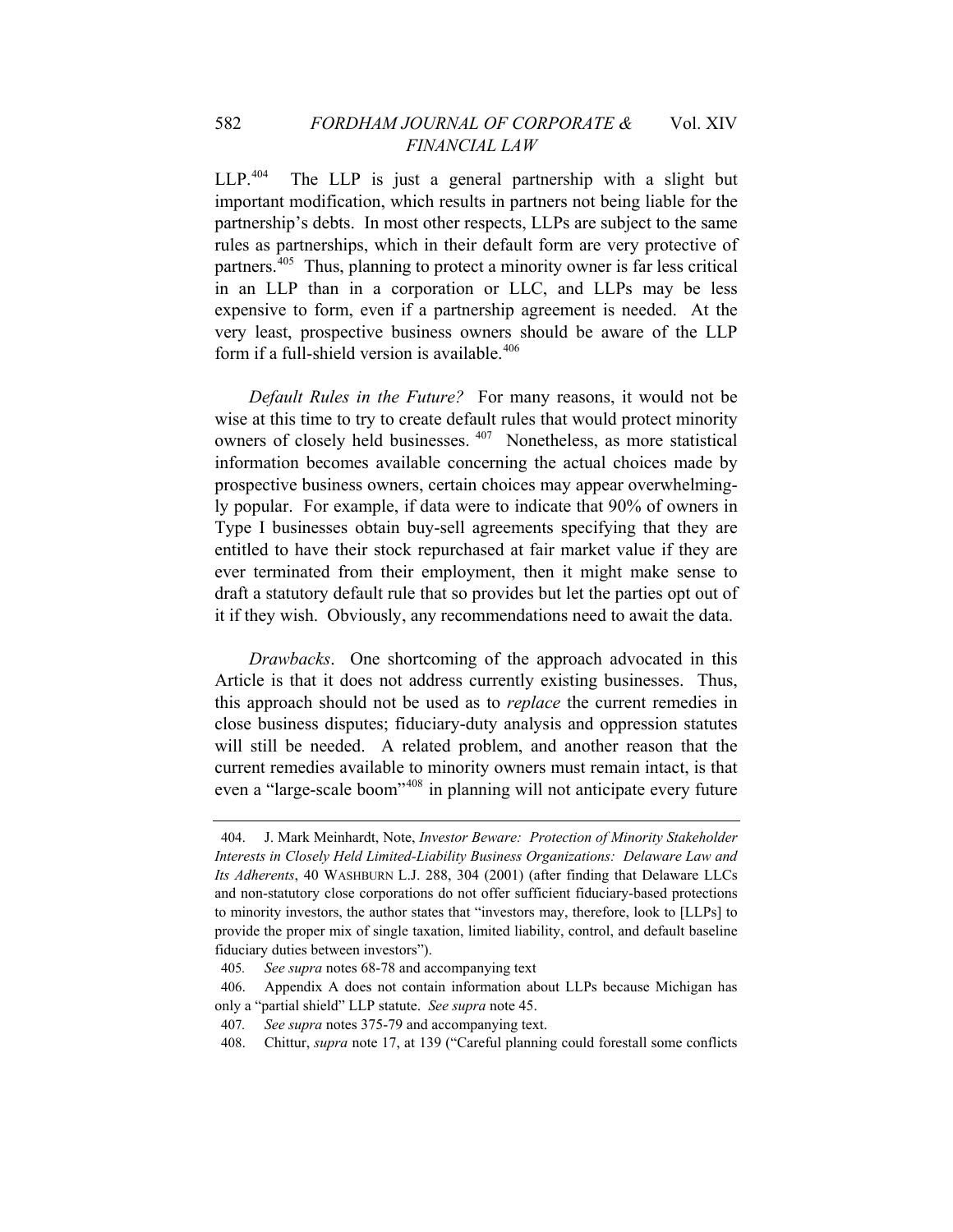LLP.[404] The LLP is just a general partnership with a slight but important modification, which results in partners not being liable for the partnership's debts. In most other respects, LLPs are subject to the same rules as partnerships, which in their default form are very protective of partners.[405] Thus, planning to protect a minority owner is far less critical in an LLP than in a corporation or LLC, and LLPs may be less expensive to form, even if a partnership agreement is needed. At the very least, prospective business owners should be aware of the LLP form if a full-shield version is available.[406]

*Default Rules in the Future?* For many reasons, it would not be wise at this time to try to create default rules that would protect minority owners of closely held businesses.[407] Nonetheless, as more statistical information becomes available concerning the actual choices made by prospective business owners, certain choices may appear overwhelmingly popular. For example, if data were to indicate that 90% of owners in Type I businesses obtain buy-sell agreements specifying that they are entitled to have their stock repurchased at fair market value if they are ever terminated from their employment, then it might make sense to draft a statutory default rule that so provides but let the parties opt out of it if they wish. Obviously, any recommendations need to await the data.

*Drawbacks*. One shortcoming of the approach advocated in this Article is that it does not address currently existing businesses. Thus, this approach should not be used as to *replace* the current remedies in close business disputes; fiduciary-duty analysis and oppression statutes will still be needed. A related problem, and another reason that the current remedies available to minority owners must remain intact, is that even a "large-scale boom"[408] in planning will not anticipate every future

---

404. J. Mark Meinhardt, Note, *Investor Beware: Protection of Minority Stakeholder Interests in Closely Held Limited-Liability Business Organizations: Delaware Law and Its Adherents*, 40 WASHBURN L.J. 288, 304 (2001) (after finding that Delaware LLCs and non-statutory close corporations do not offer sufficient fiduciary-based protections to minority investors, the author states that "investors may, therefore, look to [LLPs] to provide the proper mix of single taxation, limited liability, control, and default baseline fiduciary duties between investors").

405. *See supra* notes 68-78 and accompanying text

406. Appendix A does not contain information about LLPs because Michigan has only a "partial shield" LLP statute. *See supra* note 45.

407. *See supra* notes 375-79 and accompanying text.

408. Chittur, *supra* note 17, at 139 ("Careful planning could forestall some conflicts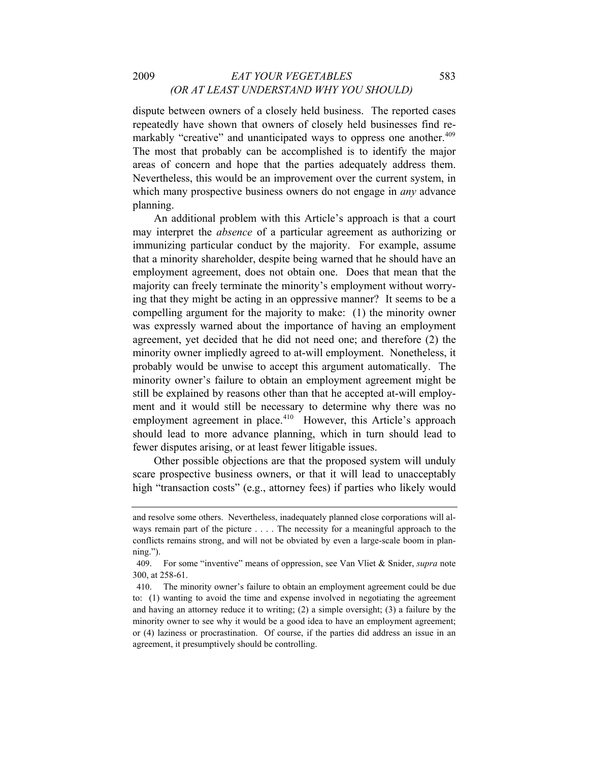dispute between owners of a closely held business. The reported cases repeatedly have shown that owners of closely held businesses find remarkably "creative" and unanticipated ways to oppress one another.[409] The most that probably can be accomplished is to identify the major areas of concern and hope that the parties adequately address them. Nevertheless, this would be an improvement over the current system, in which many prospective business owners do not engage in *any* advance planning.

An additional problem with this Article's approach is that a court may interpret the *absence* of a particular agreement as authorizing or immunizing particular conduct by the majority. For example, assume that a minority shareholder, despite being warned that he should have an employment agreement, does not obtain one. Does that mean that the majority can freely terminate the minority's employment without worrying that they might be acting in an oppressive manner? It seems to be a compelling argument for the majority to make: (1) the minority owner was expressly warned about the importance of having an employment agreement, yet decided that he did not need one; and therefore (2) the minority owner impliedly agreed to at-will employment. Nonetheless, it probably would be unwise to accept this argument automatically. The minority owner's failure to obtain an employment agreement might be still be explained by reasons other than that he accepted at-will employment and it would still be necessary to determine why there was no employment agreement in place.[410] However, this Article's approach should lead to more advance planning, which in turn should lead to fewer disputes arising, or at least fewer litigable issues.

Other possible objections are that the proposed system will unduly scare prospective business owners, or that it will lead to unacceptably high "transaction costs" (e.g., attorney fees) if parties who likely would

---

and resolve some others. Nevertheless, inadequately planned close corporations will always remain part of the picture . . . . The necessity for a meaningful approach to the conflicts remains strong, and will not be obviated by even a large-scale boom in planning.").

409. For some "inventive" means of oppression, see Van Vliet & Snider, *supra* note 300, at 258-61.

410. The minority owner's failure to obtain an employment agreement could be due to: (1) wanting to avoid the time and expense involved in negotiating the agreement and having an attorney reduce it to writing; (2) a simple oversight; (3) a failure by the minority owner to see why it would be a good idea to have an employment agreement; or (4) laziness or procrastination. Of course, if the parties did address an issue in an agreement, it presumptively should be controlling.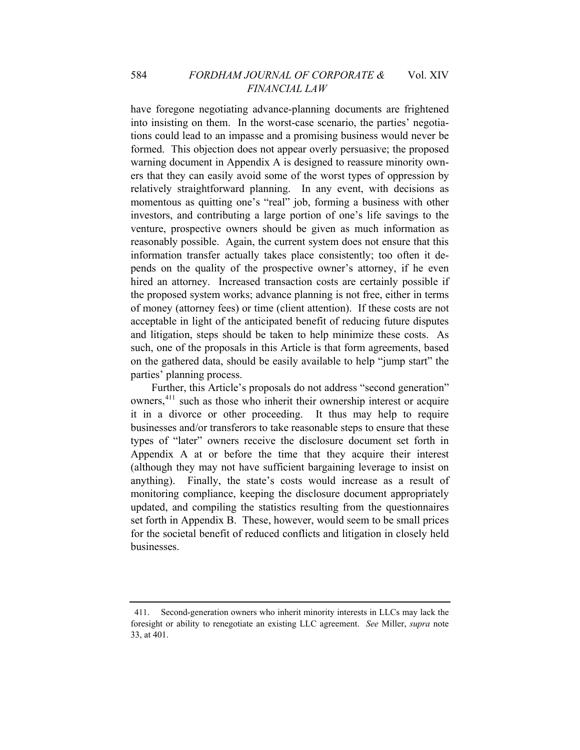have foregone negotiating advance-planning documents are frightened into insisting on them. In the worst-case scenario, the parties' negotiations could lead to an impasse and a promising business would never be formed. This objection does not appear overly persuasive; the proposed warning document in Appendix A is designed to reassure minority owners that they can easily avoid some of the worst types of oppression by relatively straightforward planning. In any event, with decisions as momentous as quitting one's "real" job, forming a business with other investors, and contributing a large portion of one's life savings to the venture, prospective owners should be given as much information as reasonably possible. Again, the current system does not ensure that this information transfer actually takes place consistently; too often it depends on the quality of the prospective owner's attorney, if he even hired an attorney. Increased transaction costs are certainly possible if the proposed system works; advance planning is not free, either in terms of money (attorney fees) or time (client attention). If these costs are not acceptable in light of the anticipated benefit of reducing future disputes and litigation, steps should be taken to help minimize these costs. As such, one of the proposals in this Article is that form agreements, based on the gathered data, should be easily available to help "jump start" the parties' planning process.

Further, this Article's proposals do not address "second generation" owners,[411] such as those who inherit their ownership interest or acquire it in a divorce or other proceeding. It thus may help to require businesses and/or transferors to take reasonable steps to ensure that these types of "later" owners receive the disclosure document set forth in Appendix A at or before the time that they acquire their interest (although they may not have sufficient bargaining leverage to insist on anything). Finally, the state's costs would increase as a result of monitoring compliance, keeping the disclosure document appropriately updated, and compiling the statistics resulting from the questionnaires set forth in Appendix B. These, however, would seem to be small prices for the societal benefit of reduced conflicts and litigation in closely held businesses.

---

411. Second-generation owners who inherit minority interests in LLCs may lack the foresight or ability to renegotiate an existing LLC agreement. *See* Miller, *supra* note 33, at 401.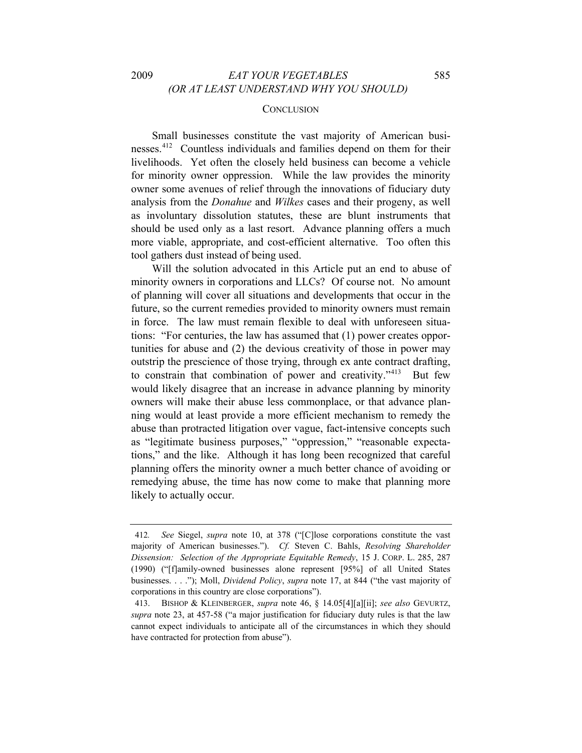## CONCLUSION

Small businesses constitute the vast majority of American businesses.[412] Countless individuals and families depend on them for their livelihoods. Yet often the closely held business can become a vehicle for minority owner oppression. While the law provides the minority owner some avenues of relief through the innovations of fiduciary duty analysis from the *Donahue* and *Wilkes* cases and their progeny, as well as involuntary dissolution statutes, these are blunt instruments that should be used only as a last resort. Advance planning offers a much more viable, appropriate, and cost-efficient alternative. Too often this tool gathers dust instead of being used.

Will the solution advocated in this Article put an end to abuse of minority owners in corporations and LLCs? Of course not. No amount of planning will cover all situations and developments that occur in the future, so the current remedies provided to minority owners must remain in force. The law must remain flexible to deal with unforeseen situations: "For centuries, the law has assumed that (1) power creates opportunities for abuse and (2) the devious creativity of those in power may outstrip the prescience of those trying, through ex ante contract drafting, to constrain that combination of power and creativity."[413] But few would likely disagree that an increase in advance planning by minority owners will make their abuse less commonplace, or that advance planning would at least provide a more efficient mechanism to remedy the abuse than protracted litigation over vague, fact-intensive concepts such as "legitimate business purposes," "oppression," "reasonable expectations," and the like. Although it has long been recognized that careful planning offers the minority owner a much better chance of avoiding or remedying abuse, the time has now come to make that planning more likely to actually occur.

---

412. *See* Siegel, *supra* note 10, at 378 ("[C]lose corporations constitute the vast majority of American businesses."). *Cf.* Steven C. Bahls, *Resolving Shareholder Dissension: Selection of the Appropriate Equitable Remedy*, 15 J. CORP. L. 285, 287 (1990) ("[f]amily-owned businesses alone represent [95%] of all United States businesses. . . ."); Moll, *Dividend Policy*, *supra* note 17, at 844 ("the vast majority of corporations in this country are close corporations").

413. BISHOP & KLEINBERGER, *supra* note 46, § 14.05[4][a][ii]; *see also* GEVURTZ, *supra* note 23, at 457-58 ("a major justification for fiduciary duty rules is that the law cannot expect individuals to anticipate all of the circumstances in which they should have contracted for protection from abuse").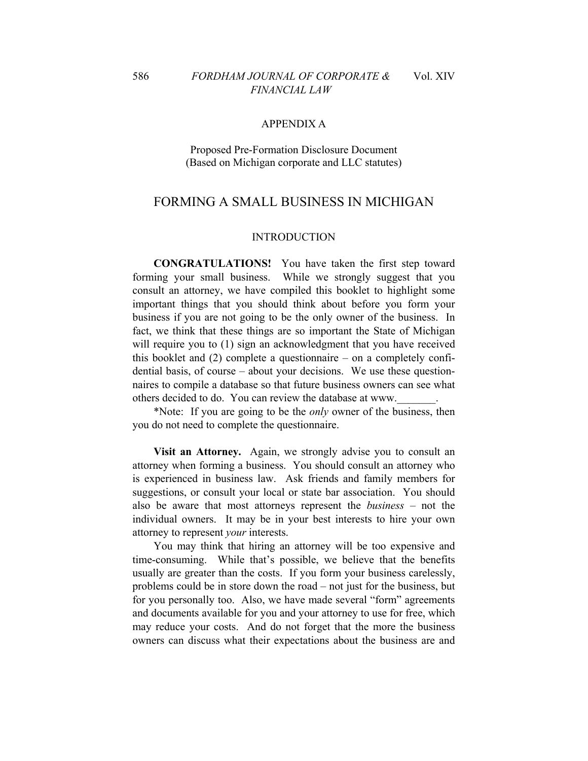## APPENDIX A

Proposed Pre-Formation Disclosure Document
(Based on Michigan corporate and LLC statutes)

# FORMING A SMALL BUSINESS IN MICHIGAN

## INTRODUCTION

**CONGRATULATIONS!** You have taken the first step toward forming your small business. While we strongly suggest that you consult an attorney, we have compiled this booklet to highlight some important things that you should think about before you form your business if you are not going to be the only owner of the business. In fact, we think that these things are so important the State of Michigan will require you to (1) sign an acknowledgment that you have received this booklet and (2) complete a questionnaire – on a completely confidential basis, of course – about your decisions. We use these questionnaires to compile a database so that future business owners can see what others decided to do. You can review the database at www._______.

*Note: If you are going to be the *only* owner of the business, then you do not need to complete the questionnaire.

**Visit an Attorney.** Again, we strongly advise you to consult an attorney when forming a business. You should consult an attorney who is experienced in business law. Ask friends and family members for suggestions, or consult your local or state bar association. You should also be aware that most attorneys represent the *business* – not the individual owners. It may be in your best interests to hire your own attorney to represent *your* interests.

You may think that hiring an attorney will be too expensive and time-consuming. While that's possible, we believe that the benefits usually are greater than the costs. If you form your business carelessly, problems could be in store down the road – not just for the business, but for you personally too. Also, we have made several "form" agreements and documents available for you and your attorney to use for free, which may reduce your costs. And do not forget that the more the business owners can discuss what their expectations about the business are and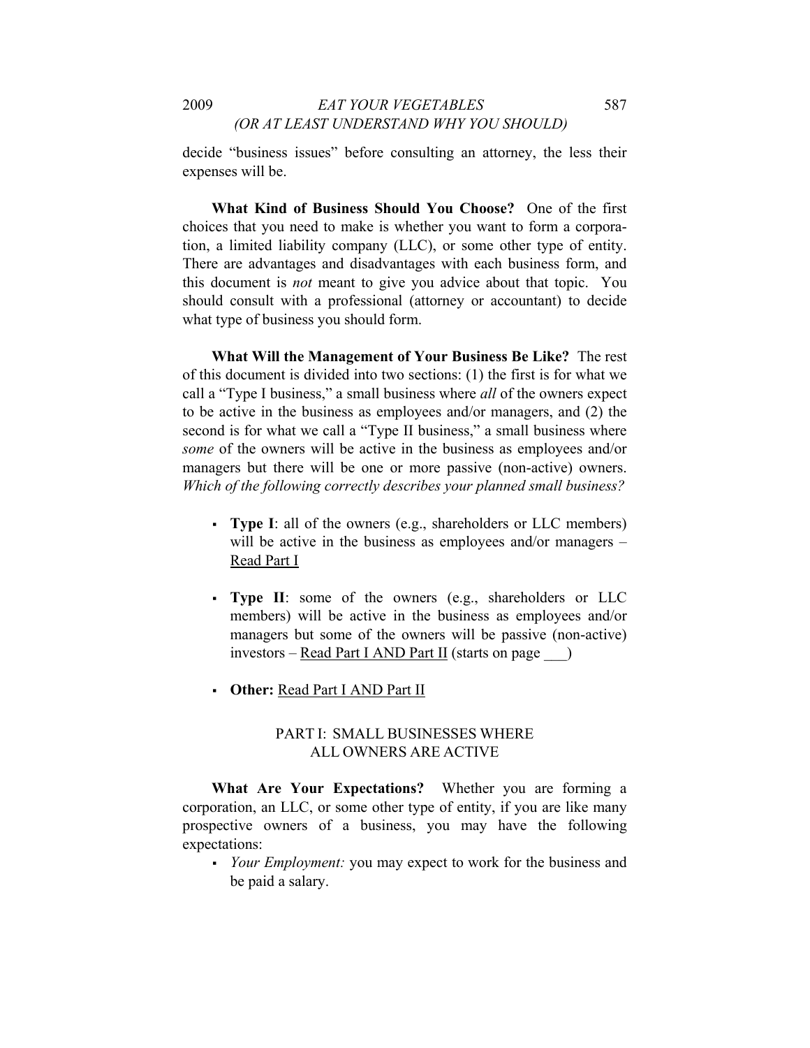decide "business issues" before consulting an attorney, the less their expenses will be.

**What Kind of Business Should You Choose?** One of the first choices that you need to make is whether you want to form a corporation, a limited liability company (LLC), or some other type of entity. There are advantages and disadvantages with each business form, and this document is *not* meant to give you advice about that topic. You should consult with a professional (attorney or accountant) to decide what type of business you should form.

**What Will the Management of Your Business Be Like?** The rest of this document is divided into two sections: (1) the first is for what we call a "Type I business," a small business where *all* of the owners expect to be active in the business as employees and/or managers, and (2) the second is for what we call a "Type II business," a small business where *some* of the owners will be active in the business as employees and/or managers but there will be one or more passive (non-active) owners. *Which of the following correctly describes your planned small business?*

- **Type I**: all of the owners (e.g., shareholders or LLC members) will be active in the business as employees and/or managers – <u>Read Part I</u>

- **Type II**: some of the owners (e.g., shareholders or LLC members) will be active in the business as employees and/or managers but some of the owners will be passive (non-active) investors – <u>Read Part I AND Part II</u> (starts on page ___)

- **Other:** <u>Read Part I AND Part II</u>

## PART I: SMALL BUSINESSES WHERE ALL OWNERS ARE ACTIVE

**What Are Your Expectations?** Whether you are forming a corporation, an LLC, or some other type of entity, if you are like many prospective owners of a business, you may have the following expectations:

- *Your Employment:* you may expect to work for the business and be paid a salary.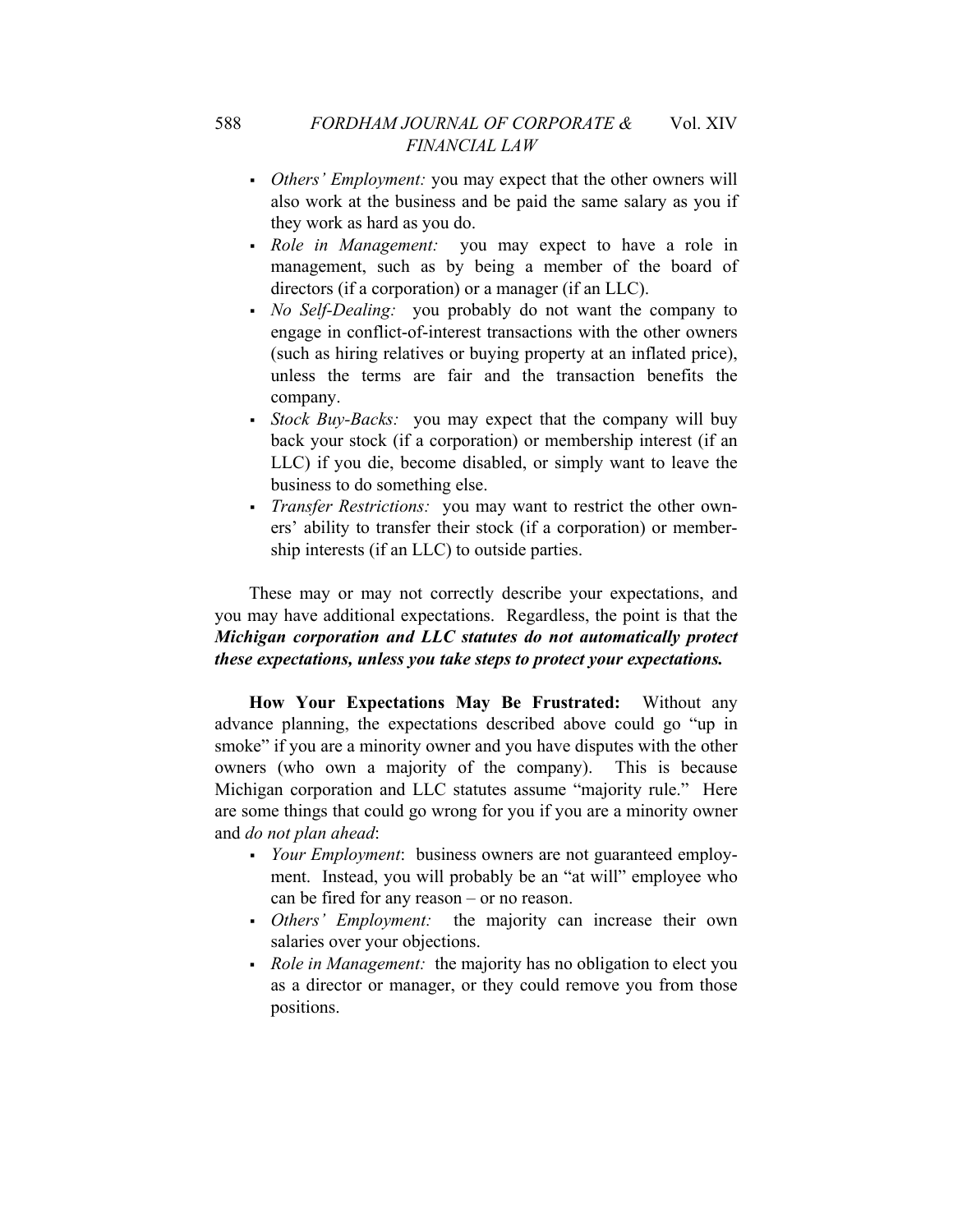- *Others' Employment:* you may expect that the other owners will also work at the business and be paid the same salary as you if they work as hard as you do.
- *Role in Management:* you may expect to have a role in management, such as by being a member of the board of directors (if a corporation) or a manager (if an LLC).
- *No Self-Dealing:* you probably do not want the company to engage in conflict-of-interest transactions with the other owners (such as hiring relatives or buying property at an inflated price), unless the terms are fair and the transaction benefits the company.
- *Stock Buy-Backs:* you may expect that the company will buy back your stock (if a corporation) or membership interest (if an LLC) if you die, become disabled, or simply want to leave the business to do something else.
- *Transfer Restrictions:* you may want to restrict the other owners' ability to transfer their stock (if a corporation) or membership interests (if an LLC) to outside parties.

These may or may not correctly describe your expectations, and you may have additional expectations. Regardless, the point is that the ***Michigan corporation and LLC statutes do not automatically protect these expectations, unless you take steps to protect your expectations.***

**How Your Expectations May Be Frustrated:** Without any advance planning, the expectations described above could go "up in smoke" if you are a minority owner and you have disputes with the other owners (who own a majority of the company). This is because Michigan corporation and LLC statutes assume "majority rule." Here are some things that could go wrong for you if you are a minority owner and *do not plan ahead*:

- *Your Employment*: business owners are not guaranteed employment. Instead, you will probably be an "at will" employee who can be fired for any reason – or no reason.
- *Others' Employment:* the majority can increase their own salaries over your objections.
- *Role in Management:* the majority has no obligation to elect you as a director or manager, or they could remove you from those positions.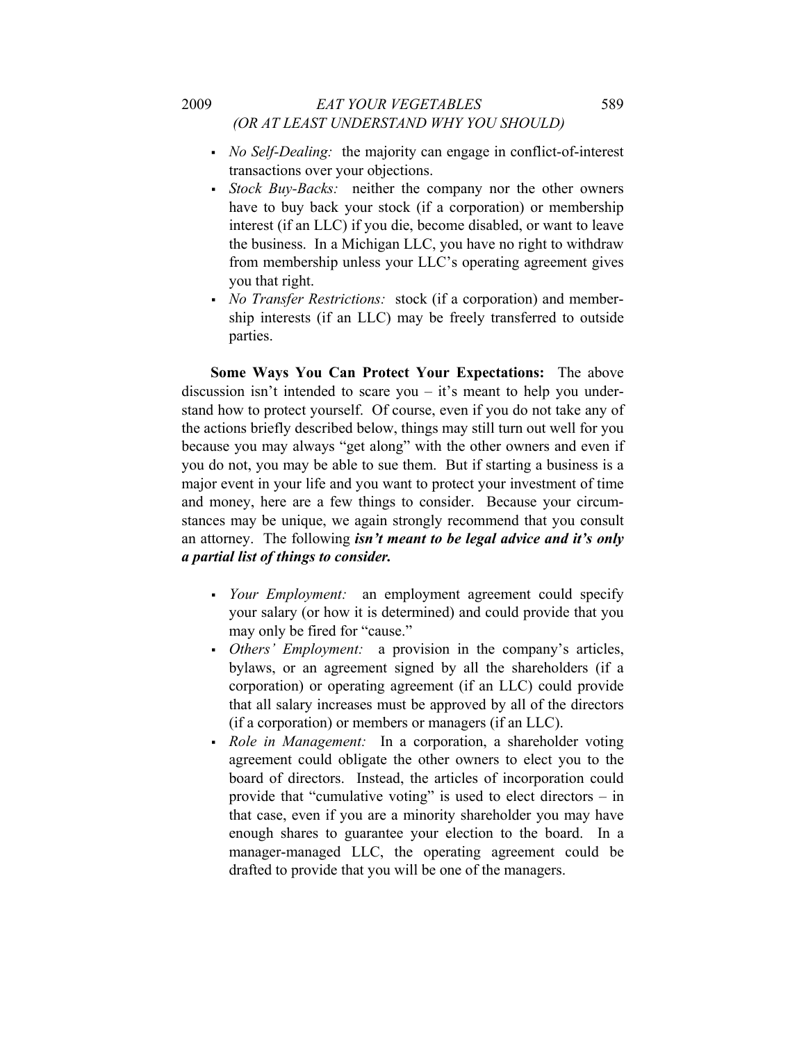- *No Self-Dealing:* the majority can engage in conflict-of-interest transactions over your objections.
- *Stock Buy-Backs:* neither the company nor the other owners have to buy back your stock (if a corporation) or membership interest (if an LLC) if you die, become disabled, or want to leave the business. In a Michigan LLC, you have no right to withdraw from membership unless your LLC's operating agreement gives you that right.
- *No Transfer Restrictions:* stock (if a corporation) and membership interests (if an LLC) may be freely transferred to outside parties.

**Some Ways You Can Protect Your Expectations:** The above discussion isn't intended to scare you – it's meant to help you understand how to protect yourself. Of course, even if you do not take any of the actions briefly described below, things may still turn out well for you because you may always "get along" with the other owners and even if you do not, you may be able to sue them. But if starting a business is a major event in your life and you want to protect your investment of time and money, here are a few things to consider. Because your circumstances may be unique, we again strongly recommend that you consult an attorney. The following ***isn't meant to be legal advice and it's only a partial list of things to consider.***

- *Your Employment:* an employment agreement could specify your salary (or how it is determined) and could provide that you may only be fired for "cause."
- *Others' Employment:* a provision in the company's articles, bylaws, or an agreement signed by all the shareholders (if a corporation) or operating agreement (if an LLC) could provide that all salary increases must be approved by all of the directors (if a corporation) or members or managers (if an LLC).
- *Role in Management:* In a corporation, a shareholder voting agreement could obligate the other owners to elect you to the board of directors. Instead, the articles of incorporation could provide that "cumulative voting" is used to elect directors – in that case, even if you are a minority shareholder you may have enough shares to guarantee your election to the board. In a manager-managed LLC, the operating agreement could be drafted to provide that you will be one of the managers.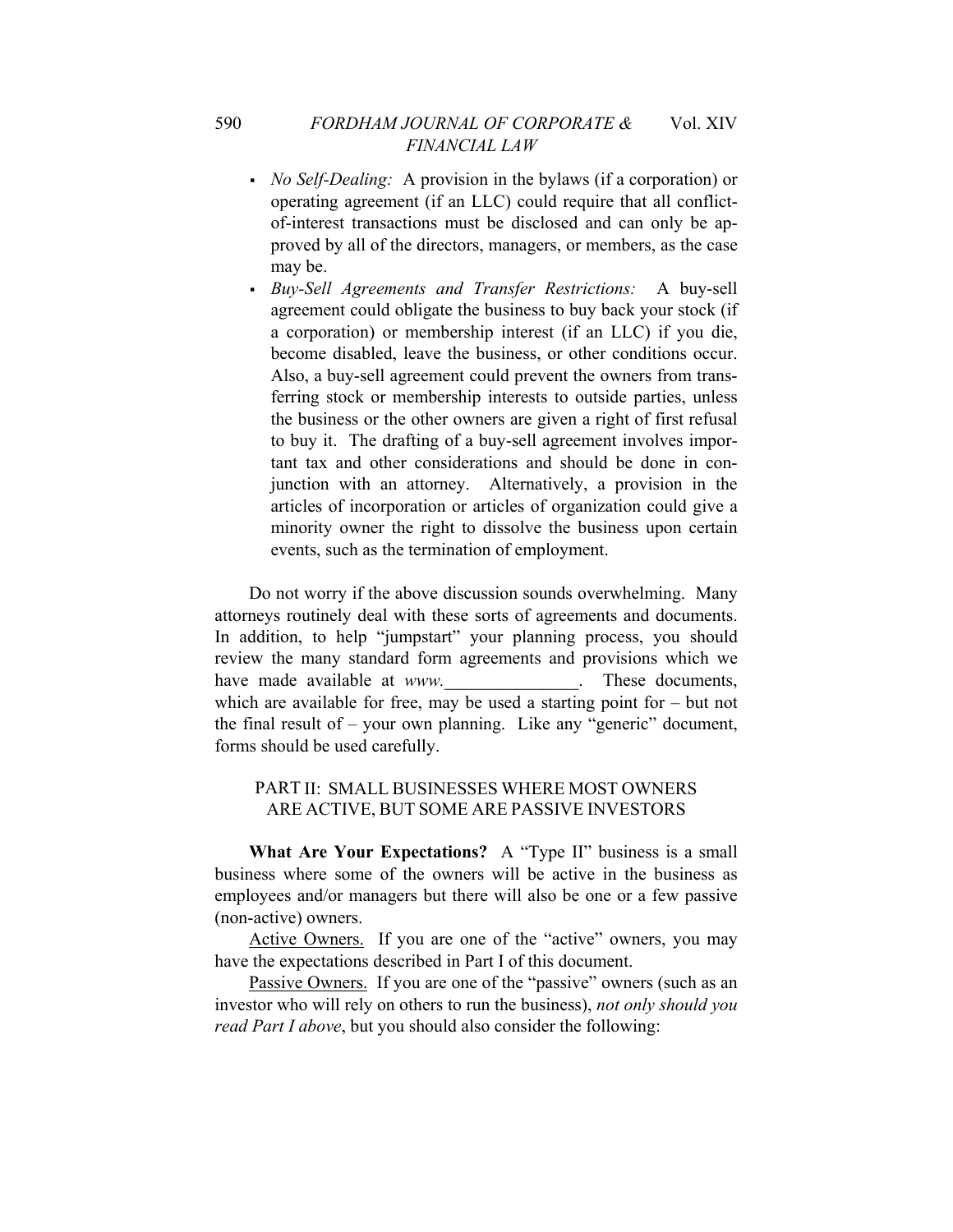- *No Self-Dealing:* A provision in the bylaws (if a corporation) or operating agreement (if an LLC) could require that all conflict-of-interest transactions must be disclosed and can only be approved by all of the directors, managers, or members, as the case may be.
- *Buy-Sell Agreements and Transfer Restrictions:* A buy-sell agreement could obligate the business to buy back your stock (if a corporation) or membership interest (if an LLC) if you die, become disabled, leave the business, or other conditions occur. Also, a buy-sell agreement could prevent the owners from transferring stock or membership interests to outside parties, unless the business or the other owners are given a right of first refusal to buy it. The drafting of a buy-sell agreement involves important tax and other considerations and should be done in conjunction with an attorney. Alternatively, a provision in the articles of incorporation or articles of organization could give a minority owner the right to dissolve the business upon certain events, such as the termination of employment.

Do not worry if the above discussion sounds overwhelming. Many attorneys routinely deal with these sorts of agreements and documents. In addition, to help "jumpstart" your planning process, you should review the many standard form agreements and provisions which we have made available at *www.*_______________. These documents, which are available for free, may be used a starting point for – but not the final result of – your own planning. Like any "generic" document, forms should be used carefully.

## PART II: SMALL BUSINESSES WHERE MOST OWNERS ARE ACTIVE, BUT SOME ARE PASSIVE INVESTORS

**What Are Your Expectations?** A "Type II" business is a small business where some of the owners will be active in the business as employees and/or managers but there will also be one or a few passive (non-active) owners.

Active Owners. If you are one of the "active" owners, you may have the expectations described in Part I of this document.

Passive Owners. If you are one of the "passive" owners (such as an investor who will rely on others to run the business), *not only should you read Part I above*, but you should also consider the following: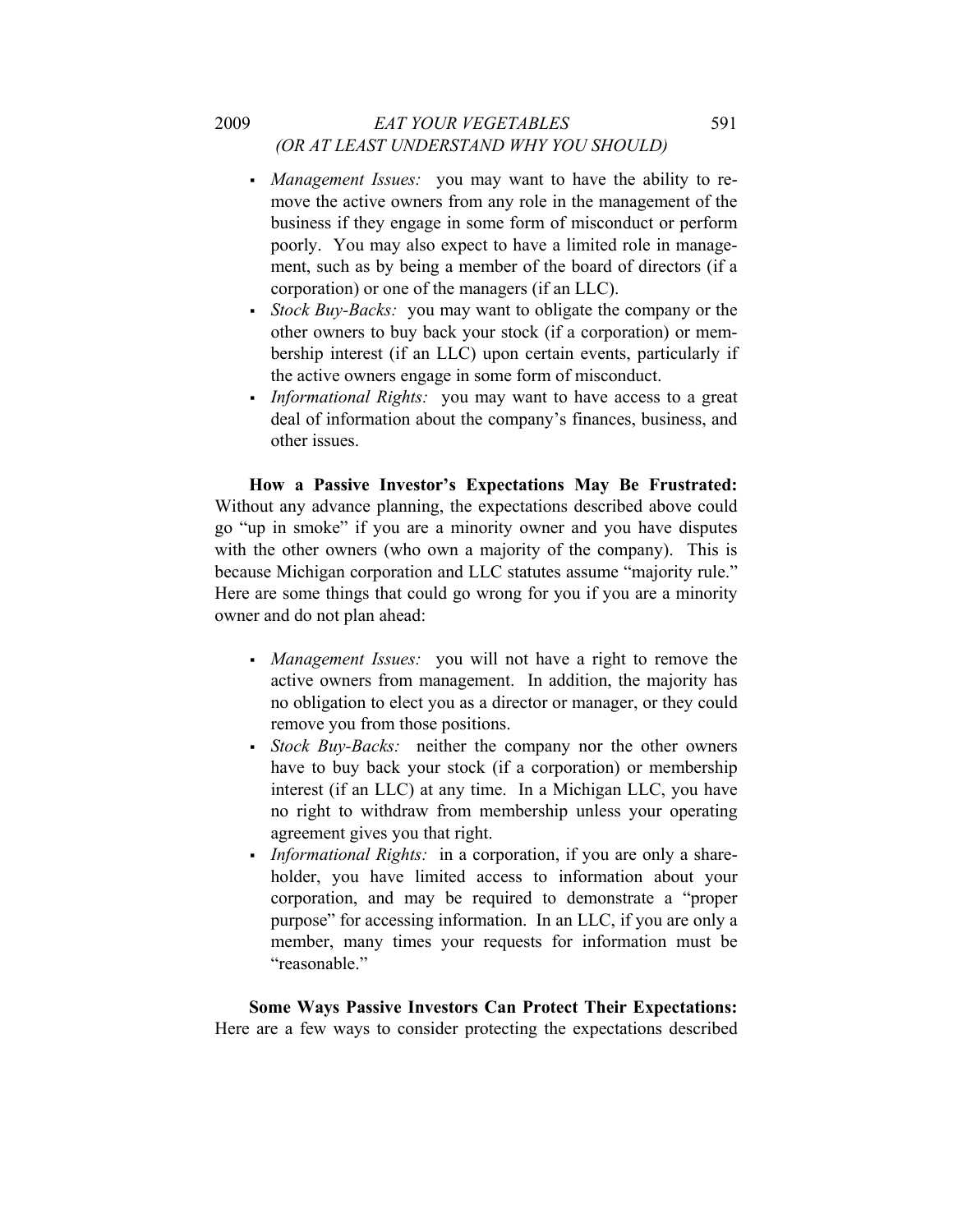- *Management Issues:* you may want to have the ability to remove the active owners from any role in the management of the business if they engage in some form of misconduct or perform poorly. You may also expect to have a limited role in management, such as by being a member of the board of directors (if a corporation) or one of the managers (if an LLC).
- *Stock Buy-Backs:* you may want to obligate the company or the other owners to buy back your stock (if a corporation) or membership interest (if an LLC) upon certain events, particularly if the active owners engage in some form of misconduct.
- *Informational Rights:* you may want to have access to a great deal of information about the company's finances, business, and other issues.

**How a Passive Investor's Expectations May Be Frustrated:** Without any advance planning, the expectations described above could go "up in smoke" if you are a minority owner and you have disputes with the other owners (who own a majority of the company). This is because Michigan corporation and LLC statutes assume "majority rule." Here are some things that could go wrong for you if you are a minority owner and do not plan ahead:

- *Management Issues:* you will not have a right to remove the active owners from management. In addition, the majority has no obligation to elect you as a director or manager, or they could remove you from those positions.
- *Stock Buy-Backs:* neither the company nor the other owners have to buy back your stock (if a corporation) or membership interest (if an LLC) at any time. In a Michigan LLC, you have no right to withdraw from membership unless your operating agreement gives you that right.
- *Informational Rights:* in a corporation, if you are only a shareholder, you have limited access to information about your corporation, and may be required to demonstrate a "proper purpose" for accessing information. In an LLC, if you are only a member, many times your requests for information must be "reasonable."

**Some Ways Passive Investors Can Protect Their Expectations:** Here are a few ways to consider protecting the expectations described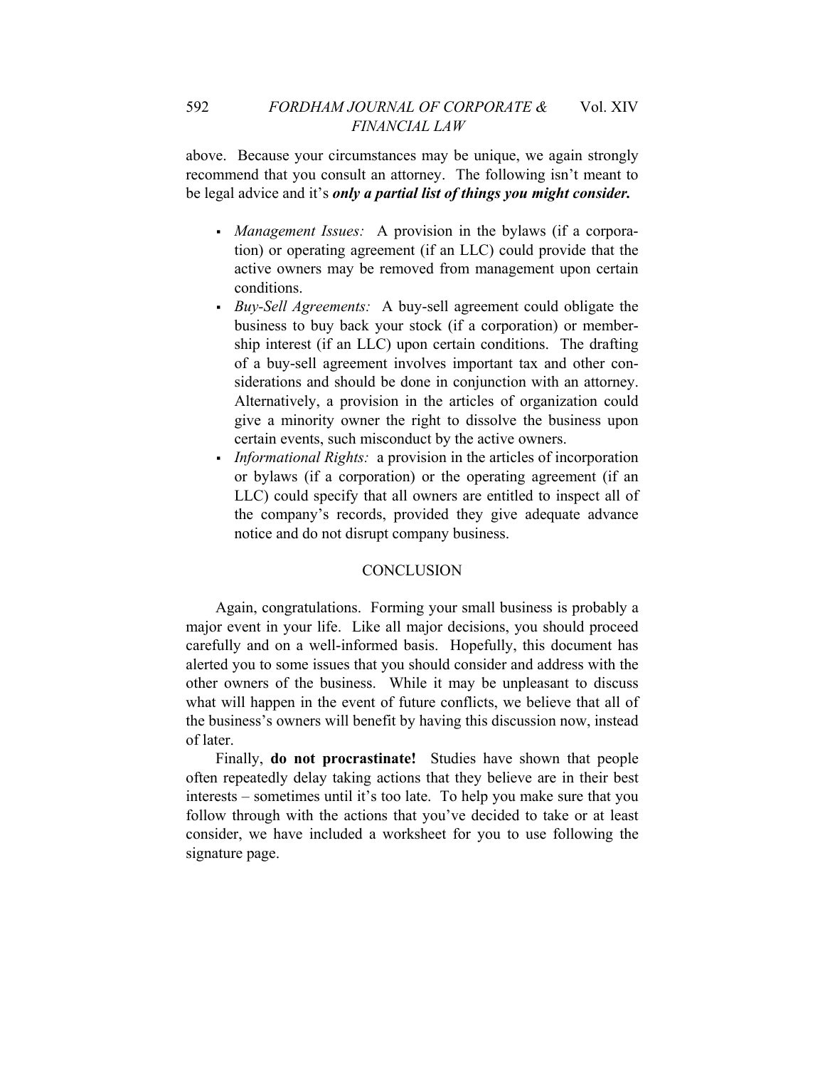above. Because your circumstances may be unique, we again strongly recommend that you consult an attorney. The following isn't meant to be legal advice and it's ***only a partial list of things you might consider.***

- *Management Issues:* A provision in the bylaws (if a corporation) or operating agreement (if an LLC) could provide that the active owners may be removed from management upon certain conditions.
- *Buy-Sell Agreements:* A buy-sell agreement could obligate the business to buy back your stock (if a corporation) or membership interest (if an LLC) upon certain conditions. The drafting of a buy-sell agreement involves important tax and other considerations and should be done in conjunction with an attorney. Alternatively, a provision in the articles of organization could give a minority owner the right to dissolve the business upon certain events, such misconduct by the active owners.
- *Informational Rights:* a provision in the articles of incorporation or bylaws (if a corporation) or the operating agreement (if an LLC) could specify that all owners are entitled to inspect all of the company's records, provided they give adequate advance notice and do not disrupt company business.

## CONCLUSION

Again, congratulations. Forming your small business is probably a major event in your life. Like all major decisions, you should proceed carefully and on a well-informed basis. Hopefully, this document has alerted you to some issues that you should consider and address with the other owners of the business. While it may be unpleasant to discuss what will happen in the event of future conflicts, we believe that all of the business's owners will benefit by having this discussion now, instead of later.

Finally, **do not procrastinate!** Studies have shown that people often repeatedly delay taking actions that they believe are in their best interests – sometimes until it's too late. To help you make sure that you follow through with the actions that you've decided to take or at least consider, we have included a worksheet for you to use following the signature page.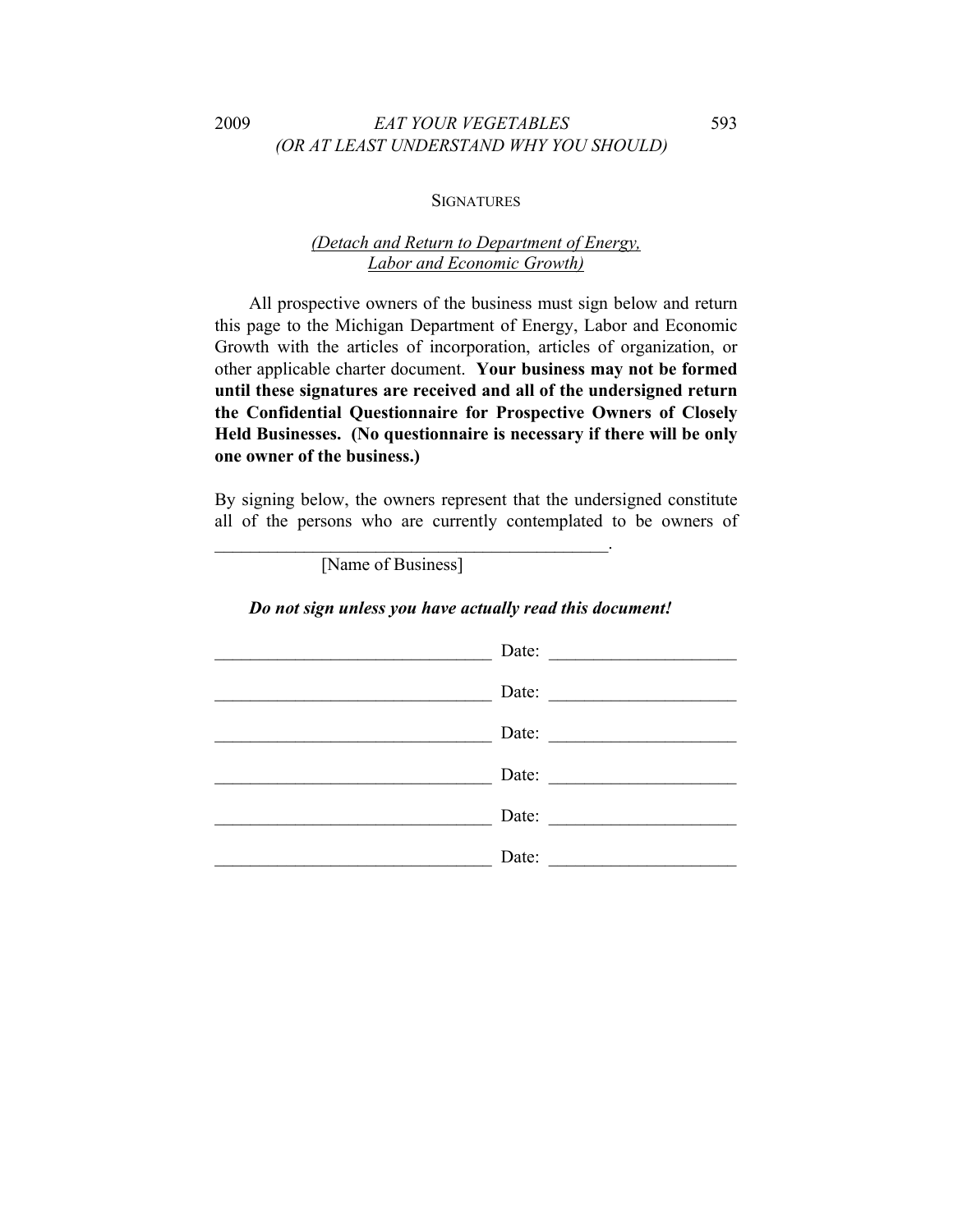## SIGNATURES

*(Detach and Return to Department of Energy, Labor and Economic Growth)*

All prospective owners of the business must sign below and return this page to the Michigan Department of Energy, Labor and Economic Growth with the articles of incorporation, articles of organization, or other applicable charter document. **Your business may not be formed until these signatures are received and all of the undersigned return the Confidential Questionnaire for Prospective Owners of Closely Held Businesses. (No questionnaire is necessary if there will be only one owner of the business.)**

By signing below, the owners represent that the undersigned constitute all of the persons who are currently contemplated to be owners of _____________________________________________.
[Name of Business]

***Do not sign unless you have actually read this document!***

_______________________________ Date: ____________________

_______________________________ Date: ____________________

_______________________________ Date: ____________________

_______________________________ Date: ____________________

_______________________________ Date: ____________________

_______________________________ Date: ____________________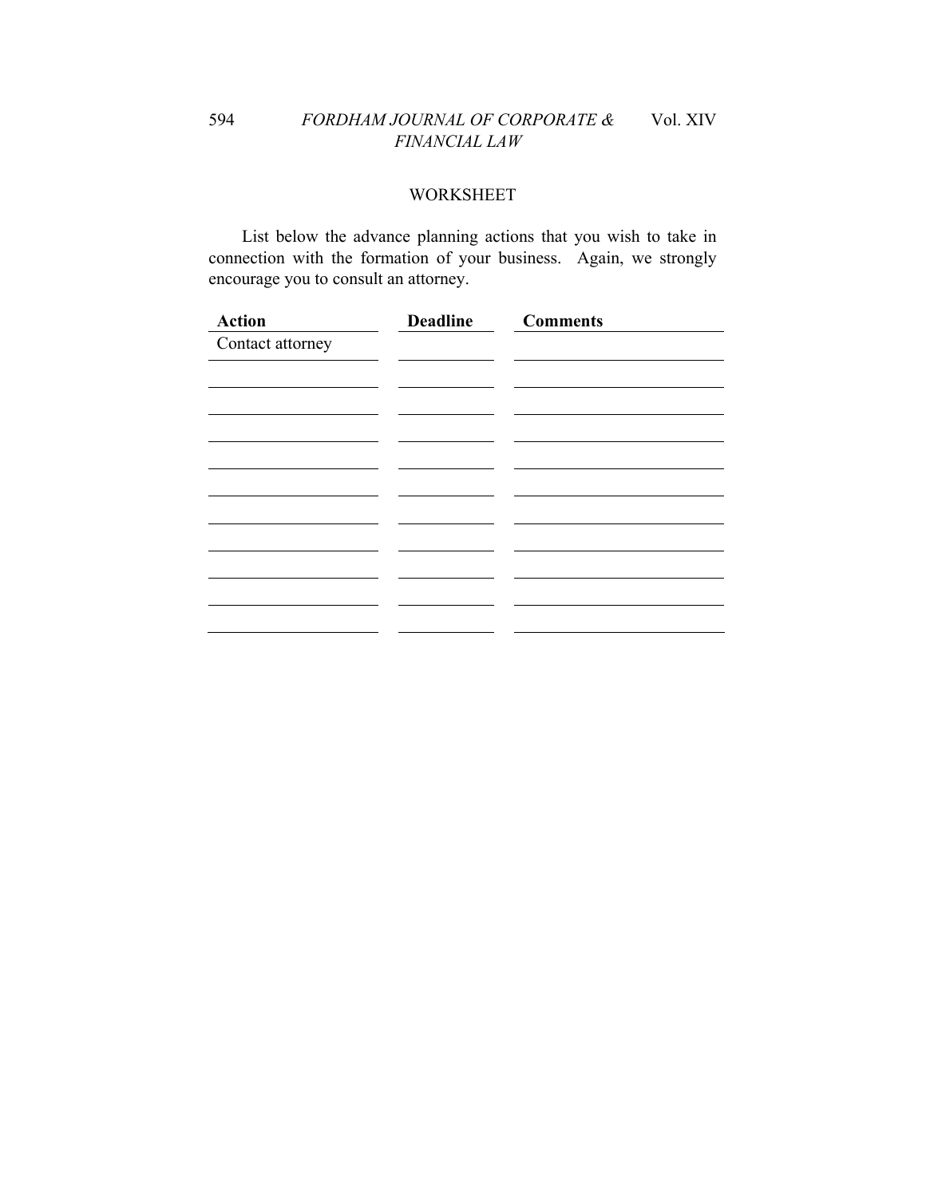## WORKSHEET

List below the advance planning actions that you wish to take in connection with the formation of your business. Again, we strongly encourage you to consult an attorney.

| Action | Deadline | Comments |
| --- | --- | --- |
| Contact attorney | | |
| | | |
| | | |
| | | |
| | | |
| | | |
| | | |
| | | |
| | | |
| | | |
| | | |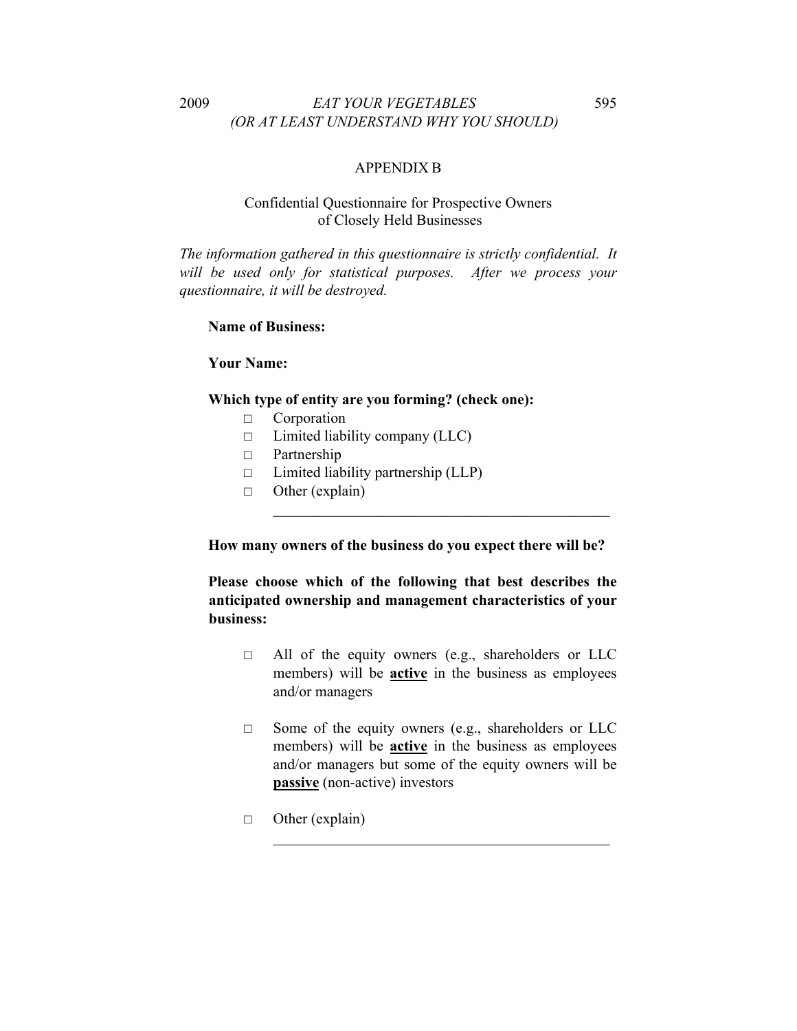## APPENDIX B

### Confidential Questionnaire for Prospective Owners of Closely Held Businesses

*The information gathered in this questionnaire is strictly confidential. It will be used only for statistical purposes. After we process your questionnaire, it will be destroyed.*

**Name of Business:**

**Your Name:**

**Which type of entity are you forming? (check one):**

- □ Corporation
- □ Limited liability company (LLC)
- □ Partnership
- □ Limited liability partnership (LLP)
- □ Other (explain) _______________________________________________

**How many owners of the business do you expect there will be?**

**Please choose which of the following that best describes the anticipated ownership and management characteristics of your business:**

- □ All of the equity owners (e.g., shareholders or LLC members) will be **active** in the business as employees and/or managers

- □ Some of the equity owners (e.g., shareholders or LLC members) will be **active** in the business as employees and/or managers but some of the equity owners will be **passive** (non-active) investors

- □ Other (explain) _______________________________________________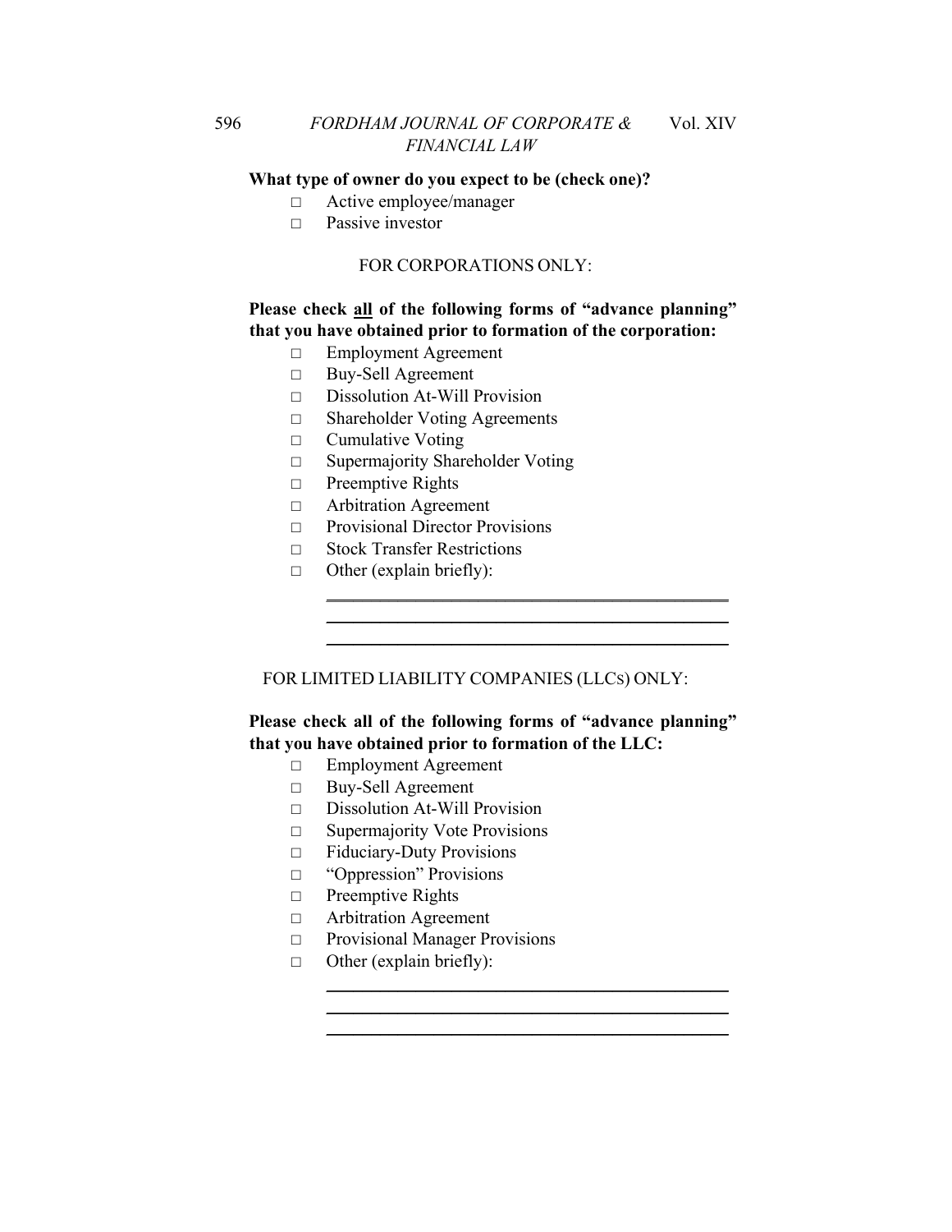**What type of owner do you expect to be (check one)?**

- □ Active employee/manager
- □ Passive investor

FOR CORPORATIONS ONLY:

**Please check all of the following forms of "advance planning" that you have obtained prior to formation of the corporation:**

- □ Employment Agreement
- □ Buy-Sell Agreement
- □ Dissolution At-Will Provision
- □ Shareholder Voting Agreements
- □ Cumulative Voting
- □ Supermajority Shareholder Voting
- □ Preemptive Rights
- □ Arbitration Agreement
- □ Provisional Director Provisions
- □ Stock Transfer Restrictions
- □ Other (explain briefly):

  ______________________________________________

  ______________________________________________

  ______________________________________________

FOR LIMITED LIABILITY COMPANIES (LLCS) ONLY:

**Please check all of the following forms of "advance planning" that you have obtained prior to formation of the LLC:**

- □ Employment Agreement
- □ Buy-Sell Agreement
- □ Dissolution At-Will Provision
- □ Supermajority Vote Provisions
- □ Fiduciary-Duty Provisions
- □ "Oppression" Provisions
- □ Preemptive Rights
- □ Arbitration Agreement
- □ Provisional Manager Provisions
- □ Other (explain briefly):

  ______________________________________________

  ______________________________________________

  ______________________________________________